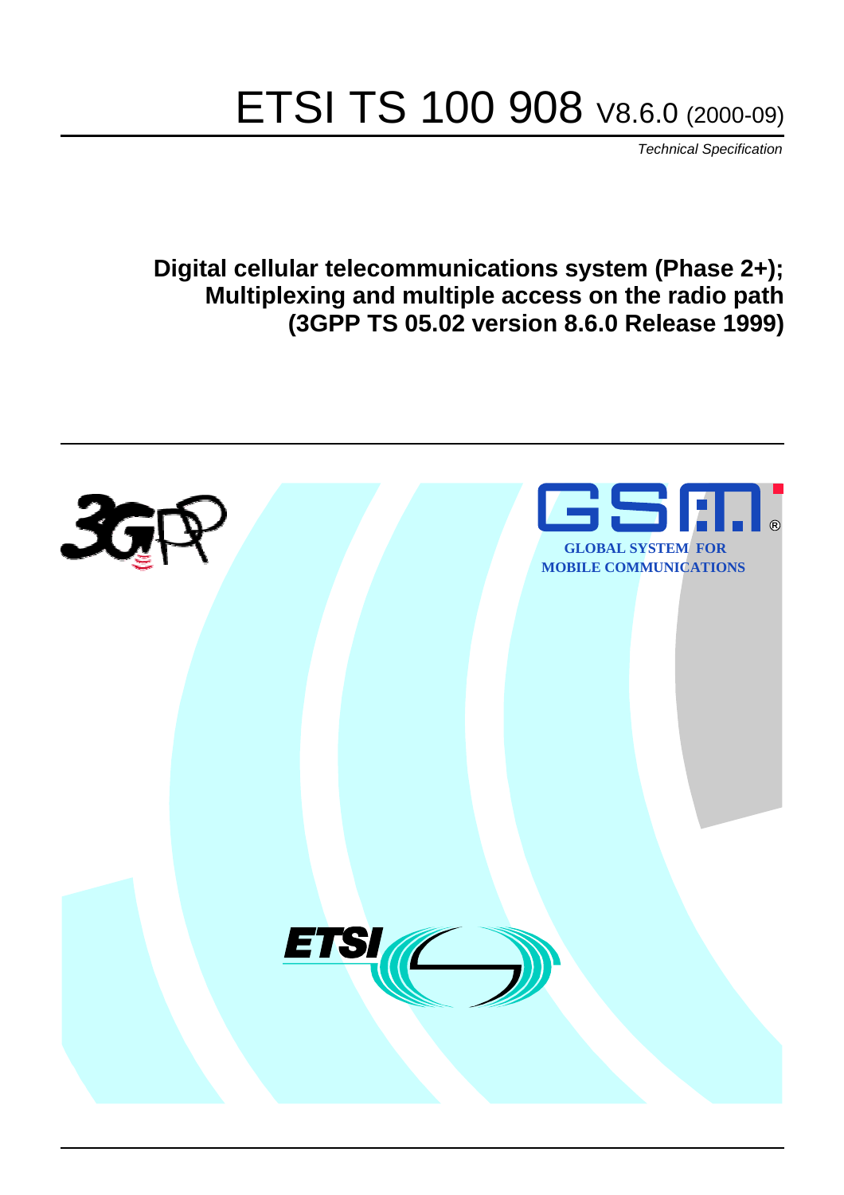# ETSI TS 100 908 V8.6.0 (2000-09)

*Technical Specification*

**Digital cellular telecommunications system (Phase 2+); Multiplexing and multiple access on the radio path (3GPP TS 05.02 version 8.6.0 Release 1999)**

GLOBAL SYSTEM FOR MOBILE COMMUNICATIONS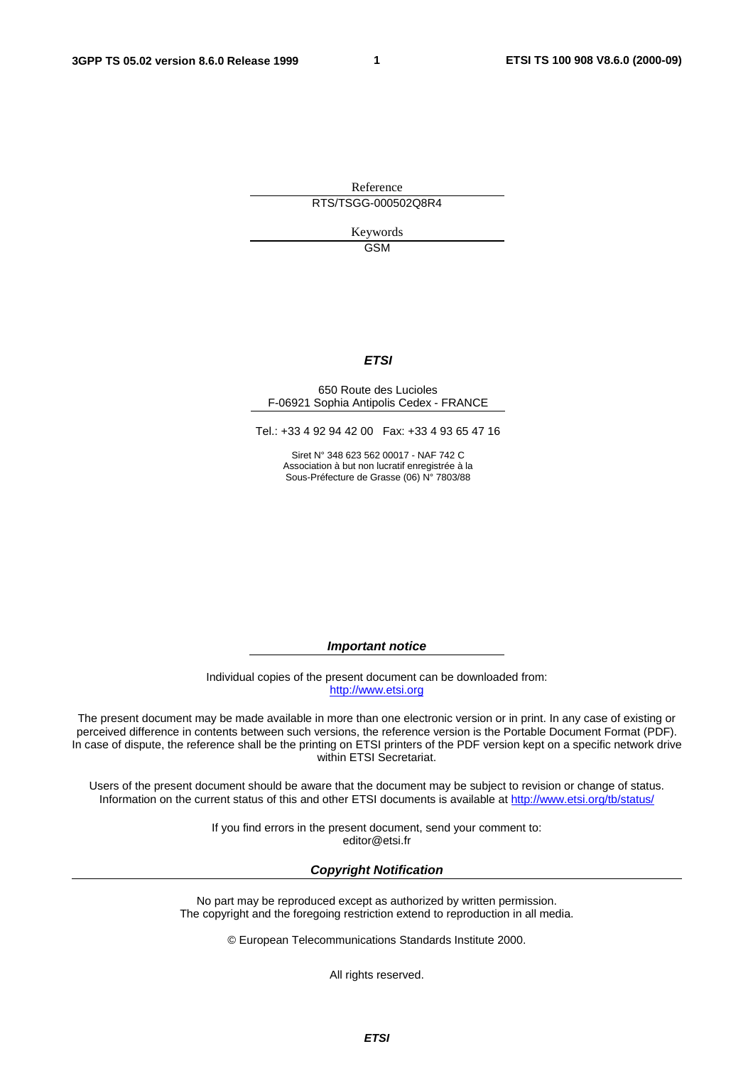Reference

RTS/TSGG-000502Q8R4

Keywords

GSM

***ETSI***

650 Route des Lucioles
F-06921 Sophia Antipolis Cedex - FRANCE

Tel.: +33 4 92 94 42 00 Fax: +33 4 93 65 47 16

Siret N° 348 623 562 00017 - NAF 742 C
Association à but non lucratif enregistrée à la
Sous-Préfecture de Grasse (06) N° 7803/88

***Important notice***

Individual copies of the present document can be downloaded from:
http://www.etsi.org

The present document may be made available in more than one electronic version or in print. In any case of existing or perceived difference in contents between such versions, the reference version is the Portable Document Format (PDF). In case of dispute, the reference shall be the printing on ETSI printers of the PDF version kept on a specific network drive within ETSI Secretariat.

Users of the present document should be aware that the document may be subject to revision or change of status. Information on the current status of this and other ETSI documents is available at http://www.etsi.org/tb/status/

If you find errors in the present document, send your comment to:
editor@etsi.fr

***Copyright Notification***

No part may be reproduced except as authorized by written permission.
The copyright and the foregoing restriction extend to reproduction in all media.

© European Telecommunications Standards Institute 2000.

All rights reserved.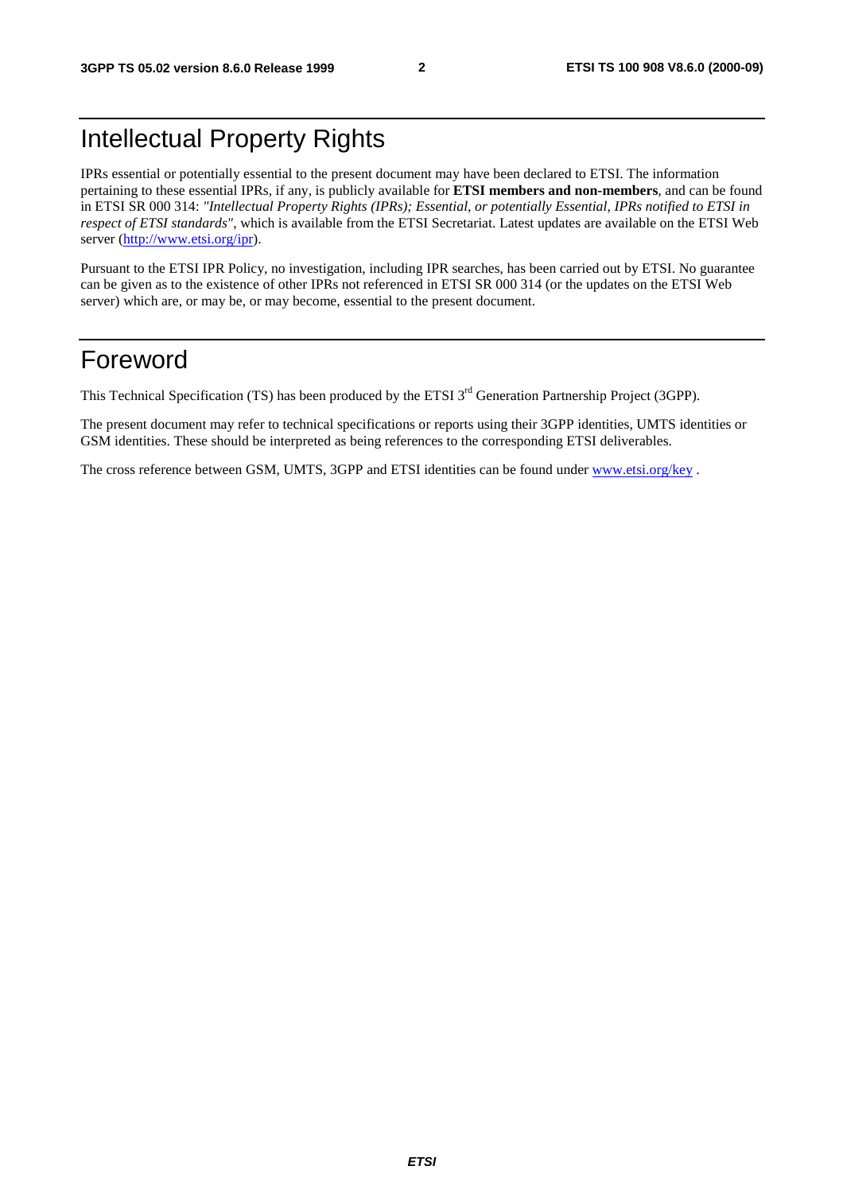# Intellectual Property Rights

IPRs essential or potentially essential to the present document may have been declared to ETSI. The information pertaining to these essential IPRs, if any, is publicly available for **ETSI members and non-members**, and can be found in ETSI SR 000 314: *"Intellectual Property Rights (IPRs); Essential, or potentially Essential, IPRs notified to ETSI in respect of ETSI standards"*, which is available from the ETSI Secretariat. Latest updates are available on the ETSI Web server (http://www.etsi.org/ipr).

Pursuant to the ETSI IPR Policy, no investigation, including IPR searches, has been carried out by ETSI. No guarantee can be given as to the existence of other IPRs not referenced in ETSI SR 000 314 (or the updates on the ETSI Web server) which are, or may be, or may become, essential to the present document.

# Foreword

This Technical Specification (TS) has been produced by the ETSI 3rd Generation Partnership Project (3GPP).

The present document may refer to technical specifications or reports using their 3GPP identities, UMTS identities or GSM identities. These should be interpreted as being references to the corresponding ETSI deliverables.

The cross reference between GSM, UMTS, 3GPP and ETSI identities can be found under www.etsi.org/key .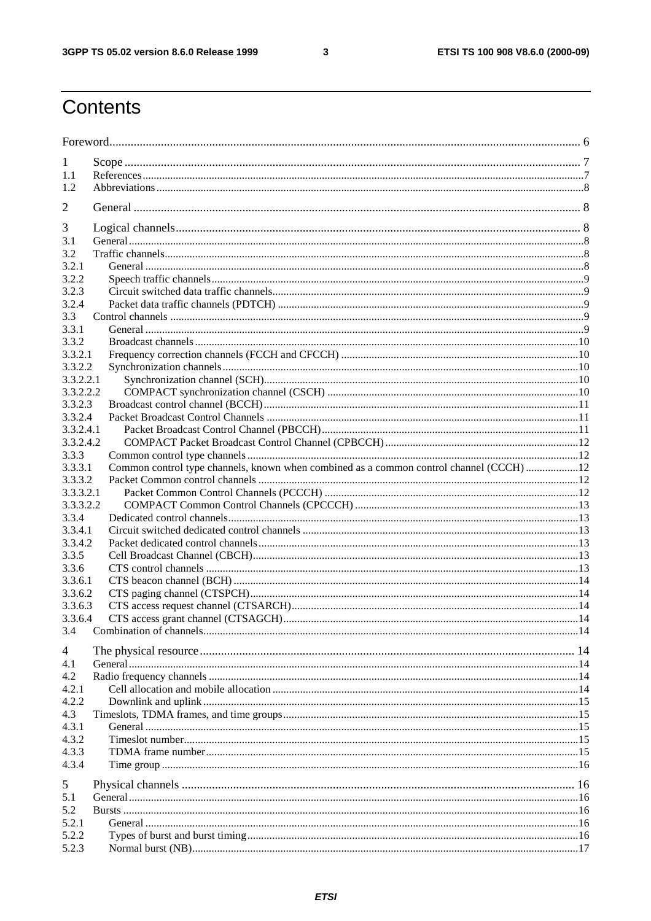# Contents

| | | |
|---|---|---|
| Foreword | | 6 |
| 1 | Scope | 7 |
| 1.1 | References | 7 |
| 1.2 | Abbreviations | 8 |
| 2 | General | 8 |
| 3 | Logical channels | 8 |
| 3.1 | General | 8 |
| 3.2 | Traffic channels | 8 |
| 3.2.1 | General | 8 |
| 3.2.2 | Speech traffic channels | 9 |
| 3.2.3 | Circuit switched data traffic channels | 9 |
| 3.2.4 | Packet data traffic channels (PDTCH) | 9 |
| 3.3 | Control channels | 9 |
| 3.3.1 | General | 9 |
| 3.3.2 | Broadcast channels | 10 |
| 3.3.2.1 | Frequency correction channels (FCCH and CFCCH) | 10 |
| 3.3.2.2 | Synchronization channels | 10 |
| 3.3.2.2.1 | Synchronization channel (SCH) | 10 |
| 3.3.2.2.2 | COMPACT synchronization channel (CSCH) | 10 |
| 3.3.2.3 | Broadcast control channel (BCCH) | 11 |
| 3.3.2.4 | Packet Broadcast Control Channels | 11 |
| 3.3.2.4.1 | Packet Broadcast Control Channel (PBCCH) | 11 |
| 3.3.2.4.2 | COMPACT Packet Broadcast Control Channel (CPBCCH) | 12 |
| 3.3.3 | Common control type channels | 12 |
| 3.3.3.1 | Common control type channels, known when combined as a common control channel (CCCH) | 12 |
| 3.3.3.2 | Packet Common control channels | 12 |
| 3.3.3.2.1 | Packet Common Control Channels (PCCCH) | 12 |
| 3.3.3.2.2 | COMPACT Common Control Channels (CPCCCH) | 13 |
| 3.3.4 | Dedicated control channels | 13 |
| 3.3.4.1 | Circuit switched dedicated control channels | 13 |
| 3.3.4.2 | Packet dedicated control channels | 13 |
| 3.3.5 | Cell Broadcast Channel (CBCH) | 13 |
| 3.3.6 | CTS control channels | 13 |
| 3.3.6.1 | CTS beacon channel (BCH) | 14 |
| 3.3.6.2 | CTS paging channel (CTSPCH) | 14 |
| 3.3.6.3 | CTS access request channel (CTSARCH) | 14 |
| 3.3.6.4 | CTS access grant channel (CTSAGCH) | 14 |
| 3.4 | Combination of channels | 14 |
| 4 | The physical resource | 14 |
| 4.1 | General | 14 |
| 4.2 | Radio frequency channels | 14 |
| 4.2.1 | Cell allocation and mobile allocation | 14 |
| 4.2.2 | Downlink and uplink | 15 |
| 4.3 | Timeslots, TDMA frames, and time groups | 15 |
| 4.3.1 | General | 15 |
| 4.3.2 | Timeslot number | 15 |
| 4.3.3 | TDMA frame number | 15 |
| 4.3.4 | Time group | 16 |
| 5 | Physical channels | 16 |
| 5.1 | General | 16 |
| 5.2 | Bursts | 16 |
| 5.2.1 | General | 16 |
| 5.2.2 | Types of burst and burst timing | 16 |
| 5.2.3 | Normal burst (NB) | 17 |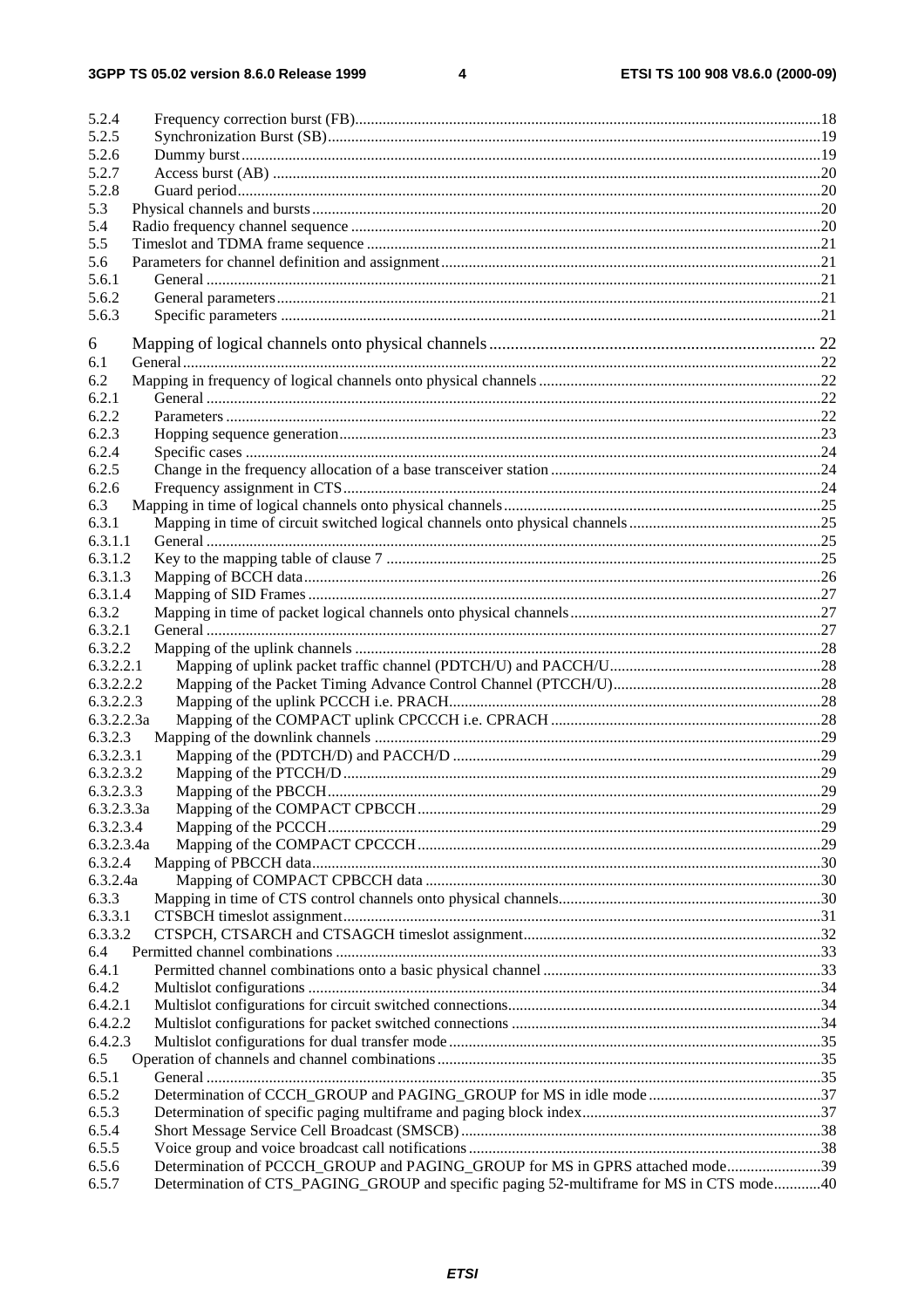5.2.4 Frequency correction burst (FB)....18
5.2.5 Synchronization Burst (SB)....19
5.2.6 Dummy burst....19
5.2.7 Access burst (AB) ....20
5.2.8 Guard period....20
5.3 Physical channels and bursts....20
5.4 Radio frequency channel sequence ....20
5.5 Timeslot and TDMA frame sequence ....21
5.6 Parameters for channel definition and assignment....21
5.6.1 General ....21
5.6.2 General parameters....21
5.6.3 Specific parameters ....21

6 Mapping of logical channels onto physical channels.... 22
6.1 General....22
6.2 Mapping in frequency of logical channels onto physical channels....22
6.2.1 General ....22
6.2.2 Parameters ....22
6.2.3 Hopping sequence generation....23
6.2.4 Specific cases ....24
6.2.5 Change in the frequency allocation of a base transceiver station ....24
6.2.6 Frequency assignment in CTS....24
6.3 Mapping in time of logical channels onto physical channels....25
6.3.1 Mapping in time of circuit switched logical channels onto physical channels....25
6.3.1.1 General ....25
6.3.1.2 Key to the mapping table of clause 7 ....25
6.3.1.3 Mapping of BCCH data....26
6.3.1.4 Mapping of SID Frames ....27
6.3.2 Mapping in time of packet logical channels onto physical channels....27
6.3.2.1 General ....27
6.3.2.2 Mapping of the uplink channels ....28
6.3.2.2.1 Mapping of uplink packet traffic channel (PDTCH/U) and PACCH/U....28
6.3.2.2.2 Mapping of the Packet Timing Advance Control Channel (PTCCH/U)....28
6.3.2.2.3 Mapping of the uplink PCCCH i.e. PRACH....28
6.3.2.2.3a Mapping of the COMPACT uplink CPCCCH i.e. CPRACH ....28
6.3.2.3 Mapping of the downlink channels ....29
6.3.2.3.1 Mapping of the (PDTCH/D) and PACCH/D ....29
6.3.2.3.2 Mapping of the PTCCH/D....29
6.3.2.3.3 Mapping of the PBCCH....29
6.3.2.3.3a Mapping of the COMPACT CPBCCH....29
6.3.2.3.4 Mapping of the PCCCH....29
6.3.2.3.4a Mapping of the COMPACT CPCCCH....29
6.3.2.4 Mapping of PBCCH data....30
6.3.2.4a Mapping of COMPACT CPBCCH data ....30
6.3.3 Mapping in time of CTS control channels onto physical channels....30
6.3.3.1 CTSBCH timeslot assignment....31
6.3.3.2 CTSPCH, CTSARCH and CTSAGCH timeslot assignment....32
6.4 Permitted channel combinations ....33
6.4.1 Permitted channel combinations onto a basic physical channel ....33
6.4.2 Multislot configurations ....34
6.4.2.1 Multislot configurations for circuit switched connections....34
6.4.2.2 Multislot configurations for packet switched connections ....34
6.4.2.3 Multislot configurations for dual transfer mode....35
6.5 Operation of channels and channel combinations....35
6.5.1 General ....35
6.5.2 Determination of CCCH_GROUP and PAGING_GROUP for MS in idle mode ....37
6.5.3 Determination of specific paging multiframe and paging block index....37
6.5.4 Short Message Service Cell Broadcast (SMSCB) ....38
6.5.5 Voice group and voice broadcast call notifications....38
6.5.6 Determination of PCCCH_GROUP and PAGING_GROUP for MS in GPRS attached mode....39
6.5.7 Determination of CTS_PAGING_GROUP and specific paging 52-multiframe for MS in CTS mode....40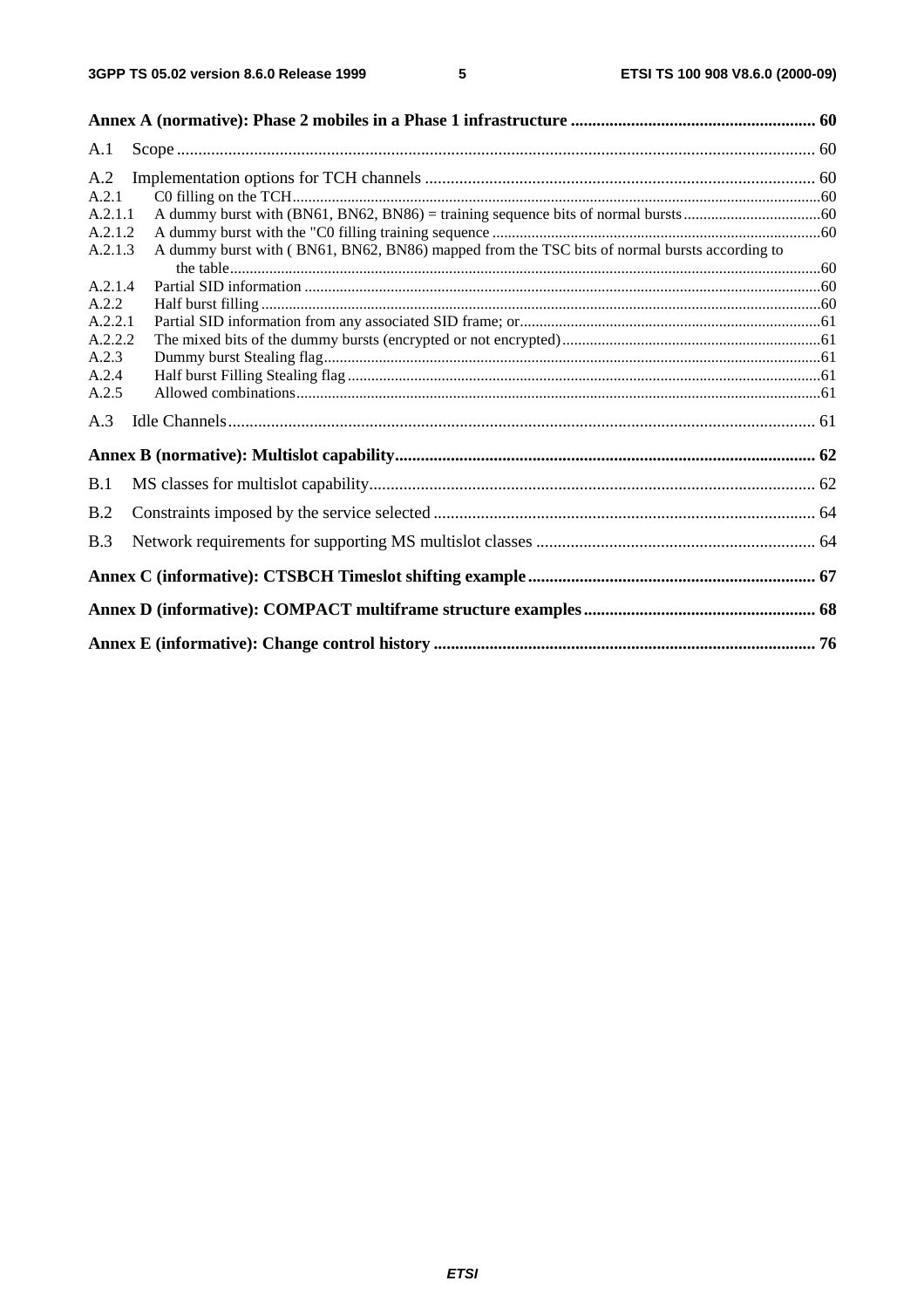**Annex A (normative): Phase 2 mobiles in a Phase 1 infrastructure .......... 60**

A.1 Scope .......... 60

A.2 Implementation options for TCH channels .......... 60

A.2.1 C0 filling on the TCH .......... 60

A.2.1.1 A dummy burst with (BN61, BN62, BN86) = training sequence bits of normal bursts .......... 60

A.2.1.2 A dummy burst with the "C0 filling training sequence .......... 60

A.2.1.3 A dummy burst with ( BN61, BN62, BN86) mapped from the TSC bits of normal bursts according to the table .......... 60

A.2.1.4 Partial SID information .......... 60

A.2.2 Half burst filling .......... 60

A.2.2.1 Partial SID information from any associated SID frame; or .......... 61

A.2.2.2 The mixed bits of the dummy bursts (encrypted or not encrypted) .......... 61

A.2.3 Dummy burst Stealing flag .......... 61

A.2.4 Half burst Filling Stealing flag .......... 61

A.2.5 Allowed combinations .......... 61

A.3 Idle Channels .......... 61

**Annex B (normative): Multislot capability .......... 62**

B.1 MS classes for multislot capability .......... 62

B.2 Constraints imposed by the service selected .......... 64

B.3 Network requirements for supporting MS multislot classes .......... 64

**Annex C (informative): CTSBCH Timeslot shifting example .......... 67**

**Annex D (informative): COMPACT multiframe structure examples .......... 68**

**Annex E (informative): Change control history .......... 76**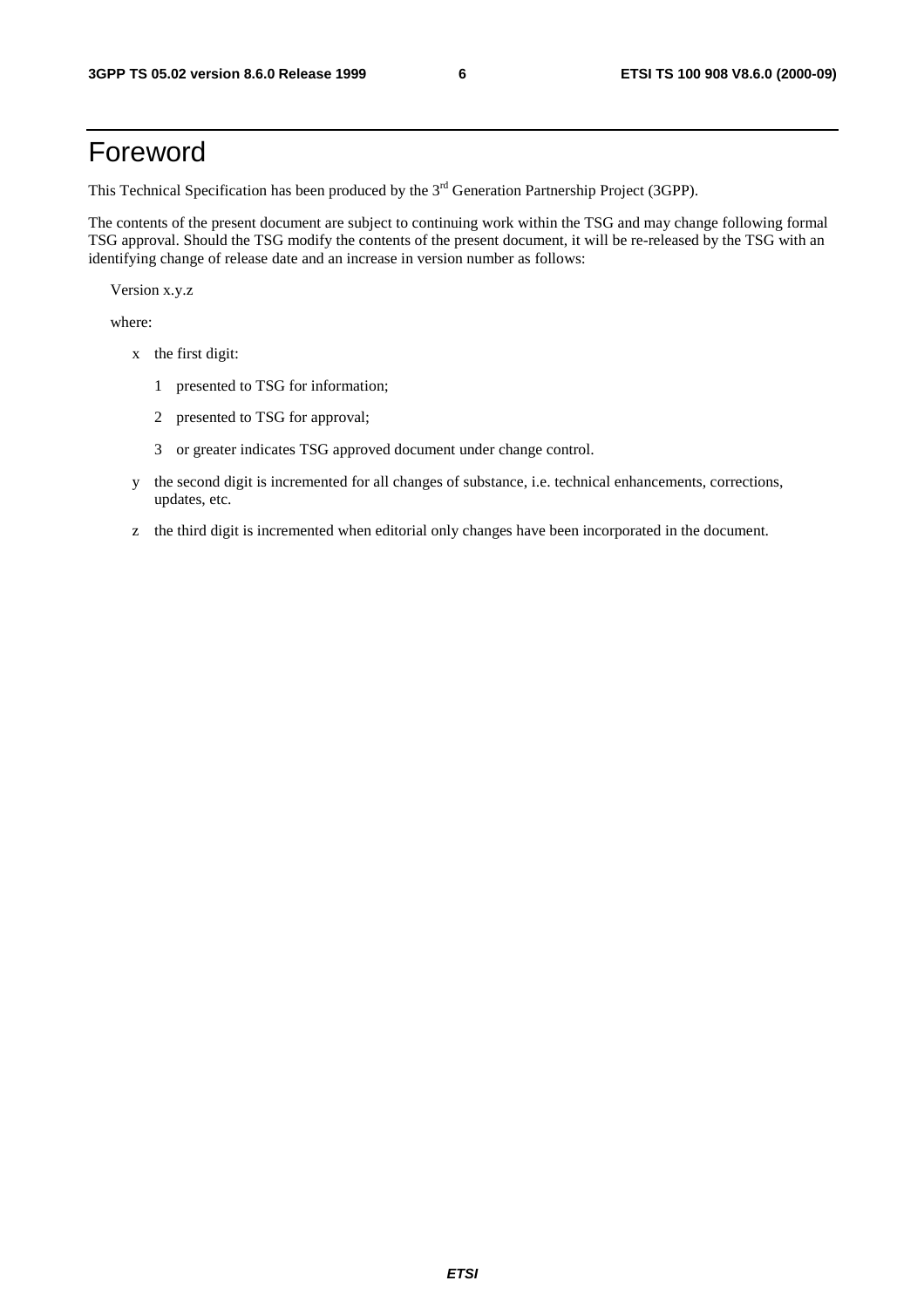# Foreword

This Technical Specification has been produced by the 3rd Generation Partnership Project (3GPP).

The contents of the present document are subject to continuing work within the TSG and may change following formal TSG approval. Should the TSG modify the contents of the present document, it will be re-released by the TSG with an identifying change of release date and an increase in version number as follows:

Version x.y.z

where:

- x the first digit:
  - 1 presented to TSG for information;
  - 2 presented to TSG for approval;
  - 3 or greater indicates TSG approved document under change control.
- y the second digit is incremented for all changes of substance, i.e. technical enhancements, corrections, updates, etc.
- z the third digit is incremented when editorial only changes have been incorporated in the document.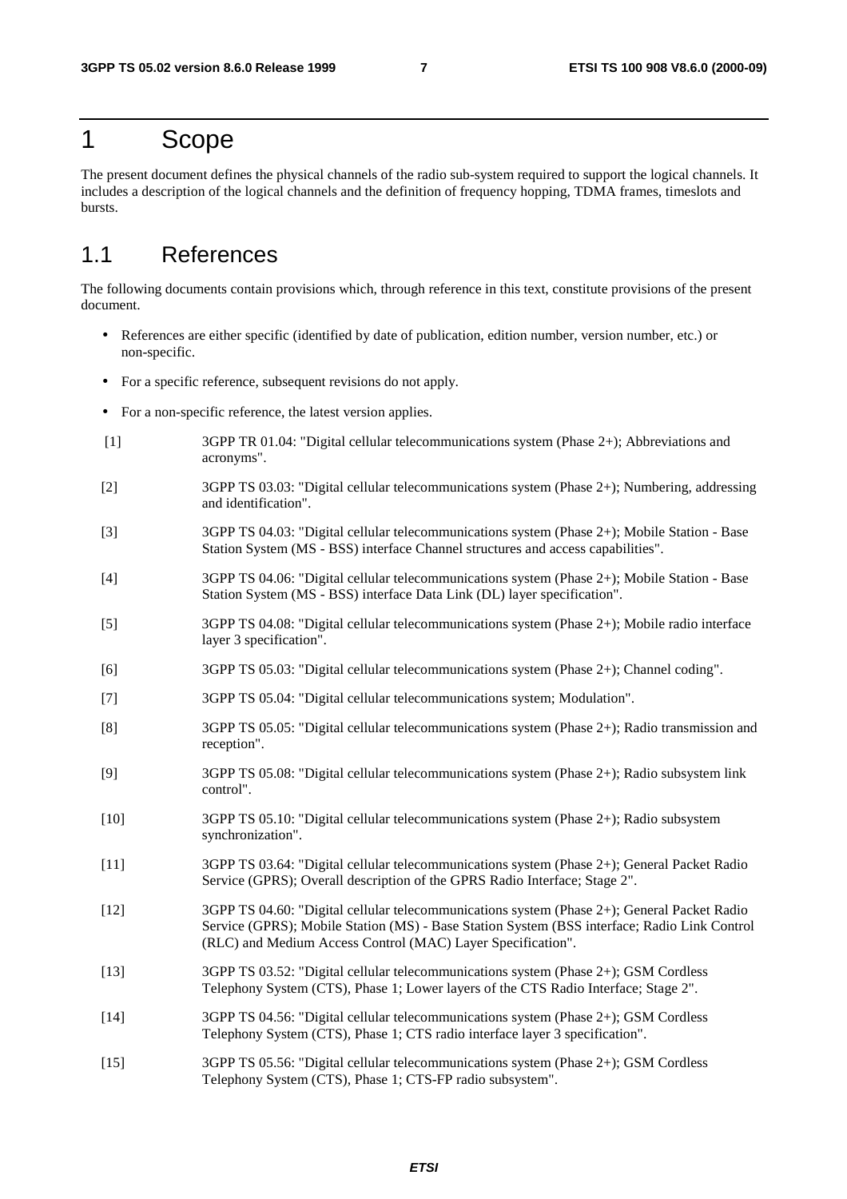# 1 Scope

The present document defines the physical channels of the radio sub-system required to support the logical channels. It includes a description of the logical channels and the definition of frequency hopping, TDMA frames, timeslots and bursts.

## 1.1 References

The following documents contain provisions which, through reference in this text, constitute provisions of the present document.

- References are either specific (identified by date of publication, edition number, version number, etc.) or non-specific.
- For a specific reference, subsequent revisions do not apply.
- For a non-specific reference, the latest version applies.

[1] 3GPP TR 01.04: "Digital cellular telecommunications system (Phase 2+); Abbreviations and acronyms".

[2] 3GPP TS 03.03: "Digital cellular telecommunications system (Phase 2+); Numbering, addressing and identification".

[3] 3GPP TS 04.03: "Digital cellular telecommunications system (Phase 2+); Mobile Station - Base Station System (MS - BSS) interface Channel structures and access capabilities".

[4] 3GPP TS 04.06: "Digital cellular telecommunications system (Phase 2+); Mobile Station - Base Station System (MS - BSS) interface Data Link (DL) layer specification".

[5] 3GPP TS 04.08: "Digital cellular telecommunications system (Phase 2+); Mobile radio interface layer 3 specification".

[6] 3GPP TS 05.03: "Digital cellular telecommunications system (Phase 2+); Channel coding".

[7] 3GPP TS 05.04: "Digital cellular telecommunications system; Modulation".

[8] 3GPP TS 05.05: "Digital cellular telecommunications system (Phase 2+); Radio transmission and reception".

[9] 3GPP TS 05.08: "Digital cellular telecommunications system (Phase 2+); Radio subsystem link control".

[10] 3GPP TS 05.10: "Digital cellular telecommunications system (Phase 2+); Radio subsystem synchronization".

[11] 3GPP TS 03.64: "Digital cellular telecommunications system (Phase 2+); General Packet Radio Service (GPRS); Overall description of the GPRS Radio Interface; Stage 2".

[12] 3GPP TS 04.60: "Digital cellular telecommunications system (Phase 2+); General Packet Radio Service (GPRS); Mobile Station (MS) - Base Station System (BSS interface; Radio Link Control (RLC) and Medium Access Control (MAC) Layer Specification".

[13] 3GPP TS 03.52: "Digital cellular telecommunications system (Phase 2+); GSM Cordless Telephony System (CTS), Phase 1; Lower layers of the CTS Radio Interface; Stage 2".

[14] 3GPP TS 04.56: "Digital cellular telecommunications system (Phase 2+); GSM Cordless Telephony System (CTS), Phase 1; CTS radio interface layer 3 specification".

[15] 3GPP TS 05.56: "Digital cellular telecommunications system (Phase 2+); GSM Cordless Telephony System (CTS), Phase 1; CTS-FP radio subsystem".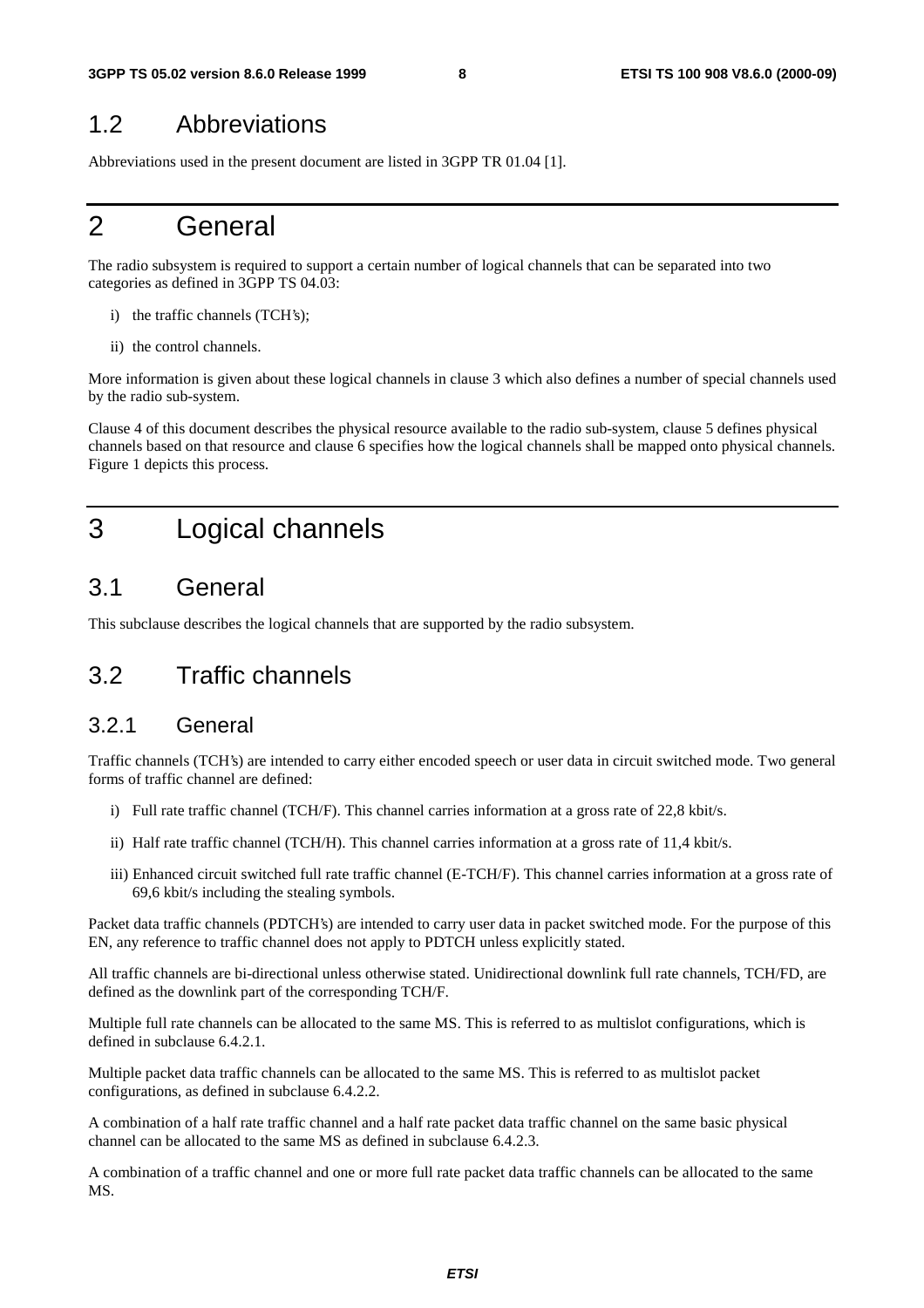## 1.2 Abbreviations

Abbreviations used in the present document are listed in 3GPP TR 01.04 [1].

# 2 General

The radio subsystem is required to support a certain number of logical channels that can be separated into two categories as defined in 3GPP TS 04.03:

i) the traffic channels (TCH's);

ii) the control channels.

More information is given about these logical channels in clause 3 which also defines a number of special channels used by the radio sub-system.

Clause 4 of this document describes the physical resource available to the radio sub-system, clause 5 defines physical channels based on that resource and clause 6 specifies how the logical channels shall be mapped onto physical channels. Figure 1 depicts this process.

# 3 Logical channels

## 3.1 General

This subclause describes the logical channels that are supported by the radio subsystem.

## 3.2 Traffic channels

### 3.2.1 General

Traffic channels (TCH's) are intended to carry either encoded speech or user data in circuit switched mode. Two general forms of traffic channel are defined:

i) Full rate traffic channel (TCH/F). This channel carries information at a gross rate of 22,8 kbit/s.

ii) Half rate traffic channel (TCH/H). This channel carries information at a gross rate of 11,4 kbit/s.

iii) Enhanced circuit switched full rate traffic channel (E-TCH/F). This channel carries information at a gross rate of 69,6 kbit/s including the stealing symbols.

Packet data traffic channels (PDTCH's) are intended to carry user data in packet switched mode. For the purpose of this EN, any reference to traffic channel does not apply to PDTCH unless explicitly stated.

All traffic channels are bi-directional unless otherwise stated. Unidirectional downlink full rate channels, TCH/FD, are defined as the downlink part of the corresponding TCH/F.

Multiple full rate channels can be allocated to the same MS. This is referred to as multislot configurations, which is defined in subclause 6.4.2.1.

Multiple packet data traffic channels can be allocated to the same MS. This is referred to as multislot packet configurations, as defined in subclause 6.4.2.2.

A combination of a half rate traffic channel and a half rate packet data traffic channel on the same basic physical channel can be allocated to the same MS as defined in subclause 6.4.2.3.

A combination of a traffic channel and one or more full rate packet data traffic channels can be allocated to the same MS.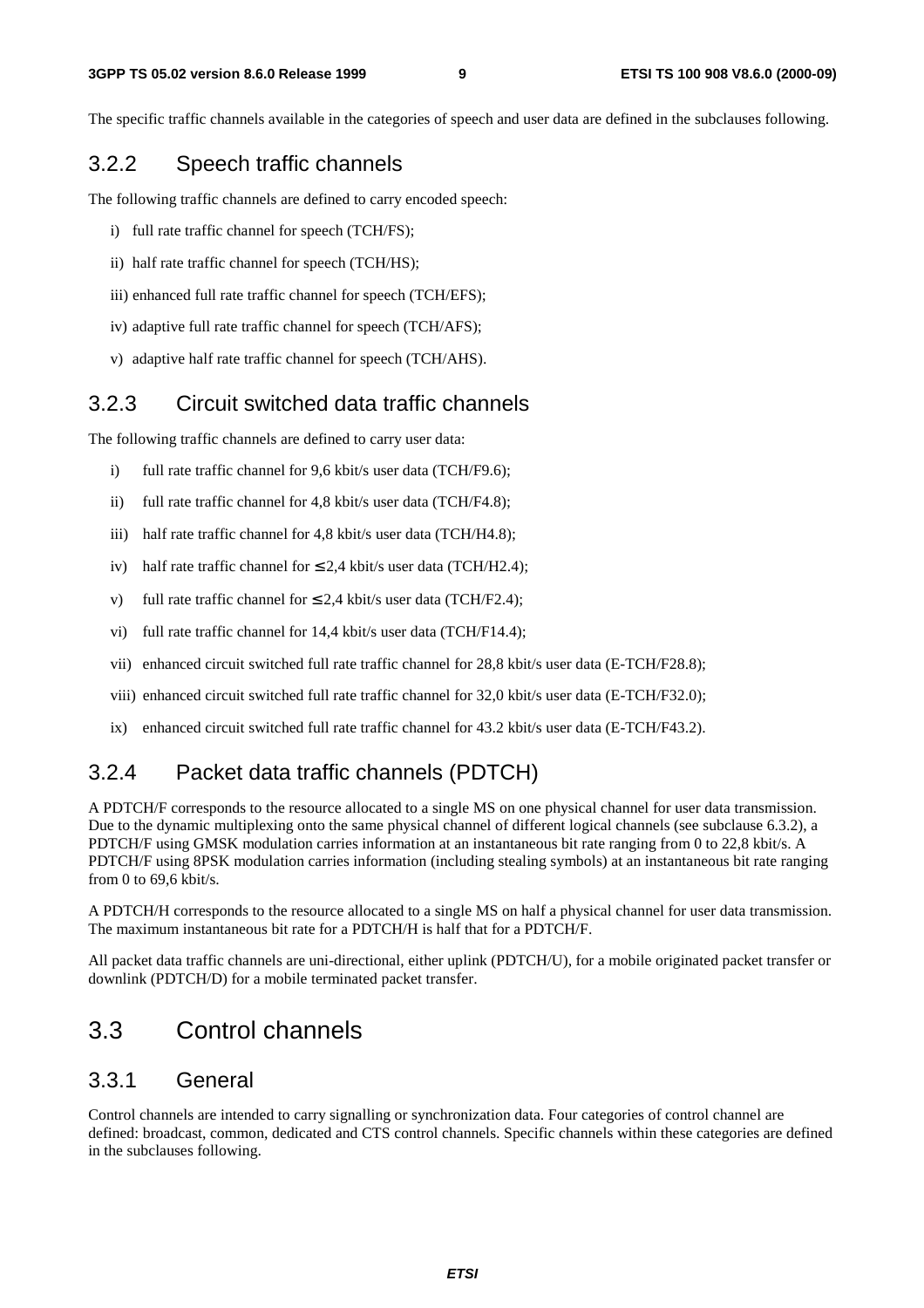The specific traffic channels available in the categories of speech and user data are defined in the subclauses following.

### 3.2.2 Speech traffic channels

The following traffic channels are defined to carry encoded speech:

i) full rate traffic channel for speech (TCH/FS);

ii) half rate traffic channel for speech (TCH/HS);

iii) enhanced full rate traffic channel for speech (TCH/EFS);

iv) adaptive full rate traffic channel for speech (TCH/AFS);

v) adaptive half rate traffic channel for speech (TCH/AHS).

### 3.2.3 Circuit switched data traffic channels

The following traffic channels are defined to carry user data:

i) full rate traffic channel for 9,6 kbit/s user data (TCH/F9.6);

ii) full rate traffic channel for 4,8 kbit/s user data (TCH/F4.8);

iii) half rate traffic channel for 4,8 kbit/s user data (TCH/H4.8);

iv) half rate traffic channel for ≤ 2,4 kbit/s user data (TCH/H2.4);

v) full rate traffic channel for ≤ 2,4 kbit/s user data (TCH/F2.4);

vi) full rate traffic channel for 14,4 kbit/s user data (TCH/F14.4);

vii) enhanced circuit switched full rate traffic channel for 28,8 kbit/s user data (E-TCH/F28.8);

viii) enhanced circuit switched full rate traffic channel for 32,0 kbit/s user data (E-TCH/F32.0);

ix) enhanced circuit switched full rate traffic channel for 43.2 kbit/s user data (E-TCH/F43.2).

### 3.2.4 Packet data traffic channels (PDTCH)

A PDTCH/F corresponds to the resource allocated to a single MS on one physical channel for user data transmission. Due to the dynamic multiplexing onto the same physical channel of different logical channels (see subclause 6.3.2), a PDTCH/F using GMSK modulation carries information at an instantaneous bit rate ranging from 0 to 22,8 kbit/s. A PDTCH/F using 8PSK modulation carries information (including stealing symbols) at an instantaneous bit rate ranging from 0 to 69,6 kbit/s.

A PDTCH/H corresponds to the resource allocated to a single MS on half a physical channel for user data transmission. The maximum instantaneous bit rate for a PDTCH/H is half that for a PDTCH/F.

All packet data traffic channels are uni-directional, either uplink (PDTCH/U), for a mobile originated packet transfer or downlink (PDTCH/D) for a mobile terminated packet transfer.

## 3.3 Control channels

### 3.3.1 General

Control channels are intended to carry signalling or synchronization data. Four categories of control channel are defined: broadcast, common, dedicated and CTS control channels. Specific channels within these categories are defined in the subclauses following.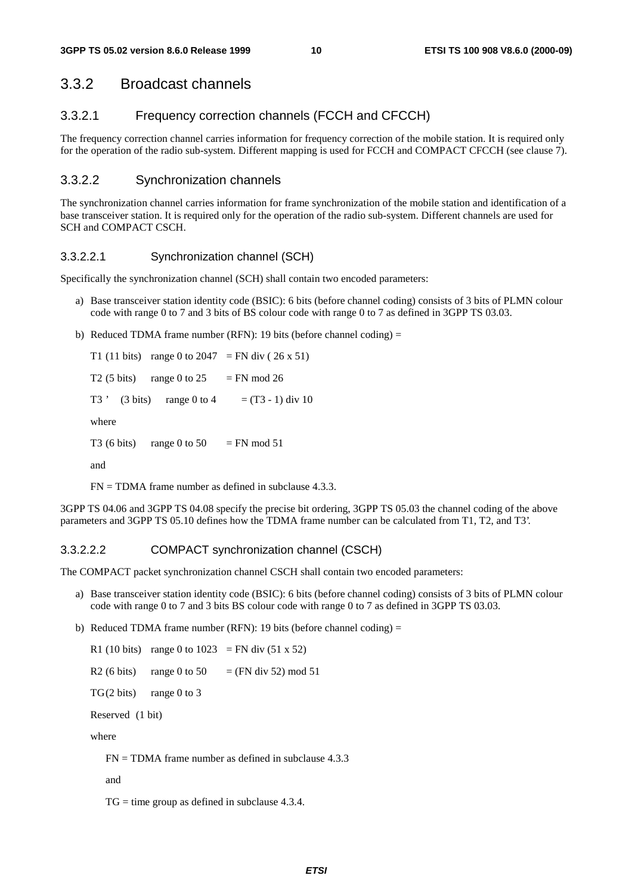## 3.3.2 Broadcast channels

### 3.3.2.1 Frequency correction channels (FCCH and CFCCH)

The frequency correction channel carries information for frequency correction of the mobile station. It is required only for the operation of the radio sub-system. Different mapping is used for FCCH and COMPACT CFCCH (see clause 7).

### 3.3.2.2 Synchronization channels

The synchronization channel carries information for frame synchronization of the mobile station and identification of a base transceiver station. It is required only for the operation of the radio sub-system. Different channels are used for SCH and COMPACT CSCH.

#### 3.3.2.2.1 Synchronization channel (SCH)

Specifically the synchronization channel (SCH) shall contain two encoded parameters:

a) Base transceiver station identity code (BSIC): 6 bits (before channel coding) consists of 3 bits of PLMN colour code with range 0 to 7 and 3 bits of BS colour code with range 0 to 7 as defined in 3GPP TS 03.03.

b) Reduced TDMA frame number (RFN): 19 bits (before channel coding) =

   T1 (11 bits) range 0 to 2047 = FN div ( 26 x 51)

   T2 (5 bits) range 0 to 25 = FN mod 26

   T3 ' (3 bits) range 0 to 4 = (T3 - 1) div 10

   where

   T3 (6 bits) range 0 to 50 = FN mod 51

   and

   FN = TDMA frame number as defined in subclause 4.3.3.

3GPP TS 04.06 and 3GPP TS 04.08 specify the precise bit ordering, 3GPP TS 05.03 the channel coding of the above parameters and 3GPP TS 05.10 defines how the TDMA frame number can be calculated from T1, T2, and T3'.

#### 3.3.2.2.2 COMPACT synchronization channel (CSCH)

The COMPACT packet synchronization channel CSCH shall contain two encoded parameters:

a) Base transceiver station identity code (BSIC): 6 bits (before channel coding) consists of 3 bits of PLMN colour code with range 0 to 7 and 3 bits BS colour code with range 0 to 7 as defined in 3GPP TS 03.03.

b) Reduced TDMA frame number (RFN): 19 bits (before channel coding) =

   R1 (10 bits) range 0 to 1023 = FN div (51 x 52)

   R2 (6 bits) range 0 to 50 = (FN div 52) mod 51

   TG(2 bits) range 0 to 3

   Reserved (1 bit)

   where

   FN = TDMA frame number as defined in subclause 4.3.3

   and

   TG = time group as defined in subclause 4.3.4.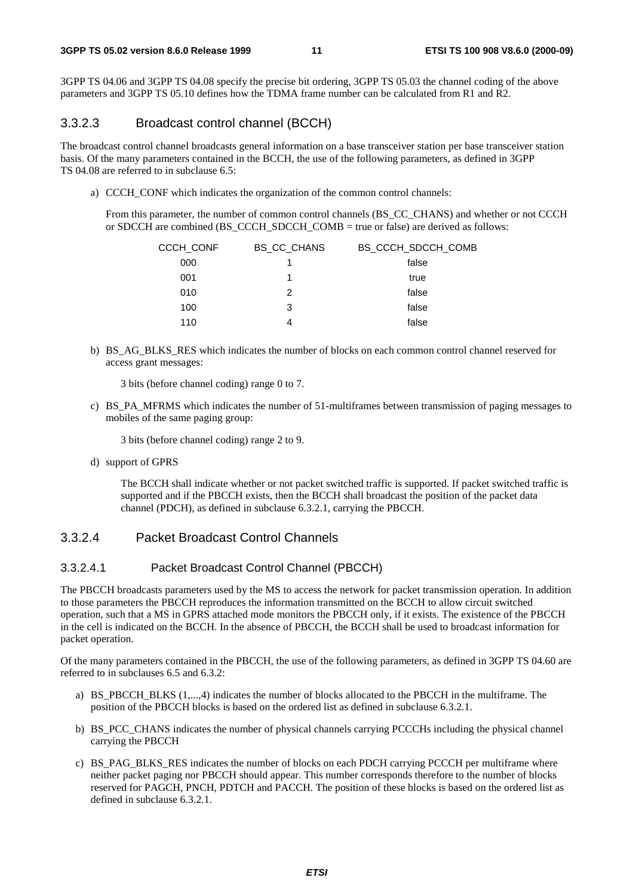3GPP TS 04.06 and 3GPP TS 04.08 specify the precise bit ordering, 3GPP TS 05.03 the channel coding of the above parameters and 3GPP TS 05.10 defines how the TDMA frame number can be calculated from R1 and R2.

### 3.3.2.3 Broadcast control channel (BCCH)

The broadcast control channel broadcasts general information on a base transceiver station per base transceiver station basis. Of the many parameters contained in the BCCH, the use of the following parameters, as defined in 3GPP TS 04.08 are referred to in subclause 6.5:

a) CCCH_CONF which indicates the organization of the common control channels:

   From this parameter, the number of common control channels (BS_CC_CHANS) and whether or not CCCH or SDCCH are combined (BS_CCCH_SDCCH_COMB = true or false) are derived as follows:

| CCCH_CONF | BS_CC_CHANS | BS_CCCH_SDCCH_COMB |
|---|---|---|
| 000 | 1 | false |
| 001 | 1 | true |
| 010 | 2 | false |
| 100 | 3 | false |
| 110 | 4 | false |

b) BS_AG_BLKS_RES which indicates the number of blocks on each common control channel reserved for access grant messages:

   3 bits (before channel coding) range 0 to 7.

c) BS_PA_MFRMS which indicates the number of 51-multiframes between transmission of paging messages to mobiles of the same paging group:

   3 bits (before channel coding) range 2 to 9.

d) support of GPRS

   The BCCH shall indicate whether or not packet switched traffic is supported. If packet switched traffic is supported and if the PBCCH exists, then the BCCH shall broadcast the position of the packet data channel (PDCH), as defined in subclause 6.3.2.1, carrying the PBCCH.

### 3.3.2.4 Packet Broadcast Control Channels

#### 3.3.2.4.1 Packet Broadcast Control Channel (PBCCH)

The PBCCH broadcasts parameters used by the MS to access the network for packet transmission operation. In addition to those parameters the PBCCH reproduces the information transmitted on the BCCH to allow circuit switched operation, such that a MS in GPRS attached mode monitors the PBCCH only, if it exists. The existence of the PBCCH in the cell is indicated on the BCCH. In the absence of PBCCH, the BCCH shall be used to broadcast information for packet operation.

Of the many parameters contained in the PBCCH, the use of the following parameters, as defined in 3GPP TS 04.60 are referred to in subclauses 6.5 and 6.3.2:

a) BS_PBCCH_BLKS (1,...,4) indicates the number of blocks allocated to the PBCCH in the multiframe. The position of the PBCCH blocks is based on the ordered list as defined in subclause 6.3.2.1.

b) BS_PCC_CHANS indicates the number of physical channels carrying PCCCHs including the physical channel carrying the PBCCH

c) BS_PAG_BLKS_RES indicates the number of blocks on each PDCH carrying PCCCH per multiframe where neither packet paging nor PBCCH should appear. This number corresponds therefore to the number of blocks reserved for PAGCH, PNCH, PDTCH and PACCH. The position of these blocks is based on the ordered list as defined in subclause 6.3.2.1.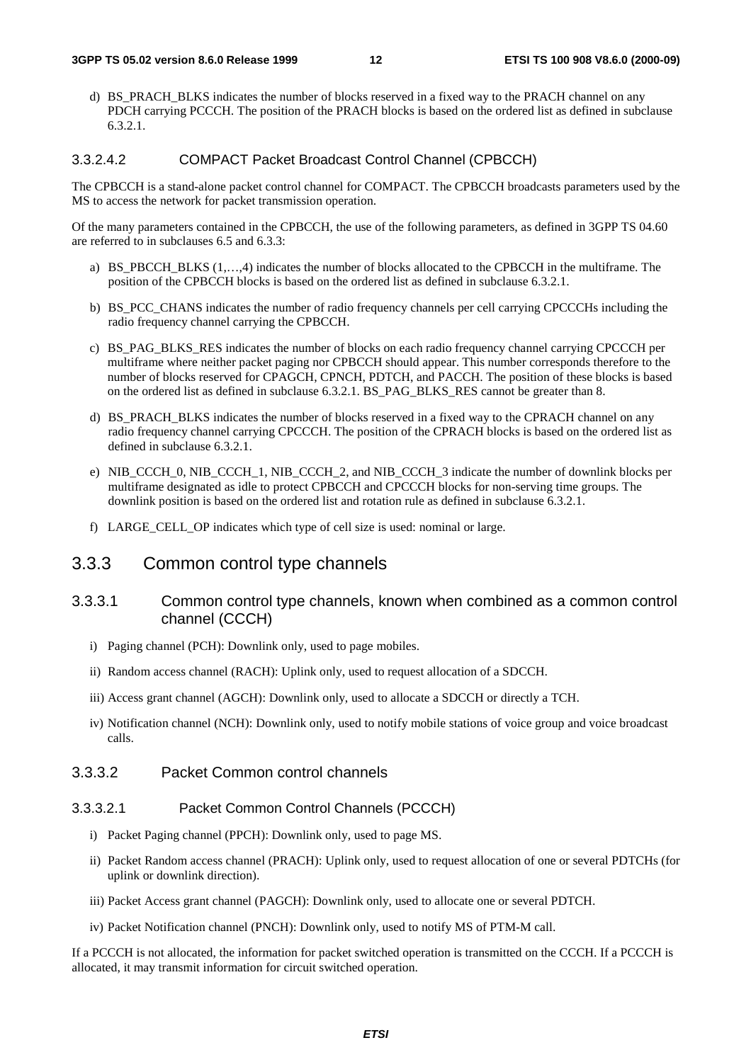d) BS_PRACH_BLKS indicates the number of blocks reserved in a fixed way to the PRACH channel on any PDCH carrying PCCCH. The position of the PRACH blocks is based on the ordered list as defined in subclause 6.3.2.1.

#### 3.3.2.4.2 COMPACT Packet Broadcast Control Channel (CPBCCH)

The CPBCCH is a stand-alone packet control channel for COMPACT. The CPBCCH broadcasts parameters used by the MS to access the network for packet transmission operation.

Of the many parameters contained in the CPBCCH, the use of the following parameters, as defined in 3GPP TS 04.60 are referred to in subclauses 6.5 and 6.3.3:

a) BS_PBCCH_BLKS (1,…,4) indicates the number of blocks allocated to the CPBCCH in the multiframe. The position of the CPBCCH blocks is based on the ordered list as defined in subclause 6.3.2.1.

b) BS_PCC_CHANS indicates the number of radio frequency channels per cell carrying CPCCCHs including the radio frequency channel carrying the CPBCCH.

c) BS_PAG_BLKS_RES indicates the number of blocks on each radio frequency channel carrying CPCCCH per multiframe where neither packet paging nor CPBCCH should appear. This number corresponds therefore to the number of blocks reserved for CPAGCH, CPNCH, PDTCH, and PACCH. The position of these blocks is based on the ordered list as defined in subclause 6.3.2.1. BS_PAG_BLKS_RES cannot be greater than 8.

d) BS_PRACH_BLKS indicates the number of blocks reserved in a fixed way to the CPRACH channel on any radio frequency channel carrying CPCCCH. The position of the CPRACH blocks is based on the ordered list as defined in subclause 6.3.2.1.

e) NIB_CCCH_0, NIB_CCCH_1, NIB_CCCH_2, and NIB_CCCH_3 indicate the number of downlink blocks per multiframe designated as idle to protect CPBCCH and CPCCCH blocks for non-serving time groups. The downlink position is based on the ordered list and rotation rule as defined in subclause 6.3.2.1.

f) LARGE_CELL_OP indicates which type of cell size is used: nominal or large.

## 3.3.3 Common control type channels

### 3.3.3.1 Common control type channels, known when combined as a common control channel (CCCH)

i) Paging channel (PCH): Downlink only, used to page mobiles.

ii) Random access channel (RACH): Uplink only, used to request allocation of a SDCCH.

iii) Access grant channel (AGCH): Downlink only, used to allocate a SDCCH or directly a TCH.

iv) Notification channel (NCH): Downlink only, used to notify mobile stations of voice group and voice broadcast calls.

### 3.3.3.2 Packet Common control channels

#### 3.3.3.2.1 Packet Common Control Channels (PCCCH)

i) Packet Paging channel (PPCH): Downlink only, used to page MS.

ii) Packet Random access channel (PRACH): Uplink only, used to request allocation of one or several PDTCHs (for uplink or downlink direction).

iii) Packet Access grant channel (PAGCH): Downlink only, used to allocate one or several PDTCH.

iv) Packet Notification channel (PNCH): Downlink only, used to notify MS of PTM-M call.

If a PCCCH is not allocated, the information for packet switched operation is transmitted on the CCCH. If a PCCCH is allocated, it may transmit information for circuit switched operation.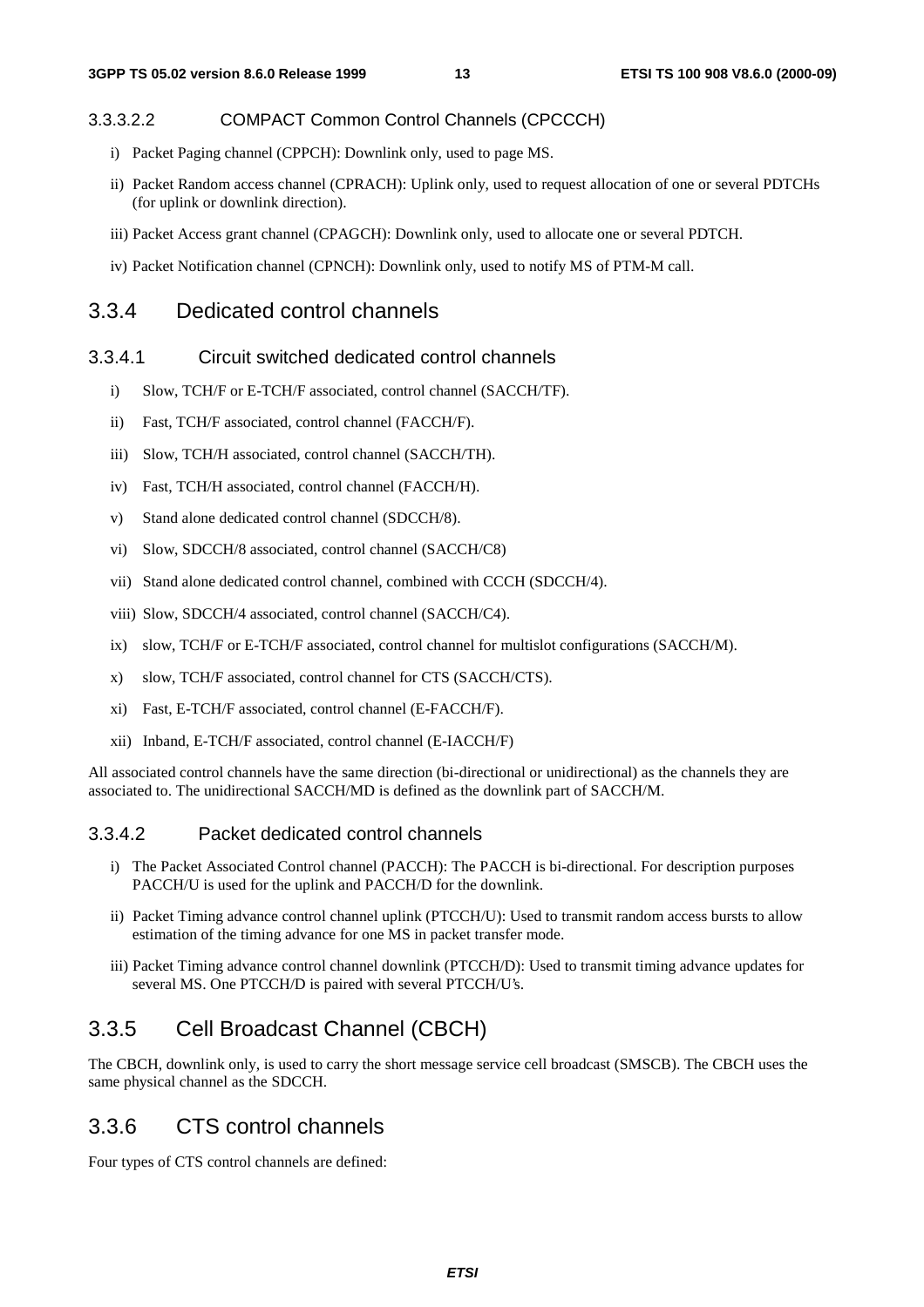#### 3.3.3.2.2 COMPACT Common Control Channels (CPCCCH)

i) Packet Paging channel (CPPCH): Downlink only, used to page MS.

ii) Packet Random access channel (CPRACH): Uplink only, used to request allocation of one or several PDTCHs (for uplink or downlink direction).

iii) Packet Access grant channel (CPAGCH): Downlink only, used to allocate one or several PDTCH.

iv) Packet Notification channel (CPNCH): Downlink only, used to notify MS of PTM-M call.

## 3.3.4 Dedicated control channels

### 3.3.4.1 Circuit switched dedicated control channels

i) Slow, TCH/F or E-TCH/F associated, control channel (SACCH/TF).

ii) Fast, TCH/F associated, control channel (FACCH/F).

iii) Slow, TCH/H associated, control channel (SACCH/TH).

iv) Fast, TCH/H associated, control channel (FACCH/H).

v) Stand alone dedicated control channel (SDCCH/8).

vi) Slow, SDCCH/8 associated, control channel (SACCH/C8)

vii) Stand alone dedicated control channel, combined with CCCH (SDCCH/4).

viii) Slow, SDCCH/4 associated, control channel (SACCH/C4).

ix) slow, TCH/F or E-TCH/F associated, control channel for multislot configurations (SACCH/M).

x) slow, TCH/F associated, control channel for CTS (SACCH/CTS).

xi) Fast, E-TCH/F associated, control channel (E-FACCH/F).

xii) Inband, E-TCH/F associated, control channel (E-IACCH/F)

All associated control channels have the same direction (bi-directional or unidirectional) as the channels they are associated to. The unidirectional SACCH/MD is defined as the downlink part of SACCH/M.

### 3.3.4.2 Packet dedicated control channels

i) The Packet Associated Control channel (PACCH): The PACCH is bi-directional. For description purposes PACCH/U is used for the uplink and PACCH/D for the downlink.

ii) Packet Timing advance control channel uplink (PTCCH/U): Used to transmit random access bursts to allow estimation of the timing advance for one MS in packet transfer mode.

iii) Packet Timing advance control channel downlink (PTCCH/D): Used to transmit timing advance updates for several MS. One PTCCH/D is paired with several PTCCH/U's.

## 3.3.5 Cell Broadcast Channel (CBCH)

The CBCH, downlink only, is used to carry the short message service cell broadcast (SMSCB). The CBCH uses the same physical channel as the SDCCH.

## 3.3.6 CTS control channels

Four types of CTS control channels are defined: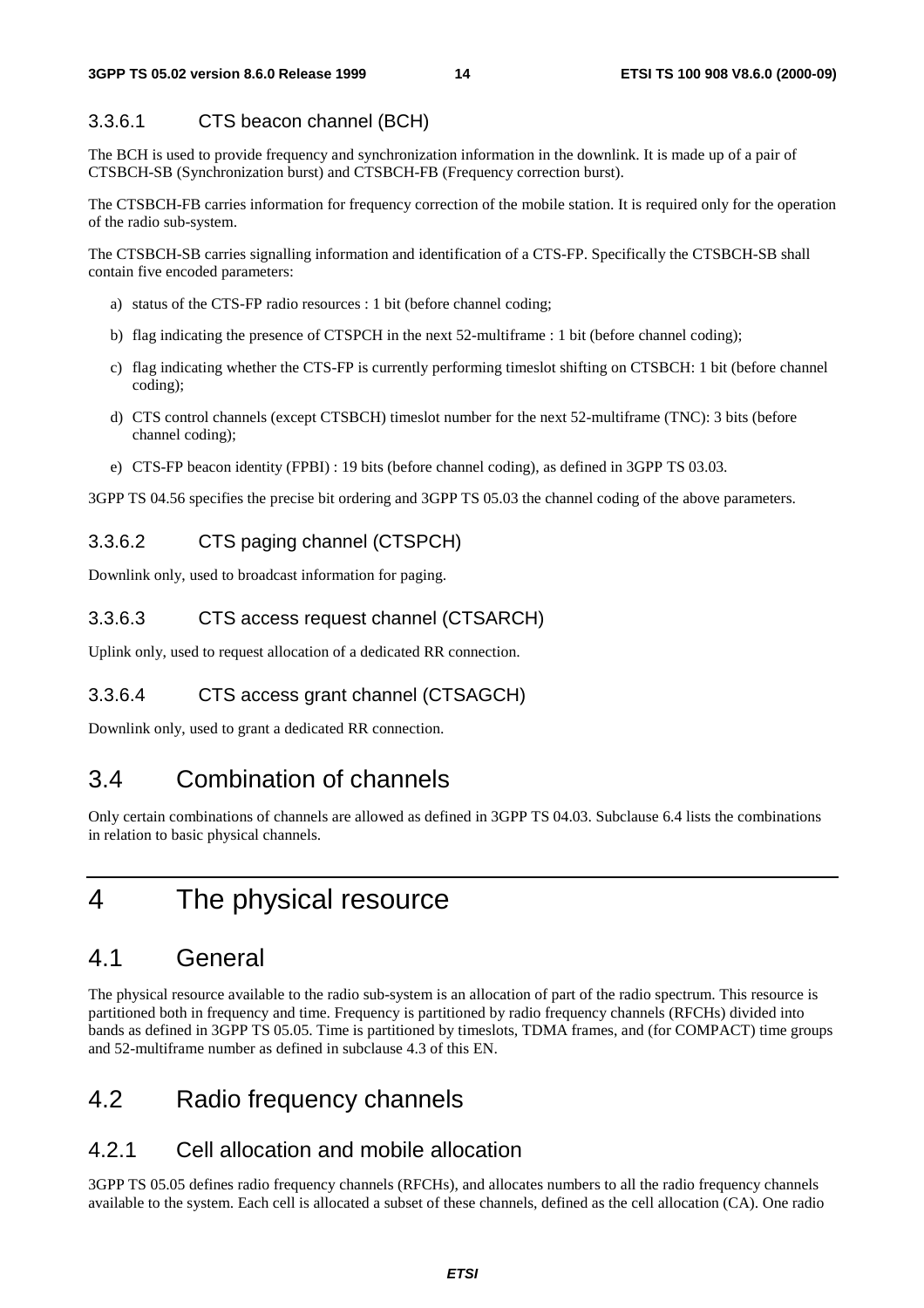#### 3.3.6.1 CTS beacon channel (BCH)

The BCH is used to provide frequency and synchronization information in the downlink. It is made up of a pair of CTSBCH-SB (Synchronization burst) and CTSBCH-FB (Frequency correction burst).

The CTSBCH-FB carries information for frequency correction of the mobile station. It is required only for the operation of the radio sub-system.

The CTSBCH-SB carries signalling information and identification of a CTS-FP. Specifically the CTSBCH-SB shall contain five encoded parameters:

a) status of the CTS-FP radio resources : 1 bit (before channel coding;

b) flag indicating the presence of CTSPCH in the next 52-multiframe : 1 bit (before channel coding);

c) flag indicating whether the CTS-FP is currently performing timeslot shifting on CTSBCH: 1 bit (before channel coding);

d) CTS control channels (except CTSBCH) timeslot number for the next 52-multiframe (TNC): 3 bits (before channel coding);

e) CTS-FP beacon identity (FPBI) : 19 bits (before channel coding), as defined in 3GPP TS 03.03.

3GPP TS 04.56 specifies the precise bit ordering and 3GPP TS 05.03 the channel coding of the above parameters.

#### 3.3.6.2 CTS paging channel (CTSPCH)

Downlink only, used to broadcast information for paging.

#### 3.3.6.3 CTS access request channel (CTSARCH)

Uplink only, used to request allocation of a dedicated RR connection.

#### 3.3.6.4 CTS access grant channel (CTSAGCH)

Downlink only, used to grant a dedicated RR connection.

## 3.4 Combination of channels

Only certain combinations of channels are allowed as defined in 3GPP TS 04.03. Subclause 6.4 lists the combinations in relation to basic physical channels.

# 4 The physical resource

## 4.1 General

The physical resource available to the radio sub-system is an allocation of part of the radio spectrum. This resource is partitioned both in frequency and time. Frequency is partitioned by radio frequency channels (RFCHs) divided into bands as defined in 3GPP TS 05.05. Time is partitioned by timeslots, TDMA frames, and (for COMPACT) time groups and 52-multiframe number as defined in subclause 4.3 of this EN.

## 4.2 Radio frequency channels

### 4.2.1 Cell allocation and mobile allocation

3GPP TS 05.05 defines radio frequency channels (RFCHs), and allocates numbers to all the radio frequency channels available to the system. Each cell is allocated a subset of these channels, defined as the cell allocation (CA). One radio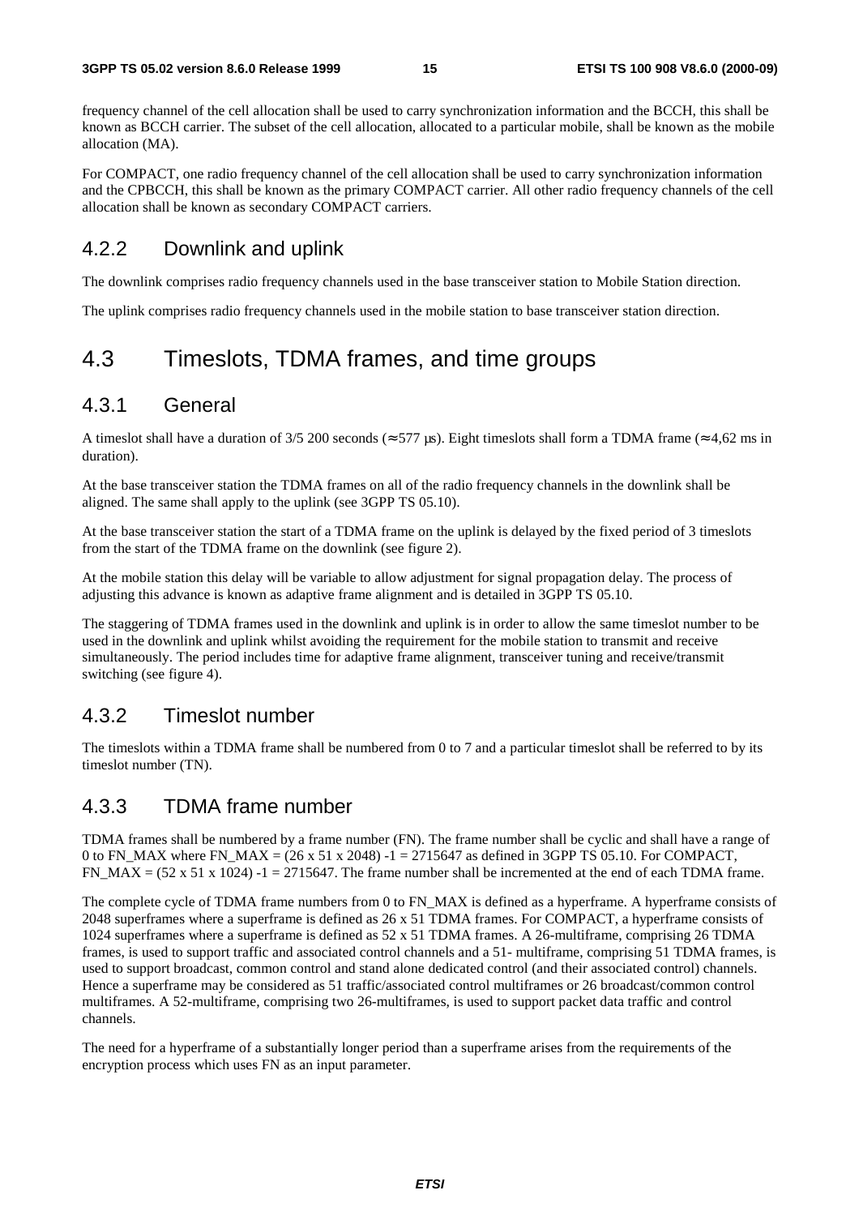frequency channel of the cell allocation shall be used to carry synchronization information and the BCCH, this shall be known as BCCH carrier. The subset of the cell allocation, allocated to a particular mobile, shall be known as the mobile allocation (MA).

For COMPACT, one radio frequency channel of the cell allocation shall be used to carry synchronization information and the CPBCCH, this shall be known as the primary COMPACT carrier. All other radio frequency channels of the cell allocation shall be known as secondary COMPACT carriers.

### 4.2.2 Downlink and uplink

The downlink comprises radio frequency channels used in the base transceiver station to Mobile Station direction.

The uplink comprises radio frequency channels used in the mobile station to base transceiver station direction.

## 4.3 Timeslots, TDMA frames, and time groups

### 4.3.1 General

A timeslot shall have a duration of 3/5 200 seconds (≈ 577 μs). Eight timeslots shall form a TDMA frame (≈ 4,62 ms in duration).

At the base transceiver station the TDMA frames on all of the radio frequency channels in the downlink shall be aligned. The same shall apply to the uplink (see 3GPP TS 05.10).

At the base transceiver station the start of a TDMA frame on the uplink is delayed by the fixed period of 3 timeslots from the start of the TDMA frame on the downlink (see figure 2).

At the mobile station this delay will be variable to allow adjustment for signal propagation delay. The process of adjusting this advance is known as adaptive frame alignment and is detailed in 3GPP TS 05.10.

The staggering of TDMA frames used in the downlink and uplink is in order to allow the same timeslot number to be used in the downlink and uplink whilst avoiding the requirement for the mobile station to transmit and receive simultaneously. The period includes time for adaptive frame alignment, transceiver tuning and receive/transmit switching (see figure 4).

### 4.3.2 Timeslot number

The timeslots within a TDMA frame shall be numbered from 0 to 7 and a particular timeslot shall be referred to by its timeslot number (TN).

### 4.3.3 TDMA frame number

TDMA frames shall be numbered by a frame number (FN). The frame number shall be cyclic and shall have a range of 0 to FN_MAX where FN_MAX = (26 x 51 x 2048) -1 = 2715647 as defined in 3GPP TS 05.10. For COMPACT, FN_MAX = (52 x 51 x 1024) -1 = 2715647. The frame number shall be incremented at the end of each TDMA frame.

The complete cycle of TDMA frame numbers from 0 to FN_MAX is defined as a hyperframe. A hyperframe consists of 2048 superframes where a superframe is defined as 26 x 51 TDMA frames. For COMPACT, a hyperframe consists of 1024 superframes where a superframe is defined as 52 x 51 TDMA frames. A 26-multiframe, comprising 26 TDMA frames, is used to support traffic and associated control channels and a 51- multiframe, comprising 51 TDMA frames, is used to support broadcast, common control and stand alone dedicated control (and their associated control) channels. Hence a superframe may be considered as 51 traffic/associated control multiframes or 26 broadcast/common control multiframes. A 52-multiframe, comprising two 26-multiframes, is used to support packet data traffic and control channels.

The need for a hyperframe of a substantially longer period than a superframe arises from the requirements of the encryption process which uses FN as an input parameter.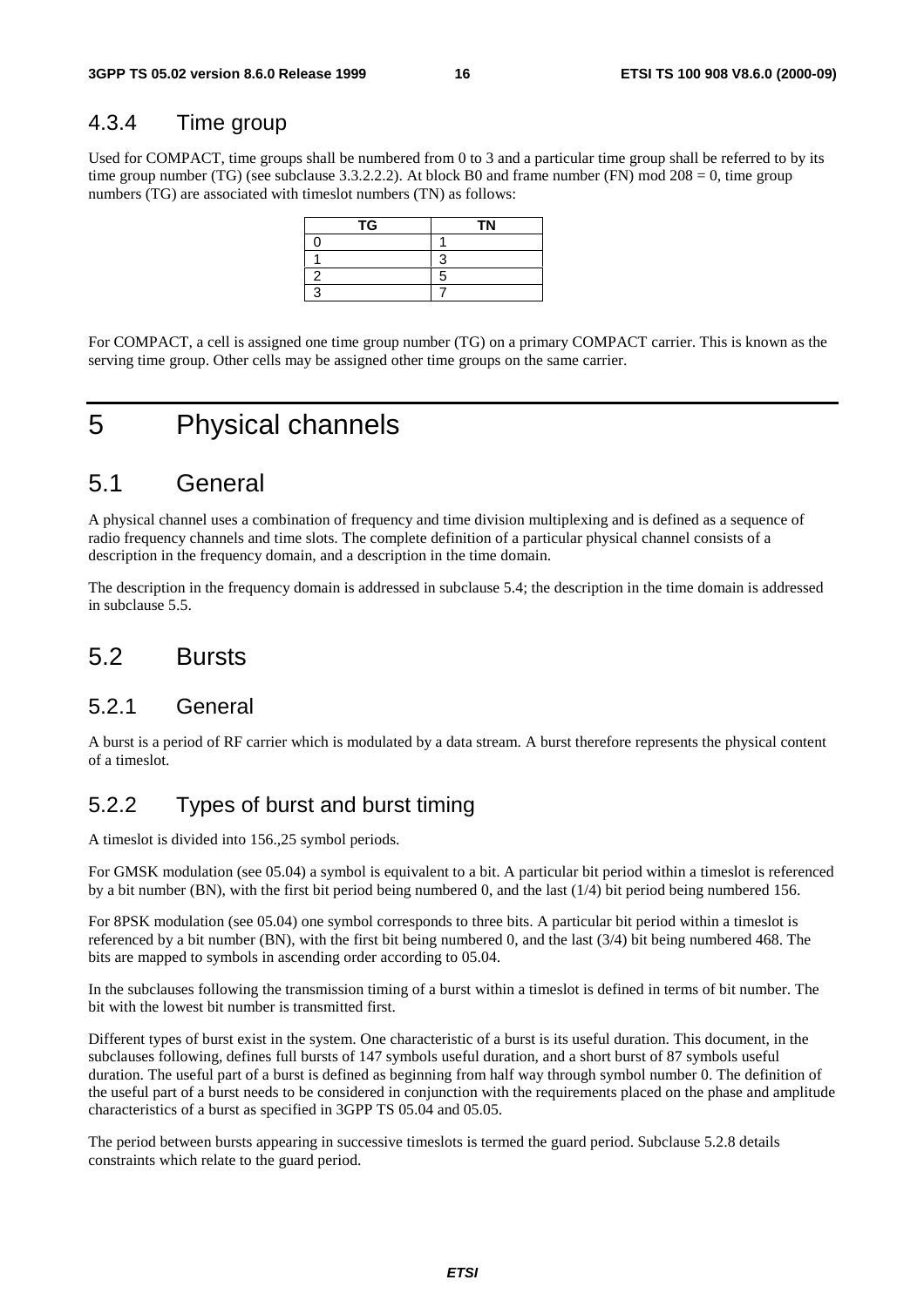### 4.3.4 Time group

Used for COMPACT, time groups shall be numbered from 0 to 3 and a particular time group shall be referred to by its time group number (TG) (see subclause 3.3.2.2.2). At block B0 and frame number (FN) mod 208 = 0, time group numbers (TG) are associated with timeslot numbers (TN) as follows:

| TG | TN |
|---|---|
| 0 | 1 |
| 1 | 3 |
| 2 | 5 |
| 3 | 7 |

For COMPACT, a cell is assigned one time group number (TG) on a primary COMPACT carrier. This is known as the serving time group. Other cells may be assigned other time groups on the same carrier.

# 5 Physical channels

## 5.1 General

A physical channel uses a combination of frequency and time division multiplexing and is defined as a sequence of radio frequency channels and time slots. The complete definition of a particular physical channel consists of a description in the frequency domain, and a description in the time domain.

The description in the frequency domain is addressed in subclause 5.4; the description in the time domain is addressed in subclause 5.5.

## 5.2 Bursts

### 5.2.1 General

A burst is a period of RF carrier which is modulated by a data stream. A burst therefore represents the physical content of a timeslot.

### 5.2.2 Types of burst and burst timing

A timeslot is divided into 156.,25 symbol periods.

For GMSK modulation (see 05.04) a symbol is equivalent to a bit. A particular bit period within a timeslot is referenced by a bit number (BN), with the first bit period being numbered 0, and the last (1/4) bit period being numbered 156.

For 8PSK modulation (see 05.04) one symbol corresponds to three bits. A particular bit period within a timeslot is referenced by a bit number (BN), with the first bit being numbered 0, and the last (3/4) bit being numbered 468. The bits are mapped to symbols in ascending order according to 05.04.

In the subclauses following the transmission timing of a burst within a timeslot is defined in terms of bit number. The bit with the lowest bit number is transmitted first.

Different types of burst exist in the system. One characteristic of a burst is its useful duration. This document, in the subclauses following, defines full bursts of 147 symbols useful duration, and a short burst of 87 symbols useful duration. The useful part of a burst is defined as beginning from half way through symbol number 0. The definition of the useful part of a burst needs to be considered in conjunction with the requirements placed on the phase and amplitude characteristics of a burst as specified in 3GPP TS 05.04 and 05.05.

The period between bursts appearing in successive timeslots is termed the guard period. Subclause 5.2.8 details constraints which relate to the guard period.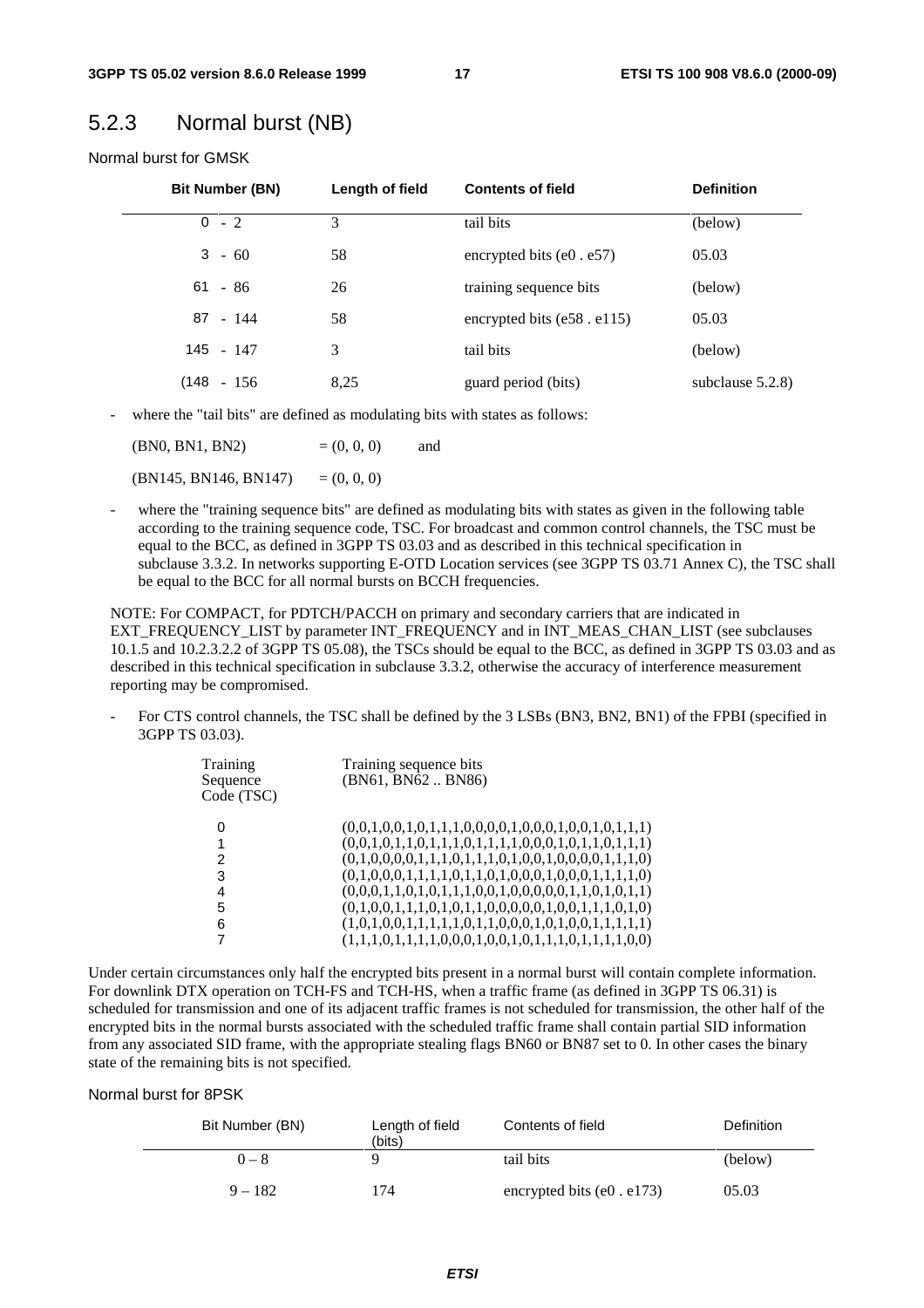## 5.2.3 Normal burst (NB)

Normal burst for GMSK

| Bit Number (BN) | Length of field | Contents of field | Definition |
|---|---|---|---|
| 0 - 2 | 3 | tail bits | (below) |
| 3 - 60 | 58 | encrypted bits (e0 . e57) | 05.03 |
| 61 - 86 | 26 | training sequence bits | (below) |
| 87 - 144 | 58 | encrypted bits (e58 . e115) | 05.03 |
| 145 - 147 | 3 | tail bits | (below) |
| (148 - 156 | 8,25 | guard period (bits) | subclause 5.2.8) |

- where the "tail bits" are defined as modulating bits with states as follows:

  (BN0, BN1, BN2) = (0, 0, 0) and

  (BN145, BN146, BN147) = (0, 0, 0)

- where the "training sequence bits" are defined as modulating bits with states as given in the following table according to the training sequence code, TSC. For broadcast and common control channels, the TSC must be equal to the BCC, as defined in 3GPP TS 03.03 and as described in this technical specification in subclause 3.3.2. In networks supporting E-OTD Location services (see 3GPP TS 03.71 Annex C), the TSC shall be equal to the BCC for all normal bursts on BCCH frequencies.

NOTE: For COMPACT, for PDTCH/PACCH on primary and secondary carriers that are indicated in EXT_FREQUENCY_LIST by parameter INT_FREQUENCY and in INT_MEAS_CHAN_LIST (see subclauses 10.1.5 and 10.2.3.2.2 of 3GPP TS 05.08), the TSCs should be equal to the BCC, as defined in 3GPP TS 03.03 and as described in this technical specification in subclause 3.3.2, otherwise the accuracy of interference measurement reporting may be compromised.

- For CTS control channels, the TSC shall be defined by the 3 LSBs (BN3, BN2, BN1) of the FPBI (specified in 3GPP TS 03.03).

| Training Sequence Code (TSC) | Training sequence bits (BN61, BN62 .. BN86) |
|---|---|
| 0 | (0,0,1,0,0,1,0,1,1,1,0,0,0,0,1,0,0,0,1,0,0,1,0,1,1,1) |
| 1 | (0,0,1,0,1,1,0,1,1,1,0,1,1,1,1,0,0,0,1,0,1,1,0,1,1,1) |
| 2 | (0,1,0,0,0,0,1,1,1,0,1,1,1,0,1,0,0,1,0,0,0,0,1,1,1,0) |
| 3 | (0,1,0,0,0,1,1,1,1,0,1,1,0,1,0,0,0,1,0,0,0,1,1,1,1,0) |
| 4 | (0,0,0,1,1,0,1,0,1,1,1,0,0,1,0,0,0,0,0,1,1,0,1,0,1,1) |
| 5 | (0,1,0,0,1,1,1,0,1,0,1,1,0,0,0,0,0,1,0,0,1,1,1,0,1,0) |
| 6 | (1,0,1,0,0,1,1,1,1,1,0,1,1,0,0,0,1,0,1,0,0,1,1,1,1,1) |
| 7 | (1,1,1,0,1,1,1,1,0,0,0,1,0,0,1,0,1,1,1,0,1,1,1,1,0,0) |

Under certain circumstances only half the encrypted bits present in a normal burst will contain complete information. For downlink DTX operation on TCH-FS and TCH-HS, when a traffic frame (as defined in 3GPP TS 06.31) is scheduled for transmission and one of its adjacent traffic frames is not scheduled for transmission, the other half of the encrypted bits in the normal bursts associated with the scheduled traffic frame shall contain partial SID information from any associated SID frame, with the appropriate stealing flags BN60 or BN87 set to 0. In other cases the binary state of the remaining bits is not specified.

Normal burst for 8PSK

| Bit Number (BN) | Length of field (bits) | Contents of field | Definition |
|---|---|---|---|
| 0 – 8 | 9 | tail bits | (below) |
| 9 – 182 | 174 | encrypted bits (e0 . e173) | 05.03 |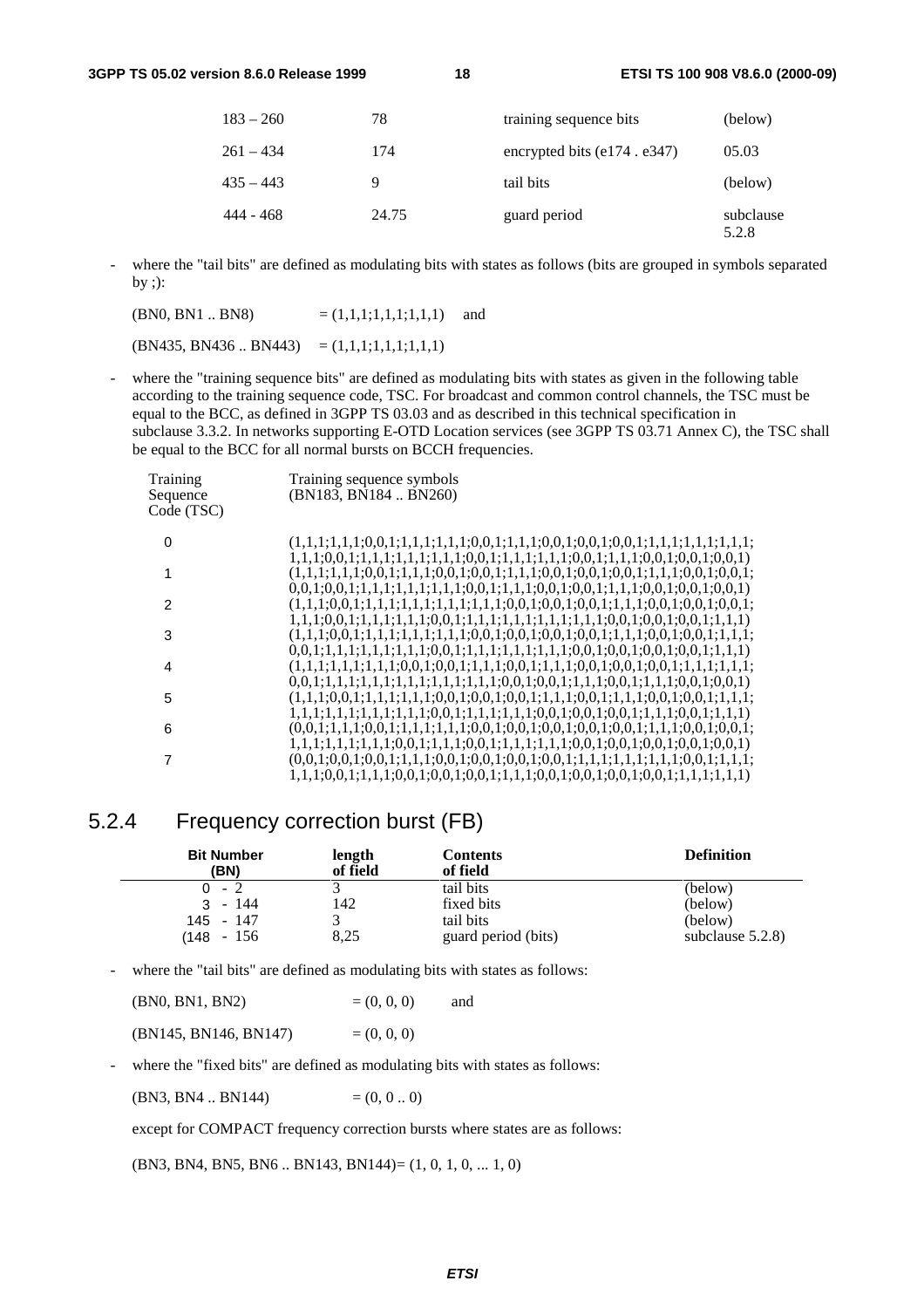| | | | |
|---|---|---|---|
| 183 – 260 | 78 | training sequence bits | (below) |
| 261 – 434 | 174 | encrypted bits (e174 . e347) | 05.03 |
| 435 – 443 | 9 | tail bits | (below) |
| 444 - 468 | 24.75 | guard period | subclause 5.2.8 |

- where the "tail bits" are defined as modulating bits with states as follows (bits are grouped in symbols separated by ;):

  (BN0, BN1 .. BN8) = (1,1,1;1,1,1;1,1,1) and

  (BN435, BN436 .. BN443) = (1,1,1;1,1,1;1,1,1)

- where the "training sequence bits" are defined as modulating bits with states as given in the following table according to the training sequence code, TSC. For broadcast and common control channels, the TSC must be equal to the BCC, as defined in 3GPP TS 03.03 and as described in this technical specification in subclause 3.3.2. In networks supporting E-OTD Location services (see 3GPP TS 03.71 Annex C), the TSC shall be equal to the BCC for all normal bursts on BCCH frequencies.

| Training Sequence Code (TSC) | Training sequence symbols (BN183, BN184 .. BN260) |
|---|---|
| 0 | (1,1,1;1,1,1;0,0,1;1,1,1;1,1,1;0,0,1;1,1,1;0,0,1;0,0,1;0,0,1;1,1,1;1,1,1;1,1,1; 1,1,1;0,0,1;1,1,1;1,1,1;1,1,1;0,0,1;1,1,1;1,1,1;0,0,1;1,1,1;0,0,1;0,0,1;0,0,1) |
| 1 | (1,1,1;1,1,1;0,0,1;1,1,1;0,0,1;0,0,1;1,1,1;0,0,1;0,0,1;0,0,1;1,1,1;0,0,1;0,0,1; 0,0,1;0,0,1;1,1,1;1,1,1;1,1,1;0,0,1;1,1,1;0,0,1;0,0,1;1,1,1;0,0,1;0,0,1;0,0,1) |
| 2 | (1,1,1;0,0,1;1,1,1;1,1,1;1,1,1;1,1,1;0,0,1;0,0,1;0,0,1;1,1,1;0,0,1;0,0,1;0,0,1; 1,1,1;0,0,1;1,1,1;1,1,1;0,0,1;1,1,1;1,1,1;1,1,1;1,1,1;0,0,1;0,0,1;0,0,1;1,1,1) |
| 3 | (1,1,1;0,0,1;1,1,1;1,1,1;1,1,1;0,0,1;0,0,1;0,0,1;0,0,1;1,1,1;0,0,1;0,0,1;1,1,1; 0,0,1;1,1,1;1,1,1;1,1,1;0,0,1;1,1,1;1,1,1;1,1,1;0,0,1;0,0,1;0,0,1;0,0,1;1,1,1) |
| 4 | (1,1,1;1,1,1;1,1,1;0,0,1;0,0,1;1,1,1;0,0,1;1,1,1;0,0,1;0,0,1;0,0,1;1,1,1;1,1,1; 0,0,1;1,1,1;1,1,1;1,1,1;1,1,1;1,1,1;0,0,1;0,0,1;1,1,1;0,0,1;1,1,1;0,0,1;0,0,1) |
| 5 | (1,1,1;0,0,1;1,1,1;1,1,1;0,0,1;0,0,1;0,0,1;1,1,1;0,0,1;1,1,1;0,0,1;0,0,1;1,1,1; 1,1,1;1,1,1;1,1,1;1,1,1;0,0,1;1,1,1;1,1,1;0,0,1;0,0,1;0,0,1;1,1,1;0,0,1;1,1,1) |
| 6 | (0,0,1;1,1,1;0,0,1;1,1,1;1,1,1;0,0,1;0,0,1;0,0,1;0,0,1;0,0,1;1,1,1;0,0,1;0,0,1; 1,1,1;1,1,1;1,1,1;0,0,1;1,1,1;0,0,1;1,1,1;1,1,1;1,1,1;0,0,1;0,0,1;0,0,1;0,0,1) |
| 7 | (0,0,1;0,0,1;0,0,1;1,1,1;0,0,1;0,0,1;0,0,1;0,0,1;0,0,1;1,1,1;1,1,1;1,1,1;0,0,1;1,1,1; 1,1,1;0,0,1;1,1,1;0,0,1;0,0,1;0,0,1;1,1,1;0,0,1;0,0,1;0,0,1;0,0,1;1,1,1;1,1,1) |

## 5.2.4 Frequency correction burst (FB)

| Bit Number (BN) | length of field | Contents of field | Definition |
|---|---|---|---|
| 0 - 2 | 3 | tail bits | (below) |
| 3 - 144 | 142 | fixed bits | (below) |
| 145 - 147 | 3 | tail bits | (below) |
| (148 - 156 | 8,25 | guard period (bits) | subclause 5.2.8) |

- where the "tail bits" are defined as modulating bits with states as follows:

  (BN0, BN1, BN2) = (0, 0, 0) and

  (BN145, BN146, BN147) = (0, 0, 0)

- where the "fixed bits" are defined as modulating bits with states as follows:

  (BN3, BN4 .. BN144) = (0, 0 .. 0)

  except for COMPACT frequency correction bursts where states are as follows:

  (BN3, BN4, BN5, BN6 .. BN143, BN144)= (1, 0, 1, 0, ... 1, 0)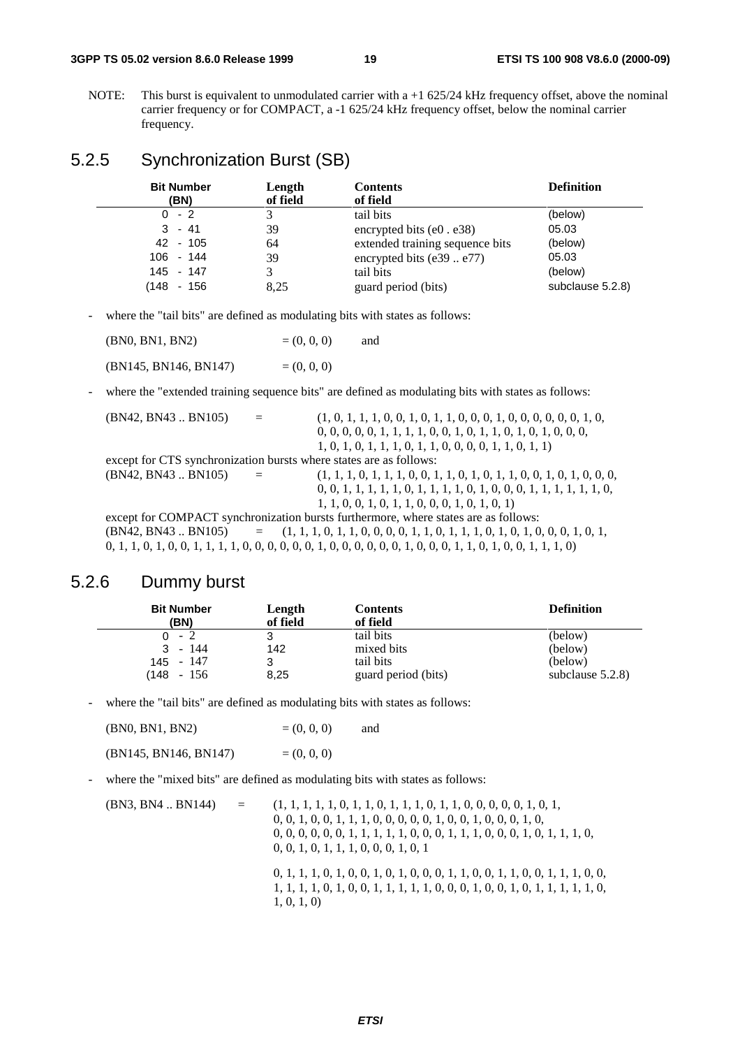NOTE: This burst is equivalent to unmodulated carrier with a +1 625/24 kHz frequency offset, above the nominal carrier frequency or for COMPACT, a -1 625/24 kHz frequency offset, below the nominal carrier frequency.

### 5.2.5 Synchronization Burst (SB)

| Bit Number (BN) | Length of field | Contents of field | Definition |
|---|---|---|---|
| 0 - 2 | 3 | tail bits | (below) |
| 3 - 41 | 39 | encrypted bits (e0 . e38) | 05.03 |
| 42 - 105 | 64 | extended training sequence bits | (below) |
| 106 - 144 | 39 | encrypted bits (e39 .. e77) | 05.03 |
| 145 - 147 | 3 | tail bits | (below) |
| (148 - 156 | 8,25 | guard period (bits) | subclause 5.2.8) |

- where the "tail bits" are defined as modulating bits with states as follows:

(BN0, BN1, BN2) = (0, 0, 0) and

(BN145, BN146, BN147) = (0, 0, 0)

- where the "extended training sequence bits" are defined as modulating bits with states as follows:

(BN42, BN43 .. BN105) = (1, 0, 1, 1, 1, 0, 0, 1, 0, 1, 1, 0, 0, 0, 1, 0, 0, 0, 0, 0, 0, 1, 0, 0, 0, 0, 0, 0, 1, 1, 1, 1, 0, 0, 1, 0, 1, 1, 0, 1, 0, 1, 0, 0, 0, 1, 0, 1, 0, 1, 1, 1, 0, 1, 1, 0, 0, 0, 0, 1, 1, 0, 1, 1)

except for CTS synchronization bursts where states are as follows:

(BN42, BN43 .. BN105) = (1, 1, 1, 0, 1, 1, 1, 0, 0, 1, 1, 0, 1, 0, 1, 1, 0, 0, 1, 0, 1, 0, 0, 0, 0, 0, 1, 1, 1, 1, 1, 0, 1, 1, 1, 1, 0, 1, 0, 0, 0, 1, 1, 1, 1, 1, 1, 0, 1, 1, 0, 0, 1, 0, 1, 1, 0, 0, 0, 1, 0, 1, 0, 1)

except for COMPACT synchronization bursts furthermore, where states are as follows:

(BN42, BN43 .. BN105) = (1, 1, 1, 0, 1, 1, 0, 0, 0, 0, 1, 1, 0, 1, 1, 1, 0, 1, 0, 1, 0, 0, 0, 1, 0, 1, 0, 1, 1, 0, 1, 0, 0, 1, 1, 1, 1, 0, 0, 0, 0, 0, 1, 0, 0, 0, 0, 0, 0, 1, 0, 0, 0, 1, 1, 0, 1, 0, 0, 1, 1, 1, 1, 0)

### 5.2.6 Dummy burst

| Bit Number (BN) | Length of field | Contents of field | Definition |
|---|---|---|---|
| 0 - 2 | 3 | tail bits | (below) |
| 3 - 144 | 142 | mixed bits | (below) |
| 145 - 147 | 3 | tail bits | (below) |
| (148 - 156 | 8,25 | guard period (bits) | subclause 5.2.8) |

- where the "tail bits" are defined as modulating bits with states as follows:

(BN0, BN1, BN2) = (0, 0, 0) and

(BN145, BN146, BN147) = (0, 0, 0)

- where the "mixed bits" are defined as modulating bits with states as follows:

(BN3, BN4 .. BN144) = (1, 1, 1, 1, 1, 0, 1, 1, 0, 1, 1, 1, 0, 1, 1, 0, 0, 0, 0, 0, 1, 0, 1, 0, 0, 1, 0, 0, 1, 1, 1, 0, 0, 0, 0, 0, 1, 0, 0, 1, 0, 0, 0, 1, 0, 0, 0, 0, 0, 0, 0, 1, 1, 1, 1, 1, 0, 0, 0, 1, 1, 1, 0, 0, 0, 1, 0, 1, 1, 1, 0, 0, 0, 1, 0, 1, 1, 1, 0, 0, 0, 1, 0, 1

0, 1, 1, 1, 0, 1, 0, 0, 1, 0, 1, 0, 0, 0, 1, 1, 0, 0, 1, 1, 0, 0, 1, 1, 1, 0, 0, 1, 1, 1, 1, 0, 1, 0, 0, 1, 1, 1, 1, 1, 0, 0, 0, 1, 0, 0, 1, 0, 1, 1, 1, 1, 1, 0, 1, 0, 1, 0)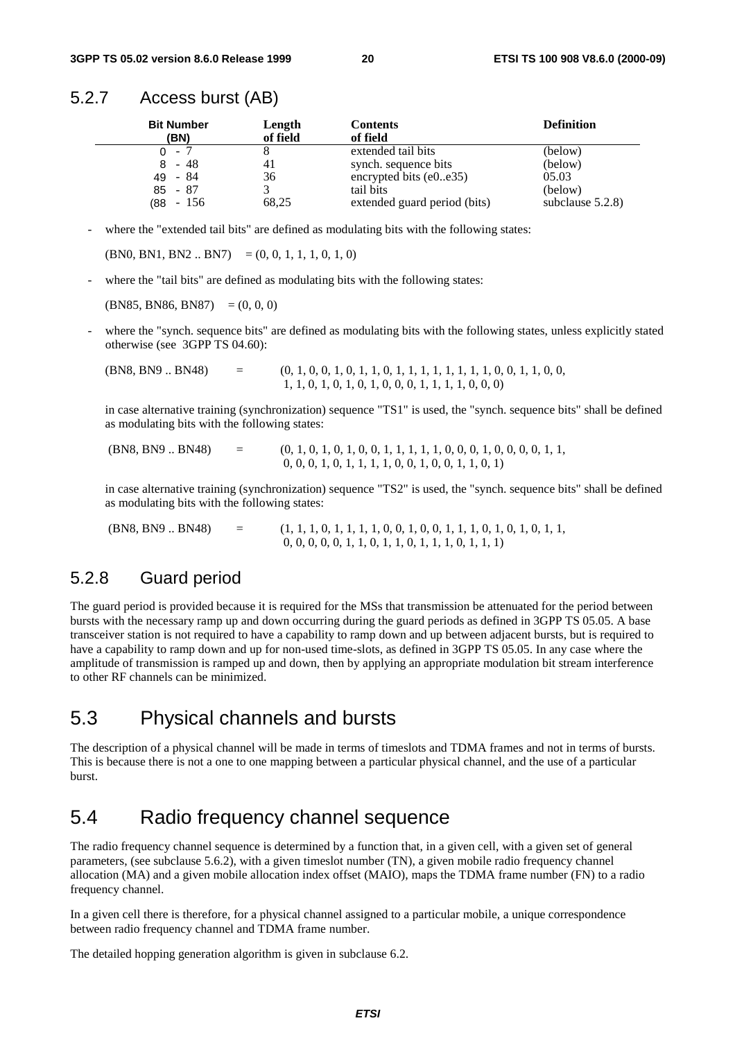### 5.2.7 Access burst (AB)

| Bit Number (BN) | Length of field | Contents of field | Definition |
|---|---|---|---|
| 0 - 7 | 8 | extended tail bits | (below) |
| 8 - 48 | 41 | synch. sequence bits | (below) |
| 49 - 84 | 36 | encrypted bits (e0..e35) | 05.03 |
| 85 - 87 | 3 | tail bits | (below) |
| (88 - 156 | 68,25 | extended guard period (bits) | subclause 5.2.8) |

- where the "extended tail bits" are defined as modulating bits with the following states:

  (BN0, BN1, BN2 .. BN7) = (0, 0, 1, 1, 1, 0, 1, 0)

- where the "tail bits" are defined as modulating bits with the following states:

  (BN85, BN86, BN87) = (0, 0, 0)

- where the "synch. sequence bits" are defined as modulating bits with the following states, unless explicitly stated otherwise (see 3GPP TS 04.60):

  (BN8, BN9 .. BN48) = (0, 1, 0, 0, 1, 0, 1, 1, 0, 1, 1, 1, 1, 1, 1, 1, 1, 0, 0, 1, 1, 0, 0, 1, 1, 0, 1, 0, 1, 0, 1, 0, 0, 0, 1, 1, 1, 1, 0, 0, 0)

  in case alternative training (synchronization) sequence "TS1" is used, the "synch. sequence bits" shall be defined as modulating bits with the following states:

  (BN8, BN9 .. BN48) = (0, 1, 0, 1, 0, 1, 0, 0, 1, 1, 1, 1, 1, 0, 0, 0, 1, 0, 0, 0, 0, 1, 1, 0, 0, 0, 1, 0, 1, 1, 1, 1, 0, 0, 1, 0, 0, 1, 1, 0, 1)

  in case alternative training (synchronization) sequence "TS2" is used, the "synch. sequence bits" shall be defined as modulating bits with the following states:

  (BN8, BN9 .. BN48) = (1, 1, 1, 0, 1, 1, 1, 1, 0, 0, 1, 0, 0, 1, 1, 1, 0, 1, 0, 1, 0, 1, 1, 0, 0, 0, 0, 0, 1, 1, 0, 1, 1, 0, 1, 1, 1, 0, 1, 1, 1)

### 5.2.8 Guard period

The guard period is provided because it is required for the MSs that transmission be attenuated for the period between bursts with the necessary ramp up and down occurring during the guard periods as defined in 3GPP TS 05.05. A base transceiver station is not required to have a capability to ramp down and up between adjacent bursts, but is required to have a capability to ramp down and up for non-used time-slots, as defined in 3GPP TS 05.05. In any case where the amplitude of transmission is ramped up and down, then by applying an appropriate modulation bit stream interference to other RF channels can be minimized.

## 5.3 Physical channels and bursts

The description of a physical channel will be made in terms of timeslots and TDMA frames and not in terms of bursts. This is because there is not a one to one mapping between a particular physical channel, and the use of a particular burst.

## 5.4 Radio frequency channel sequence

The radio frequency channel sequence is determined by a function that, in a given cell, with a given set of general parameters, (see subclause 5.6.2), with a given timeslot number (TN), a given mobile radio frequency channel allocation (MA) and a given mobile allocation index offset (MAIO), maps the TDMA frame number (FN) to a radio frequency channel.

In a given cell there is therefore, for a physical channel assigned to a particular mobile, a unique correspondence between radio frequency channel and TDMA frame number.

The detailed hopping generation algorithm is given in subclause 6.2.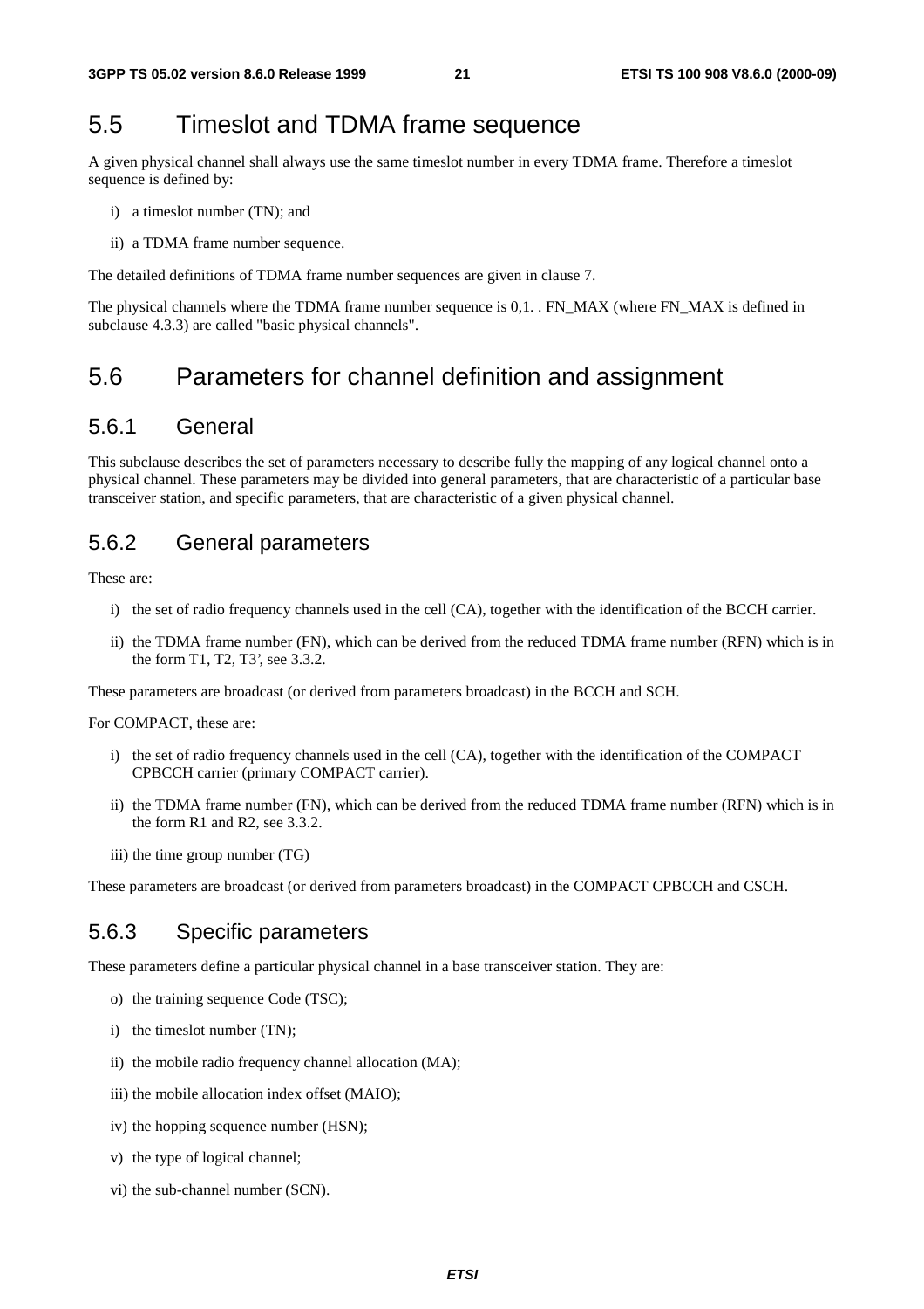## 5.5 Timeslot and TDMA frame sequence

A given physical channel shall always use the same timeslot number in every TDMA frame. Therefore a timeslot sequence is defined by:

i) a timeslot number (TN); and

ii) a TDMA frame number sequence.

The detailed definitions of TDMA frame number sequences are given in clause 7.

The physical channels where the TDMA frame number sequence is 0,1. . FN_MAX (where FN_MAX is defined in subclause 4.3.3) are called "basic physical channels".

## 5.6 Parameters for channel definition and assignment

### 5.6.1 General

This subclause describes the set of parameters necessary to describe fully the mapping of any logical channel onto a physical channel. These parameters may be divided into general parameters, that are characteristic of a particular base transceiver station, and specific parameters, that are characteristic of a given physical channel.

### 5.6.2 General parameters

These are:

i) the set of radio frequency channels used in the cell (CA), together with the identification of the BCCH carrier.

ii) the TDMA frame number (FN), which can be derived from the reduced TDMA frame number (RFN) which is in the form T1, T2, T3', see 3.3.2.

These parameters are broadcast (or derived from parameters broadcast) in the BCCH and SCH.

For COMPACT, these are:

i) the set of radio frequency channels used in the cell (CA), together with the identification of the COMPACT CPBCCH carrier (primary COMPACT carrier).

ii) the TDMA frame number (FN), which can be derived from the reduced TDMA frame number (RFN) which is in the form R1 and R2, see 3.3.2.

iii) the time group number (TG)

These parameters are broadcast (or derived from parameters broadcast) in the COMPACT CPBCCH and CSCH.

### 5.6.3 Specific parameters

These parameters define a particular physical channel in a base transceiver station. They are:

o) the training sequence Code (TSC);

i) the timeslot number (TN);

ii) the mobile radio frequency channel allocation (MA);

iii) the mobile allocation index offset (MAIO);

iv) the hopping sequence number (HSN);

v) the type of logical channel;

vi) the sub-channel number (SCN).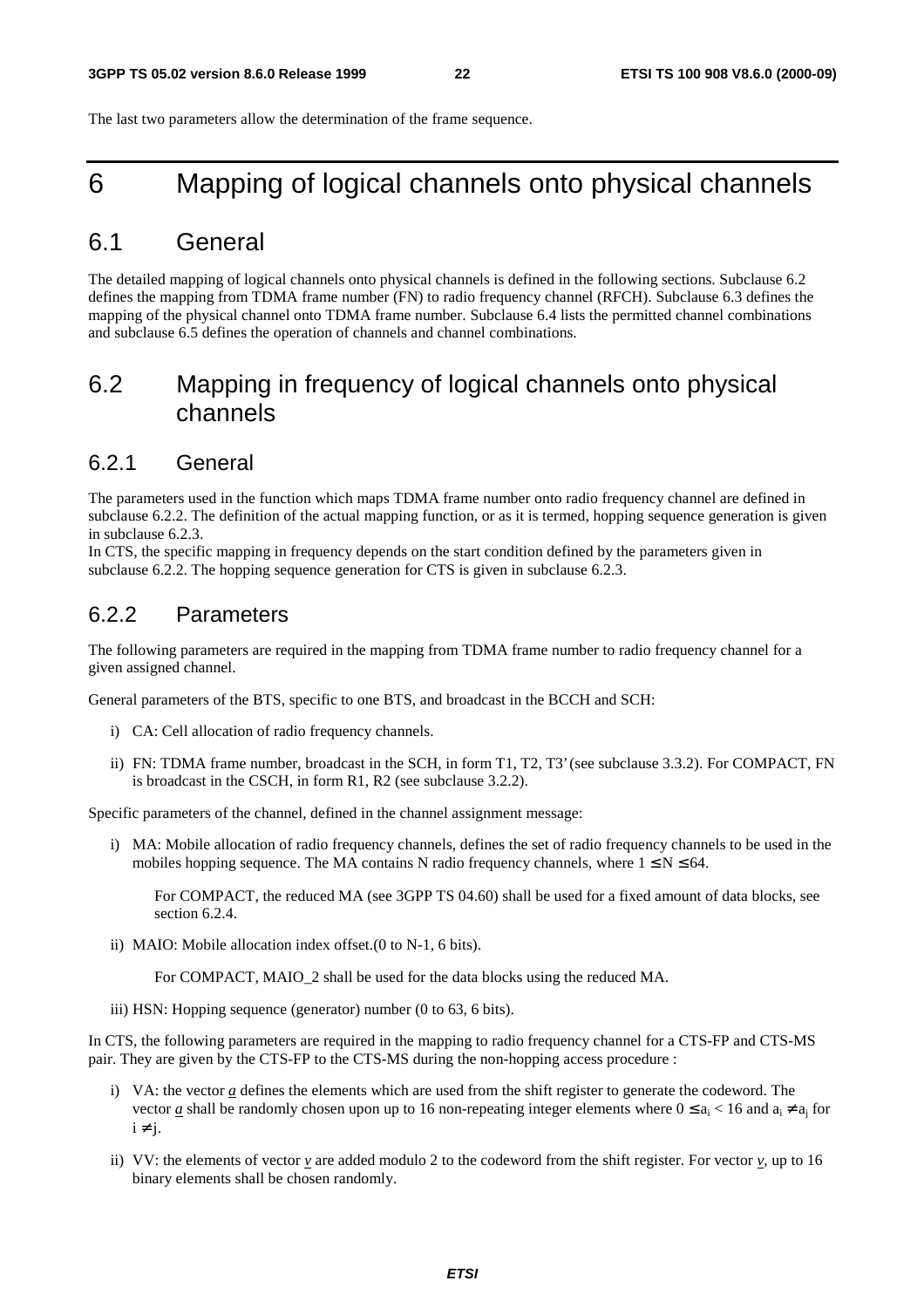The last two parameters allow the determination of the frame sequence.

# 6 Mapping of logical channels onto physical channels

## 6.1 General

The detailed mapping of logical channels onto physical channels is defined in the following sections. Subclause 6.2 defines the mapping from TDMA frame number (FN) to radio frequency channel (RFCH). Subclause 6.3 defines the mapping of the physical channel onto TDMA frame number. Subclause 6.4 lists the permitted channel combinations and subclause 6.5 defines the operation of channels and channel combinations.

## 6.2 Mapping in frequency of logical channels onto physical channels

### 6.2.1 General

The parameters used in the function which maps TDMA frame number onto radio frequency channel are defined in subclause 6.2.2. The definition of the actual mapping function, or as it is termed, hopping sequence generation is given in subclause 6.2.3.

In CTS, the specific mapping in frequency depends on the start condition defined by the parameters given in subclause 6.2.2. The hopping sequence generation for CTS is given in subclause 6.2.3.

### 6.2.2 Parameters

The following parameters are required in the mapping from TDMA frame number to radio frequency channel for a given assigned channel.

General parameters of the BTS, specific to one BTS, and broadcast in the BCCH and SCH:

i) CA: Cell allocation of radio frequency channels.

ii) FN: TDMA frame number, broadcast in the SCH, in form T1, T2, T3' (see subclause 3.3.2). For COMPACT, FN is broadcast in the CSCH, in form R1, R2 (see subclause 3.2.2).

Specific parameters of the channel, defined in the channel assignment message:

i) MA: Mobile allocation of radio frequency channels, defines the set of radio frequency channels to be used in the mobiles hopping sequence. The MA contains N radio frequency channels, where $1 \leq N \leq 64$.

   For COMPACT, the reduced MA (see 3GPP TS 04.60) shall be used for a fixed amount of data blocks, see section 6.2.4.

ii) MAIO: Mobile allocation index offset.(0 to N-1, 6 bits).

   For COMPACT, MAIO_2 shall be used for the data blocks using the reduced MA.

iii) HSN: Hopping sequence (generator) number (0 to 63, 6 bits).

In CTS, the following parameters are required in the mapping to radio frequency channel for a CTS-FP and CTS-MS pair. They are given by the CTS-FP to the CTS-MS during the non-hopping access procedure :

i) VA: the vector $\underline{a}$ defines the elements which are used from the shift register to generate the codeword. The vector $\underline{a}$ shall be randomly chosen upon up to 16 non-repeating integer elements where $0 \leq a_i < 16$ and $a_i \neq a_j$ for $i \neq j$.

ii) VV: the elements of vector $\underline{v}$ are added modulo 2 to the codeword from the shift register. For vector $\underline{v}$, up to 16 binary elements shall be chosen randomly.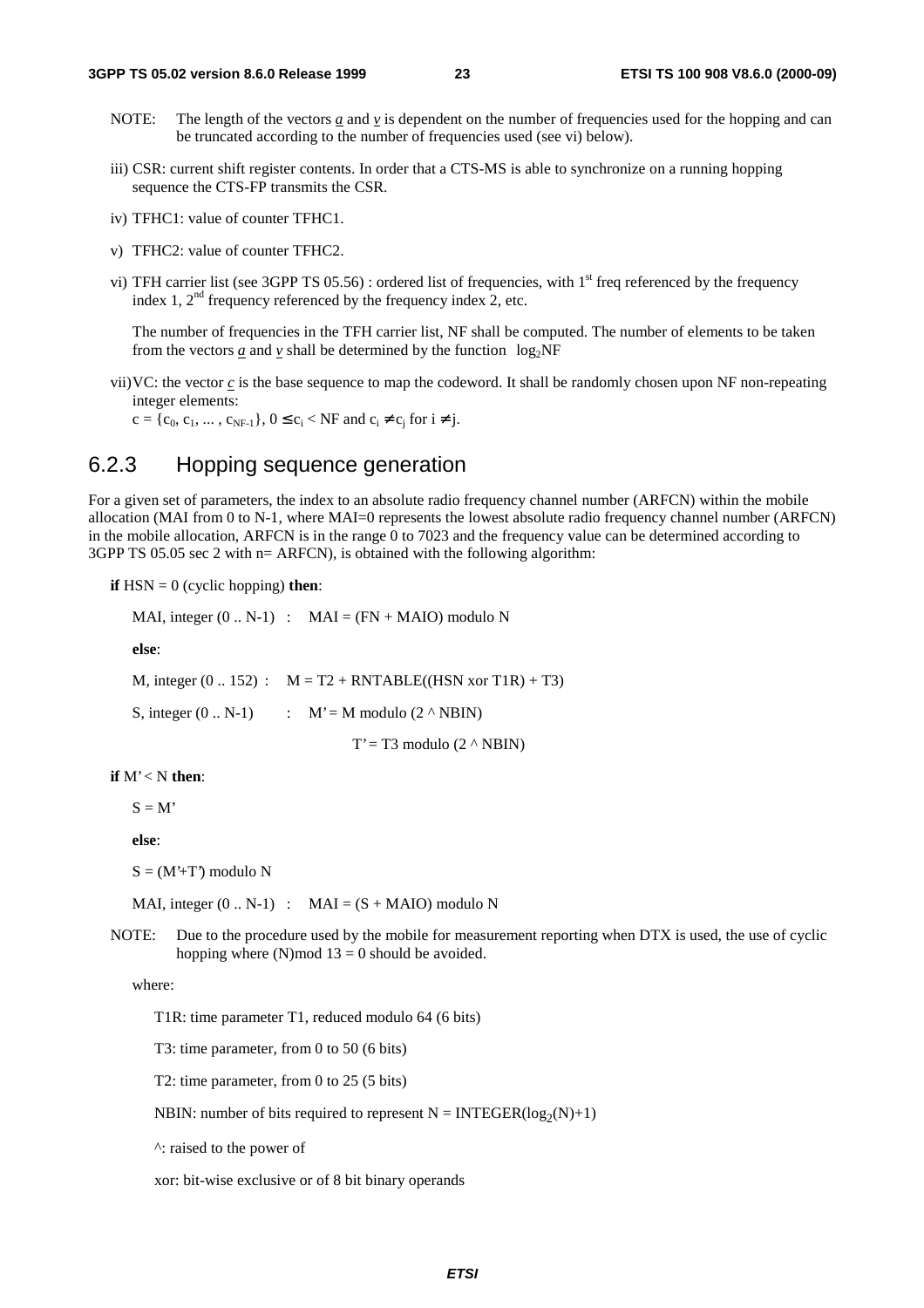NOTE: The length of the vectors $\underline{a}$ and $\underline{v}$ is dependent on the number of frequencies used for the hopping and can be truncated according to the number of frequencies used (see vi) below).

iii) CSR: current shift register contents. In order that a CTS-MS is able to synchronize on a running hopping sequence the CTS-FP transmits the CSR.

iv) TFHC1: value of counter TFHC1.

v) TFHC2: value of counter TFHC2.

vi) TFH carrier list (see 3GPP TS 05.56) : ordered list of frequencies, with 1st freq referenced by the frequency index 1, 2nd frequency referenced by the frequency index 2, etc.

The number of frequencies in the TFH carrier list, NF shall be computed. The number of elements to be taken from the vectors $\underline{a}$ and $\underline{v}$ shall be determined by the function $\log_2 NF$

vii) VC: the vector $\underline{c}$ is the base sequence to map the codeword. It shall be randomly chosen upon NF non-repeating integer elements:
$c = \{c_0, c_1, \dots, c_{NF-1}\}$, $0 \le c_i < NF$ and $c_i \ne c_j$ for $i \ne j$.

## 6.2.3 Hopping sequence generation

For a given set of parameters, the index to an absolute radio frequency channel number (ARFCN) within the mobile allocation (MAI from 0 to N-1, where MAI=0 represents the lowest absolute radio frequency channel number (ARFCN) in the mobile allocation, ARFCN is in the range 0 to 7023 and the frequency value can be determined according to 3GPP TS 05.05 sec 2 with n= ARFCN), is obtained with the following algorithm:

**if** HSN = 0 (cyclic hopping) **then**:

MAI, integer (0 .. N-1) : MAI = (FN + MAIO) modulo N

**else**:

M, integer (0 .. 152) : M = T2 + RNTABLE((HSN xor T1R) + T3)

S, integer (0 .. N-1) : M' = M modulo (2 ^ NBIN)

T' = T3 modulo (2 ^ NBIN)

**if** M' < N **then**:

S = M'

**else**:

S = (M'+T') modulo N

MAI, integer (0 .. N-1) : MAI = (S + MAIO) modulo N

NOTE: Due to the procedure used by the mobile for measurement reporting when DTX is used, the use of cyclic hopping where (N)mod 13 = 0 should be avoided.

where:

T1R: time parameter T1, reduced modulo 64 (6 bits)

T3: time parameter, from 0 to 50 (6 bits)

T2: time parameter, from 0 to 25 (5 bits)

NBIN: number of bits required to represent N = INTEGER($\log_2(N)$+1)

^: raised to the power of

xor: bit-wise exclusive or of 8 bit binary operands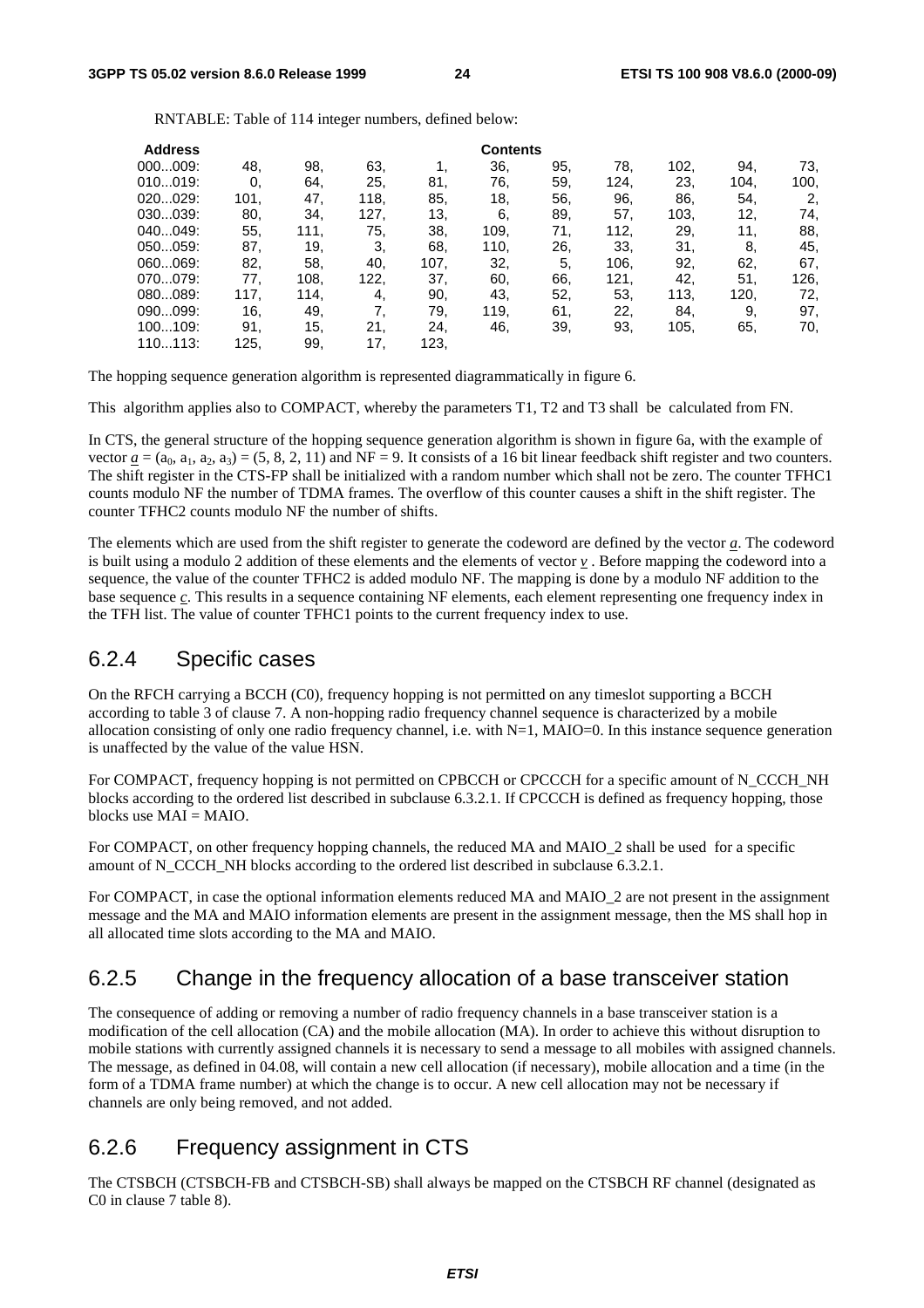RNTABLE: Table of 114 integer numbers, defined below:

| Address | Contents | | | | | | | | | |
|---|---|---|---|---|---|---|---|---|---|---|
| 000...009: | 48, | 98, | 63, | 1, | 36, | 95, | 78, | 102, | 94, | 73, |
| 010...019: | 0, | 64, | 25, | 81, | 76, | 59, | 124, | 23, | 104, | 100, |
| 020...029: | 101, | 47, | 118, | 85, | 18, | 56, | 96, | 86, | 54, | 2, |
| 030...039: | 80, | 34, | 127, | 13, | 6, | 89, | 57, | 103, | 12, | 74, |
| 040...049: | 55, | 111, | 75, | 38, | 109, | 71, | 112, | 29, | 11, | 88, |
| 050...059: | 87, | 19, | 3, | 68, | 110, | 26, | 33, | 31, | 8, | 45, |
| 060...069: | 82, | 58, | 40, | 107, | 32, | 5, | 106, | 92, | 62, | 67, |
| 070...079: | 77, | 108, | 122, | 37, | 60, | 66, | 121, | 42, | 51, | 126, |
| 080...089: | 117, | 114, | 4, | 90, | 43, | 52, | 53, | 113, | 120, | 72, |
| 090...099: | 16, | 49, | 7, | 79, | 119, | 61, | 22, | 84, | 9, | 97, |
| 100...109: | 91, | 15, | 21, | 24, | 46, | 39, | 93, | 105, | 65, | 70, |
| 110...113: | 125, | 99, | 17, | 123, | | | | | | |

The hopping sequence generation algorithm is represented diagrammatically in figure 6.

This algorithm applies also to COMPACT, whereby the parameters T1, T2 and T3 shall be calculated from FN.

In CTS, the general structure of the hopping sequence generation algorithm is shown in figure 6a, with the example of vector $\underline{a} = (a_0, a_1, a_2, a_3) = (5, 8, 2, 11)$ and NF = 9. It consists of a 16 bit linear feedback shift register and two counters. The shift register in the CTS-FP shall be initialized with a random number which shall not be zero. The counter TFHC1 counts modulo NF the number of TDMA frames. The overflow of this counter causes a shift in the shift register. The counter TFHC2 counts modulo NF the number of shifts.

The elements which are used from the shift register to generate the codeword are defined by the vector $\underline{a}$. The codeword is built using a modulo 2 addition of these elements and the elements of vector $\underline{v}$ . Before mapping the codeword into a sequence, the value of the counter TFHC2 is added modulo NF. The mapping is done by a modulo NF addition to the base sequence $\underline{c}$. This results in a sequence containing NF elements, each element representing one frequency index in the TFH list. The value of counter TFHC1 points to the current frequency index to use.

## 6.2.4 Specific cases

On the RFCH carrying a BCCH (C0), frequency hopping is not permitted on any timeslot supporting a BCCH according to table 3 of clause 7. A non-hopping radio frequency channel sequence is characterized by a mobile allocation consisting of only one radio frequency channel, i.e. with N=1, MAIO=0. In this instance sequence generation is unaffected by the value of the value HSN.

For COMPACT, frequency hopping is not permitted on CPBCCH or CPCCCH for a specific amount of N_CCCH_NH blocks according to the ordered list described in subclause 6.3.2.1. If CPCCCH is defined as frequency hopping, those blocks use MAI = MAIO.

For COMPACT, on other frequency hopping channels, the reduced MA and MAIO_2 shall be used for a specific amount of N_CCCH_NH blocks according to the ordered list described in subclause 6.3.2.1.

For COMPACT, in case the optional information elements reduced MA and MAIO_2 are not present in the assignment message and the MA and MAIO information elements are present in the assignment message, then the MS shall hop in all allocated time slots according to the MA and MAIO.

## 6.2.5 Change in the frequency allocation of a base transceiver station

The consequence of adding or removing a number of radio frequency channels in a base transceiver station is a modification of the cell allocation (CA) and the mobile allocation (MA). In order to achieve this without disruption to mobile stations with currently assigned channels it is necessary to send a message to all mobiles with assigned channels. The message, as defined in 04.08, will contain a new cell allocation (if necessary), mobile allocation and a time (in the form of a TDMA frame number) at which the change is to occur. A new cell allocation may not be necessary if channels are only being removed, and not added.

## 6.2.6 Frequency assignment in CTS

The CTSBCH (CTSBCH-FB and CTSBCH-SB) shall always be mapped on the CTSBCH RF channel (designated as C0 in clause 7 table 8).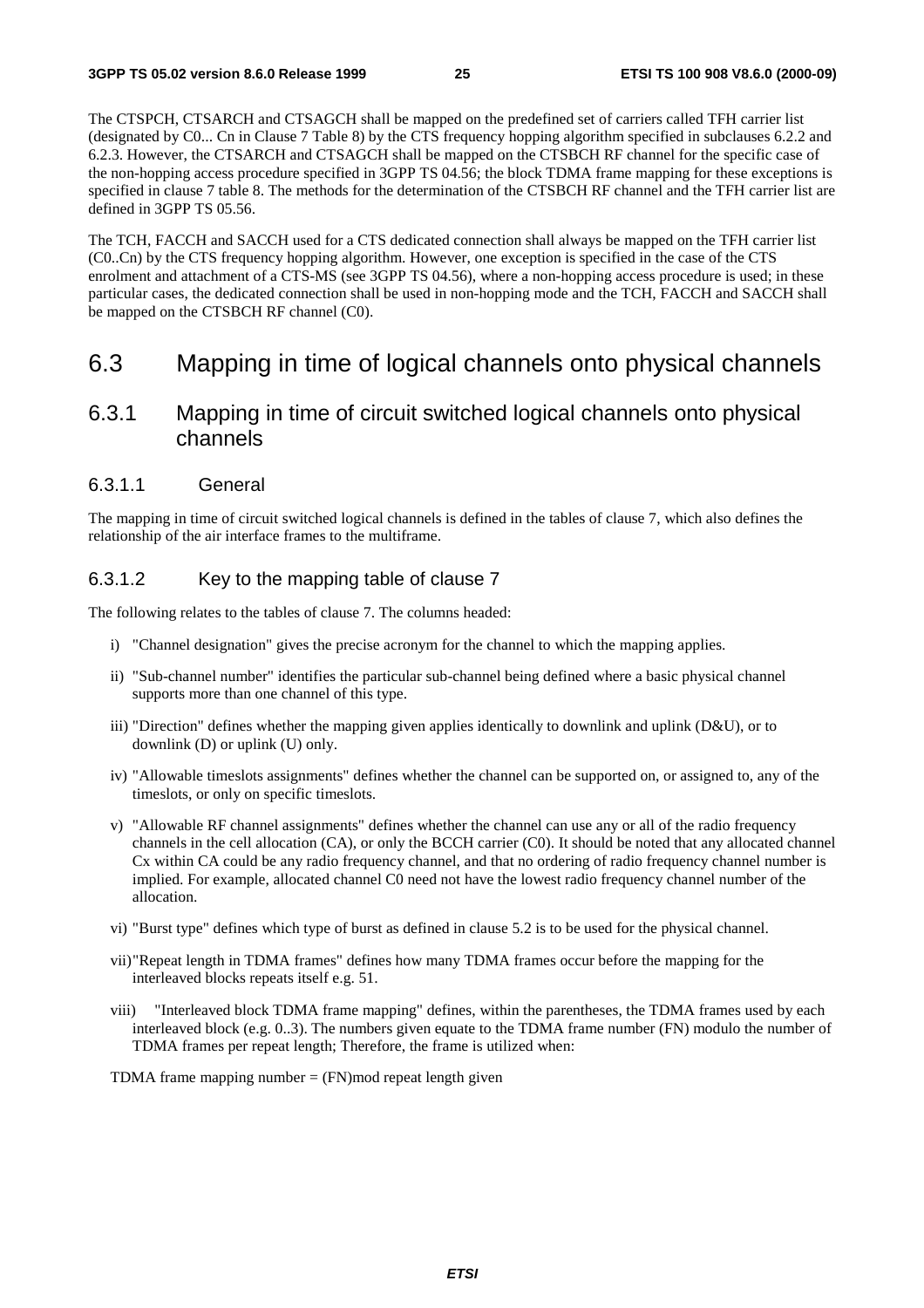The CTSPCH, CTSARCH and CTSAGCH shall be mapped on the predefined set of carriers called TFH carrier list (designated by C0... Cn in Clause 7 Table 8) by the CTS frequency hopping algorithm specified in subclauses 6.2.2 and 6.2.3. However, the CTSARCH and CTSAGCH shall be mapped on the CTSBCH RF channel for the specific case of the non-hopping access procedure specified in 3GPP TS 04.56; the block TDMA frame mapping for these exceptions is specified in clause 7 table 8. The methods for the determination of the CTSBCH RF channel and the TFH carrier list are defined in 3GPP TS 05.56.

The TCH, FACCH and SACCH used for a CTS dedicated connection shall always be mapped on the TFH carrier list (C0..Cn) by the CTS frequency hopping algorithm. However, one exception is specified in the case of the CTS enrolment and attachment of a CTS-MS (see 3GPP TS 04.56), where a non-hopping access procedure is used; in these particular cases, the dedicated connection shall be used in non-hopping mode and the TCH, FACCH and SACCH shall be mapped on the CTSBCH RF channel (C0).

# 6.3 Mapping in time of logical channels onto physical channels

## 6.3.1 Mapping in time of circuit switched logical channels onto physical channels

### 6.3.1.1 General

The mapping in time of circuit switched logical channels is defined in the tables of clause 7, which also defines the relationship of the air interface frames to the multiframe.

### 6.3.1.2 Key to the mapping table of clause 7

The following relates to the tables of clause 7. The columns headed:

i) "Channel designation" gives the precise acronym for the channel to which the mapping applies.

ii) "Sub-channel number" identifies the particular sub-channel being defined where a basic physical channel supports more than one channel of this type.

iii) "Direction" defines whether the mapping given applies identically to downlink and uplink (D&U), or to downlink (D) or uplink (U) only.

iv) "Allowable timeslots assignments" defines whether the channel can be supported on, or assigned to, any of the timeslots, or only on specific timeslots.

v) "Allowable RF channel assignments" defines whether the channel can use any or all of the radio frequency channels in the cell allocation (CA), or only the BCCH carrier (C0). It should be noted that any allocated channel Cx within CA could be any radio frequency channel, and that no ordering of radio frequency channel number is implied. For example, allocated channel C0 need not have the lowest radio frequency channel number of the allocation.

vi) "Burst type" defines which type of burst as defined in clause 5.2 is to be used for the physical channel.

vii) "Repeat length in TDMA frames" defines how many TDMA frames occur before the mapping for the interleaved blocks repeats itself e.g. 51.

viii) "Interleaved block TDMA frame mapping" defines, within the parentheses, the TDMA frames used by each interleaved block (e.g. 0..3). The numbers given equate to the TDMA frame number (FN) modulo the number of TDMA frames per repeat length; Therefore, the frame is utilized when:

TDMA frame mapping number = (FN)mod repeat length given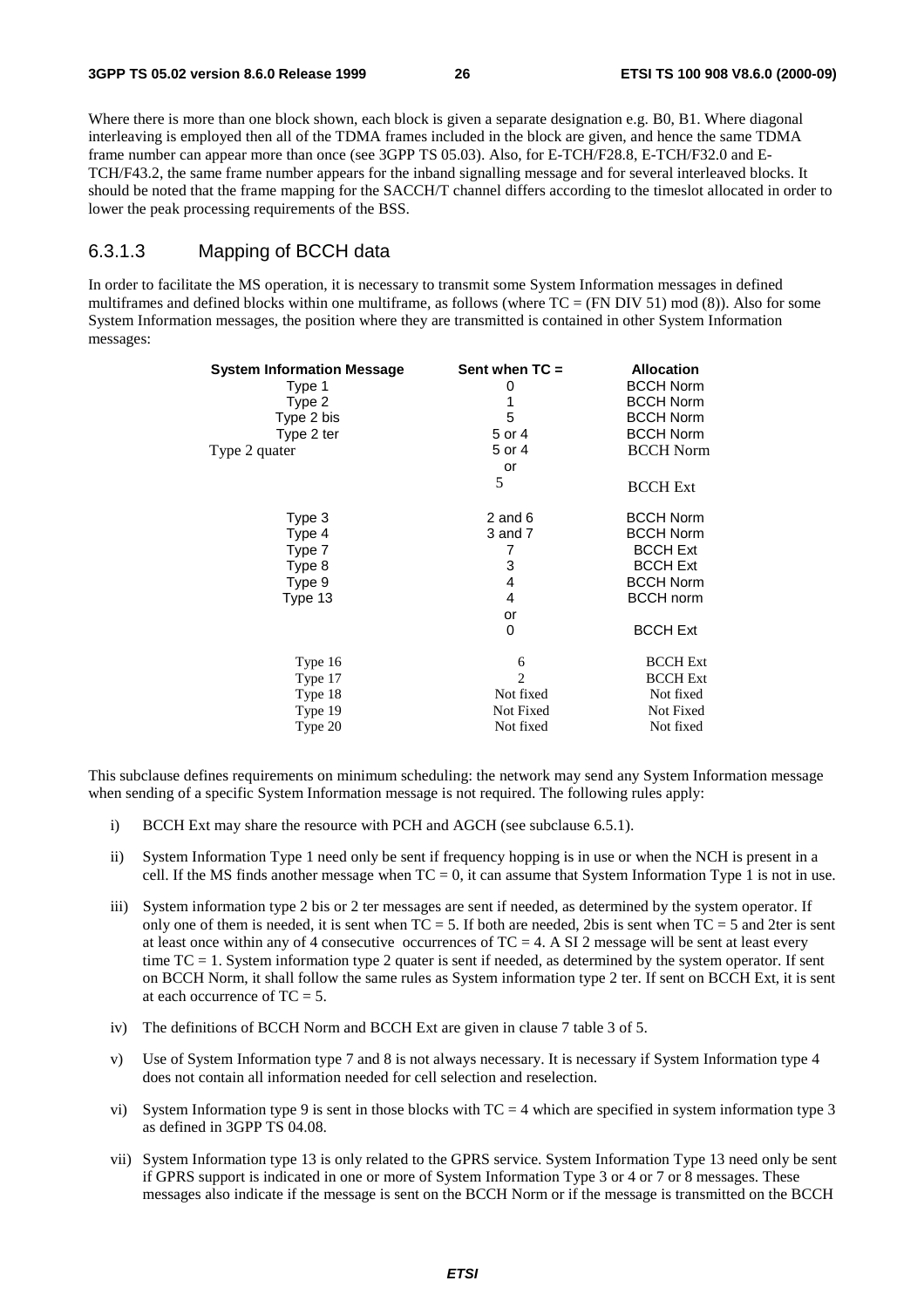Where there is more than one block shown, each block is given a separate designation e.g. B0, B1. Where diagonal interleaving is employed then all of the TDMA frames included in the block are given, and hence the same TDMA frame number can appear more than once (see 3GPP TS 05.03). Also, for E-TCH/F28.8, E-TCH/F32.0 and E-TCH/F43.2, the same frame number appears for the inband signalling message and for several interleaved blocks. It should be noted that the frame mapping for the SACCH/T channel differs according to the timeslot allocated in order to lower the peak processing requirements of the BSS.

### 6.3.1.3 Mapping of BCCH data

In order to facilitate the MS operation, it is necessary to transmit some System Information messages in defined multiframes and defined blocks within one multiframe, as follows (where TC = (FN DIV 51) mod (8)). Also for some System Information messages, the position where they are transmitted is contained in other System Information messages:

| System Information Message | Sent when TC = | Allocation |
|---|---|---|
| Type 1 | 0 | BCCH Norm |
| Type 2 | 1 | BCCH Norm |
| Type 2 bis | 5 | BCCH Norm |
| Type 2 ter | 5 or 4 | BCCH Norm |
| Type 2 quater | 5 or 4 | BCCH Norm |
| | or | |
| | 5 | BCCH Ext |
| Type 3 | 2 and 6 | BCCH Norm |
| Type 4 | 3 and 7 | BCCH Norm |
| Type 7 | 7 | BCCH Ext |
| Type 8 | 3 | BCCH Ext |
| Type 9 | 4 | BCCH Norm |
| Type 13 | 4 | BCCH norm |
| | or | |
| | 0 | BCCH Ext |
| Type 16 | 6 | BCCH Ext |
| Type 17 | 2 | BCCH Ext |
| Type 18 | Not fixed | Not fixed |
| Type 19 | Not Fixed | Not Fixed |
| Type 20 | Not fixed | Not fixed |

This subclause defines requirements on minimum scheduling: the network may send any System Information message when sending of a specific System Information message is not required. The following rules apply:

i) BCCH Ext may share the resource with PCH and AGCH (see subclause 6.5.1).

ii) System Information Type 1 need only be sent if frequency hopping is in use or when the NCH is present in a cell. If the MS finds another message when TC = 0, it can assume that System Information Type 1 is not in use.

iii) System information type 2 bis or 2 ter messages are sent if needed, as determined by the system operator. If only one of them is needed, it is sent when TC = 5. If both are needed, 2bis is sent when TC = 5 and 2ter is sent at least once within any of 4 consecutive occurrences of TC = 4. A SI 2 message will be sent at least every time TC = 1. System information type 2 quater is sent if needed, as determined by the system operator. If sent on BCCH Norm, it shall follow the same rules as System information type 2 ter. If sent on BCCH Ext, it is sent at each occurrence of TC = 5.

iv) The definitions of BCCH Norm and BCCH Ext are given in clause 7 table 3 of 5.

v) Use of System Information type 7 and 8 is not always necessary. It is necessary if System Information type 4 does not contain all information needed for cell selection and reselection.

vi) System Information type 9 is sent in those blocks with TC = 4 which are specified in system information type 3 as defined in 3GPP TS 04.08.

vii) System Information type 13 is only related to the GPRS service. System Information Type 13 need only be sent if GPRS support is indicated in one or more of System Information Type 3 or 4 or 7 or 8 messages. These messages also indicate if the message is sent on the BCCH Norm or if the message is transmitted on the BCCH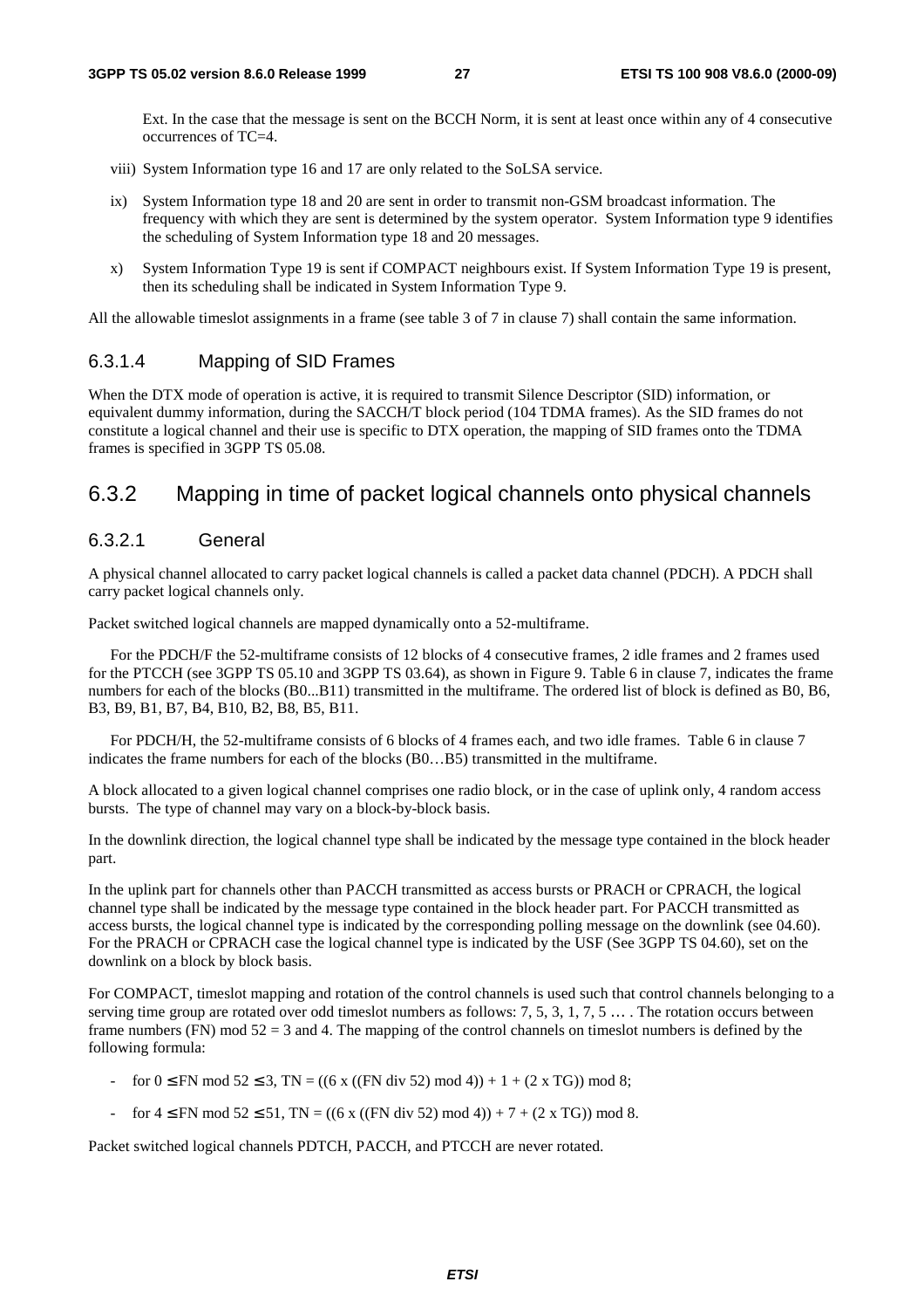Ext. In the case that the message is sent on the BCCH Norm, it is sent at least once within any of 4 consecutive occurrences of TC=4.

viii) System Information type 16 and 17 are only related to the SoLSA service.

ix) System Information type 18 and 20 are sent in order to transmit non-GSM broadcast information. The frequency with which they are sent is determined by the system operator. System Information type 9 identifies the scheduling of System Information type 18 and 20 messages.

x) System Information Type 19 is sent if COMPACT neighbours exist. If System Information Type 19 is present, then its scheduling shall be indicated in System Information Type 9.

All the allowable timeslot assignments in a frame (see table 3 of 7 in clause 7) shall contain the same information.

#### 6.3.1.4 Mapping of SID Frames

When the DTX mode of operation is active, it is required to transmit Silence Descriptor (SID) information, or equivalent dummy information, during the SACCH/T block period (104 TDMA frames). As the SID frames do not constitute a logical channel and their use is specific to DTX operation, the mapping of SID frames onto the TDMA frames is specified in 3GPP TS 05.08.

### 6.3.2 Mapping in time of packet logical channels onto physical channels

#### 6.3.2.1 General

A physical channel allocated to carry packet logical channels is called a packet data channel (PDCH). A PDCH shall carry packet logical channels only.

Packet switched logical channels are mapped dynamically onto a 52-multiframe.

For the PDCH/F the 52-multiframe consists of 12 blocks of 4 consecutive frames, 2 idle frames and 2 frames used for the PTCCH (see 3GPP TS 05.10 and 3GPP TS 03.64), as shown in Figure 9. Table 6 in clause 7, indicates the frame numbers for each of the blocks (B0...B11) transmitted in the multiframe. The ordered list of block is defined as B0, B6, B3, B9, B1, B7, B4, B10, B2, B8, B5, B11.

For PDCH/H, the 52-multiframe consists of 6 blocks of 4 frames each, and two idle frames. Table 6 in clause 7 indicates the frame numbers for each of the blocks (B0…B5) transmitted in the multiframe.

A block allocated to a given logical channel comprises one radio block, or in the case of uplink only, 4 random access bursts. The type of channel may vary on a block-by-block basis.

In the downlink direction, the logical channel type shall be indicated by the message type contained in the block header part.

In the uplink part for channels other than PACCH transmitted as access bursts or PRACH or CPRACH, the logical channel type shall be indicated by the message type contained in the block header part. For PACCH transmitted as access bursts, the logical channel type is indicated by the corresponding polling message on the downlink (see 04.60). For the PRACH or CPRACH case the logical channel type is indicated by the USF (See 3GPP TS 04.60), set on the downlink on a block by block basis.

For COMPACT, timeslot mapping and rotation of the control channels is used such that control channels belonging to a serving time group are rotated over odd timeslot numbers as follows: 7, 5, 3, 1, 7, 5 … . The rotation occurs between frame numbers (FN) mod 52 = 3 and 4. The mapping of the control channels on timeslot numbers is defined by the following formula:

- for $0 \leq$ FN mod 52 $\leq 3$, TN = ((6 x ((FN div 52) mod 4)) + 1 + (2 x TG)) mod 8;
- for $4 \leq$ FN mod 52 $\leq 51$, TN = ((6 x ((FN div 52) mod 4)) + 7 + (2 x TG)) mod 8.

Packet switched logical channels PDTCH, PACCH, and PTCCH are never rotated.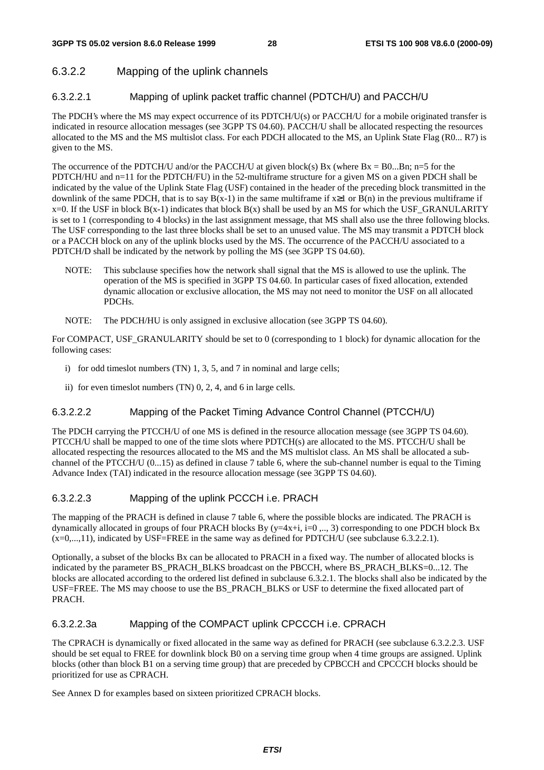### 6.3.2.2 Mapping of the uplink channels

#### 6.3.2.2.1 Mapping of uplink packet traffic channel (PDTCH/U) and PACCH/U

The PDCH's where the MS may expect occurrence of its PDTCH/U(s) or PACCH/U for a mobile originated transfer is indicated in resource allocation messages (see 3GPP TS 04.60). PACCH/U shall be allocated respecting the resources allocated to the MS and the MS multislot class. For each PDCH allocated to the MS, an Uplink State Flag (R0... R7) is given to the MS.

The occurrence of the PDTCH/U and/or the PACCH/U at given block(s) Bx (where Bx = B0...Bn; n=5 for the PDTCH/HU and n=11 for the PDTCH/FU) in the 52-multiframe structure for a given MS on a given PDCH shall be indicated by the value of the Uplink State Flag (USF) contained in the header of the preceding block transmitted in the downlink of the same PDCH, that is to say B(x-1) in the same multiframe if $x \geq 1$ or B(n) in the previous multiframe if x=0. If the USF in block B(x-1) indicates that block B(x) shall be used by an MS for which the USF_GRANULARITY is set to 1 (corresponding to 4 blocks) in the last assignment message, that MS shall also use the three following blocks. The USF corresponding to the last three blocks shall be set to an unused value. The MS may transmit a PDTCH block or a PACCH block on any of the uplink blocks used by the MS. The occurrence of the PACCH/U associated to a PDTCH/D shall be indicated by the network by polling the MS (see 3GPP TS 04.60).

NOTE: This subclause specifies how the network shall signal that the MS is allowed to use the uplink. The operation of the MS is specified in 3GPP TS 04.60. In particular cases of fixed allocation, extended dynamic allocation or exclusive allocation, the MS may not need to monitor the USF on all allocated PDCHs.

NOTE: The PDCH/HU is only assigned in exclusive allocation (see 3GPP TS 04.60).

For COMPACT, USF_GRANULARITY should be set to 0 (corresponding to 1 block) for dynamic allocation for the following cases:

i) for odd timeslot numbers (TN) 1, 3, 5, and 7 in nominal and large cells;

ii) for even timeslot numbers (TN) 0, 2, 4, and 6 in large cells.

#### 6.3.2.2.2 Mapping of the Packet Timing Advance Control Channel (PTCCH/U)

The PDCH carrying the PTCCH/U of one MS is defined in the resource allocation message (see 3GPP TS 04.60). PTCCH/U shall be mapped to one of the time slots where PDTCH(s) are allocated to the MS. PTCCH/U shall be allocated respecting the resources allocated to the MS and the MS multislot class. An MS shall be allocated a sub-channel of the PTCCH/U (0...15) as defined in clause 7 table 6, where the sub-channel number is equal to the Timing Advance Index (TAI) indicated in the resource allocation message (see 3GPP TS 04.60).

#### 6.3.2.2.3 Mapping of the uplink PCCCH i.e. PRACH

The mapping of the PRACH is defined in clause 7 table 6, where the possible blocks are indicated. The PRACH is dynamically allocated in groups of four PRACH blocks By (y=4x+i, i=0 ,.., 3) corresponding to one PDCH block Bx (x=0,...,11), indicated by USF=FREE in the same way as defined for PDTCH/U (see subclause 6.3.2.2.1).

Optionally, a subset of the blocks Bx can be allocated to PRACH in a fixed way. The number of allocated blocks is indicated by the parameter BS_PRACH_BLKS broadcast on the PBCCH, where BS_PRACH_BLKS=0...12. The blocks are allocated according to the ordered list defined in subclause 6.3.2.1. The blocks shall also be indicated by the USF=FREE. The MS may choose to use the BS_PRACH_BLKS or USF to determine the fixed allocated part of PRACH.

#### 6.3.2.2.3a Mapping of the COMPACT uplink CPCCCH i.e. CPRACH

The CPRACH is dynamically or fixed allocated in the same way as defined for PRACH (see subclause 6.3.2.2.3. USF should be set equal to FREE for downlink block B0 on a serving time group when 4 time groups are assigned. Uplink blocks (other than block B1 on a serving time group) that are preceded by CPBCCH and CPCCCH blocks should be prioritized for use as CPRACH.

See Annex D for examples based on sixteen prioritized CPRACH blocks.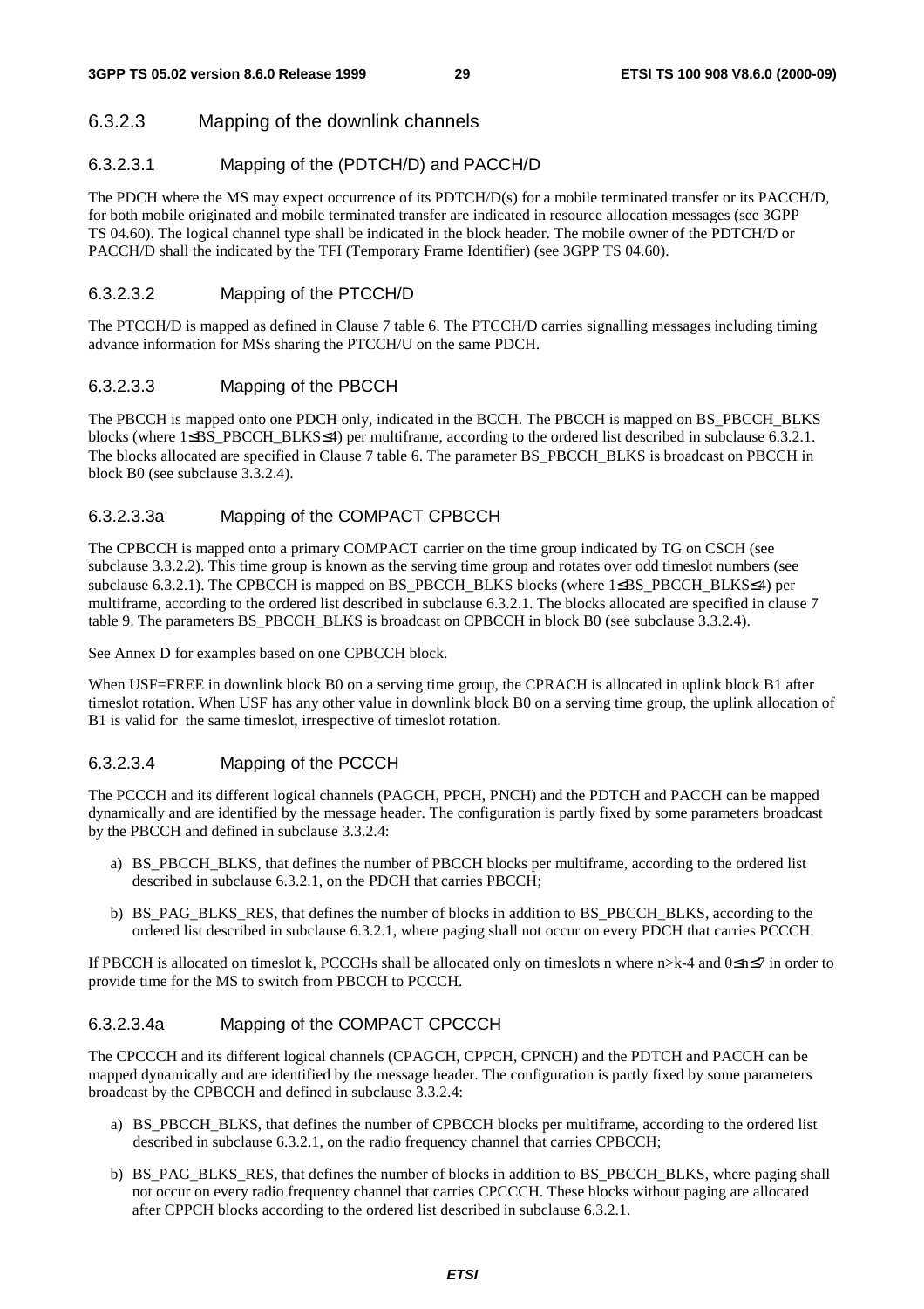### 6.3.2.3 Mapping of the downlink channels

#### 6.3.2.3.1 Mapping of the (PDTCH/D) and PACCH/D

The PDCH where the MS may expect occurrence of its PDTCH/D(s) for a mobile terminated transfer or its PACCH/D, for both mobile originated and mobile terminated transfer are indicated in resource allocation messages (see 3GPP TS 04.60). The logical channel type shall be indicated in the block header. The mobile owner of the PDTCH/D or PACCH/D shall the indicated by the TFI (Temporary Frame Identifier) (see 3GPP TS 04.60).

#### 6.3.2.3.2 Mapping of the PTCCH/D

The PTCCH/D is mapped as defined in Clause 7 table 6. The PTCCH/D carries signalling messages including timing advance information for MSs sharing the PTCCH/U on the same PDCH.

#### 6.3.2.3.3 Mapping of the PBCCH

The PBCCH is mapped onto one PDCH only, indicated in the BCCH. The PBCCH is mapped on BS_PBCCH_BLKS blocks (where 1≤BS_PBCCH_BLKS≤4) per multiframe, according to the ordered list described in subclause 6.3.2.1. The blocks allocated are specified in Clause 7 table 6. The parameter BS_PBCCH_BLKS is broadcast on PBCCH in block B0 (see subclause 3.3.2.4).

#### 6.3.2.3.3a Mapping of the COMPACT CPBCCH

The CPBCCH is mapped onto a primary COMPACT carrier on the time group indicated by TG on CSCH (see subclause 3.3.2.2). This time group is known as the serving time group and rotates over odd timeslot numbers (see subclause 6.3.2.1). The CPBCCH is mapped on BS_PBCCH_BLKS blocks (where 1≤BS_PBCCH_BLKS≤4) per multiframe, according to the ordered list described in subclause 6.3.2.1. The blocks allocated are specified in clause 7 table 9. The parameters BS_PBCCH_BLKS is broadcast on CPBCCH in block B0 (see subclause 3.3.2.4).

See Annex D for examples based on one CPBCCH block.

When USF=FREE in downlink block B0 on a serving time group, the CPRACH is allocated in uplink block B1 after timeslot rotation. When USF has any other value in downlink block B0 on a serving time group, the uplink allocation of B1 is valid for the same timeslot, irrespective of timeslot rotation.

#### 6.3.2.3.4 Mapping of the PCCCH

The PCCCH and its different logical channels (PAGCH, PPCH, PNCH) and the PDTCH and PACCH can be mapped dynamically and are identified by the message header. The configuration is partly fixed by some parameters broadcast by the PBCCH and defined in subclause 3.3.2.4:

a) BS_PBCCH_BLKS, that defines the number of PBCCH blocks per multiframe, according to the ordered list described in subclause 6.3.2.1, on the PDCH that carries PBCCH;

b) BS_PAG_BLKS_RES, that defines the number of blocks in addition to BS_PBCCH_BLKS, according to the ordered list described in subclause 6.3.2.1, where paging shall not occur on every PDCH that carries PCCCH.

If PBCCH is allocated on timeslot k, PCCCHs shall be allocated only on timeslots n where $n>k-4$ and $0\leq n\leq 7$ in order to provide time for the MS to switch from PBCCH to PCCCH.

#### 6.3.2.3.4a Mapping of the COMPACT CPCCCH

The CPCCCH and its different logical channels (CPAGCH, CPPCH, CPNCH) and the PDTCH and PACCH can be mapped dynamically and are identified by the message header. The configuration is partly fixed by some parameters broadcast by the CPBCCH and defined in subclause 3.3.2.4:

a) BS_PBCCH_BLKS, that defines the number of CPBCCH blocks per multiframe, according to the ordered list described in subclause 6.3.2.1, on the radio frequency channel that carries CPBCCH;

b) BS_PAG_BLKS_RES, that defines the number of blocks in addition to BS_PBCCH_BLKS, where paging shall not occur on every radio frequency channel that carries CPCCCH. These blocks without paging are allocated after CPPCH blocks according to the ordered list described in subclause 6.3.2.1.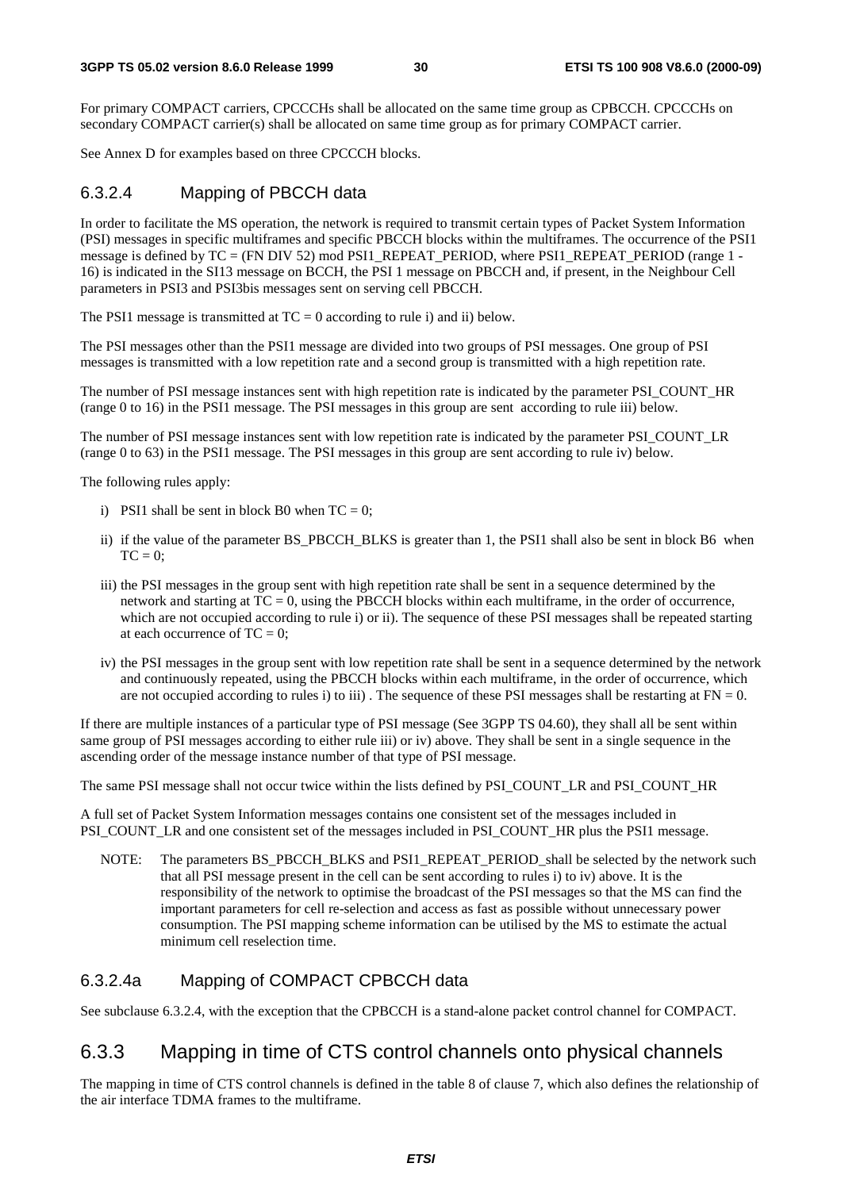For primary COMPACT carriers, CPCCCHs shall be allocated on the same time group as CPBCCH. CPCCCHs on secondary COMPACT carrier(s) shall be allocated on same time group as for primary COMPACT carrier.

See Annex D for examples based on three CPCCCH blocks.

### 6.3.2.4 Mapping of PBCCH data

In order to facilitate the MS operation, the network is required to transmit certain types of Packet System Information (PSI) messages in specific multiframes and specific PBCCH blocks within the multiframes. The occurrence of the PSI1 message is defined by TC = (FN DIV 52) mod PSI1_REPEAT_PERIOD, where PSI1_REPEAT_PERIOD (range 1 - 16) is indicated in the SI13 message on BCCH, the PSI 1 message on PBCCH and, if present, in the Neighbour Cell parameters in PSI3 and PSI3bis messages sent on serving cell PBCCH.

The PSI1 message is transmitted at TC = 0 according to rule i) and ii) below.

The PSI messages other than the PSI1 message are divided into two groups of PSI messages. One group of PSI messages is transmitted with a low repetition rate and a second group is transmitted with a high repetition rate.

The number of PSI message instances sent with high repetition rate is indicated by the parameter PSI_COUNT_HR (range 0 to 16) in the PSI1 message. The PSI messages in this group are sent according to rule iii) below.

The number of PSI message instances sent with low repetition rate is indicated by the parameter PSI_COUNT_LR (range 0 to 63) in the PSI1 message. The PSI messages in this group are sent according to rule iv) below.

The following rules apply:

i) PSI1 shall be sent in block B0 when TC = 0;

ii) if the value of the parameter BS_PBCCH_BLKS is greater than 1, the PSI1 shall also be sent in block B6 when TC = 0;

iii) the PSI messages in the group sent with high repetition rate shall be sent in a sequence determined by the network and starting at TC = 0, using the PBCCH blocks within each multiframe, in the order of occurrence, which are not occupied according to rule i) or ii). The sequence of these PSI messages shall be repeated starting at each occurrence of TC = 0;

iv) the PSI messages in the group sent with low repetition rate shall be sent in a sequence determined by the network and continuously repeated, using the PBCCH blocks within each multiframe, in the order of occurrence, which are not occupied according to rules i) to iii) . The sequence of these PSI messages shall be restarting at FN = 0.

If there are multiple instances of a particular type of PSI message (See 3GPP TS 04.60), they shall all be sent within same group of PSI messages according to either rule iii) or iv) above. They shall be sent in a single sequence in the ascending order of the message instance number of that type of PSI message.

The same PSI message shall not occur twice within the lists defined by PSI_COUNT_LR and PSI_COUNT_HR

A full set of Packet System Information messages contains one consistent set of the messages included in PSI_COUNT_LR and one consistent set of the messages included in PSI_COUNT_HR plus the PSI1 message.

NOTE: The parameters BS_PBCCH_BLKS and PSI1_REPEAT_PERIOD_shall be selected by the network such that all PSI message present in the cell can be sent according to rules i) to iv) above. It is the responsibility of the network to optimise the broadcast of the PSI messages so that the MS can find the important parameters for cell re-selection and access as fast as possible without unnecessary power consumption. The PSI mapping scheme information can be utilised by the MS to estimate the actual minimum cell reselection time.

### 6.3.2.4a Mapping of COMPACT CPBCCH data

See subclause 6.3.2.4, with the exception that the CPBCCH is a stand-alone packet control channel for COMPACT.

## 6.3.3 Mapping in time of CTS control channels onto physical channels

The mapping in time of CTS control channels is defined in the table 8 of clause 7, which also defines the relationship of the air interface TDMA frames to the multiframe.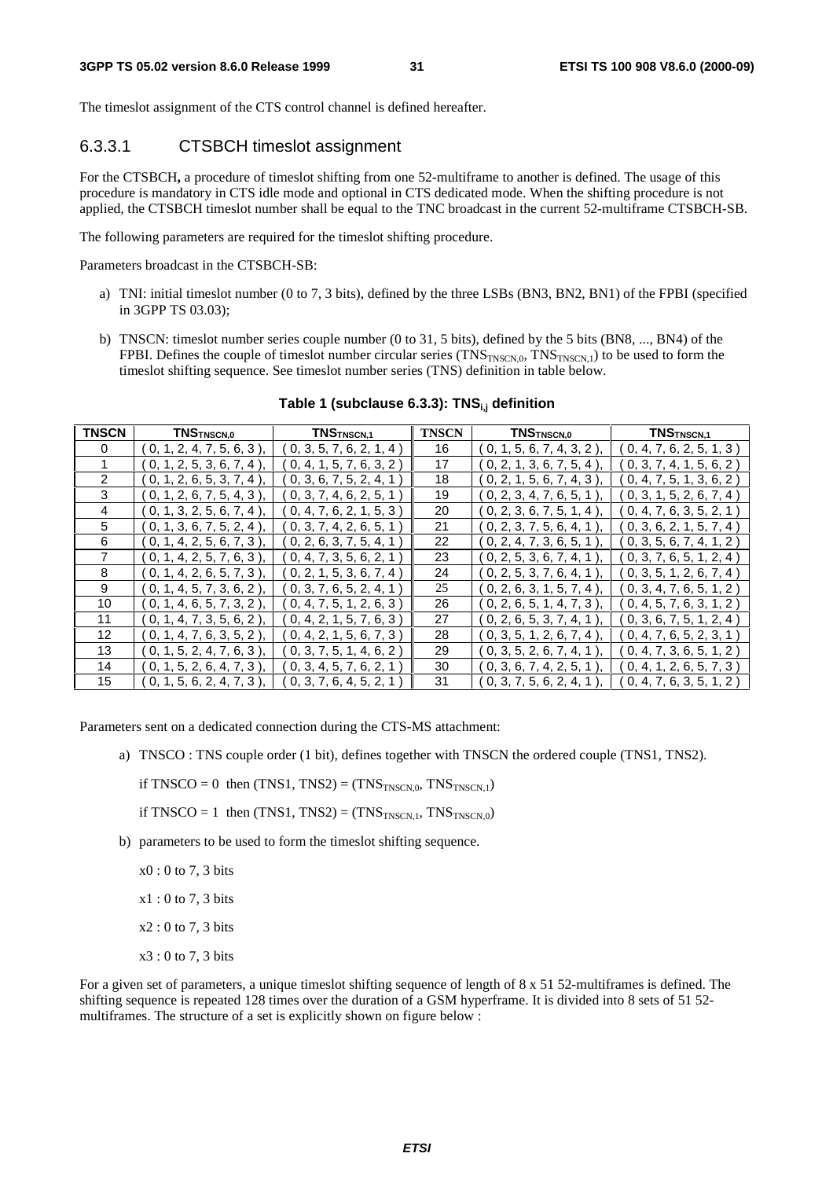The timeslot assignment of the CTS control channel is defined hereafter.

### 6.3.3.1 CTSBCH timeslot assignment

For the CTSBCH**,** a procedure of timeslot shifting from one 52-multiframe to another is defined. The usage of this procedure is mandatory in CTS idle mode and optional in CTS dedicated mode. When the shifting procedure is not applied, the CTSBCH timeslot number shall be equal to the TNC broadcast in the current 52-multiframe CTSBCH-SB.

The following parameters are required for the timeslot shifting procedure.

Parameters broadcast in the CTSBCH-SB:

a) TNI: initial timeslot number (0 to 7, 3 bits), defined by the three LSBs (BN3, BN2, BN1) of the FPBI (specified in 3GPP TS 03.03);

b) TNSCN: timeslot number series couple number (0 to 31, 5 bits), defined by the 5 bits (BN8, ..., BN4) of the FPBI. Defines the couple of timeslot number circular series ($TNS_{TNSCN,0}$, $TNS_{TNSCN,1}$) to be used to form the timeslot shifting sequence. See timeslot number series (TNS) definition in table below.

**Table 1 (subclause 6.3.3): $TNS_{i,j}$ definition**

| TNSCN | $TNS_{TNSCN,0}$ | $TNS_{TNSCN,1}$ | TNSCN | $TNS_{TNSCN,0}$ | $TNS_{TNSCN,1}$ |
|---|---|---|---|---|---|
| 0 | ( 0, 1, 2, 4, 7, 5, 6, 3 ), | ( 0, 3, 5, 7, 6, 2, 1, 4 ) | 16 | ( 0, 1, 5, 6, 7, 4, 3, 2 ), | ( 0, 4, 7, 6, 2, 5, 1, 3 ) |
| 1 | ( 0, 1, 2, 5, 3, 6, 7, 4 ), | ( 0, 4, 1, 5, 7, 6, 3, 2 ) | 17 | ( 0, 2, 1, 3, 6, 7, 5, 4 ), | ( 0, 3, 7, 4, 1, 5, 6, 2 ) |
| 2 | ( 0, 1, 2, 6, 5, 3, 7, 4 ), | ( 0, 3, 6, 7, 5, 2, 4, 1 ) | 18 | ( 0, 2, 1, 5, 6, 7, 4, 3 ), | ( 0, 4, 7, 5, 1, 3, 6, 2 ) |
| 3 | ( 0, 1, 2, 6, 7, 5, 4, 3 ), | ( 0, 3, 7, 4, 6, 2, 5, 1 ) | 19 | ( 0, 2, 3, 4, 7, 6, 5, 1 ), | ( 0, 3, 1, 5, 2, 6, 7, 4 ) |
| 4 | ( 0, 1, 3, 2, 5, 6, 7, 4 ), | ( 0, 4, 7, 6, 2, 1, 5, 3 ) | 20 | ( 0, 2, 3, 6, 7, 5, 1, 4 ), | ( 0, 4, 7, 6, 3, 5, 2, 1 ) |
| 5 | ( 0, 1, 3, 6, 7, 5, 2, 4 ), | ( 0, 3, 7, 4, 2, 6, 5, 1 ) | 21 | ( 0, 2, 3, 7, 5, 6, 4, 1 ), | ( 0, 3, 6, 2, 1, 5, 7, 4 ) |
| 6 | ( 0, 1, 4, 2, 5, 6, 7, 3 ), | ( 0, 2, 6, 3, 7, 5, 4, 1 ) | 22 | ( 0, 2, 4, 7, 3, 6, 5, 1 ), | ( 0, 3, 5, 6, 7, 4, 1, 2 ) |
| 7 | ( 0, 1, 4, 2, 5, 7, 6, 3 ), | ( 0, 4, 7, 3, 5, 6, 2, 1 ) | 23 | ( 0, 2, 5, 3, 6, 7, 4, 1 ), | ( 0, 3, 7, 6, 5, 1, 2, 4 ) |
| 8 | ( 0, 1, 4, 2, 6, 5, 7, 3 ), | ( 0, 2, 1, 5, 3, 6, 7, 4 ) | 24 | ( 0, 2, 5, 3, 7, 6, 4, 1 ), | ( 0, 3, 5, 1, 2, 6, 7, 4 ) |
| 9 | ( 0, 1, 4, 5, 7, 3, 6, 2 ), | ( 0, 3, 7, 6, 5, 2, 4, 1 ) | 25 | ( 0, 2, 6, 3, 1, 5, 7, 4 ), | ( 0, 3, 4, 7, 6, 5, 1, 2 ) |
| 10 | ( 0, 1, 4, 6, 5, 7, 3, 2 ), | ( 0, 4, 7, 5, 1, 2, 6, 3 ) | 26 | ( 0, 2, 6, 5, 1, 4, 7, 3 ), | ( 0, 4, 5, 7, 6, 3, 1, 2 ) |
| 11 | ( 0, 1, 4, 7, 3, 5, 6, 2 ), | ( 0, 4, 2, 1, 5, 7, 6, 3 ) | 27 | ( 0, 2, 6, 5, 3, 7, 4, 1 ), | ( 0, 3, 6, 7, 5, 1, 2, 4 ) |
| 12 | ( 0, 1, 4, 7, 6, 3, 5, 2 ), | ( 0, 4, 2, 1, 5, 6, 7, 3 ) | 28 | ( 0, 3, 5, 1, 2, 6, 7, 4 ), | ( 0, 4, 7, 6, 5, 2, 3, 1 ) |
| 13 | ( 0, 1, 5, 2, 4, 7, 6, 3 ), | ( 0, 3, 7, 5, 1, 4, 6, 2 ) | 29 | ( 0, 3, 5, 2, 6, 7, 4, 1 ), | ( 0, 4, 7, 3, 6, 5, 1, 2 ) |
| 14 | ( 0, 1, 5, 2, 6, 4, 7, 3 ), | ( 0, 3, 4, 5, 7, 6, 2, 1 ) | 30 | ( 0, 3, 6, 7, 4, 2, 5, 1 ), | ( 0, 4, 1, 2, 6, 5, 7, 3 ) |
| 15 | ( 0, 1, 5, 6, 2, 4, 7, 3 ), | ( 0, 3, 7, 6, 4, 5, 2, 1 ) | 31 | ( 0, 3, 7, 5, 6, 2, 4, 1 ), | ( 0, 4, 7, 6, 3, 5, 1, 2 ) |

Parameters sent on a dedicated connection during the CTS-MS attachment:

a) TNSCO : TNS couple order (1 bit), defines together with TNSCN the ordered couple (TNS1, TNS2).

   if TNSCO = 0 then (TNS1, TNS2) = ($TNS_{TNSCN,0}$, $TNS_{TNSCN,1}$)

   if TNSCO = 1 then (TNS1, TNS2) = ($TNS_{TNSCN,1}$, $TNS_{TNSCN,0}$)

b) parameters to be used to form the timeslot shifting sequence.

   x0 : 0 to 7, 3 bits

   x1 : 0 to 7, 3 bits

   x2 : 0 to 7, 3 bits

   x3 : 0 to 7, 3 bits

For a given set of parameters, a unique timeslot shifting sequence of length of 8 x 51 52-multiframes is defined. The shifting sequence is repeated 128 times over the duration of a GSM hyperframe. It is divided into 8 sets of 51 52-multiframes. The structure of a set is explicitly shown on figure below :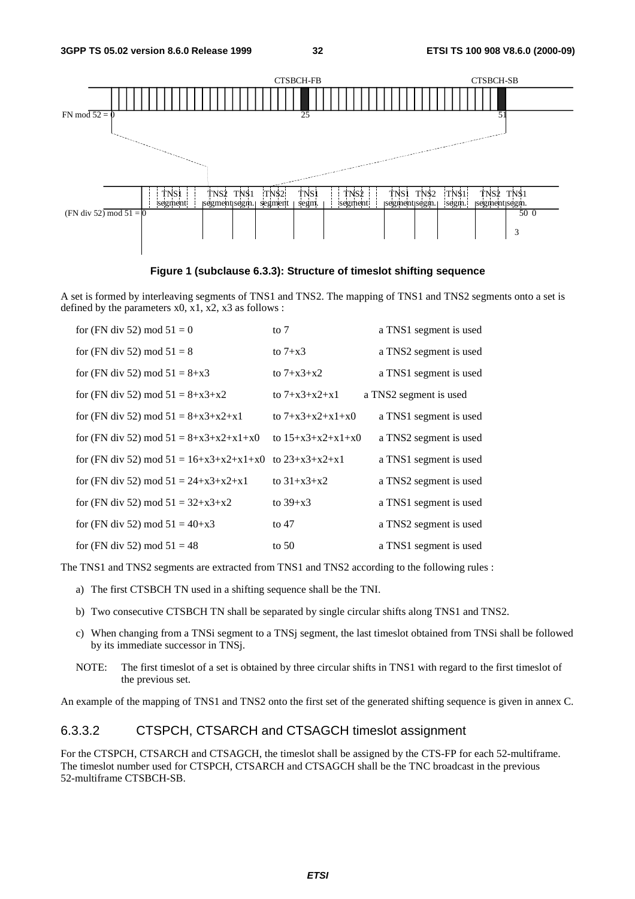**Figure 1 (subclause 6.3.3): Structure of timeslot shifting sequence**

A set is formed by interleaving segments of TNS1 and TNS2. The mapping of TNS1 and TNS2 segments onto a set is defined by the parameters x0, x1, x2, x3 as follows :

| | | |
|---|---|---|
| for (FN div 52) mod 51 = 0 | to 7 | a TNS1 segment is used |
| for (FN div 52) mod 51 = 8 | to 7+x3 | a TNS2 segment is used |
| for (FN div 52) mod 51 = 8+x3 | to 7+x3+x2 | a TNS1 segment is used |
| for (FN div 52) mod 51 = 8+x3+x2 | to 7+x3+x2+x1 | a TNS2 segment is used |
| for (FN div 52) mod 51 = 8+x3+x2+x1 | to 7+x3+x2+x1+x0 | a TNS1 segment is used |
| for (FN div 52) mod 51 = 8+x3+x2+x1+x0 | to 15+x3+x2+x1+x0 | a TNS2 segment is used |
| for (FN div 52) mod 51 = 16+x3+x2+x1+x0 | to 23+x3+x2+x1 | a TNS1 segment is used |
| for (FN div 52) mod 51 = 24+x3+x2+x1 | to 31+x3+x2 | a TNS2 segment is used |
| for (FN div 52) mod 51 = 32+x3+x2 | to 39+x3 | a TNS1 segment is used |
| for (FN div 52) mod 51 = 40+x3 | to 47 | a TNS2 segment is used |
| for (FN div 52) mod 51 = 48 | to 50 | a TNS1 segment is used |

The TNS1 and TNS2 segments are extracted from TNS1 and TNS2 according to the following rules :

a) The first CTSBCH TN used in a shifting sequence shall be the TNI.

b) Two consecutive CTSBCH TN shall be separated by single circular shifts along TNS1 and TNS2.

c) When changing from a TNSi segment to a TNSj segment, the last timeslot obtained from TNSi shall be followed by its immediate successor in TNSj.

NOTE: The first timeslot of a set is obtained by three circular shifts in TNS1 with regard to the first timeslot of the previous set.

An example of the mapping of TNS1 and TNS2 onto the first set of the generated shifting sequence is given in annex C.

### 6.3.3.2 CTSPCH, CTSARCH and CTSAGCH timeslot assignment

For the CTSPCH, CTSARCH and CTSAGCH, the timeslot shall be assigned by the CTS-FP for each 52-multiframe. The timeslot number used for CTSPCH, CTSARCH and CTSAGCH shall be the TNC broadcast in the previous 52-multiframe CTSBCH-SB.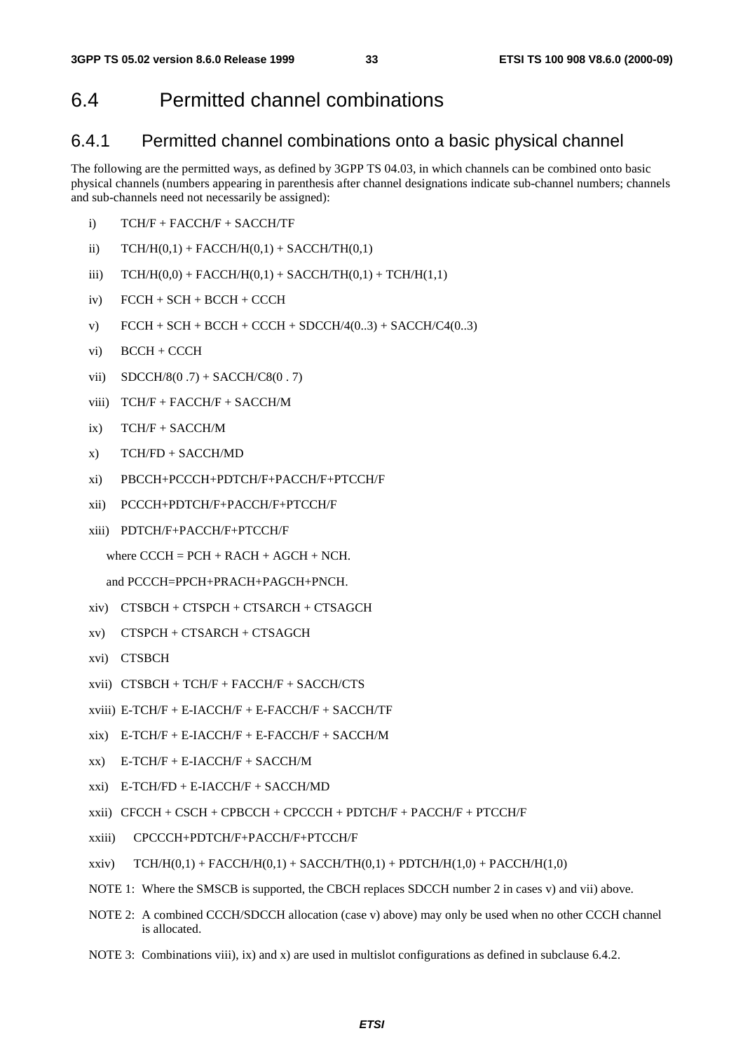## 6.4 Permitted channel combinations

### 6.4.1 Permitted channel combinations onto a basic physical channel

The following are the permitted ways, as defined by 3GPP TS 04.03, in which channels can be combined onto basic physical channels (numbers appearing in parenthesis after channel designations indicate sub-channel numbers; channels and sub-channels need not necessarily be assigned):

i) TCH/F + FACCH/F + SACCH/TF

ii) TCH/H(0,1) + FACCH/H(0,1) + SACCH/TH(0,1)

iii) TCH/H(0,0) + FACCH/H(0,1) + SACCH/TH(0,1) + TCH/H(1,1)

iv) FCCH + SCH + BCCH + CCCH

v) FCCH + SCH + BCCH + CCCH + SDCCH/4(0..3) + SACCH/C4(0..3)

vi) BCCH + CCCH

vii) SDCCH/8(0 .7) + SACCH/C8(0 . 7)

viii) TCH/F + FACCH/F + SACCH/M

ix) TCH/F + SACCH/M

x) TCH/FD + SACCH/MD

xi) PBCCH+PCCCH+PDTCH/F+PACCH/F+PTCCH/F

xii) PCCCH+PDTCH/F+PACCH/F+PTCCH/F

xiii) PDTCH/F+PACCH/F+PTCCH/F

where CCCH = PCH + RACH + AGCH + NCH.

and PCCCH=PPCH+PRACH+PAGCH+PNCH.

xiv) CTSBCH + CTSPCH + CTSARCH + CTSAGCH

xv) CTSPCH + CTSARCH + CTSAGCH

xvi) CTSBCH

xvii) CTSBCH + TCH/F + FACCH/F + SACCH/CTS

xviii) E-TCH/F + E-IACCH/F + E-FACCH/F + SACCH/TF

xix) E-TCH/F + E-IACCH/F + E-FACCH/F + SACCH/M

xx) E-TCH/F + E-IACCH/F + SACCH/M

xxi) E-TCH/FD + E-IACCH/F + SACCH/MD

xxii) CFCCH + CSCH + CPBCCH + CPCCCH + PDTCH/F + PACCH/F + PTCCH/F

xxiii) CPCCCH+PDTCH/F+PACCH/F+PTCCH/F

xxiv) TCH/H(0,1) + FACCH/H(0,1) + SACCH/TH(0,1) + PDTCH/H(1,0) + PACCH/H(1,0)

NOTE 1: Where the SMSCB is supported, the CBCH replaces SDCCH number 2 in cases v) and vii) above.

NOTE 2: A combined CCCH/SDCCH allocation (case v) above) may only be used when no other CCCH channel is allocated.

NOTE 3: Combinations viii), ix) and x) are used in multislot configurations as defined in subclause 6.4.2.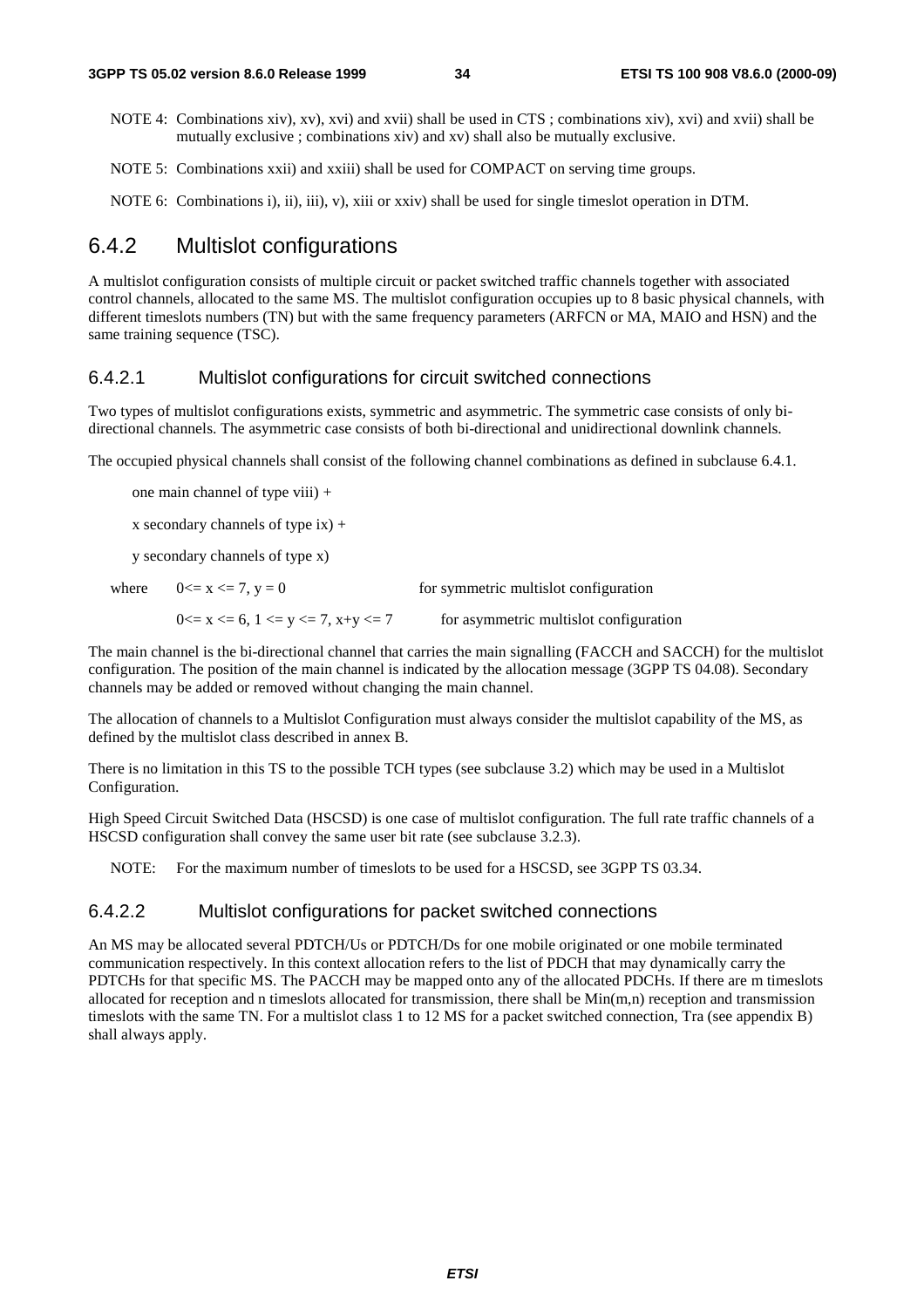NOTE 4: Combinations xiv), xv), xvi) and xvii) shall be used in CTS ; combinations xiv), xvi) and xvii) shall be mutually exclusive ; combinations xiv) and xv) shall also be mutually exclusive.

NOTE 5: Combinations xxii) and xxiii) shall be used for COMPACT on serving time groups.

NOTE 6: Combinations i), ii), iii), v), xiii or xxiv) shall be used for single timeslot operation in DTM.

## 6.4.2 Multislot configurations

A multislot configuration consists of multiple circuit or packet switched traffic channels together with associated control channels, allocated to the same MS. The multislot configuration occupies up to 8 basic physical channels, with different timeslots numbers (TN) but with the same frequency parameters (ARFCN or MA, MAIO and HSN) and the same training sequence (TSC).

### 6.4.2.1 Multislot configurations for circuit switched connections

Two types of multislot configurations exists, symmetric and asymmetric. The symmetric case consists of only bi-directional channels. The asymmetric case consists of both bi-directional and unidirectional downlink channels.

The occupied physical channels shall consist of the following channel combinations as defined in subclause 6.4.1.

one main channel of type viii) +

x secondary channels of type ix) +

y secondary channels of type x)

where $0 <= x <= 7$, $y = 0$ for symmetric multislot configuration

$0 <= x <= 6$, $1 <= y <= 7$, $x+y <= 7$ for asymmetric multislot configuration

The main channel is the bi-directional channel that carries the main signalling (FACCH and SACCH) for the multislot configuration. The position of the main channel is indicated by the allocation message (3GPP TS 04.08). Secondary channels may be added or removed without changing the main channel.

The allocation of channels to a Multislot Configuration must always consider the multislot capability of the MS, as defined by the multislot class described in annex B.

There is no limitation in this TS to the possible TCH types (see subclause 3.2) which may be used in a Multislot Configuration.

High Speed Circuit Switched Data (HSCSD) is one case of multislot configuration. The full rate traffic channels of a HSCSD configuration shall convey the same user bit rate (see subclause 3.2.3).

NOTE: For the maximum number of timeslots to be used for a HSCSD, see 3GPP TS 03.34.

### 6.4.2.2 Multislot configurations for packet switched connections

An MS may be allocated several PDTCH/Us or PDTCH/Ds for one mobile originated or one mobile terminated communication respectively. In this context allocation refers to the list of PDCH that may dynamically carry the PDTCHs for that specific MS. The PACCH may be mapped onto any of the allocated PDCHs. If there are m timeslots allocated for reception and n timeslots allocated for transmission, there shall be Min(m,n) reception and transmission timeslots with the same TN. For a multislot class 1 to 12 MS for a packet switched connection, Tra (see appendix B) shall always apply.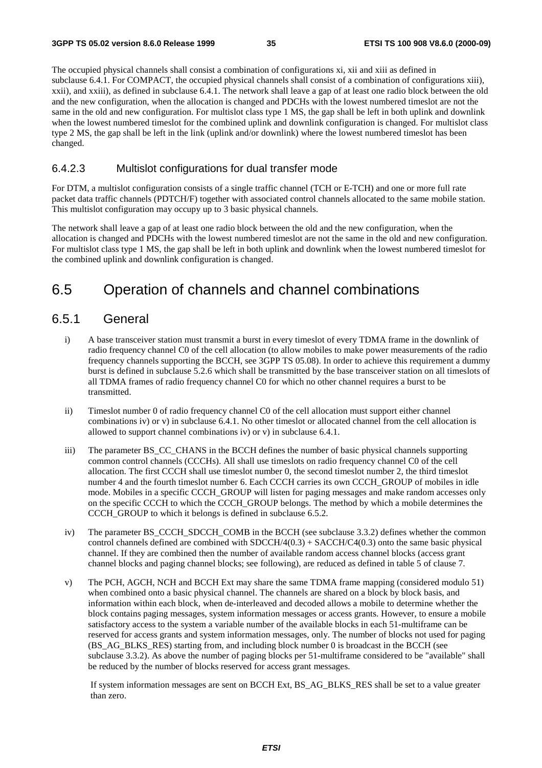The occupied physical channels shall consist a combination of configurations xi, xii and xiii as defined in subclause 6.4.1. For COMPACT, the occupied physical channels shall consist of a combination of configurations xiii), xxii), and xxiii), as defined in subclause 6.4.1. The network shall leave a gap of at least one radio block between the old and the new configuration, when the allocation is changed and PDCHs with the lowest numbered timeslot are not the same in the old and new configuration. For multislot class type 1 MS, the gap shall be left in both uplink and downlink when the lowest numbered timeslot for the combined uplink and downlink configuration is changed. For multislot class type 2 MS, the gap shall be left in the link (uplink and/or downlink) where the lowest numbered timeslot has been changed.

#### 6.4.2.3 Multislot configurations for dual transfer mode

For DTM, a multislot configuration consists of a single traffic channel (TCH or E-TCH) and one or more full rate packet data traffic channels (PDTCH/F) together with associated control channels allocated to the same mobile station. This multislot configuration may occupy up to 3 basic physical channels.

The network shall leave a gap of at least one radio block between the old and the new configuration, when the allocation is changed and PDCHs with the lowest numbered timeslot are not the same in the old and new configuration. For multislot class type 1 MS, the gap shall be left in both uplink and downlink when the lowest numbered timeslot for the combined uplink and downlink configuration is changed.

## 6.5 Operation of channels and channel combinations

### 6.5.1 General

i) A base transceiver station must transmit a burst in every timeslot of every TDMA frame in the downlink of radio frequency channel C0 of the cell allocation (to allow mobiles to make power measurements of the radio frequency channels supporting the BCCH, see 3GPP TS 05.08). In order to achieve this requirement a dummy burst is defined in subclause 5.2.6 which shall be transmitted by the base transceiver station on all timeslots of all TDMA frames of radio frequency channel C0 for which no other channel requires a burst to be transmitted.

ii) Timeslot number 0 of radio frequency channel C0 of the cell allocation must support either channel combinations iv) or v) in subclause 6.4.1. No other timeslot or allocated channel from the cell allocation is allowed to support channel combinations iv) or v) in subclause 6.4.1.

iii) The parameter BS_CC_CHANS in the BCCH defines the number of basic physical channels supporting common control channels (CCCHs). All shall use timeslots on radio frequency channel C0 of the cell allocation. The first CCCH shall use timeslot number 0, the second timeslot number 2, the third timeslot number 4 and the fourth timeslot number 6. Each CCCH carries its own CCCH_GROUP of mobiles in idle mode. Mobiles in a specific CCCH_GROUP will listen for paging messages and make random accesses only on the specific CCCH to which the CCCH_GROUP belongs. The method by which a mobile determines the CCCH_GROUP to which it belongs is defined in subclause 6.5.2.

iv) The parameter BS_CCCH_SDCCH_COMB in the BCCH (see subclause 3.3.2) defines whether the common control channels defined are combined with SDCCH/4(0.3) + SACCH/C4(0.3) onto the same basic physical channel. If they are combined then the number of available random access channel blocks (access grant channel blocks and paging channel blocks; see following), are reduced as defined in table 5 of clause 7.

v) The PCH, AGCH, NCH and BCCH Ext may share the same TDMA frame mapping (considered modulo 51) when combined onto a basic physical channel. The channels are shared on a block by block basis, and information within each block, when de-interleaved and decoded allows a mobile to determine whether the block contains paging messages, system information messages or access grants. However, to ensure a mobile satisfactory access to the system a variable number of the available blocks in each 51-multiframe can be reserved for access grants and system information messages, only. The number of blocks not used for paging (BS_AG_BLKS_RES) starting from, and including block number 0 is broadcast in the BCCH (see subclause 3.3.2). As above the number of paging blocks per 51-multiframe considered to be "available" shall be reduced by the number of blocks reserved for access grant messages.

   If system information messages are sent on BCCH Ext, BS_AG_BLKS_RES shall be set to a value greater than zero.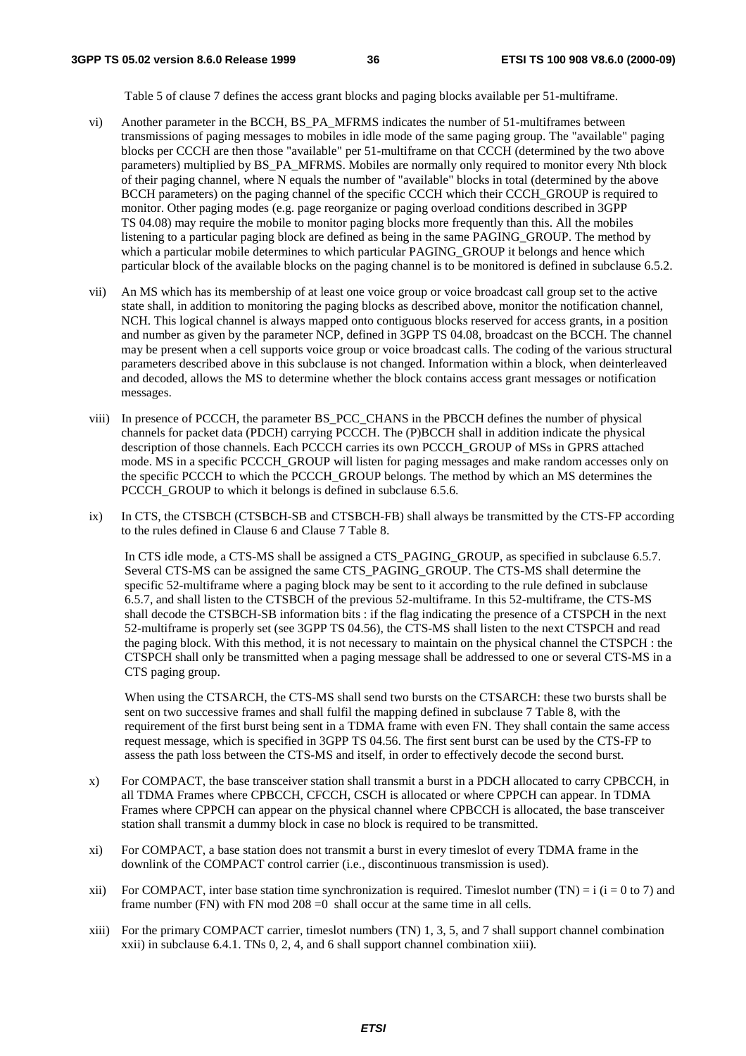Table 5 of clause 7 defines the access grant blocks and paging blocks available per 51-multiframe.

vi) Another parameter in the BCCH, BS_PA_MFRMS indicates the number of 51-multiframes between transmissions of paging messages to mobiles in idle mode of the same paging group. The "available" paging blocks per CCCH are then those "available" per 51-multiframe on that CCCH (determined by the two above parameters) multiplied by BS_PA_MFRMS. Mobiles are normally only required to monitor every Nth block of their paging channel, where N equals the number of "available" blocks in total (determined by the above BCCH parameters) on the paging channel of the specific CCCH which their CCCH_GROUP is required to monitor. Other paging modes (e.g. page reorganize or paging overload conditions described in 3GPP TS 04.08) may require the mobile to monitor paging blocks more frequently than this. All the mobiles listening to a particular paging block are defined as being in the same PAGING_GROUP. The method by which a particular mobile determines to which particular PAGING_GROUP it belongs and hence which particular block of the available blocks on the paging channel is to be monitored is defined in subclause 6.5.2.

vii) An MS which has its membership of at least one voice group or voice broadcast call group set to the active state shall, in addition to monitoring the paging blocks as described above, monitor the notification channel, NCH. This logical channel is always mapped onto contiguous blocks reserved for access grants, in a position and number as given by the parameter NCP, defined in 3GPP TS 04.08, broadcast on the BCCH. The channel may be present when a cell supports voice group or voice broadcast calls. The coding of the various structural parameters described above in this subclause is not changed. Information within a block, when deinterleaved and decoded, allows the MS to determine whether the block contains access grant messages or notification messages.

viii) In presence of PCCCH, the parameter BS_PCC_CHANS in the PBCCH defines the number of physical channels for packet data (PDCH) carrying PCCCH. The (P)BCCH shall in addition indicate the physical description of those channels. Each PCCCH carries its own PCCCH_GROUP of MSs in GPRS attached mode. MS in a specific PCCCH_GROUP will listen for paging messages and make random accesses only on the specific PCCCH to which the PCCCH_GROUP belongs. The method by which an MS determines the PCCCH_GROUP to which it belongs is defined in subclause 6.5.6.

ix) In CTS, the CTSBCH (CTSBCH-SB and CTSBCH-FB) shall always be transmitted by the CTS-FP according to the rules defined in Clause 6 and Clause 7 Table 8.

In CTS idle mode, a CTS-MS shall be assigned a CTS_PAGING_GROUP, as specified in subclause 6.5.7. Several CTS-MS can be assigned the same CTS_PAGING_GROUP. The CTS-MS shall determine the specific 52-multiframe where a paging block may be sent to it according to the rule defined in subclause 6.5.7, and shall listen to the CTSBCH of the previous 52-multiframe. In this 52-multiframe, the CTS-MS shall decode the CTSBCH-SB information bits : if the flag indicating the presence of a CTSPCH in the next 52-multiframe is properly set (see 3GPP TS 04.56), the CTS-MS shall listen to the next CTSPCH and read the paging block. With this method, it is not necessary to maintain on the physical channel the CTSPCH : the CTSPCH shall only be transmitted when a paging message shall be addressed to one or several CTS-MS in a CTS paging group.

When using the CTSARCH, the CTS-MS shall send two bursts on the CTSARCH: these two bursts shall be sent on two successive frames and shall fulfil the mapping defined in subclause 7 Table 8, with the requirement of the first burst being sent in a TDMA frame with even FN. They shall contain the same access request message, which is specified in 3GPP TS 04.56. The first sent burst can be used by the CTS-FP to assess the path loss between the CTS-MS and itself, in order to effectively decode the second burst.

x) For COMPACT, the base transceiver station shall transmit a burst in a PDCH allocated to carry CPBCCH, in all TDMA Frames where CPBCCH, CFCCH, CSCH is allocated or where CPPCH can appear. In TDMA Frames where CPPCH can appear on the physical channel where CPBCCH is allocated, the base transceiver station shall transmit a dummy block in case no block is required to be transmitted.

xi) For COMPACT, a base station does not transmit a burst in every timeslot of every TDMA frame in the downlink of the COMPACT control carrier (i.e., discontinuous transmission is used).

xii) For COMPACT, inter base station time synchronization is required. Timeslot number (TN) = i (i = 0 to 7) and frame number (FN) with FN mod 208 =0 shall occur at the same time in all cells.

xiii) For the primary COMPACT carrier, timeslot numbers (TN) 1, 3, 5, and 7 shall support channel combination xxii) in subclause 6.4.1. TNs 0, 2, 4, and 6 shall support channel combination xiii).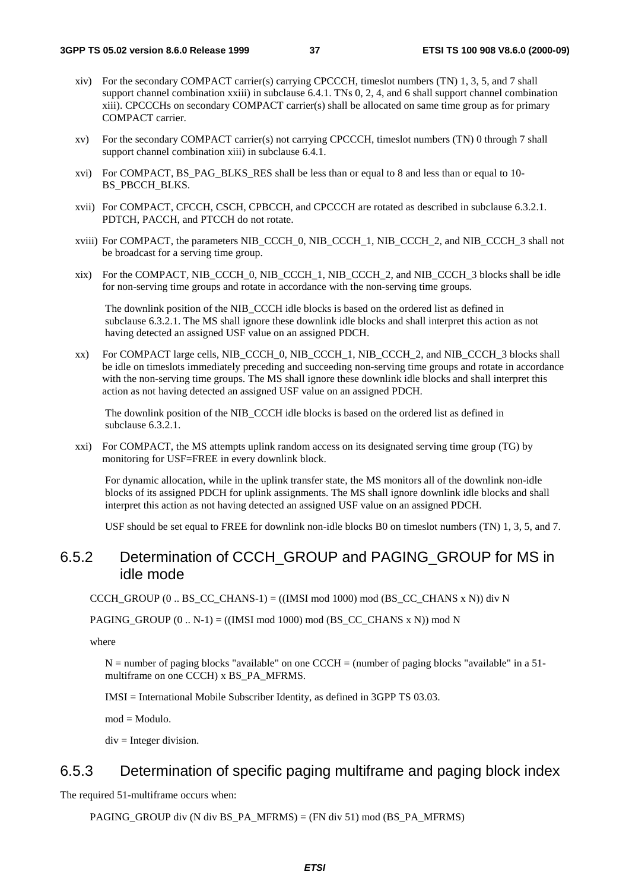- xiv) For the secondary COMPACT carrier(s) carrying CPCCCH, timeslot numbers (TN) 1, 3, 5, and 7 shall support channel combination xxiii) in subclause 6.4.1. TNs 0, 2, 4, and 6 shall support channel combination xiii). CPCCCHs on secondary COMPACT carrier(s) shall be allocated on same time group as for primary COMPACT carrier.

- xv) For the secondary COMPACT carrier(s) not carrying CPCCCH, timeslot numbers (TN) 0 through 7 shall support channel combination xiii) in subclause 6.4.1.

- xvi) For COMPACT, BS_PAG_BLKS_RES shall be less than or equal to 8 and less than or equal to 10-BS_PBCCH_BLKS.

- xvii) For COMPACT, CFCCH, CSCH, CPBCCH, and CPCCCH are rotated as described in subclause 6.3.2.1. PDTCH, PACCH, and PTCCH do not rotate.

- xviii) For COMPACT, the parameters NIB_CCCH_0, NIB_CCCH_1, NIB_CCCH_2, and NIB_CCCH_3 shall not be broadcast for a serving time group.

- xix) For the COMPACT, NIB_CCCH_0, NIB_CCCH_1, NIB_CCCH_2, and NIB_CCCH_3 blocks shall be idle for non-serving time groups and rotate in accordance with the non-serving time groups.

  The downlink position of the NIB_CCCH idle blocks is based on the ordered list as defined in subclause 6.3.2.1. The MS shall ignore these downlink idle blocks and shall interpret this action as not having detected an assigned USF value on an assigned PDCH.

- xx) For COMPACT large cells, NIB_CCCH_0, NIB_CCCH_1, NIB_CCCH_2, and NIB_CCCH_3 blocks shall be idle on timeslots immediately preceding and succeeding non-serving time groups and rotate in accordance with the non-serving time groups. The MS shall ignore these downlink idle blocks and shall interpret this action as not having detected an assigned USF value on an assigned PDCH.

  The downlink position of the NIB_CCCH idle blocks is based on the ordered list as defined in subclause 6.3.2.1.

- xxi) For COMPACT, the MS attempts uplink random access on its designated serving time group (TG) by monitoring for USF=FREE in every downlink block.

  For dynamic allocation, while in the uplink transfer state, the MS monitors all of the downlink non-idle blocks of its assigned PDCH for uplink assignments. The MS shall ignore downlink idle blocks and shall interpret this action as not having detected an assigned USF value on an assigned PDCH.

  USF should be set equal to FREE for downlink non-idle blocks B0 on timeslot numbers (TN) 1, 3, 5, and 7.

## 6.5.2 Determination of CCCH_GROUP and PAGING_GROUP for MS in idle mode

CCCH_GROUP (0 .. BS_CC_CHANS-1) = ((IMSI mod 1000) mod (BS_CC_CHANS x N)) div N

PAGING_GROUP (0 .. N-1) = ((IMSI mod 1000) mod (BS_CC_CHANS x N)) mod N

where

N = number of paging blocks "available" on one CCCH = (number of paging blocks "available" in a 51-multiframe on one CCCH) x BS_PA_MFRMS.

IMSI = International Mobile Subscriber Identity, as defined in 3GPP TS 03.03.

mod = Modulo.

div = Integer division.

## 6.5.3 Determination of specific paging multiframe and paging block index

The required 51-multiframe occurs when:

PAGING_GROUP div (N div BS_PA_MFRMS) = (FN div 51) mod (BS_PA_MFRMS)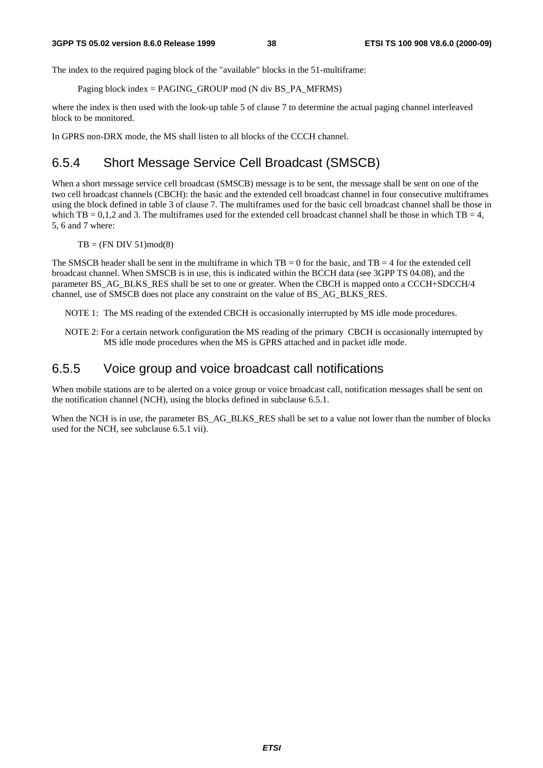The index to the required paging block of the "available" blocks in the 51-multiframe:

Paging block index = PAGING_GROUP mod (N div BS_PA_MFRMS)

where the index is then used with the look-up table 5 of clause 7 to determine the actual paging channel interleaved block to be monitored.

In GPRS non-DRX mode, the MS shall listen to all blocks of the CCCH channel.

### 6.5.4 Short Message Service Cell Broadcast (SMSCB)

When a short message service cell broadcast (SMSCB) message is to be sent, the message shall be sent on one of the two cell broadcast channels (CBCH): the basic and the extended cell broadcast channel in four consecutive multiframes using the block defined in table 3 of clause 7. The multiframes used for the basic cell broadcast channel shall be those in which TB = 0,1,2 and 3. The multiframes used for the extended cell broadcast channel shall be those in which TB = 4, 5, 6 and 7 where:

TB = (FN DIV 51)mod(8)

The SMSCB header shall be sent in the multiframe in which TB = 0 for the basic, and TB = 4 for the extended cell broadcast channel. When SMSCB is in use, this is indicated within the BCCH data (see 3GPP TS 04.08), and the parameter BS_AG_BLKS_RES shall be set to one or greater. When the CBCH is mapped onto a CCCH+SDCCH/4 channel, use of SMSCB does not place any constraint on the value of BS_AG_BLKS_RES.

NOTE 1: The MS reading of the extended CBCH is occasionally interrupted by MS idle mode procedures.

NOTE 2: For a certain network configuration the MS reading of the primary CBCH is occasionally interrupted by MS idle mode procedures when the MS is GPRS attached and in packet idle mode.

### 6.5.5 Voice group and voice broadcast call notifications

When mobile stations are to be alerted on a voice group or voice broadcast call, notification messages shall be sent on the notification channel (NCH), using the blocks defined in subclause 6.5.1.

When the NCH is in use, the parameter BS_AG_BLKS_RES shall be set to a value not lower than the number of blocks used for the NCH, see subclause 6.5.1 vii).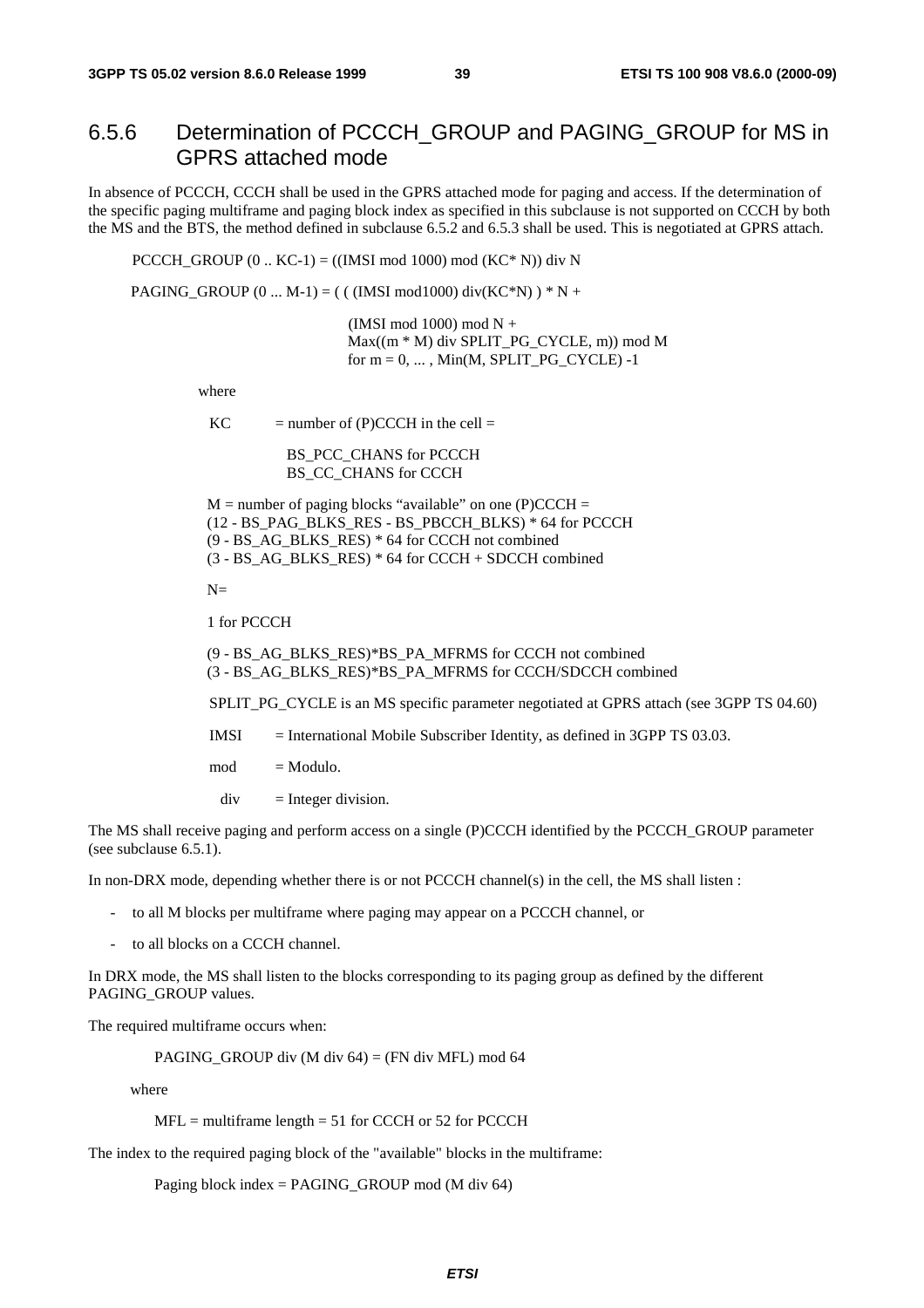### 6.5.6 Determination of PCCCH_GROUP and PAGING_GROUP for MS in GPRS attached mode

In absence of PCCCH, CCCH shall be used in the GPRS attached mode for paging and access. If the determination of the specific paging multiframe and paging block index as specified in this subclause is not supported on CCCH by both the MS and the BTS, the method defined in subclause 6.5.2 and 6.5.3 shall be used. This is negotiated at GPRS attach.

PCCCH_GROUP (0 .. KC-1) = ((IMSI mod 1000) mod (KC* N)) div N

PAGING_GROUP (0 ... M-1) = ( ( (IMSI mod1000) div(KC*N) ) * N +
(IMSI mod 1000) mod N +
Max((m * M) div SPLIT_PG_CYCLE, m)) mod M
for m = 0, ... , Min(M, SPLIT_PG_CYCLE) -1

where

KC = number of (P)CCCH in the cell =
BS_PCC_CHANS for PCCCH
BS_CC_CHANS for CCCH

M = number of paging blocks "available" on one (P)CCCH =
(12 - BS_PAG_BLKS_RES - BS_PBCCH_BLKS) * 64 for PCCCH
(9 - BS_AG_BLKS_RES) * 64 for CCCH not combined
(3 - BS_AG_BLKS_RES) * 64 for CCCH + SDCCH combined

N=

1 for PCCCH

(9 - BS_AG_BLKS_RES)*BS_PA_MFRMS for CCCH not combined
(3 - BS_AG_BLKS_RES)*BS_PA_MFRMS for CCCH/SDCCH combined

SPLIT_PG_CYCLE is an MS specific parameter negotiated at GPRS attach (see 3GPP TS 04.60)

IMSI = International Mobile Subscriber Identity, as defined in 3GPP TS 03.03.

mod = Modulo.

div = Integer division.

The MS shall receive paging and perform access on a single (P)CCCH identified by the PCCCH_GROUP parameter (see subclause 6.5.1).

In non-DRX mode, depending whether there is or not PCCCH channel(s) in the cell, the MS shall listen :

- to all M blocks per multiframe where paging may appear on a PCCCH channel, or
- to all blocks on a CCCH channel.

In DRX mode, the MS shall listen to the blocks corresponding to its paging group as defined by the different PAGING_GROUP values.

The required multiframe occurs when:

PAGING_GROUP div (M div 64) = (FN div MFL) mod 64

where

MFL = multiframe length = 51 for CCCH or 52 for PCCCH

The index to the required paging block of the "available" blocks in the multiframe:

Paging block index = PAGING_GROUP mod (M div 64)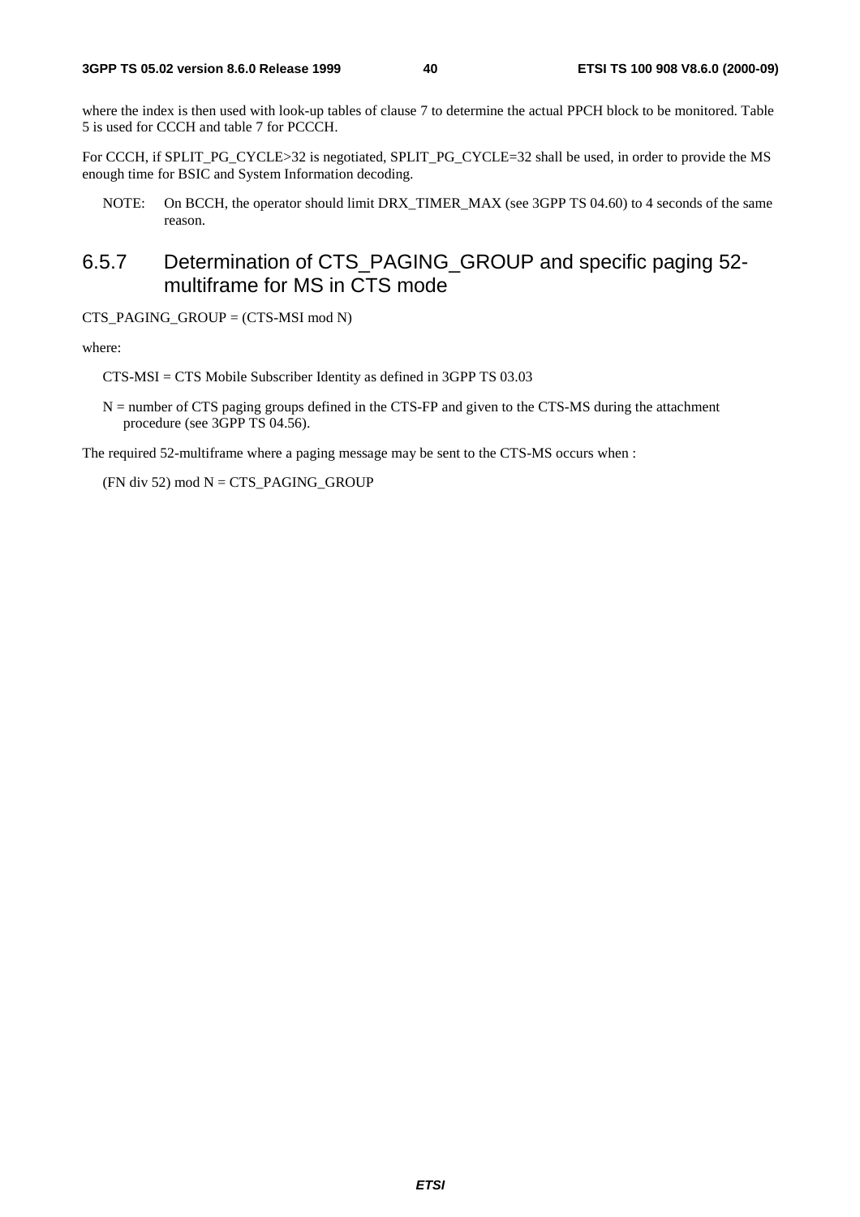where the index is then used with look-up tables of clause 7 to determine the actual PPCH block to be monitored. Table 5 is used for CCCH and table 7 for PCCCH.

For CCCH, if SPLIT_PG_CYCLE>32 is negotiated, SPLIT_PG_CYCLE=32 shall be used, in order to provide the MS enough time for BSIC and System Information decoding.

NOTE: On BCCH, the operator should limit DRX_TIMER_MAX (see 3GPP TS 04.60) to 4 seconds of the same reason.

### 6.5.7 Determination of CTS_PAGING_GROUP and specific paging 52-multiframe for MS in CTS mode

CTS_PAGING_GROUP = (CTS-MSI mod N)

where:

CTS-MSI = CTS Mobile Subscriber Identity as defined in 3GPP TS 03.03

N = number of CTS paging groups defined in the CTS-FP and given to the CTS-MS during the attachment procedure (see 3GPP TS 04.56).

The required 52-multiframe where a paging message may be sent to the CTS-MS occurs when :

(FN div 52) mod N = CTS_PAGING_GROUP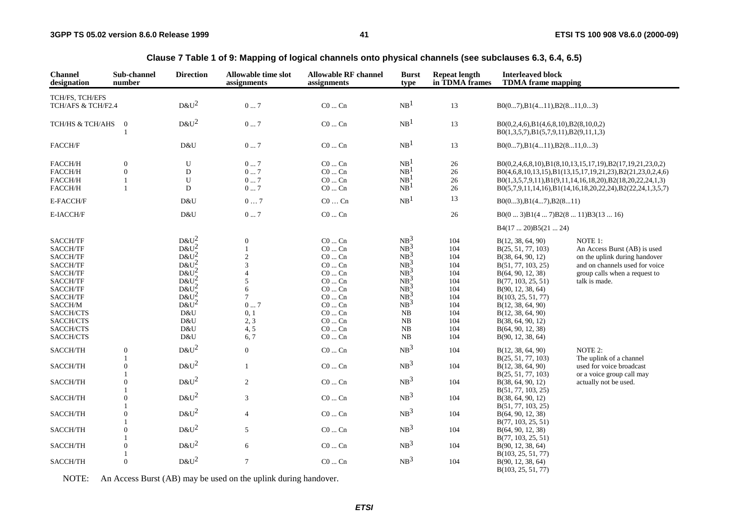**Clause 7 Table 1 of 9: Mapping of logical channels onto physical channels (see subclauses 6.3, 6.4, 6.5)**

| Channel designation | Sub-channel number | Direction | Allowable time slot assignments | Allowable RF channel assignments | Burst type | Repeat length in TDMA frames | Interleaved block TDMA frame mapping | |
|---|---|---|---|---|---|---|---|---|
| TCH/FS, TCH/EFS TCH/AFS & TCH/F2.4 | | D&U[2] | 0 ... 7 | C0 ... Cn | NB[1] | 13 | B0(0...7),B1(4...11),B2(8...11,0...3) | |
| TCH/HS & TCH/AHS | 0 | D&U[2] | 0 ... 7 | C0 ... Cn | NB[1] | 13 | B0(0,2,4,6),B1(4,6,8,10),B2(8,10,0,2) | |
| | 1 | | | | | | B0(1,3,5,7),B1(5,7,9,11),B2(9,11,1,3) | |
| FACCH/F | | D&U | 0 ... 7 | C0 ... Cn | NB[1] | 13 | B0(0...7),B1(4...11),B2(8...11,0...3) | |
| FACCH/H | 0 | U | 0 ... 7 | C0 ... Cn | NB[1] | 26 | B0(0,2,4,6,8,10),B1(8,10,13,15,17,19),B2(17,19,21,23,0,2) | |
| FACCH/H | 0 | D | 0 ... 7 | C0 ... Cn | NB[1] | 26 | B0(4,6,8,10,13,15),B1(13,15,17,19,21,23),B2(21,23,0,2,4,6) | |
| FACCH/H | 1 | U | 0 ... 7 | C0 ... Cn | NB[1] | 26 | B0(1,3,5,7,9,11),B1(9,11,14,16,18,20),B2(18,20,22,24,1,3) | |
| FACCH/H | 1 | D | 0 ... 7 | C0 ... Cn | NB[1] | 26 | B0(5,7,9,11,14,16),B1(14,16,18,20,22,24),B2(22,24,1,3,5,7) | |
| E-FACCH/F | | D&U | 0 … 7 | C0 … Cn | NB[1] | 13 | B0(0...3),B1(4...7),B2(8...11) | |
| E-IACCH/F | | D&U | 0 ... 7 | C0 ... Cn | | 26 | B0(0 ... 3)B1(4 ... 7)B2(8 ... 11)B3(13 ... 16) | |
| | | | | | | | B4(17 ... 20)B5(21 ... 24) | |
| SACCH/TF | | D&U[2] | 0 | C0 ... Cn | NB[3] | 104 | B(12, 38, 64, 90) | NOTE 1: An Access Burst (AB) is used on the uplink during handover and on channels used for voice broadcast group calls when a request to talk is made. |
| SACCH/TF | | D&U[2] | 1 | C0 ... Cn | NB[3] | 104 | B(25, 51, 77, 103) | |
| SACCH/TF | | D&U[2] | 2 | C0 ... Cn | NB[3] | 104 | B(38, 64, 90, 12) | |
| SACCH/TF | | D&U[2] | 3 | C0 ... Cn | NB[3] | 104 | B(51, 77, 103, 25) | |
| SACCH/TF | | D&U[2] | 4 | C0 ... Cn | NB[3] | 104 | B(64, 90, 12, 38) | |
| SACCH/TF | | D&U[2] | 5 | C0 ... Cn | NB[3] | 104 | B(77, 103, 25, 51) | |
| SACCH/TF | | D&U[2] | 6 | C0 ... Cn | NB[3] | 104 | B(90, 12, 38, 64) | |
| SACCH/TF | | D&U[2] | 7 | C0 ... Cn | NB[3] | 104 | B(103, 25, 51, 77) | |
| SACCH/M | | D&U[2] | 0 ... 7 | C0 ... Cn | NB[3] | 104 | B(12, 38, 64, 90) | |
| SACCH/CTS | | D&U | 0, 1 | C0 ... Cn | NB | 104 | B(12, 38, 64, 90) | |
| SACCH/CTS | | D&U | 2, 3 | C0 ... Cn | NB | 104 | B(38, 64, 90, 12) | |
| SACCH/CTS | | D&U | 4, 5 | C0 ... Cn | NB | 104 | B(64, 90, 12, 38) | |
| SACCH/CTS | | D&U | 6, 7 | C0 ... Cn | NB | 104 | B(90, 12, 38, 64) | |
| SACCH/TH | 0 | D&U[2] | 0 | C0 ... Cn | NB[3] | 104 | B(12, 38, 64, 90) | NOTE 2: The uplink of a channel used for voice broadcast or a voice group call may actually not be used. |
| | 1 | | | | | | B(25, 51, 77, 103) | |
| SACCH/TH | 0 | D&U[2] | 1 | C0 ... Cn | NB[3] | 104 | B(12, 38, 64, 90) | |
| | 1 | | | | | | B(25, 51, 77, 103) | |
| SACCH/TH | 0 | D&U[2] | 2 | C0 ... Cn | NB[3] | 104 | B(38, 64, 90, 12) | |
| | 1 | | | | | | B(51, 77, 103, 25) | |
| SACCH/TH | 0 | D&U[2] | 3 | C0 ... Cn | NB[3] | 104 | B(38, 64, 90, 12) | |
| | 1 | | | | | | B(51, 77, 103, 25) | |
| SACCH/TH | 0 | D&U[2] | 4 | C0 ... Cn | NB[3] | 104 | B(64, 90, 12, 38) | |
| | 1 | | | | | | B(77, 103, 25, 51) | |
| SACCH/TH | 0 | D&U[2] | 5 | C0 ... Cn | NB[3] | 104 | B(64, 90, 12, 38) | |
| | 1 | | | | | | B(77, 103, 25, 51) | |
| SACCH/TH | 0 | D&U[2] | 6 | C0 ... Cn | NB[3] | 104 | B(90, 12, 38, 64) | |
| | 1 | | | | | | B(103, 25, 51, 77) | |
| SACCH/TH | 0 | D&U[2] | 7 | C0 ... Cn | NB[3] | 104 | B(90, 12, 38, 64) | |
| | 1 | | | | | | B(103, 25, 51, 77) | |

NOTE: An Access Burst (AB) may be used on the uplink during handover.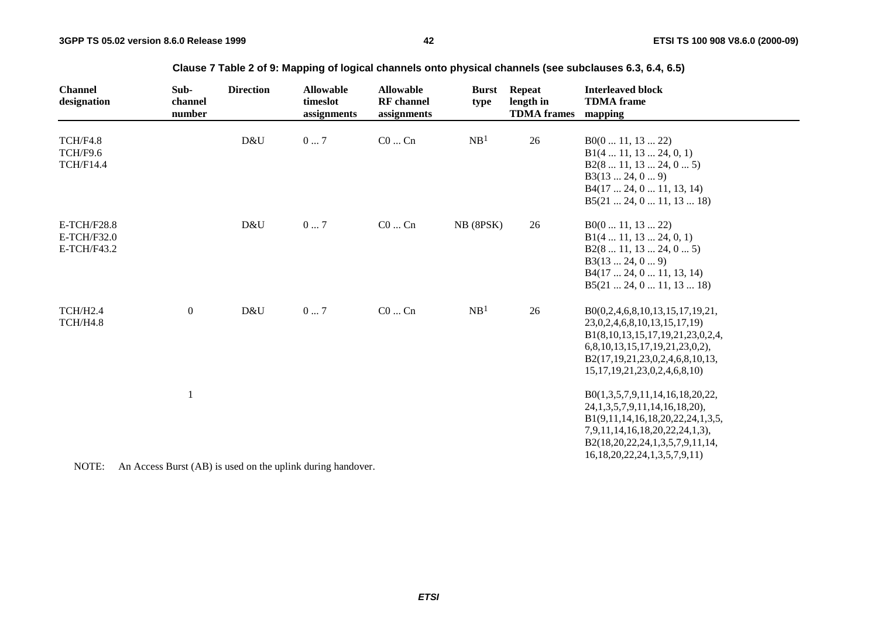**Clause 7 Table 2 of 9: Mapping of logical channels onto physical channels (see subclauses 6.3, 6.4, 6.5)**

| Channel designation | Sub-channel number | Direction | Allowable timeslot assignments | Allowable RF channel assignments | Burst type | Repeat length in TDMA frames | Interleaved block TDMA frame mapping |
|---|---|---|---|---|---|---|---|
| TCH/F4.8<br>TCH/F9.6<br>TCH/F14.4 | | D&U | 0 ... 7 | C0 ... Cn | NB[1] | 26 | B0(0 ... 11, 13 ... 22)<br>B1(4 ... 11, 13 ... 24, 0, 1)<br>B2(8 ... 11, 13 ... 24, 0 ... 5)<br>B3(13 ... 24, 0 ... 9)<br>B4(17 ... 24, 0 ... 11, 13, 14)<br>B5(21 ... 24, 0 ... 11, 13 ... 18) |
| E-TCH/F28.8<br>E-TCH/F32.0<br>E-TCH/F43.2 | | D&U | 0 ... 7 | C0 ... Cn | NB (8PSK) | 26 | B0(0 ... 11, 13 ... 22)<br>B1(4 ... 11, 13 ... 24, 0, 1)<br>B2(8 ... 11, 13 ... 24, 0 ... 5)<br>B3(13 ... 24, 0 ... 9)<br>B4(17 ... 24, 0 ... 11, 13, 14)<br>B5(21 ... 24, 0 ... 11, 13 ... 18) |
| TCH/H2.4<br>TCH/H4.8 | 0 | D&U | 0 ... 7 | C0 ... Cn | NB[1] | 26 | B0(0,2,4,6,8,10,13,15,17,19,21, 23,0,2,4,6,8,10,13,15,17,19)<br>B1(8,10,13,15,17,19,21,23,0,2,4, 6,8,10,13,15,17,19,21,23,0,2),<br>B2(17,19,21,23,0,2,4,6,8,10,13, 15,17,19,21,23,0,2,4,6,8,10) |
| | 1 | | | | | | B0(1,3,5,7,9,11,14,16,18,20,22, 24,1,3,5,7,9,11,14,16,18,20),<br>B1(9,11,14,16,18,20,22,24,1,3,5, 7,9,11,14,16,18,20,22,24,1,3),<br>B2(18,20,22,24,1,3,5,7,9,11,14, 16,18,20,22,24,1,3,5,7,9,11) |

NOTE: An Access Burst (AB) is used on the uplink during handover.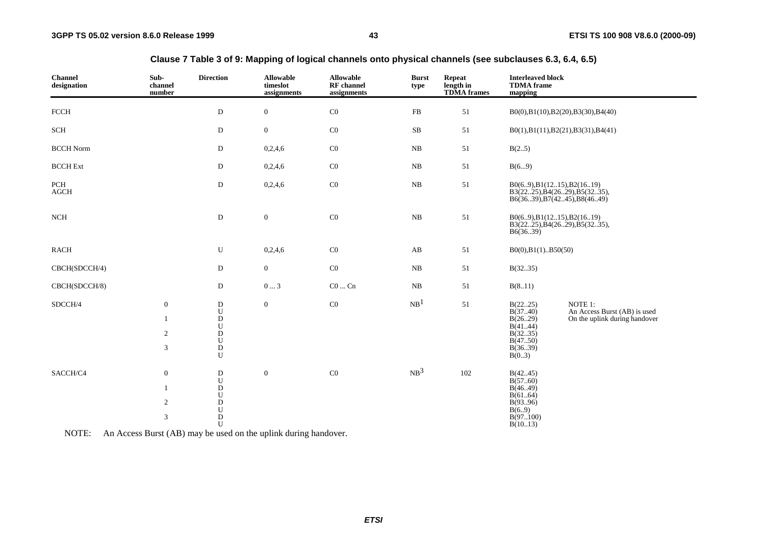**Clause 7 Table 3 of 9: Mapping of logical channels onto physical channels (see subclauses 6.3, 6.4, 6.5)**

| Channel designation | Sub-channel number | Direction | Allowable timeslot assignments | Allowable RF channel assignments | Burst type | Repeat length in TDMA frames | Interleaved block TDMA frame mapping | |
|---|---|---|---|---|---|---|---|---|
| FCCH | | D | 0 | C0 | FB | 51 | B0(0),B1(10),B2(20),B3(30),B4(40) | |
| SCH | | D | 0 | C0 | SB | 51 | B0(1),B1(11),B2(21),B3(31),B4(41) | |
| BCCH Norm | | D | 0,2,4,6 | C0 | NB | 51 | B(2..5) | |
| BCCH Ext | | D | 0,2,4,6 | C0 | NB | 51 | B(6...9) | |
| PCH AGCH | | D | 0,2,4,6 | C0 | NB | 51 | B0(6..9),B1(12..15),B2(16..19) B3(22..25),B4(26..29),B5(32..35), B6(36..39),B7(42..45),B8(46..49) | |
| NCH | | D | 0 | C0 | NB | 51 | B0(6..9),B1(12..15),B2(16..19) B3(22..25),B4(26..29),B5(32..35), B6(36..39) | |
| RACH | | U | 0,2,4,6 | C0 | AB | 51 | B0(0),B1(1)..B50(50) | |
| CBCH(SDCCH/4) | | D | 0 | C0 | NB | 51 | B(32..35) | |
| CBCH(SDCCH/8) | | D | 0 ... 3 | C0 ... Cn | NB | 51 | B(8..11) | |
| SDCCH/4 | 0 | D | 0 | C0 | NB[1] | 51 | B(22..25) | NOTE 1: |
| | | U | | | | | B(37..40) | An Access Burst (AB) is used |
| | 1 | D | | | | | B(26..29) | On the uplink during handover |
| | | U | | | | | B(41..44) | |
| | 2 | D | | | | | B(32..35) | |
| | | U | | | | | B(47..50) | |
| | 3 | D | | | | | B(36..39) | |
| | | U | | | | | B(0..3) | |
| SACCH/C4 | 0 | D | 0 | C0 | NB[3] | 102 | B(42..45) | |
| | | U | | | | | B(57..60) | |
| | 1 | D | | | | | B(46..49) | |
| | | U | | | | | B(61..64) | |
| | 2 | D | | | | | B(93..96) | |
| | | U | | | | | B(6..9) | |
| | 3 | D | | | | | B(97..100) | |
| | | U | | | | | B(10..13) | |

NOTE: An Access Burst (AB) may be used on the uplink during handover.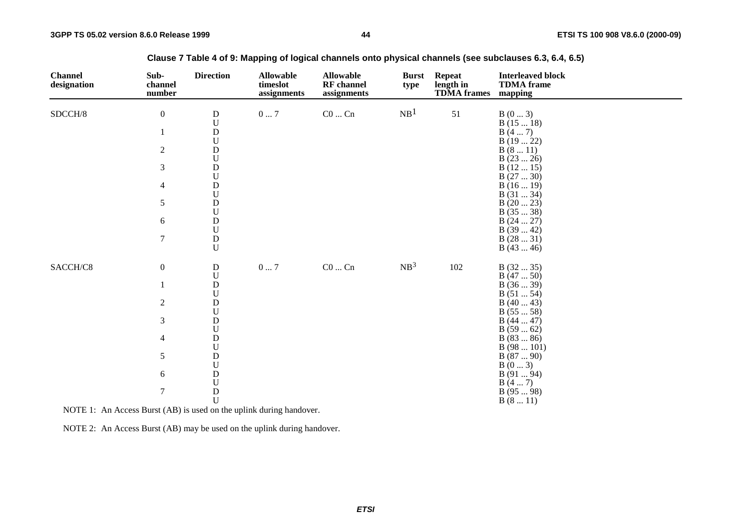**Clause 7 Table 4 of 9: Mapping of logical channels onto physical channels (see subclauses 6.3, 6.4, 6.5)**

| Channel designation | Sub-channel number | Direction | Allowable timeslot assignments | Allowable RF channel assignments | Burst type | Repeat length in TDMA frames | Interleaved block TDMA frame mapping |
|---|---|---|---|---|---|---|---|
| SDCCH/8 | 0 | D | 0 ... 7 | C0 ... Cn | NB[1] | 51 | B (0 ... 3) |
| | | U | | | | | B (15 ... 18) |
| | 1 | D | | | | | B (4 ... 7) |
| | | U | | | | | B (19 ... 22) |
| | 2 | D | | | | | B (8 ... 11) |
| | | U | | | | | B (23 ... 26) |
| | 3 | D | | | | | B (12 ... 15) |
| | | U | | | | | B (27 ... 30) |
| | 4 | D | | | | | B (16 ... 19) |
| | | U | | | | | B (31 ... 34) |
| | 5 | D | | | | | B (20 ... 23) |
| | | U | | | | | B (35 ... 38) |
| | 6 | D | | | | | B (24 ... 27) |
| | | U | | | | | B (39 ... 42) |
| | 7 | D | | | | | B (28 ... 31) |
| | | U | | | | | B (43 ... 46) |
| SACCH/C8 | 0 | D | 0 ... 7 | C0 ... Cn | NB[3] | 102 | B (32 ... 35) |
| | | U | | | | | B (47 ... 50) |
| | 1 | D | | | | | B (36 ... 39) |
| | | U | | | | | B (51 ... 54) |
| | 2 | D | | | | | B (40 ... 43) |
| | | U | | | | | B (55 ... 58) |
| | 3 | D | | | | | B (44 ... 47) |
| | | U | | | | | B (59 ... 62) |
| | 4 | D | | | | | B (83 ... 86) |
| | | U | | | | | B (98 ... 101) |
| | 5 | D | | | | | B (87 ... 90) |
| | | U | | | | | B (0 ... 3) |
| | 6 | D | | | | | B (91 ... 94) |
| | | U | | | | | B (4 ... 7) |
| | 7 | D | | | | | B (95 ... 98) |
| | | U | | | | | B (8 ... 11) |

NOTE 1: An Access Burst (AB) is used on the uplink during handover.

NOTE 2: An Access Burst (AB) may be used on the uplink during handover.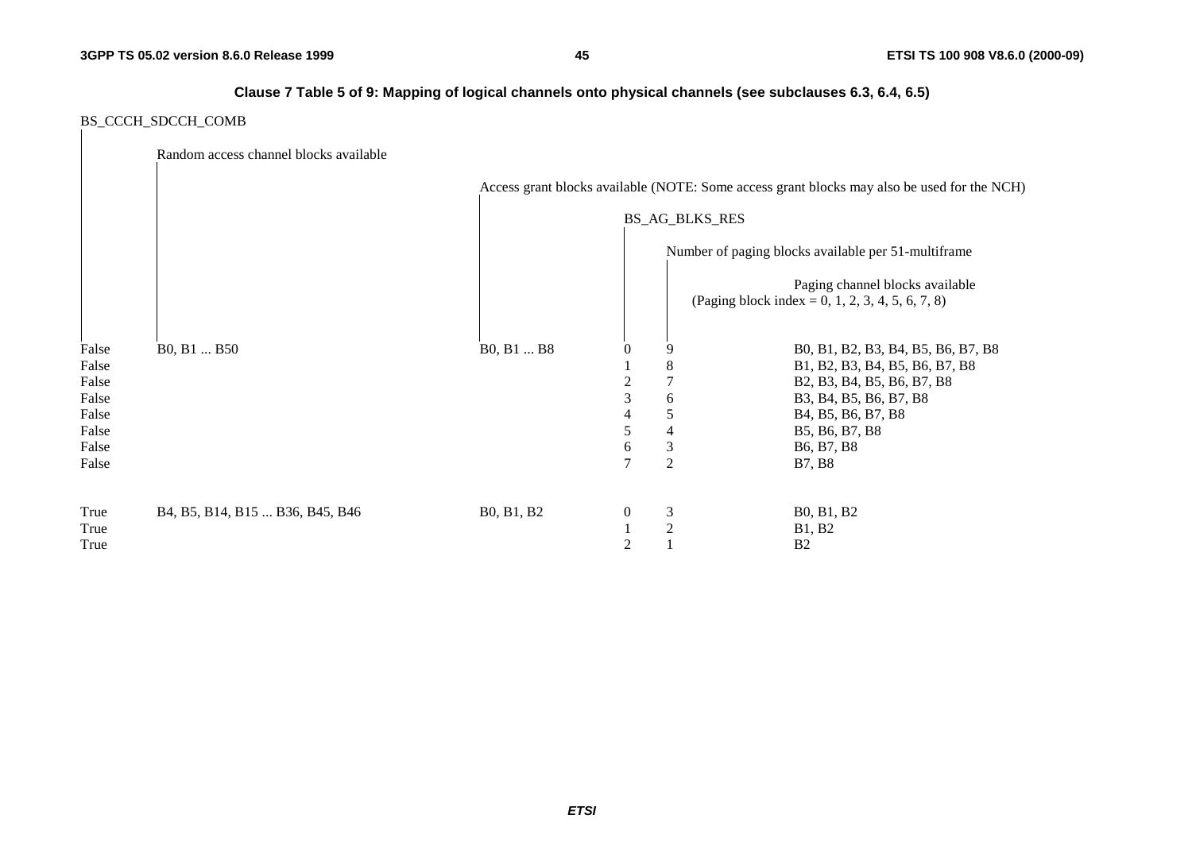**Clause 7 Table 5 of 9: Mapping of logical channels onto physical channels (see subclauses 6.3, 6.4, 6.5)**

| BS_CCCH_SDCCH_COMB | Random access channel blocks available | Access grant blocks available (NOTE: Some access grant blocks may also be used for the NCH) | BS_AG_BLKS_RES | Number of paging blocks available per 51-multiframe | Paging channel blocks available (Paging block index = 0, 1, 2, 3, 4, 5, 6, 7, 8) |
|---|---|---|---|---|---|
| False | B0, B1 ... B50 | B0, B1 ... B8 | 0 | 9 | B0, B1, B2, B3, B4, B5, B6, B7, B8 |
| False | | | 1 | 8 | B1, B2, B3, B4, B5, B6, B7, B8 |
| False | | | 2 | 7 | B2, B3, B4, B5, B6, B7, B8 |
| False | | | 3 | 6 | B3, B4, B5, B6, B7, B8 |
| False | | | 4 | 5 | B4, B5, B6, B7, B8 |
| False | | | 5 | 4 | B5, B6, B7, B8 |
| False | | | 6 | 3 | B6, B7, B8 |
| False | | | 7 | 2 | B7, B8 |
| True | B4, B5, B14, B15 ... B36, B45, B46 | B0, B1, B2 | 0 | 3 | B0, B1, B2 |
| True | | | 1 | 2 | B1, B2 |
| True | | | 2 | 1 | B2 |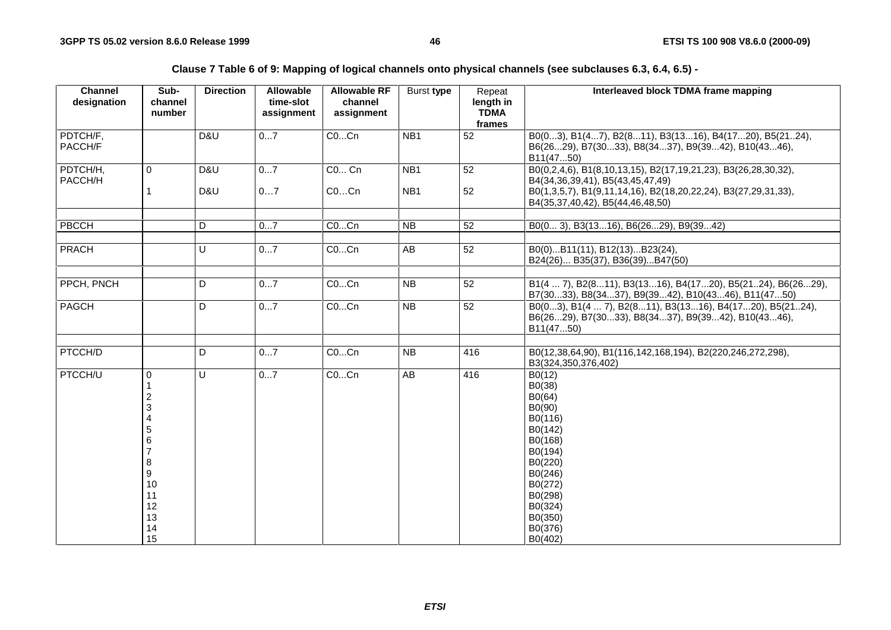**Clause 7 Table 6 of 9: Mapping of logical channels onto physical channels (see subclauses 6.3, 6.4, 6.5) -**

| Channel designation | Sub-channel number | Direction | Allowable time-slot assignment | Allowable RF channel assignment | Burst type | Repeat length in TDMA frames | Interleaved block TDMA frame mapping |
|---|---|---|---|---|---|---|---|
| PDTCH/F, PACCH/F | | D&U | 0...7 | C0...Cn | NB1 | 52 | B0(0...3), B1(4...7), B2(8...11), B3(13...16), B4(17...20), B5(21..24), B6(26...29), B7(30...33), B8(34...37), B9(39...42), B10(43...46), B11(47...50) |
| PDTCH/H, PACCH/H | 0 | D&U | 0...7 | C0... Cn | NB1 | 52 | B0(0,2,4,6), B1(8,10,13,15), B2(17,19,21,23), B3(26,28,30,32), B4(34,36,39,41), B5(43,45,47,49) |
| | 1 | D&U | 0…7 | C0…Cn | NB1 | 52 | B0(1,3,5,7), B1(9,11,14,16), B2(18,20,22,24), B3(27,29,31,33), B4(35,37,40,42), B5(44,46,48,50) |
| | | | | | | | |
| PBCCH | | D | 0...7 | C0...Cn | NB | 52 | B0(0... 3), B3(13...16), B6(26...29), B9(39...42) |
| | | | | | | | |
| PRACH | | U | 0...7 | C0...Cn | AB | 52 | B0(0)...B11(11), B12(13)...B23(24), B24(26)... B35(37), B36(39)...B47(50) |
| | | | | | | | |
| PPCH, PNCH | | D | 0...7 | C0...Cn | NB | 52 | B1(4 ... 7), B2(8...11), B3(13...16), B4(17...20), B5(21..24), B6(26...29), B7(30...33), B8(34...37), B9(39...42), B10(43...46), B11(47...50) |
| PAGCH | | D | 0...7 | C0...Cn | NB | 52 | B0(0...3), B1(4 ... 7), B2(8...11), B3(13...16), B4(17...20), B5(21..24), B6(26...29), B7(30...33), B8(34...37), B9(39...42), B10(43...46), B11(47...50) |
| | | | | | | | |
| PTCCH/D | | D | 0...7 | C0...Cn | NB | 416 | B0(12,38,64,90), B1(116,142,168,194), B2(220,246,272,298), B3(324,350,376,402) |
| PTCCH/U | 0 | U | 0...7 | C0...Cn | AB | 416 | B0(12) |
| | 1 | | | | | | B0(38) |
| | 2 | | | | | | B0(64) |
| | 3 | | | | | | B0(90) |
| | 4 | | | | | | B0(116) |
| | 5 | | | | | | B0(142) |
| | 6 | | | | | | B0(168) |
| | 7 | | | | | | B0(194) |
| | 8 | | | | | | B0(220) |
| | 9 | | | | | | B0(246) |
| | 10 | | | | | | B0(272) |
| | 11 | | | | | | B0(298) |
| | 12 | | | | | | B0(324) |
| | 13 | | | | | | B0(350) |
| | 14 | | | | | | B0(376) |
| | 15 | | | | | | B0(402) |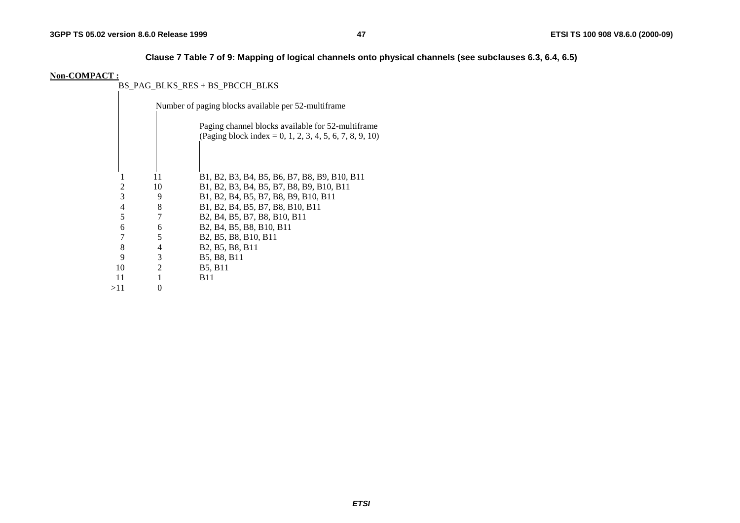**Clause 7 Table 7 of 9: Mapping of logical channels onto physical channels (see subclauses 6.3, 6.4, 6.5)**

**Non-COMPACT :**

| BS_PAG_BLKS_RES + BS_PBCCH_BLKS | Number of paging blocks available per 52-multiframe | Paging channel blocks available for 52-multiframe (Paging block index = 0, 1, 2, 3, 4, 5, 6, 7, 8, 9, 10) |
|---|---|---|
| 1 | 11 | B1, B2, B3, B4, B5, B6, B7, B8, B9, B10, B11 |
| 2 | 10 | B1, B2, B3, B4, B5, B7, B8, B9, B10, B11 |
| 3 | 9 | B1, B2, B4, B5, B7, B8, B9, B10, B11 |
| 4 | 8 | B1, B2, B4, B5, B7, B8, B10, B11 |
| 5 | 7 | B2, B4, B5, B7, B8, B10, B11 |
| 6 | 6 | B2, B4, B5, B8, B10, B11 |
| 7 | 5 | B2, B5, B8, B10, B11 |
| 8 | 4 | B2, B5, B8, B11 |
| 9 | 3 | B5, B8, B11 |
| 10 | 2 | B5, B11 |
| 11 | 1 | B11 |
| >11 | 0 | |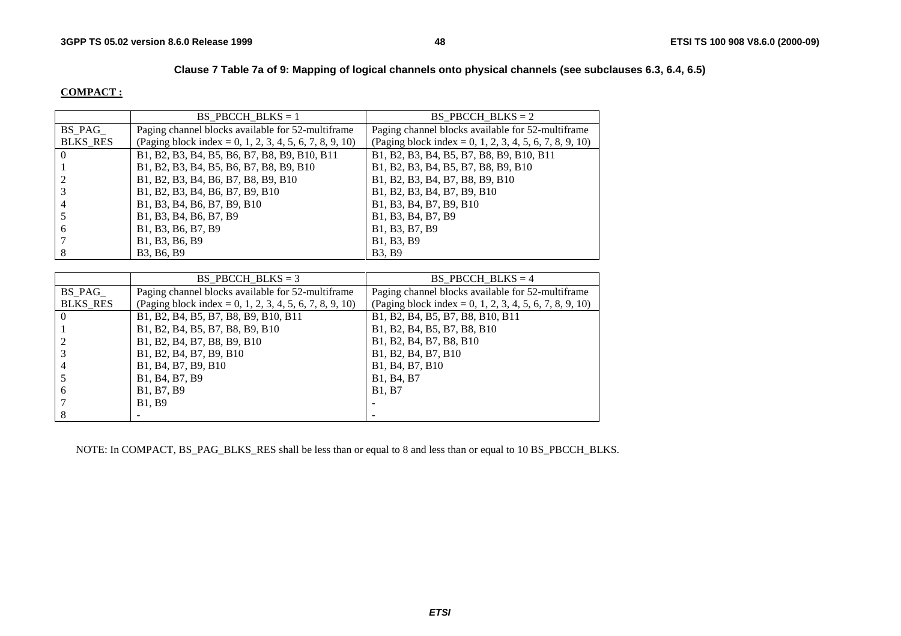**Clause 7 Table 7a of 9: Mapping of logical channels onto physical channels (see subclauses 6.3, 6.4, 6.5)**

**COMPACT :**

| | BS_PBCCH_BLKS = 1 | BS_PBCCH_BLKS = 2 |
|---|---|---|
| BS_PAG_ BLKS_RES | Paging channel blocks available for 52-multiframe (Paging block index = 0, 1, 2, 3, 4, 5, 6, 7, 8, 9, 10) | Paging channel blocks available for 52-multiframe (Paging block index = 0, 1, 2, 3, 4, 5, 6, 7, 8, 9, 10) |
| 0 | B1, B2, B3, B4, B5, B6, B7, B8, B9, B10, B11 | B1, B2, B3, B4, B5, B7, B8, B9, B10, B11 |
| 1 | B1, B2, B3, B4, B5, B6, B7, B8, B9, B10 | B1, B2, B3, B4, B5, B7, B8, B9, B10 |
| 2 | B1, B2, B3, B4, B6, B7, B8, B9, B10 | B1, B2, B3, B4, B7, B8, B9, B10 |
| 3 | B1, B2, B3, B4, B6, B7, B9, B10 | B1, B2, B3, B4, B7, B9, B10 |
| 4 | B1, B3, B4, B6, B7, B9, B10 | B1, B3, B4, B7, B9, B10 |
| 5 | B1, B3, B4, B6, B7, B9 | B1, B3, B4, B7, B9 |
| 6 | B1, B3, B6, B7, B9 | B1, B3, B7, B9 |
| 7 | B1, B3, B6, B9 | B1, B3, B9 |
| 8 | B3, B6, B9 | B3, B9 |

| | BS_PBCCH_BLKS = 3 | BS_PBCCH_BLKS = 4 |
|---|---|---|
| BS_PAG_ BLKS_RES | Paging channel blocks available for 52-multiframe (Paging block index = 0, 1, 2, 3, 4, 5, 6, 7, 8, 9, 10) | Paging channel blocks available for 52-multiframe (Paging block index = 0, 1, 2, 3, 4, 5, 6, 7, 8, 9, 10) |
| 0 | B1, B2, B4, B5, B7, B8, B9, B10, B11 | B1, B2, B4, B5, B7, B8, B10, B11 |
| 1 | B1, B2, B4, B5, B7, B8, B9, B10 | B1, B2, B4, B5, B7, B8, B10 |
| 2 | B1, B2, B4, B7, B8, B9, B10 | B1, B2, B4, B7, B8, B10 |
| 3 | B1, B2, B4, B7, B9, B10 | B1, B2, B4, B7, B10 |
| 4 | B1, B4, B7, B9, B10 | B1, B4, B7, B10 |
| 5 | B1, B4, B7, B9 | B1, B4, B7 |
| 6 | B1, B7, B9 | B1, B7 |
| 7 | B1, B9 | - |
| 8 | - | - |

NOTE: In COMPACT, BS_PAG_BLKS_RES shall be less than or equal to 8 and less than or equal to 10 BS_PBCCH_BLKS.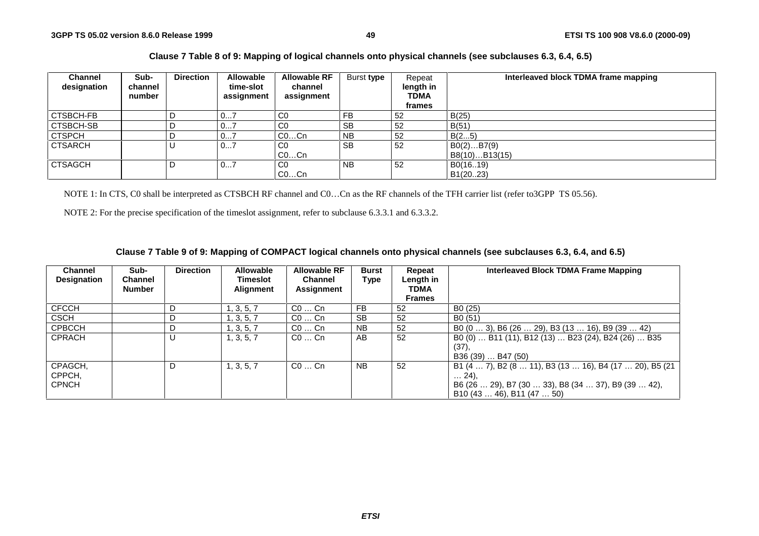**Clause 7 Table 8 of 9: Mapping of logical channels onto physical channels (see subclauses 6.3, 6.4, 6.5)**

| Channel designation | Sub-channel number | Direction | Allowable time-slot assignment | Allowable RF channel assignment | Burst type | Repeat length in TDMA frames | Interleaved block TDMA frame mapping |
|---|---|---|---|---|---|---|---|
| CTSBCH-FB | | D | 0...7 | C0 | FB | 52 | B(25) |
| CTSBCH-SB | | D | 0...7 | C0 | SB | 52 | B(51) |
| CTSPCH | | D | 0...7 | C0...Cn | NB | 52 | B(2...5) |
| CTSARCH | | U | 0...7 | C0<br>C0...Cn | SB | 52 | B0(2)...B7(9)<br>B8(10)...B13(15) |
| CTSAGCH | | D | 0...7 | C0<br>C0...Cn | NB | 52 | B0(16..19)<br>B1(20..23) |

NOTE 1: In CTS, C0 shall be interpreted as CTSBCH RF channel and C0…Cn as the RF channels of the TFH carrier list (refer to3GPP TS 05.56).

NOTE 2: For the precise specification of the timeslot assignment, refer to subclause 6.3.3.1 and 6.3.3.2.

**Clause 7 Table 9 of 9: Mapping of COMPACT logical channels onto physical channels (see subclauses 6.3, 6.4, and 6.5)**

| Channel Designation | Sub-Channel Number | Direction | Allowable Timeslot Alignment | Allowable RF Channel Assignment | Burst Type | Repeat Length in TDMA Frames | Interleaved Block TDMA Frame Mapping |
|---|---|---|---|---|---|---|---|
| CFCCH | | D | 1, 3, 5, 7 | C0 … Cn | FB | 52 | B0 (25) |
| CSCH | | D | 1, 3, 5, 7 | C0 … Cn | SB | 52 | B0 (51) |
| CPBCCH | | D | 1, 3, 5, 7 | C0 … Cn | NB | 52 | B0 (0 … 3), B6 (26 … 29), B3 (13 … 16), B9 (39 … 42) |
| CPRACH | | U | 1, 3, 5, 7 | C0 … Cn | AB | 52 | B0 (0) … B11 (11), B12 (13) … B23 (24), B24 (26) … B35 (37),<br>B36 (39) … B47 (50) |
| CPAGCH,<br>CPPCH,<br>CPNCH | | D | 1, 3, 5, 7 | C0 … Cn | NB | 52 | B1 (4 … 7), B2 (8 … 11), B3 (13 … 16), B4 (17 … 20), B5 (21 … 24),<br>B6 (26 … 29), B7 (30 … 33), B8 (34 … 37), B9 (39 … 42),<br>B10 (43 … 46), B11 (47 … 50) |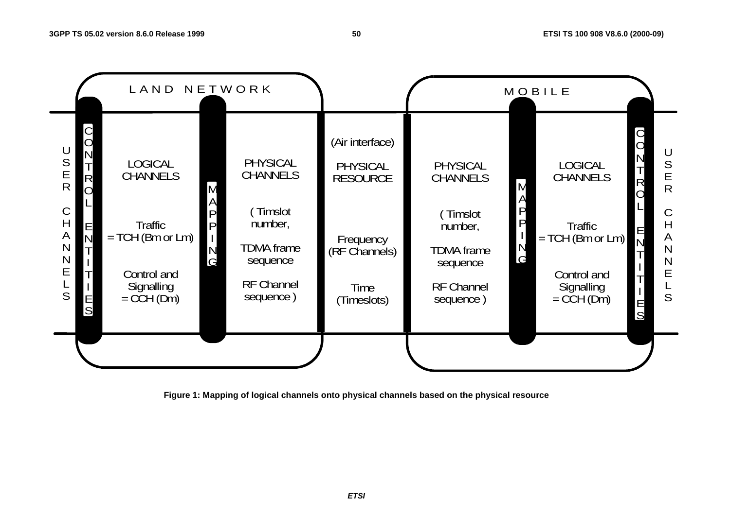| | LAND NETWORK | | | | MOBILE | | |
|---|---|---|---|---|---|---|---|
| USER CHANNELS | CONTROL ENTITIES | LOGICAL CHANNELS<br><br>Traffic = TCH (Bm or Lm)<br><br>Control and Signalling = CCH (Dm) | MAPPING | PHYSICAL CHANNELS<br><br>( Timslot number,<br><br>TDMA frame sequence<br><br>RF Channel sequence ) | (Air interface)<br><br>PHYSICAL RESOURCE<br><br>Frequency (RF Channels)<br><br>Time (Timeslots) | PHYSICAL CHANNELS<br><br>( Timslot number,<br><br>TDMA frame sequence<br><br>RF Channel sequence ) | MAPPING |

| | | |
|---|---|---|
| LOGICAL CHANNELS<br><br>Traffic = TCH (Bm or Lm)<br><br>Control and Signalling = CCH (Dm) | CONTROL ENTITIES | USER CHANNELS |

**Figure 1: Mapping of logical channels onto physical channels based on the physical resource**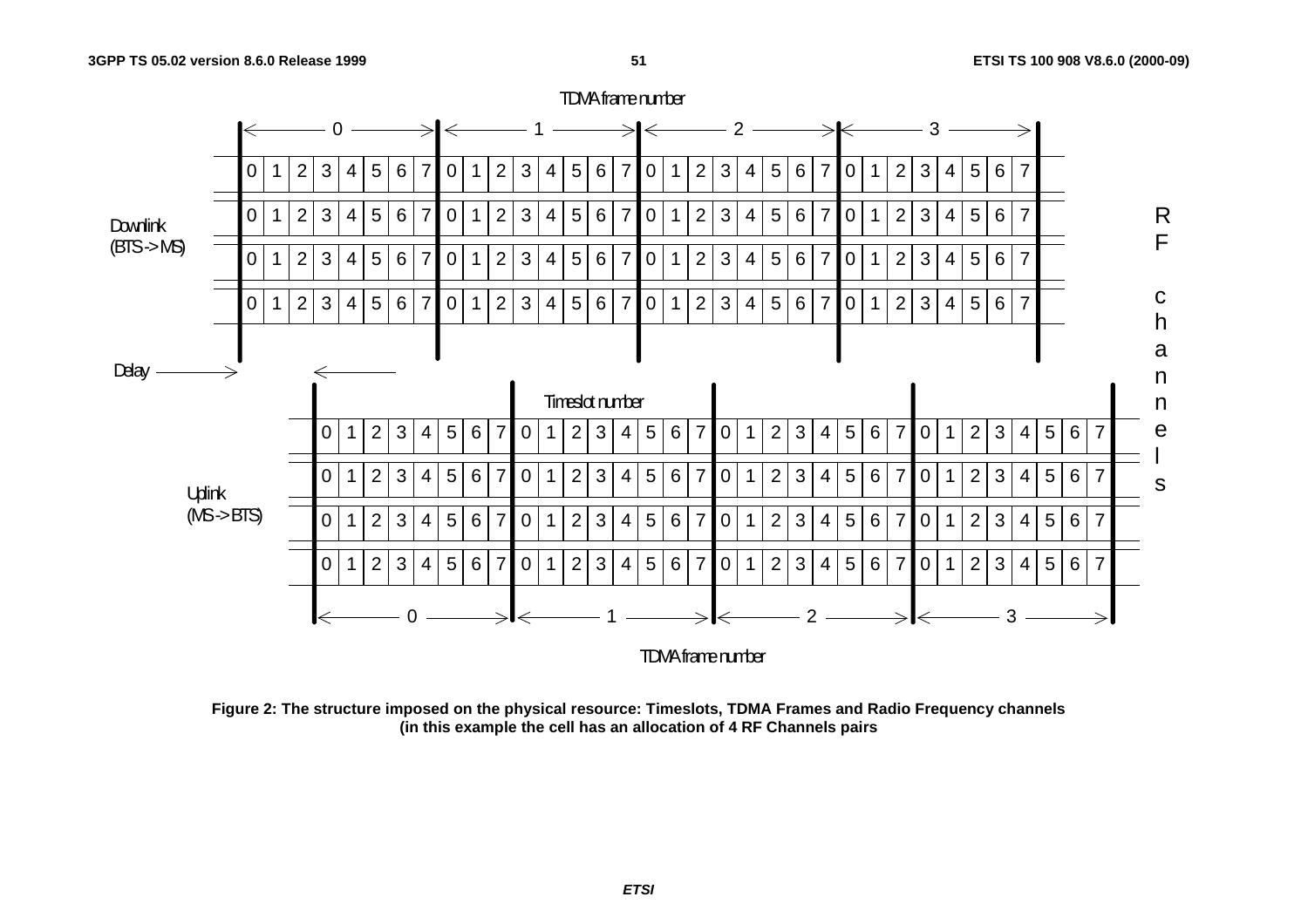**Figure 2: The structure imposed on the physical resource: Timeslots, TDMA Frames and Radio Frequency channels (in this example the cell has an allocation of 4 RF Channels pairs**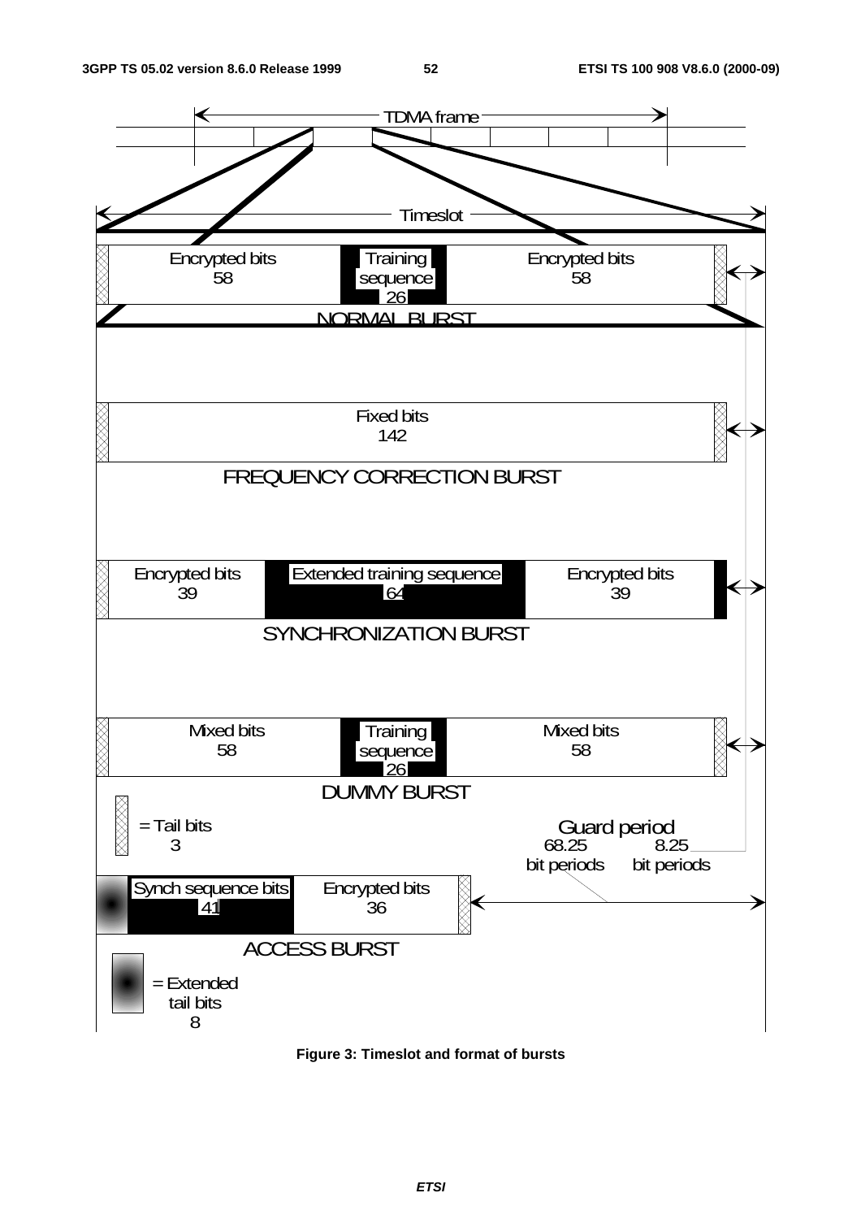**Figure 3: Timeslot and format of bursts**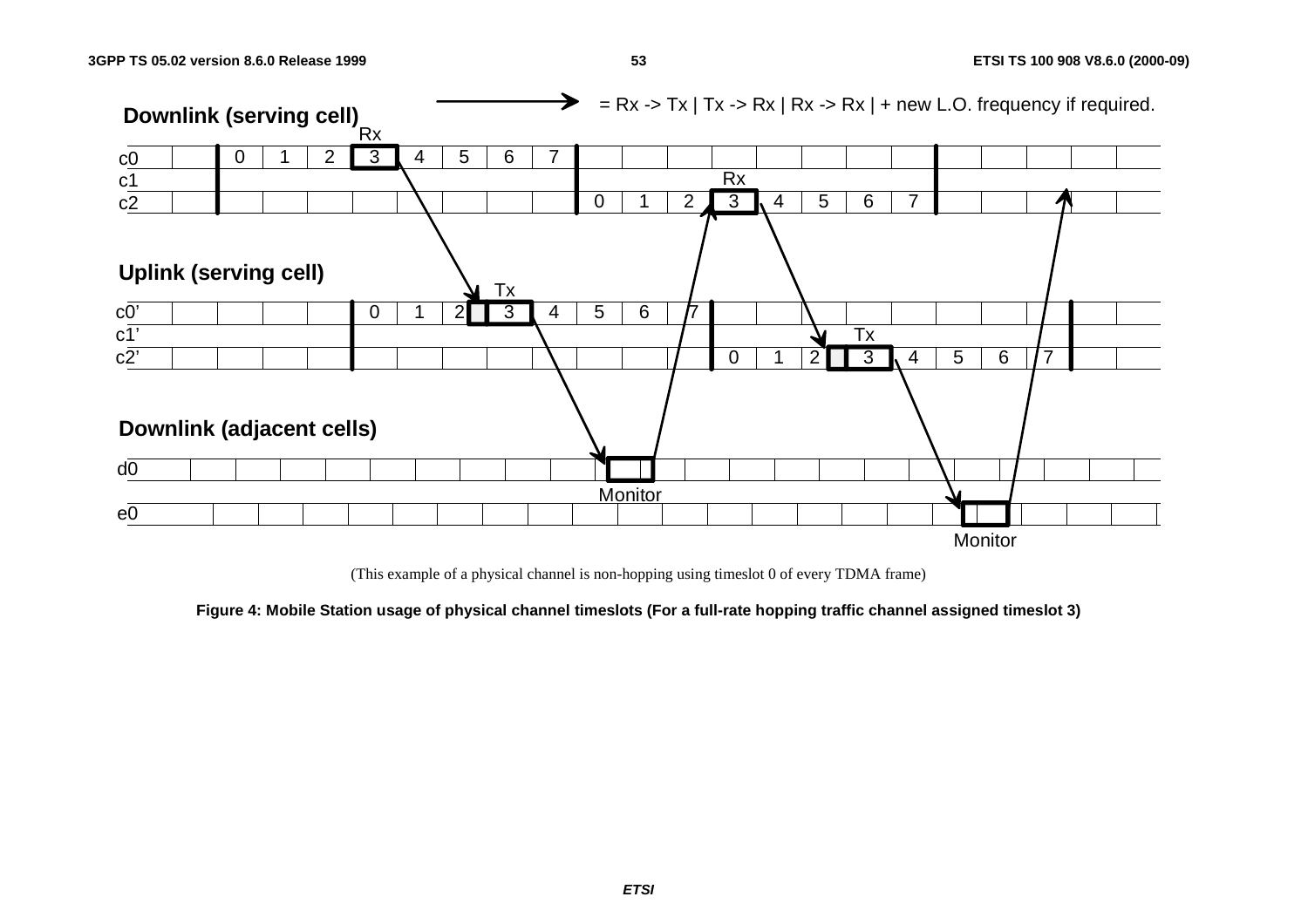= Rx -> Tx | Tx -> Rx | Rx -> Rx | + new L.O. frequency if required.

**Downlink (serving cell)**

**Uplink (serving cell)**

**Downlink (adjacent cells)**

(This example of a physical channel is non-hopping using timeslot 0 of every TDMA frame)

**Figure 4: Mobile Station usage of physical channel timeslots (For a full-rate hopping traffic channel assigned timeslot 3)**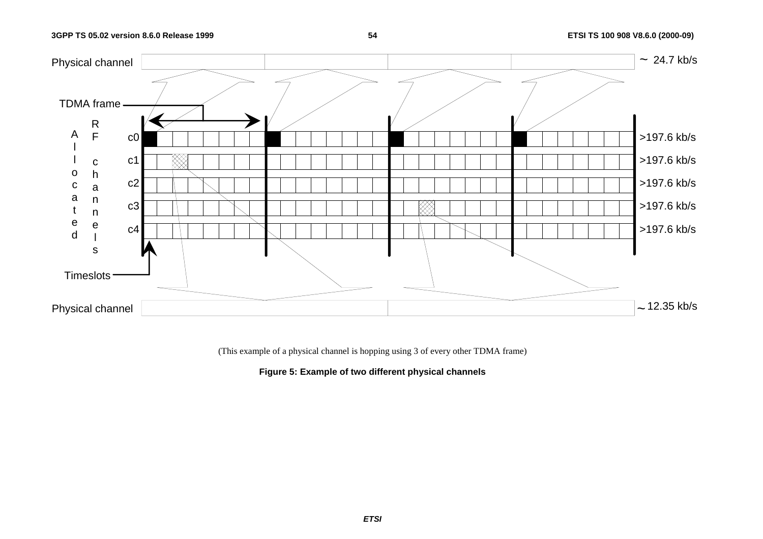(This example of a physical channel is hopping using 3 of every other TDMA frame)

**Figure 5: Example of two different physical channels**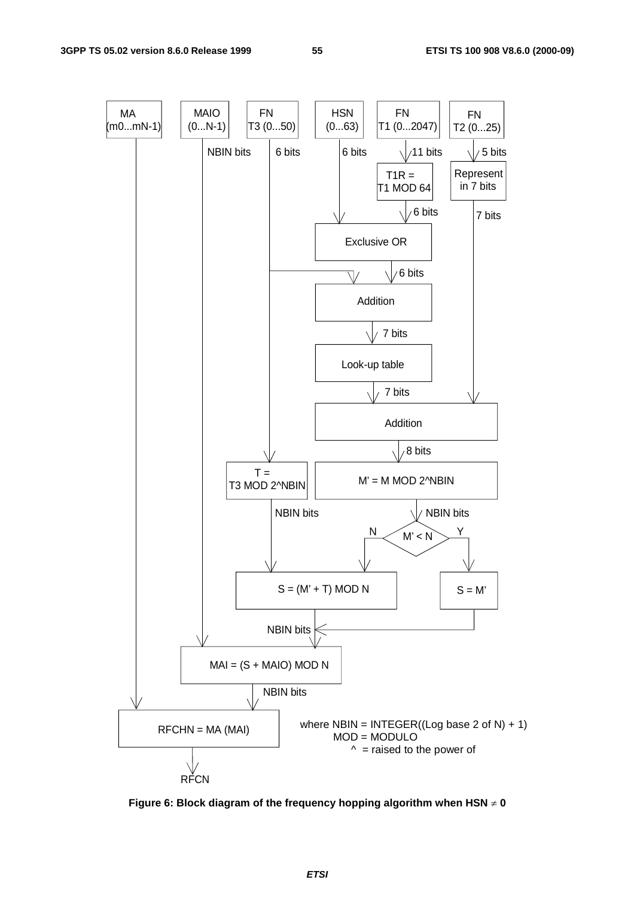MA (m0...mN-1)

MAIO (0...N-1)

FN T3 (0...50)

HSN (0...63)

FN T1 (0...2047)

FN T2 (0...25)

NBIN bits | 6 bits | 6 bits | 11 bits | 5 bits

T1R = T1 MOD 64

Represent in 7 bits

6 bits | 7 bits

Exclusive OR

6 bits

Addition

7 bits

Look-up table

7 bits

Addition

8 bits

T = T3 MOD 2^NBIN

M' = M MOD 2^NBIN

NBIN bits | NBIN bits

M' < N (N / Y)

S = (M' + T) MOD N

S = M'

NBIN bits

MAI = (S + MAIO) MOD N

NBIN bits

RFCHN = MA (MAI)

RFCN

where NBIN = INTEGER((Log base 2 of N) + 1)
MOD = MODULO
^ = raised to the power of

**Figure 6: Block diagram of the frequency hopping algorithm when HSN ≠ 0**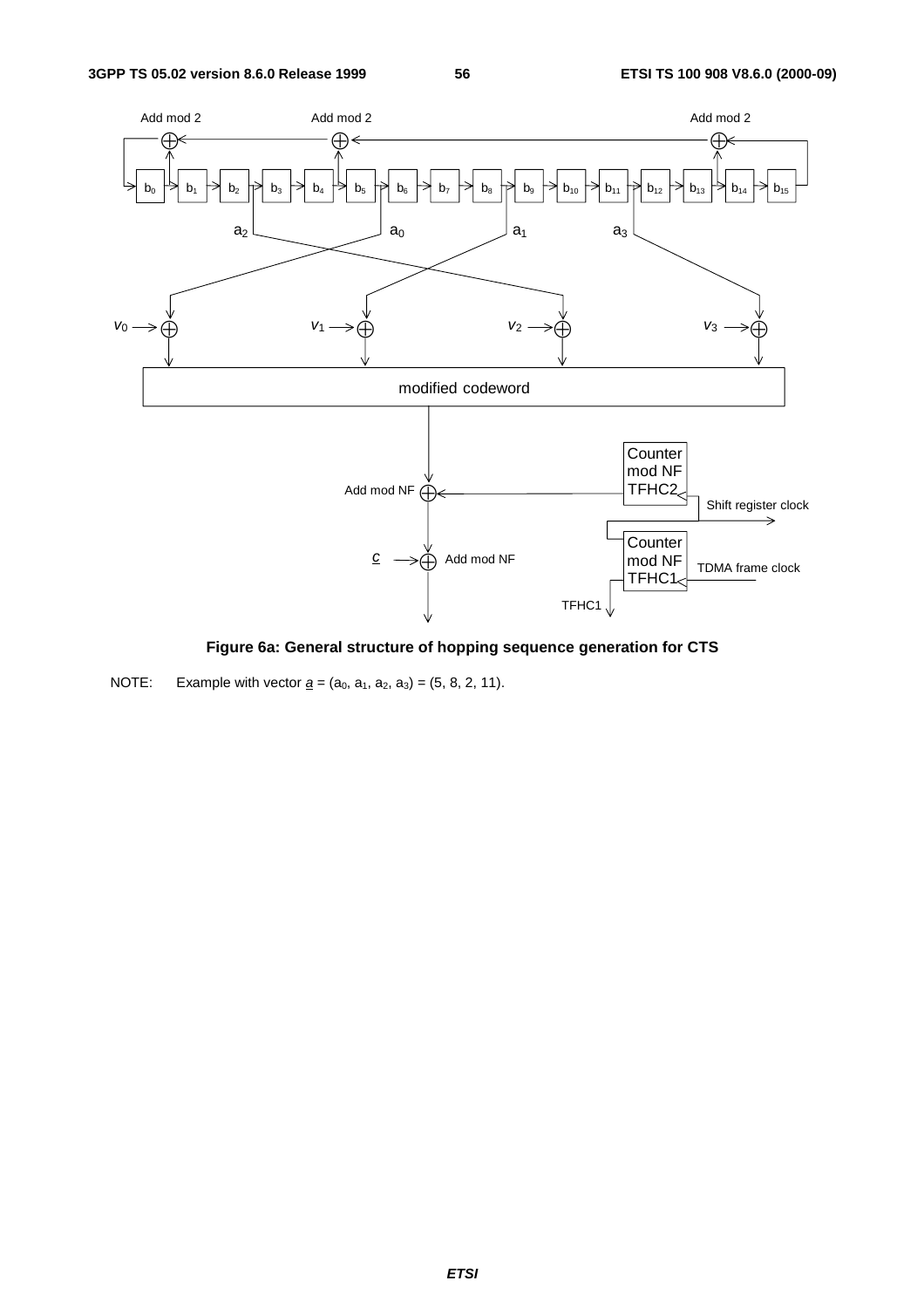**Figure 6a: General structure of hopping sequence generation for CTS**

NOTE: Example with vector $\underline{a} = (a_0, a_1, a_2, a_3) = (5, 8, 2, 11)$.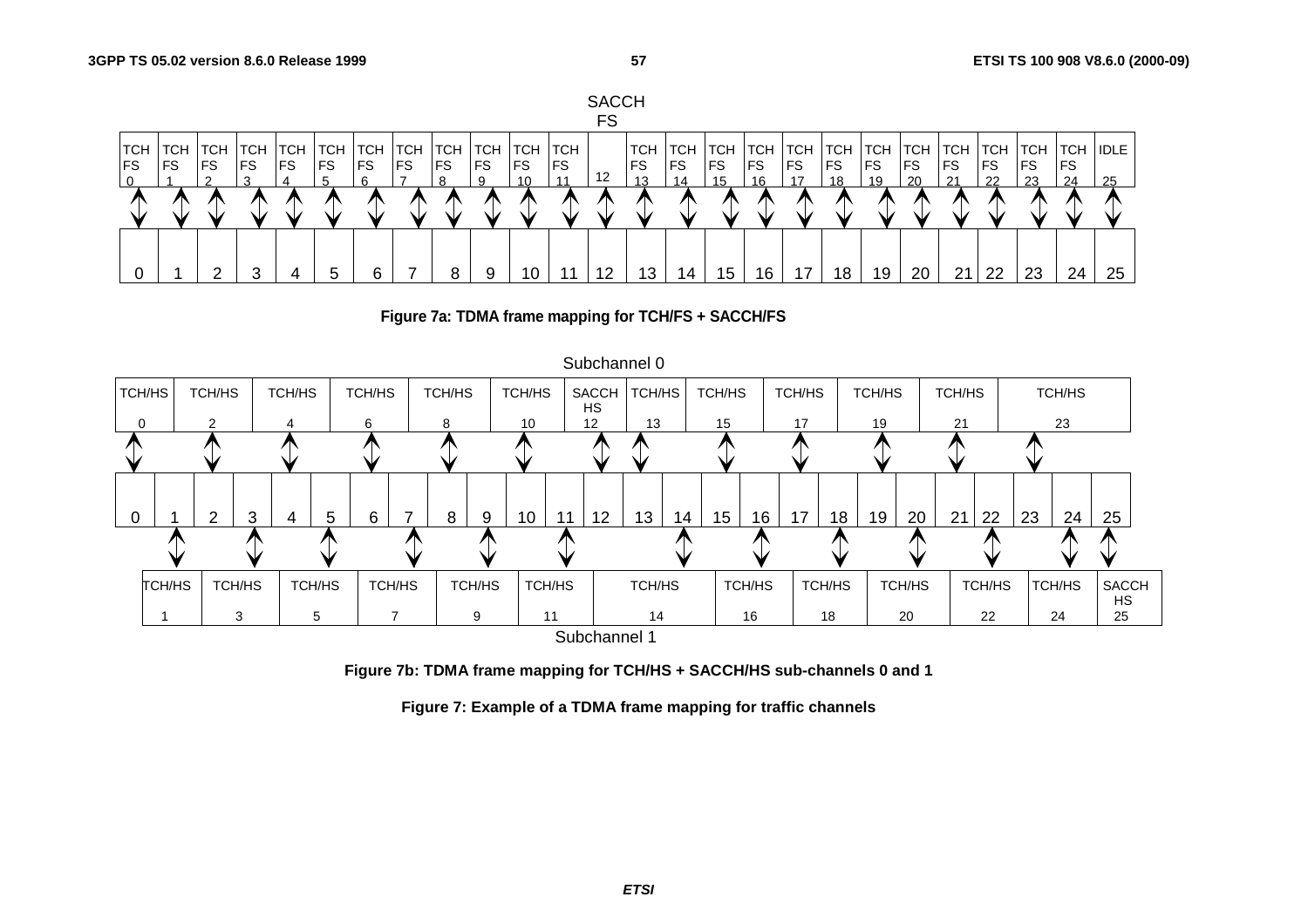**Figure 7a: TDMA frame mapping for TCH/FS + SACCH/FS**

| TCH FS 0 | TCH FS 1 | TCH FS 2 | TCH FS 3 | TCH FS 4 | TCH FS 5 | TCH FS 6 | TCH FS 7 | TCH FS 8 | TCH FS 9 | TCH FS 10 | TCH FS 11 | SACCH FS 12 | TCH FS 13 | TCH FS 14 | TCH FS 15 | TCH FS 16 | TCH FS 17 | TCH FS 18 | TCH FS 19 | TCH FS 20 | TCH FS 21 | TCH FS 22 | TCH FS 23 | TCH FS 24 | IDLE 25 |
|---|---|---|---|---|---|---|---|---|---|---|---|---|---|---|---|---|---|---|---|---|---|---|---|---|---|
| 0 | 1 | 2 | 3 | 4 | 5 | 6 | 7 | 8 | 9 | 10 | 11 | 12 | 13 | 14 | 15 | 16 | 17 | 18 | 19 | 20 | 21 | 22 | 23 | 24 | 25 |

Subchannel 0

| TDMA frame | 0 | 1 | 2 | 3 | 4 | 5 | 6 | 7 | 8 | 9 | 10 | 11 | 12 | 13 | 14 | 15 | 16 | 17 | 18 | 19 | 20 | 21 | 22 | 23 | 24 | 25 |
|---|---|---|---|---|---|---|---|---|---|---|---|---|---|---|---|---|---|---|---|---|---|---|---|---|---|---|
| Subchannel 0 | TCH/HS 0 | | TCH/HS 2 | | TCH/HS 4 | | TCH/HS 6 | | TCH/HS 8 | | TCH/HS 10 | | SACCH HS 12 | TCH/HS 13 | | TCH/HS 15 | | TCH/HS 17 | | TCH/HS 19 | | TCH/HS 21 | | TCH/HS 23 | | |
| Subchannel 1 | | TCH/HS 1 | | TCH/HS 3 | | TCH/HS 5 | | TCH/HS 7 | | TCH/HS 9 | | TCH/HS 11 | | | TCH/HS 14 | | TCH/HS 16 | | TCH/HS 18 | | TCH/HS 20 | | TCH/HS 22 | | TCH/HS 24 | SACCH HS 25 |

Subchannel 1

**Figure 7b: TDMA frame mapping for TCH/HS + SACCH/HS sub-channels 0 and 1**

**Figure 7: Example of a TDMA frame mapping for traffic channels**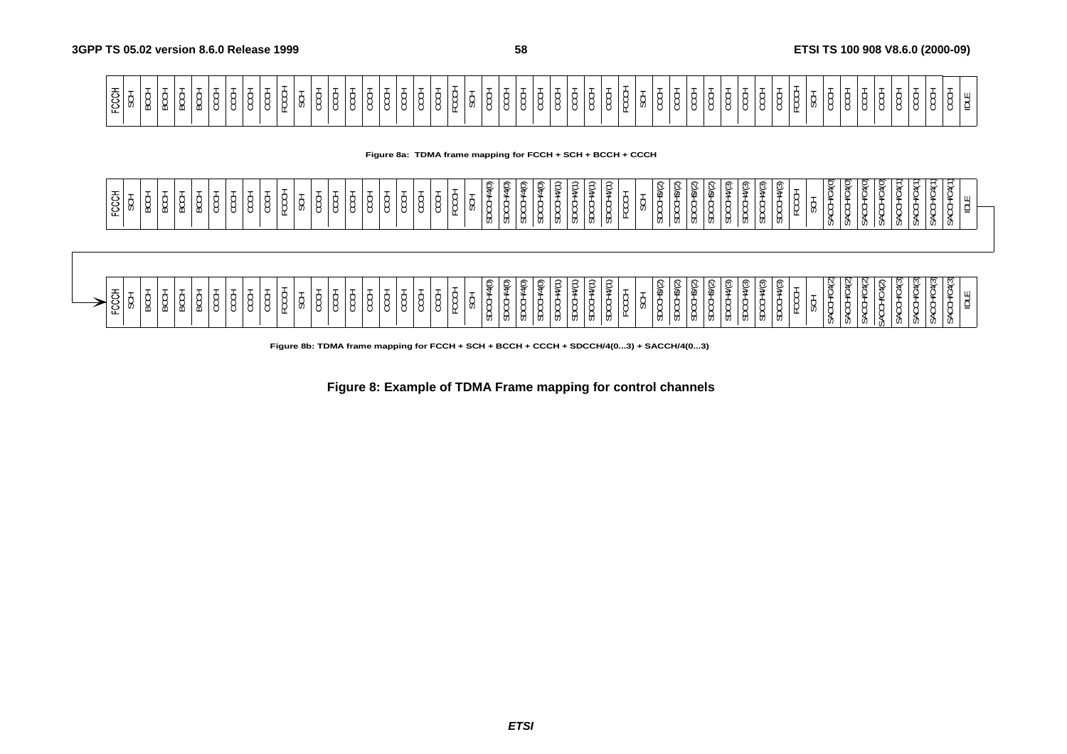| FCCH | SCH | BCCH | BCCH | BCCH | BCCH | CCCH | CCCH | CCCH | CCCH | FCCH | SCH | CCCH | CCCH | CCCH | CCCH | CCCH | CCCH | CCCH | CCCH | FCCH | SCH | CCCH | CCCH | CCCH | CCCH | CCCH | CCCH | CCCH | CCCH | FCCH | SCH | CCCH | CCCH | CCCH | CCCH | CCCH | CCCH | CCCH | CCCH | FCCH | SCH | CCCH | CCCH | CCCH | CCCH | CCCH | CCCH | CCCH | CCCH | IDLE |
|---|---|---|---|---|---|---|---|---|---|---|---|---|---|---|---|---|---|---|---|---|---|---|---|---|---|---|---|---|---|---|---|---|---|---|---|---|---|---|---|---|---|---|---|---|---|---|---|---|---|---|

**Figure 8a: TDMA frame mapping for FCCH + SCH + BCCH + CCCH**

| FCCH | SCH | BCCH | BCCH | BCCH | BCCH | CCCH | CCCH | CCCH | CCCH | FCCH | SCH | CCCH | CCCH | CCCH | CCCH | CCCH | CCCH | CCCH | CCCH | FCCH | SCH | SDCCH/4(0) | SDCCH/4(0) | SDCCH/4(0) | SDCCH/4(0) | SDCCH/4(1) | SDCCH/4(1) | SDCCH/4(1) | SDCCH/4(1) | FCCH | SCH | SDCCH/4(2) | SDCCH/4(2) | SDCCH/4(2) | SDCCH/4(2) | SDCCH/4(3) | SDCCH/4(3) | SDCCH/4(3) | SDCCH/4(3) | FCCH | SCH | SACCH/C4(0) | SACCH/C4(0) | SACCH/C4(0) | SACCH/C4(0) | SACCH/C4(1) | SACCH/C4(1) | SACCH/C4(1) | SACCH/C4(1) | IDLE |
|---|---|---|---|---|---|---|---|---|---|---|---|---|---|---|---|---|---|---|---|---|---|---|---|---|---|---|---|---|---|---|---|---|---|---|---|---|---|---|---|---|---|---|---|---|---|---|---|---|---|---|
| FCCH | SCH | BCCH | BCCH | BCCH | BCCH | CCCH | CCCH | CCCH | CCCH | FCCH | SCH | CCCH | CCCH | CCCH | CCCH | CCCH | CCCH | CCCH | CCCH | FCCH | SCH | SDCCH/4(0) | SDCCH/4(0) | SDCCH/4(0) | SDCCH/4(0) | SDCCH/4(1) | SDCCH/4(1) | SDCCH/4(1) | SDCCH/4(1) | FCCH | SCH | SDCCH/4(2) | SDCCH/4(2) | SDCCH/4(2) | SDCCH/4(2) | SDCCH/4(3) | SDCCH/4(3) | SDCCH/4(3) | SDCCH/4(3) | FCCH | SCH | SACCH/C4(2) | SACCH/C4(2) | SACCH/C4(2) | SACCH/C4(2) | SACCH/C4(3) | SACCH/C4(3) | SACCH/C4(3) | SACCH/C4(3) | IDLE |

**Figure 8b: TDMA frame mapping for FCCH + SCH + BCCH + CCCH + SDCCH/4(0...3) + SACCH/4(0...3)**

**Figure 8: Example of TDMA Frame mapping for control channels**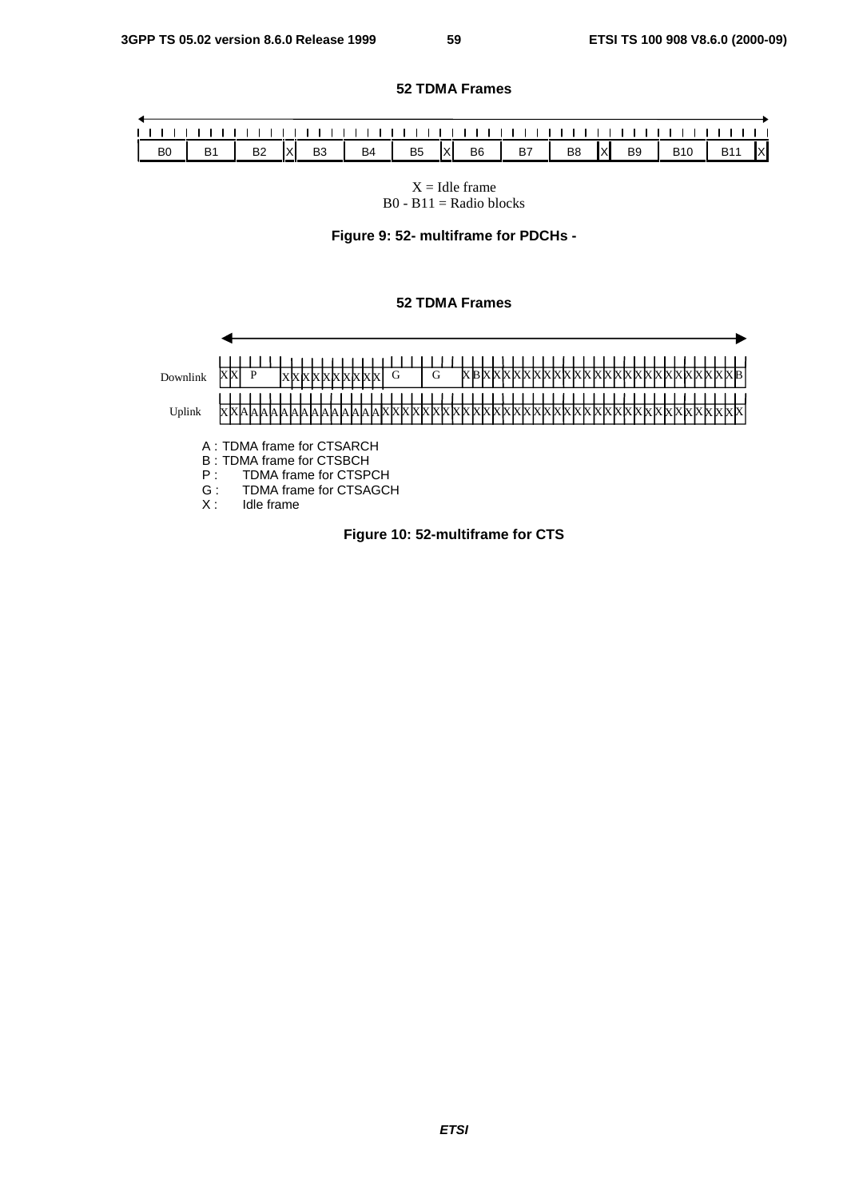**52 TDMA Frames**

| B0 | B1 | B2 | X | B3 | B4 | B5 | X | B6 | B7 | B8 | X | B9 | B10 | B11 | X |
|---|---|---|---|---|---|---|---|---|---|---|---|---|---|---|---|

X = Idle frame
B0 - B11 = Radio blocks

**Figure 9: 52- multiframe for PDCHs -**

**52 TDMA Frames**

Downlink: X X P X X X X X X X X X X G G X B X X X X X X X X X X X X X X X X X X X X X X X X X X B

Uplink: X X A A A A A A A A A A A A A A X X X X X X X X X X X X X X X X X X X X X X X X X X X X X X X X X X X X

A : TDMA frame for CTSARCH
B : TDMA frame for CTSBCH
P : TDMA frame for CTSPCH
G : TDMA frame for CTSAGCH
X : Idle frame

**Figure 10: 52-multiframe for CTS**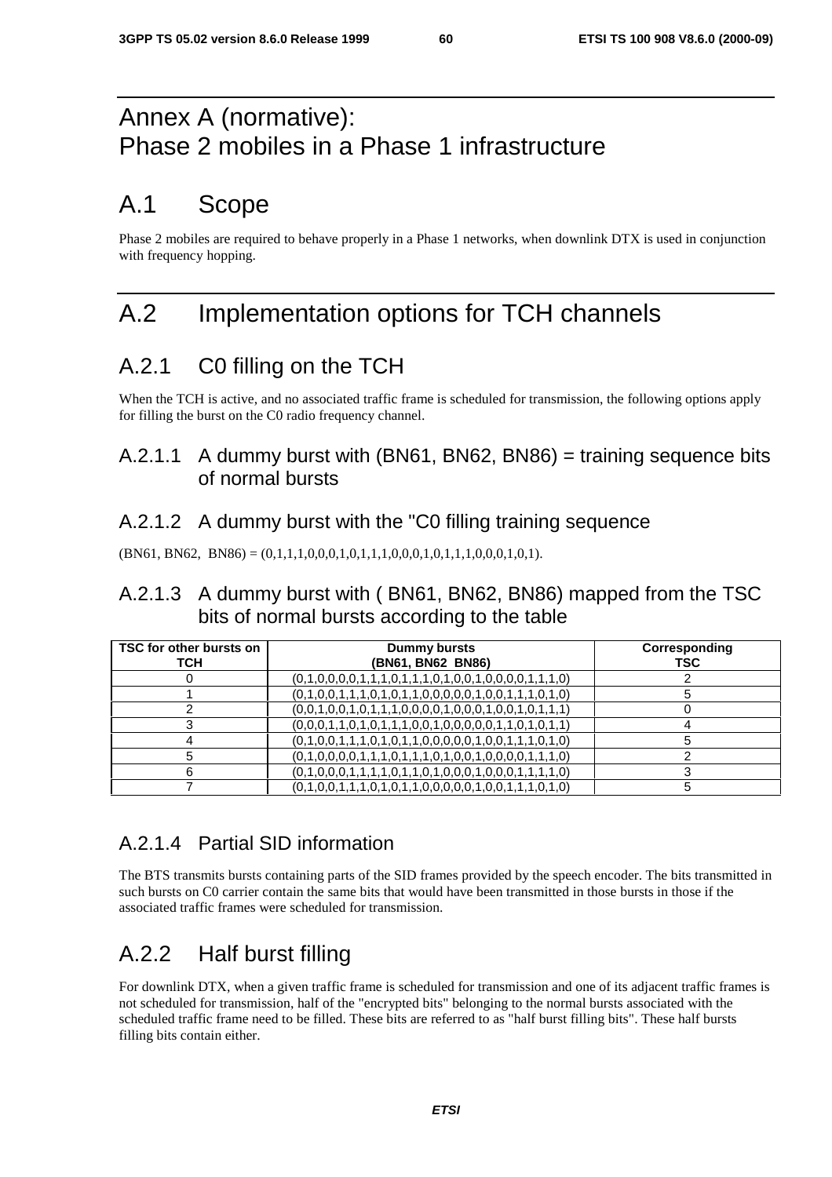# Annex A (normative): Phase 2 mobiles in a Phase 1 infrastructure

## A.1 Scope

Phase 2 mobiles are required to behave properly in a Phase 1 networks, when downlink DTX is used in conjunction with frequency hopping.

## A.2 Implementation options for TCH channels

### A.2.1 C0 filling on the TCH

When the TCH is active, and no associated traffic frame is scheduled for transmission, the following options apply for filling the burst on the C0 radio frequency channel.

#### A.2.1.1 A dummy burst with (BN61, BN62, BN86) = training sequence bits of normal bursts

#### A.2.1.2 A dummy burst with the "C0 filling training sequence

(BN61, BN62, BN86) = (0,1,1,1,0,0,0,1,0,1,1,1,0,0,0,1,0,1,1,1,0,0,0,1,0,1).

#### A.2.1.3 A dummy burst with ( BN61, BN62, BN86) mapped from the TSC bits of normal bursts according to the table

| TSC for other bursts on TCH | Dummy bursts (BN61, BN62 BN86) | Corresponding TSC |
|---|---|---|
| 0 | (0,1,0,0,0,0,1,1,1,0,1,1,1,0,1,0,0,1,0,0,0,0,1,1,1,0) | 2 |
| 1 | (0,1,0,0,1,1,1,0,1,0,1,1,0,0,0,0,0,1,0,0,1,1,1,0,1,0) | 5 |
| 2 | (0,0,1,0,0,1,0,1,1,1,0,0,0,0,1,0,0,0,1,0,0,1,0,1,1,1) | 0 |
| 3 | (0,0,0,1,1,0,1,0,1,1,1,0,0,1,0,0,0,0,0,1,1,0,1,0,1,1) | 4 |
| 4 | (0,1,0,0,1,1,1,0,1,0,1,1,0,0,0,0,0,1,0,0,1,1,1,0,1,0) | 5 |
| 5 | (0,1,0,0,0,0,1,1,1,0,1,1,1,0,1,0,0,1,0,0,0,0,1,1,1,0) | 2 |
| 6 | (0,1,0,0,0,1,1,1,1,0,1,1,0,1,0,0,0,1,0,0,0,1,1,1,1,0) | 3 |
| 7 | (0,1,0,0,1,1,1,0,1,0,1,1,0,0,0,0,0,1,0,0,1,1,1,0,1,0) | 5 |

#### A.2.1.4 Partial SID information

The BTS transmits bursts containing parts of the SID frames provided by the speech encoder. The bits transmitted in such bursts on C0 carrier contain the same bits that would have been transmitted in those bursts in those if the associated traffic frames were scheduled for transmission.

### A.2.2 Half burst filling

For downlink DTX, when a given traffic frame is scheduled for transmission and one of its adjacent traffic frames is not scheduled for transmission, half of the "encrypted bits" belonging to the normal bursts associated with the scheduled traffic frame need to be filled. These bits are referred to as "half burst filling bits". These half bursts filling bits contain either.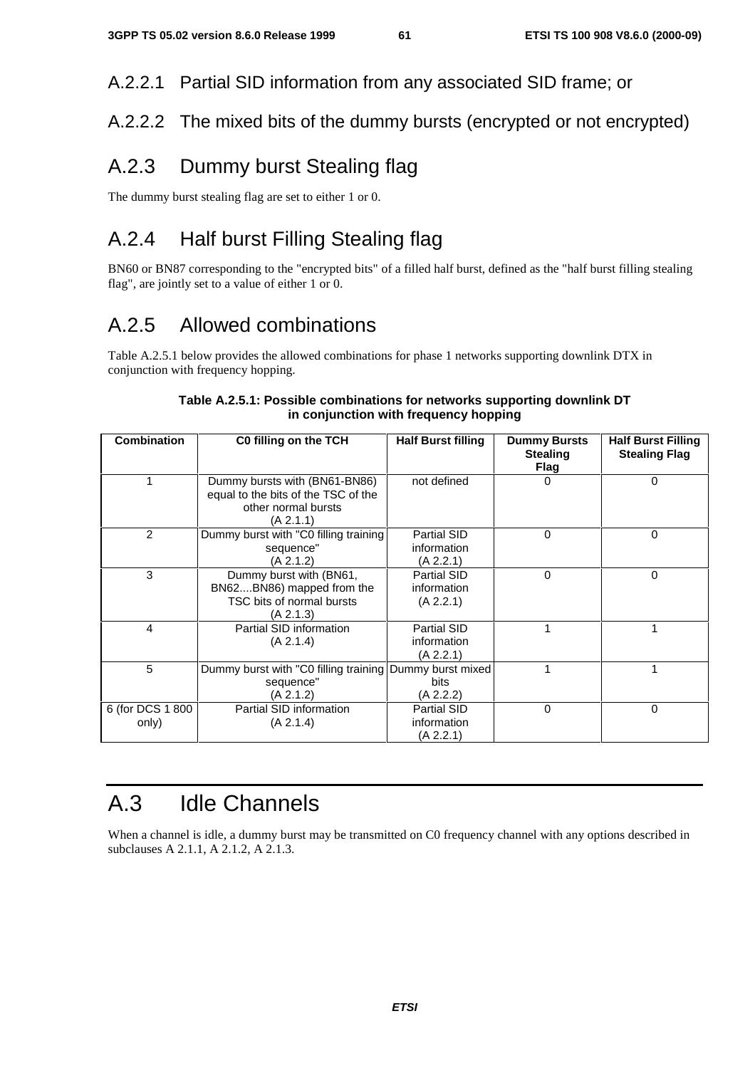### A.2.2.1 Partial SID information from any associated SID frame; or

### A.2.2.2 The mixed bits of the dummy bursts (encrypted or not encrypted)

## A.2.3 Dummy burst Stealing flag

The dummy burst stealing flag are set to either 1 or 0.

## A.2.4 Half burst Filling Stealing flag

BN60 or BN87 corresponding to the "encrypted bits" of a filled half burst, defined as the "half burst filling stealing flag", are jointly set to a value of either 1 or 0.

## A.2.5 Allowed combinations

Table A.2.5.1 below provides the allowed combinations for phase 1 networks supporting downlink DTX in conjunction with frequency hopping.

**Table A.2.5.1: Possible combinations for networks supporting downlink DT in conjunction with frequency hopping**

| Combination | C0 filling on the TCH | Half Burst filling | Dummy Bursts Stealing Flag | Half Burst Filling Stealing Flag |
|---|---|---|---|---|
| 1 | Dummy bursts with (BN61-BN86) equal to the bits of the TSC of the other normal bursts (A 2.1.1) | not defined | 0 | 0 |
| 2 | Dummy burst with "C0 filling training sequence" (A 2.1.2) | Partial SID information (A 2.2.1) | 0 | 0 |
| 3 | Dummy burst with (BN61, BN62....BN86) mapped from the TSC bits of normal bursts (A 2.1.3) | Partial SID information (A 2.2.1) | 0 | 0 |
| 4 | Partial SID information (A 2.1.4) | Partial SID information (A 2.2.1) | 1 | 1 |
| 5 | Dummy burst with "C0 filling training sequence" (A 2.1.2) | Dummy burst mixed bits (A 2.2.2) | 1 | 1 |
| 6 (for DCS 1 800 only) | Partial SID information (A 2.1.4) | Partial SID information (A 2.2.1) | 0 | 0 |

# A.3 Idle Channels

When a channel is idle, a dummy burst may be transmitted on C0 frequency channel with any options described in subclauses A 2.1.1, A 2.1.2, A 2.1.3.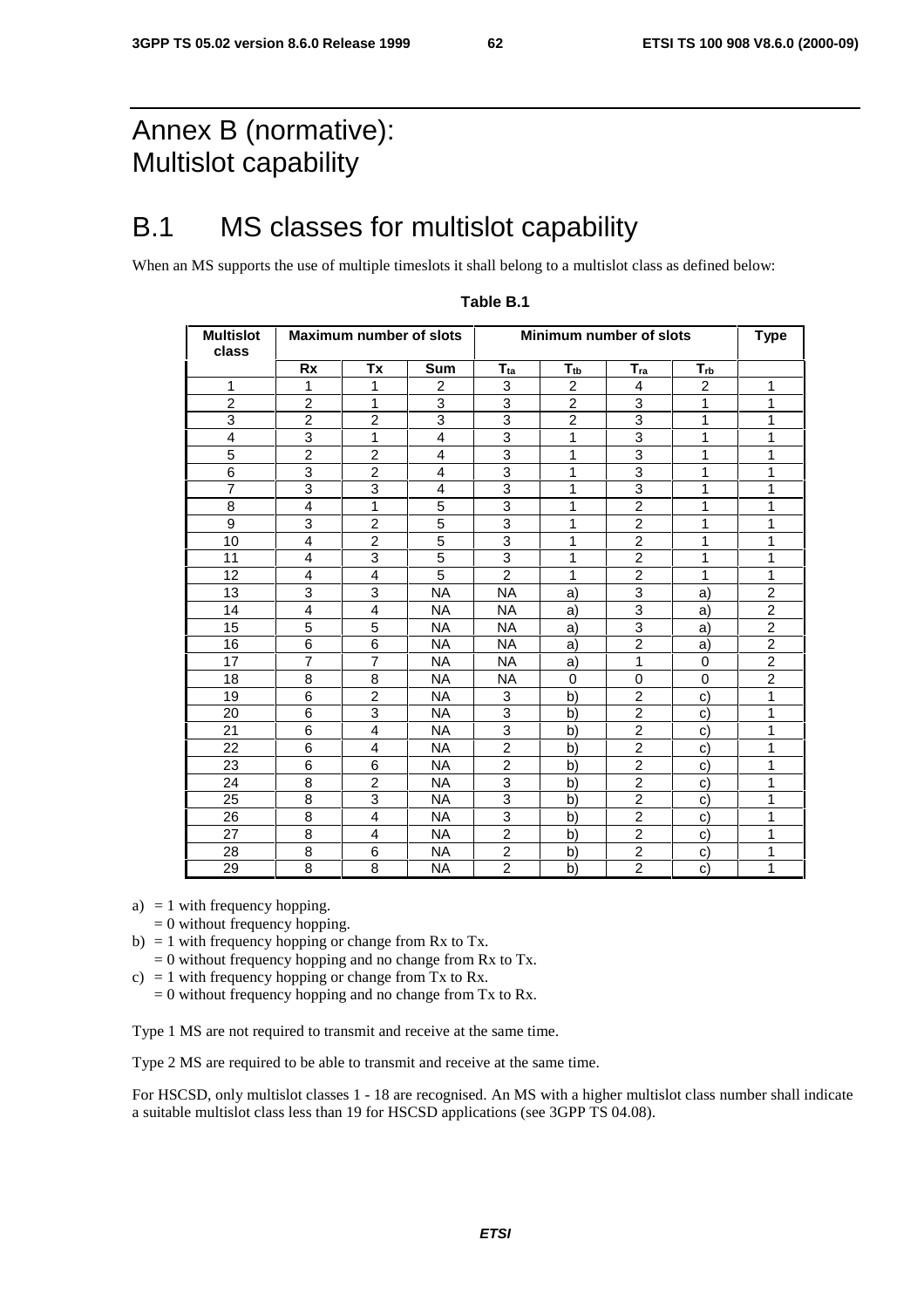# Annex B (normative): Multislot capability

## B.1 MS classes for multislot capability

When an MS supports the use of multiple timeslots it shall belong to a multislot class as defined below:

**Table B.1**

| Multislot class | Maximum number of slots | | | Minimum number of slots | | | | Type |
|---|---|---|---|---|---|---|---|---|
| | Rx | Tx | Sum | $T_{ta}$ | $T_{tb}$ | $T_{ra}$ | $T_{rb}$ | |
| 1 | 1 | 1 | 2 | 3 | 2 | 4 | 2 | 1 |
| 2 | 2 | 1 | 3 | 3 | 2 | 3 | 1 | 1 |
| 3 | 2 | 2 | 3 | 3 | 2 | 3 | 1 | 1 |
| 4 | 3 | 1 | 4 | 3 | 1 | 3 | 1 | 1 |
| 5 | 2 | 2 | 4 | 3 | 1 | 3 | 1 | 1 |
| 6 | 3 | 2 | 4 | 3 | 1 | 3 | 1 | 1 |
| 7 | 3 | 3 | 4 | 3 | 1 | 3 | 1 | 1 |
| 8 | 4 | 1 | 5 | 3 | 1 | 2 | 1 | 1 |
| 9 | 3 | 2 | 5 | 3 | 1 | 2 | 1 | 1 |
| 10 | 4 | 2 | 5 | 3 | 1 | 2 | 1 | 1 |
| 11 | 4 | 3 | 5 | 3 | 1 | 2 | 1 | 1 |
| 12 | 4 | 4 | 5 | 2 | 1 | 2 | 1 | 1 |
| 13 | 3 | 3 | NA | NA | a) | 3 | a) | 2 |
| 14 | 4 | 4 | NA | NA | a) | 3 | a) | 2 |
| 15 | 5 | 5 | NA | NA | a) | 3 | a) | 2 |
| 16 | 6 | 6 | NA | NA | a) | 2 | a) | 2 |
| 17 | 7 | 7 | NA | NA | a) | 1 | 0 | 2 |
| 18 | 8 | 8 | NA | NA | 0 | 0 | 0 | 2 |
| 19 | 6 | 2 | NA | 3 | b) | 2 | c) | 1 |
| 20 | 6 | 3 | NA | 3 | b) | 2 | c) | 1 |
| 21 | 6 | 4 | NA | 3 | b) | 2 | c) | 1 |
| 22 | 6 | 4 | NA | 2 | b) | 2 | c) | 1 |
| 23 | 6 | 6 | NA | 2 | b) | 2 | c) | 1 |
| 24 | 8 | 2 | NA | 3 | b) | 2 | c) | 1 |
| 25 | 8 | 3 | NA | 3 | b) | 2 | c) | 1 |
| 26 | 8 | 4 | NA | 3 | b) | 2 | c) | 1 |
| 27 | 8 | 4 | NA | 2 | b) | 2 | c) | 1 |
| 28 | 8 | 6 | NA | 2 | b) | 2 | c) | 1 |
| 29 | 8 | 8 | NA | 2 | b) | 2 | c) | 1 |

a) = 1 with frequency hopping.
   = 0 without frequency hopping.

b) = 1 with frequency hopping or change from Rx to Tx.
   = 0 without frequency hopping and no change from Rx to Tx.

c) = 1 with frequency hopping or change from Tx to Rx.
   = 0 without frequency hopping and no change from Tx to Rx.

Type 1 MS are not required to transmit and receive at the same time.

Type 2 MS are required to be able to transmit and receive at the same time.

For HSCSD, only multislot classes 1 - 18 are recognised. An MS with a higher multislot class number shall indicate a suitable multislot class less than 19 for HSCSD applications (see 3GPP TS 04.08).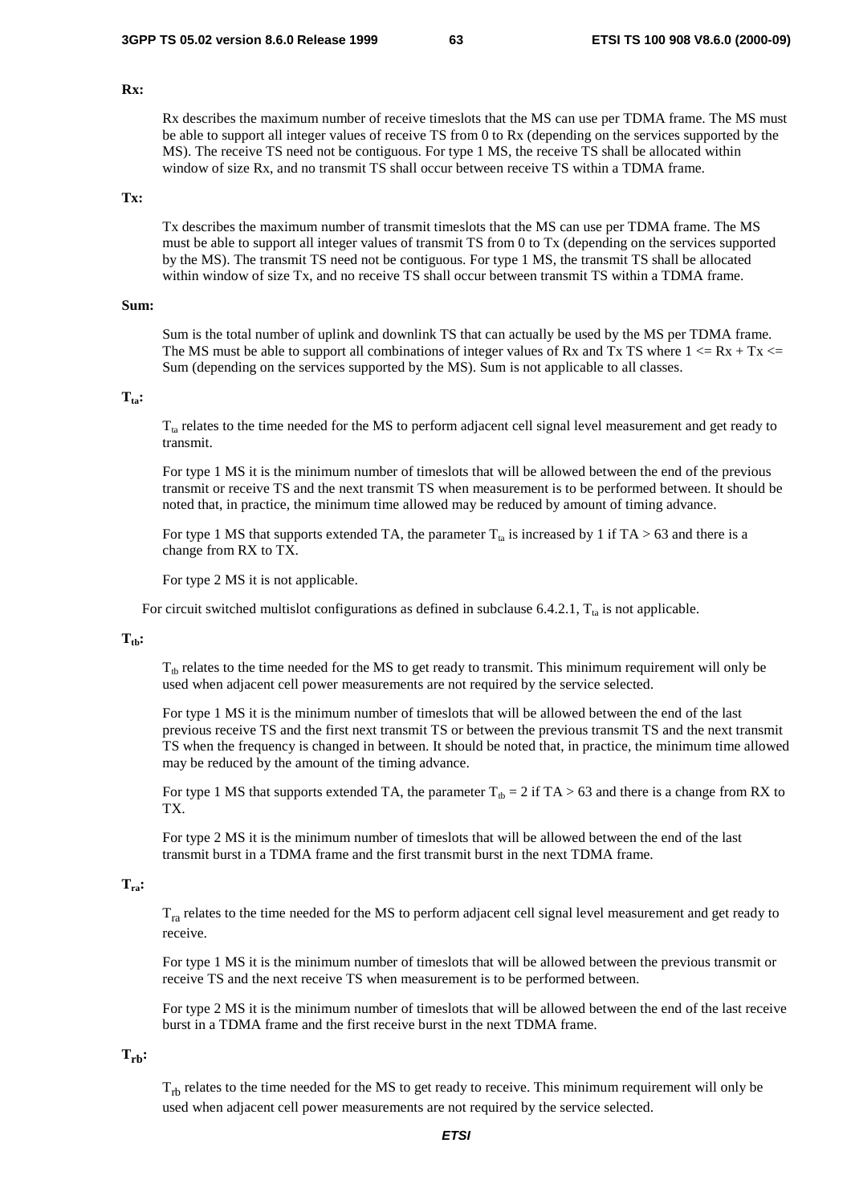**Rx:**

Rx describes the maximum number of receive timeslots that the MS can use per TDMA frame. The MS must be able to support all integer values of receive TS from 0 to Rx (depending on the services supported by the MS). The receive TS need not be contiguous. For type 1 MS, the receive TS shall be allocated within window of size Rx, and no transmit TS shall occur between receive TS within a TDMA frame.

**Tx:**

Tx describes the maximum number of transmit timeslots that the MS can use per TDMA frame. The MS must be able to support all integer values of transmit TS from 0 to Tx (depending on the services supported by the MS). The transmit TS need not be contiguous. For type 1 MS, the transmit TS shall be allocated within window of size Tx, and no receive TS shall occur between transmit TS within a TDMA frame.

**Sum:**

Sum is the total number of uplink and downlink TS that can actually be used by the MS per TDMA frame. The MS must be able to support all combinations of integer values of Rx and Tx TS where $1 <= Rx + Tx <=$ Sum (depending on the services supported by the MS). Sum is not applicable to all classes.

**$T_{ta}$:**

$T_{ta}$ relates to the time needed for the MS to perform adjacent cell signal level measurement and get ready to transmit.

For type 1 MS it is the minimum number of timeslots that will be allowed between the end of the previous transmit or receive TS and the next transmit TS when measurement is to be performed between. It should be noted that, in practice, the minimum time allowed may be reduced by amount of timing advance.

For type 1 MS that supports extended TA, the parameter $T_{ta}$ is increased by 1 if $TA > 63$ and there is a change from RX to TX.

For type 2 MS it is not applicable.

For circuit switched multislot configurations as defined in subclause 6.4.2.1, $T_{ta}$ is not applicable.

**$T_{tb}$:**

$T_{tb}$ relates to the time needed for the MS to get ready to transmit. This minimum requirement will only be used when adjacent cell power measurements are not required by the service selected.

For type 1 MS it is the minimum number of timeslots that will be allowed between the end of the last previous receive TS and the first next transmit TS or between the previous transmit TS and the next transmit TS when the frequency is changed in between. It should be noted that, in practice, the minimum time allowed may be reduced by the amount of the timing advance.

For type 1 MS that supports extended TA, the parameter $T_{tb} = 2$ if $TA > 63$ and there is a change from RX to TX.

For type 2 MS it is the minimum number of timeslots that will be allowed between the end of the last transmit burst in a TDMA frame and the first transmit burst in the next TDMA frame.

**$T_{ra}$:**

$T_{ra}$ relates to the time needed for the MS to perform adjacent cell signal level measurement and get ready to receive.

For type 1 MS it is the minimum number of timeslots that will be allowed between the previous transmit or receive TS and the next receive TS when measurement is to be performed between.

For type 2 MS it is the minimum number of timeslots that will be allowed between the end of the last receive burst in a TDMA frame and the first receive burst in the next TDMA frame.

**$T_{rb}$:**

$T_{rb}$ relates to the time needed for the MS to get ready to receive. This minimum requirement will only be used when adjacent cell power measurements are not required by the service selected.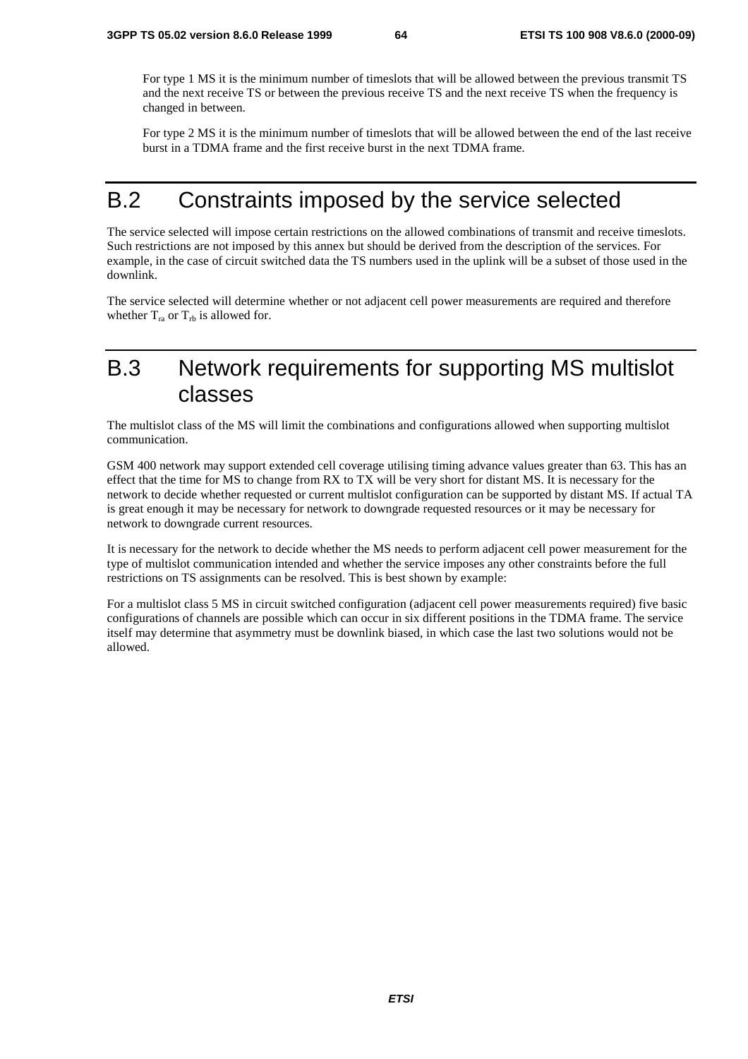For type 1 MS it is the minimum number of timeslots that will be allowed between the previous transmit TS and the next receive TS or between the previous receive TS and the next receive TS when the frequency is changed in between.

For type 2 MS it is the minimum number of timeslots that will be allowed between the end of the last receive burst in a TDMA frame and the first receive burst in the next TDMA frame.

# B.2 Constraints imposed by the service selected

The service selected will impose certain restrictions on the allowed combinations of transmit and receive timeslots. Such restrictions are not imposed by this annex but should be derived from the description of the services. For example, in the case of circuit switched data the TS numbers used in the uplink will be a subset of those used in the downlink.

The service selected will determine whether or not adjacent cell power measurements are required and therefore whether $T_{ra}$ or $T_{rb}$ is allowed for.

# B.3 Network requirements for supporting MS multislot classes

The multislot class of the MS will limit the combinations and configurations allowed when supporting multislot communication.

GSM 400 network may support extended cell coverage utilising timing advance values greater than 63. This has an effect that the time for MS to change from RX to TX will be very short for distant MS. It is necessary for the network to decide whether requested or current multislot configuration can be supported by distant MS. If actual TA is great enough it may be necessary for network to downgrade requested resources or it may be necessary for network to downgrade current resources.

It is necessary for the network to decide whether the MS needs to perform adjacent cell power measurement for the type of multislot communication intended and whether the service imposes any other constraints before the full restrictions on TS assignments can be resolved. This is best shown by example:

For a multislot class 5 MS in circuit switched configuration (adjacent cell power measurements required) five basic configurations of channels are possible which can occur in six different positions in the TDMA frame. The service itself may determine that asymmetry must be downlink biased, in which case the last two solutions would not be allowed.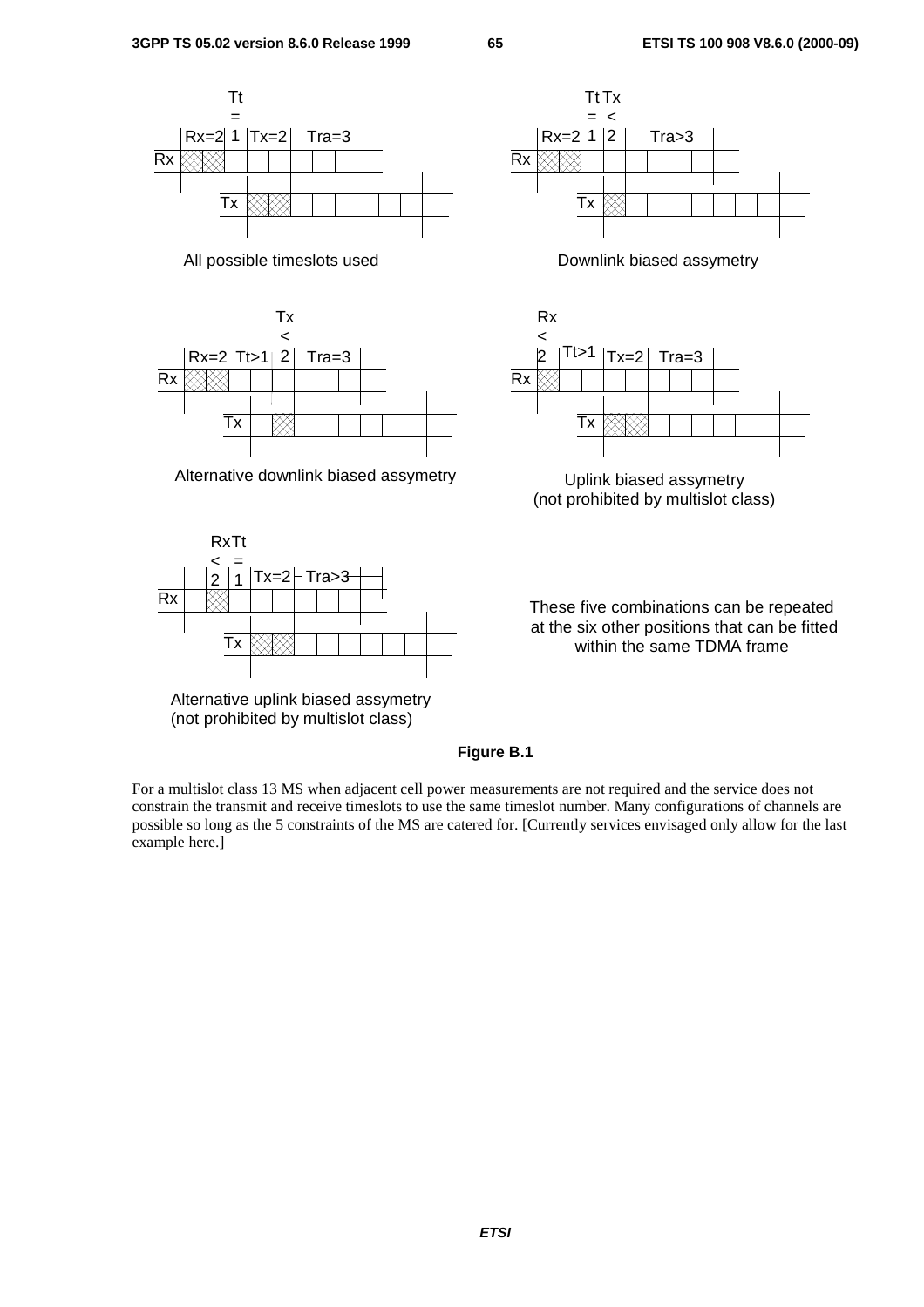Tt
=
Rx=2 1 Tx=2 Tra=3
Rx
Tx

All possible timeslots used

Tt Tx
= <
Rx=2 1 2 Tra>3
Rx
Tx

Downlink biased assymetry

Tx
<
Rx=2 Tt>1 2 Tra=3
Rx
Tx

Alternative downlink biased assymetry

Rx
<
2 Tt>1 Tx=2 Tra=3
Rx
Tx

Uplink biased assymetry
(not prohibited by multislot class)

Rx Tt
< =
2 1 Tx=2 Tra>3
Rx
Tx

Alternative uplink biased assymetry
(not prohibited by multislot class)

These five combinations can be repeated at the six other positions that can be fitted within the same TDMA frame

**Figure B.1**

For a multislot class 13 MS when adjacent cell power measurements are not required and the service does not constrain the transmit and receive timeslots to use the same timeslot number. Many configurations of channels are possible so long as the 5 constraints of the MS are catered for. [Currently services envisaged only allow for the last example here.]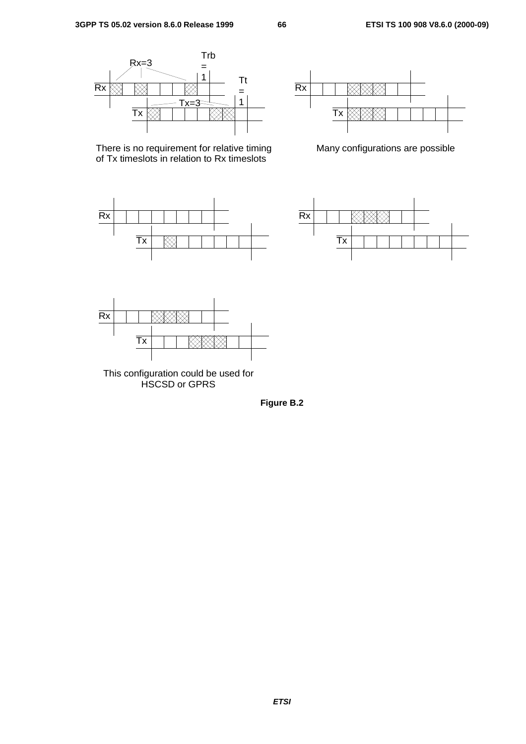Rx=3

Trb = 1

Tt = 1

Rx

Tx=3

Tx

There is no requirement for relative timing of Tx timeslots in relation to Rx timeslots

Rx

Tx

Many configurations are possible

Rx

Tx

Rx

Tx

Rx

Tx

This configuration could be used for HSCSD or GPRS

**Figure B.2**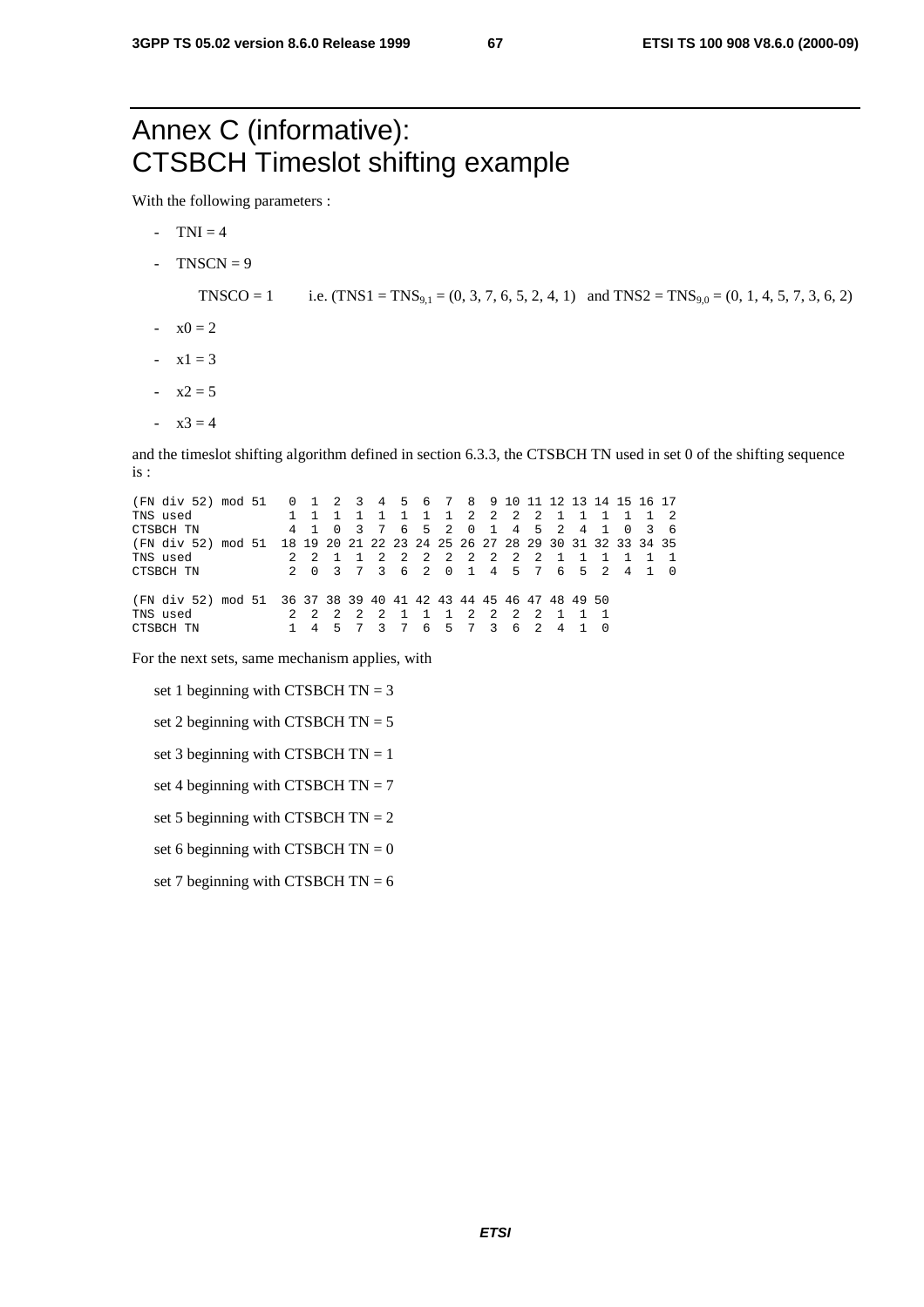# Annex C (informative): CTSBCH Timeslot shifting example

With the following parameters :

- TNI = 4
- TNSCN = 9

  TNSCO = 1 i.e. (TNS1 = $TNS_{9,1}$ = (0, 3, 7, 6, 5, 2, 4, 1) and TNS2 = $TNS_{9,0}$ = (0, 1, 4, 5, 7, 3, 6, 2)
- x0 = 2
- x1 = 3
- x2 = 5
- x3 = 4

and the timeslot shifting algorithm defined in section 6.3.3, the CTSBCH TN used in set 0 of the shifting sequence is :

```
(FN div 52) mod 51   0  1  2  3  4  5  6  7  8  9 10 11 12 13 14 15 16 17
TNS used             1  1  1  1  1  1  1  1  2  2  2  2  1  1  1  1  1  2
CTSBCH TN            4  1  0  3  7  6  5  2  0  1  4  5  2  4  1  0  3  6
(FN div 52) mod 51  18 19 20 21 22 23 24 25 26 27 28 29 30 31 32 33 34 35
TNS used             2  2  1  1  2  2  2  2  2  2  2  2  1  1  1  1  1  1
CTSBCH TN            2  0  3  7  3  6  2  0  1  4  5  7  6  5  2  4  1  0

(FN div 52) mod 51  36 37 38 39 40 41 42 43 44 45 46 47 48 49 50
TNS used             2  2  2  2  2  1  1  1  2  2  2  2  1  1  1
CTSBCH TN            1  4  5  7  3  7  6  5  7  3  6  2  4  1  0
```

For the next sets, same mechanism applies, with

set 1 beginning with CTSBCH TN = 3

set 2 beginning with CTSBCH TN = 5

set 3 beginning with CTSBCH TN = 1

set 4 beginning with CTSBCH TN = 7

set 5 beginning with CTSBCH TN = 2

set 6 beginning with CTSBCH TN = 0

set 7 beginning with CTSBCH TN = 6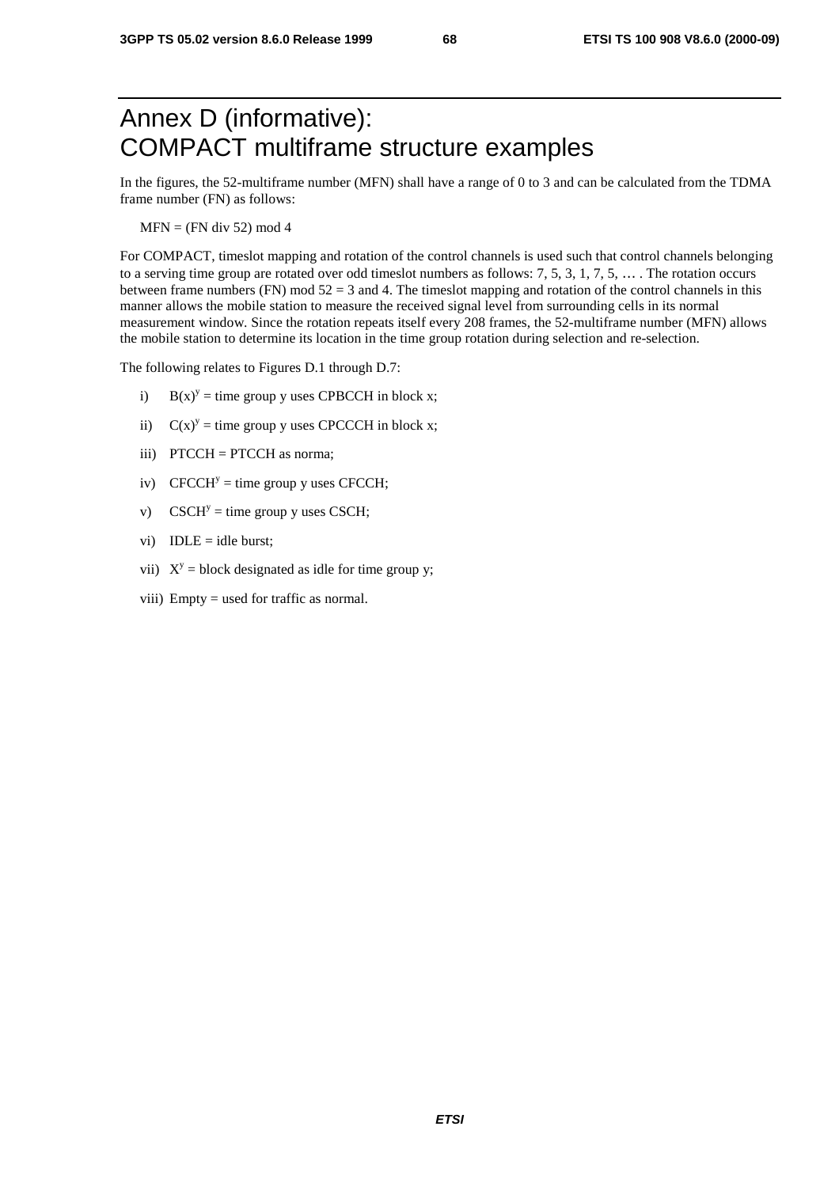# Annex D (informative): COMPACT multiframe structure examples

In the figures, the 52-multiframe number (MFN) shall have a range of 0 to 3 and can be calculated from the TDMA frame number (FN) as follows:

MFN = (FN div 52) mod 4

For COMPACT, timeslot mapping and rotation of the control channels is used such that control channels belonging to a serving time group are rotated over odd timeslot numbers as follows: 7, 5, 3, 1, 7, 5, … . The rotation occurs between frame numbers (FN) mod 52 = 3 and 4. The timeslot mapping and rotation of the control channels in this manner allows the mobile station to measure the received signal level from surrounding cells in its normal measurement window. Since the rotation repeats itself every 208 frames, the 52-multiframe number (MFN) allows the mobile station to determine its location in the time group rotation during selection and re-selection.

The following relates to Figures D.1 through D.7:

i) $B(x)^y$ = time group y uses CPBCCH in block x;

ii) $C(x)^y$ = time group y uses CPCCCH in block x;

iii) PTCCH = PTCCH as norma;

iv) $CFCCH^y$ = time group y uses CFCCH;

v) $CSCH^y$ = time group y uses CSCH;

vi) IDLE = idle burst;

vii) $X^y$ = block designated as idle for time group y;

viii) Empty = used for traffic as normal.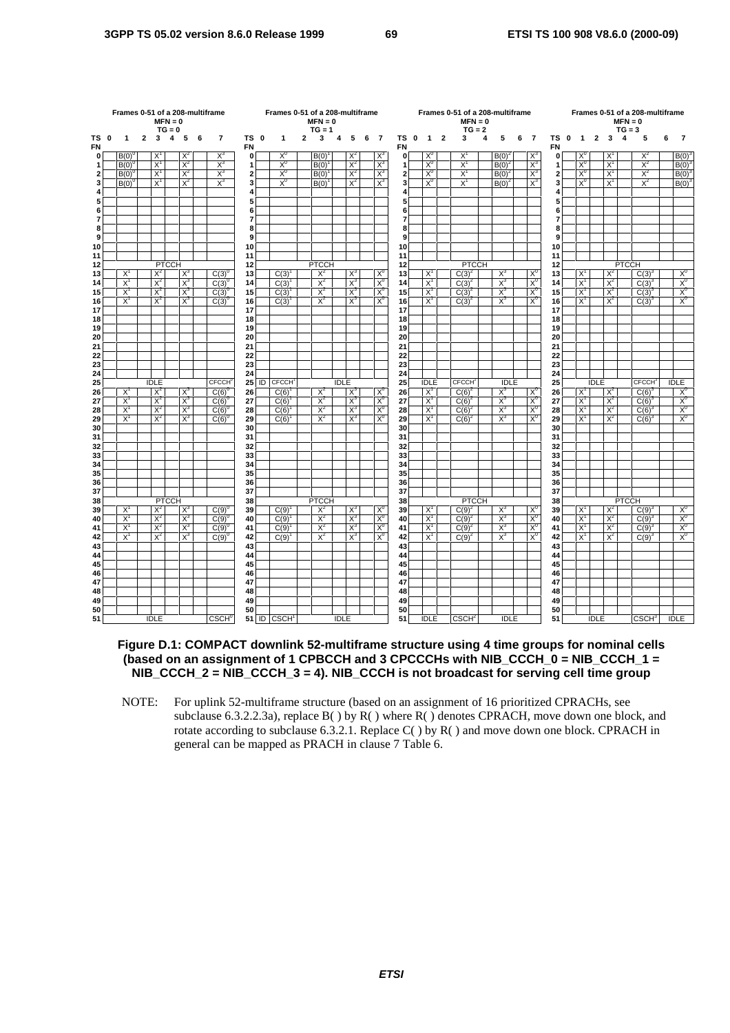**Frames 0-51 of a 208-multiframe, MFN = 0, TG = 0**

| TS / FN | 0 | 1 | 2 | 3 | 4 | 5 | 6 | 7 |
|---|---|---|---|---|---|---|---|---|
| 0 | | $B(0)^0$ | | $X^1$ | | $X^2$ | | $X^3$ |
| 1 | | $B(0)^0$ | | $X^1$ | | $X^2$ | | $X^3$ |
| 2 | | $B(0)^0$ | | $X^1$ | | $X^2$ | | $X^3$ |
| 3 | | $B(0)^0$ | | $X^1$ | | $X^2$ | | $X^3$ |
| 4 | | | | | | | | |
| 5 | | | | | | | | |
| 6 | | | | | | | | |
| 7 | | | | | | | | |
| 8 | | | | | | | | |
| 9 | | | | | | | | |
| 10 | | | | | | | | |
| 11 | | | | | | | | |
| 12 | PTCCH | | | | | | | |
| 13 | | $X^1$ | | $X^2$ | | $X^3$ | | $C(3)^0$ |
| 14 | | $X^1$ | | $X^2$ | | $X^3$ | | $C(3)^0$ |
| 15 | | $X^1$ | | $X^2$ | | $X^3$ | | $C(3)^0$ |
| 16 | | $X^1$ | | $X^2$ | | $X^3$ | | $C(3)^0$ |
| 17 | | | | | | | | |
| 18 | | | | | | | | |
| 19 | | | | | | | | |
| 20 | | | | | | | | |
| 21 | | | | | | | | |
| 22 | | | | | | | | |
| 23 | | | | | | | | |
| 24 | | | | | | | | |
| 25 | IDLE | | | | | | | $CFCCH^0$ |
| 26 | | $X^1$ | | $X^2$ | | $X^3$ | | $C(6)^0$ |
| 27 | | $X^1$ | | $X^2$ | | $X^3$ | | $C(6)^0$ |
| 28 | | $X^1$ | | $X^2$ | | $X^3$ | | $C(6)^0$ |
| 29 | | $X^1$ | | $X^2$ | | $X^3$ | | $C(6)^0$ |
| 30 | | | | | | | | |
| 31 | | | | | | | | |
| 32 | | | | | | | | |
| 33 | | | | | | | | |
| 34 | | | | | | | | |
| 35 | | | | | | | | |
| 36 | | | | | | | | |
| 37 | | | | | | | | |
| 38 | PTCCH | | | | | | | |
| 39 | | $X^1$ | | $X^2$ | | $X^3$ | | $C(9)^0$ |
| 40 | | $X^1$ | | $X^2$ | | $X^3$ | | $C(9)^0$ |
| 41 | | $X^1$ | | $X^2$ | | $X^3$ | | $C(9)^0$ |
| 42 | | $X^1$ | | $X^2$ | | $X^3$ | | $C(9)^0$ |
| 43 | | | | | | | | |
| 44 | | | | | | | | |
| 45 | | | | | | | | |
| 46 | | | | | | | | |
| 47 | | | | | | | | |
| 48 | | | | | | | | |
| 49 | | | | | | | | |
| 50 | | | | | | | | |
| 51 | IDLE | | | | | | | $CSCH^0$ |

**Frames 0-51 of a 208-multiframe, MFN = 0, TG = 1**

| TS / FN | 0 | 1 | 2 | 3 | 4 | 5 | 6 | 7 |
|---|---|---|---|---|---|---|---|---|
| 0 | | $X^0$ | | $B(0)^1$ | | $X^2$ | | $X^3$ |
| 1 | | $X^0$ | | $B(0)^1$ | | $X^2$ | | $X^3$ |
| 2 | | $X^0$ | | $B(0)^1$ | | $X^2$ | | $X^3$ |
| 3 | | $X^0$ | | $B(0)^1$ | | $X^2$ | | $X^3$ |
| 4 | | | | | | | | |
| 5 | | | | | | | | |
| 6 | | | | | | | | |
| 7 | | | | | | | | |
| 8 | | | | | | | | |
| 9 | | | | | | | | |
| 10 | | | | | | | | |
| 11 | | | | | | | | |
| 12 | PTCCH | | | | | | | |
| 13 | | $C(3)^1$ | | $X^2$ | | $X^3$ | | $X^0$ |
| 14 | | $C(3)^1$ | | $X^2$ | | $X^3$ | | $X^0$ |
| 15 | | $C(3)^1$ | | $X^2$ | | $X^3$ | | $X^0$ |
| 16 | | $C(3)^1$ | | $X^2$ | | $X^3$ | | $X^0$ |
| 17 | | | | | | | | |
| 18 | | | | | | | | |
| 19 | | | | | | | | |
| 20 | | | | | | | | |
| 21 | | | | | | | | |
| 22 | | | | | | | | |
| 23 | | | | | | | | |
| 24 | | | | | | | | |
| 25 | ID | $CFCCH^1$ | IDLE | | | | | |
| 26 | | $C(6)^1$ | | $X^2$ | | $X^3$ | | $X^0$ |
| 27 | | $C(6)^1$ | | $X^2$ | | $X^3$ | | $X^0$ |
| 28 | | $C(6)^1$ | | $X^2$ | | $X^3$ | | $X^0$ |
| 29 | | $C(6)^1$ | | $X^2$ | | $X^3$ | | $X^0$ |
| 30 | | | | | | | | |
| 31 | | | | | | | | |
| 32 | | | | | | | | |
| 33 | | | | | | | | |
| 34 | | | | | | | | |
| 35 | | | | | | | | |
| 36 | | | | | | | | |
| 37 | | | | | | | | |
| 38 | PTCCH | | | | | | | |
| 39 | | $C(9)^1$ | | $X^2$ | | $X^3$ | | $X^0$ |
| 40 | | $C(9)^1$ | | $X^2$ | | $X^3$ | | $X^0$ |
| 41 | | $C(9)^1$ | | $X^2$ | | $X^3$ | | $X^0$ |
| 42 | | $C(9)^1$ | | $X^2$ | | $X^3$ | | $X^0$ |
| 43 | | | | | | | | |
| 44 | | | | | | | | |
| 45 | | | | | | | | |
| 46 | | | | | | | | |
| 47 | | | | | | | | |
| 48 | | | | | | | | |
| 49 | | | | | | | | |
| 50 | | | | | | | | |
| 51 | ID | $CSCH^1$ | IDLE | | | | | |

**Frames 0-51 of a 208-multiframe, MFN = 0, TG = 2**

| TS / FN | 0 | 1 | 2 | 3 | 4 | 5 | 6 | 7 |
|---|---|---|---|---|---|---|---|---|
| 0 | | $X^0$ | | $X^1$ | | $B(0)^2$ | | $X^3$ |
| 1 | | $X^0$ | | $X^1$ | | $B(0)^2$ | | $X^3$ |
| 2 | | $X^0$ | | $X^1$ | | $B(0)^2$ | | $X^3$ |
| 3 | | $X^0$ | | $X^1$ | | $B(0)^2$ | | $X^3$ |
| 4 | | | | | | | | |
| 5 | | | | | | | | |
| 6 | | | | | | | | |
| 7 | | | | | | | | |
| 8 | | | | | | | | |
| 9 | | | | | | | | |
| 10 | | | | | | | | |
| 11 | | | | | | | | |
| 12 | PTCCH | | | | | | | |
| 13 | | $X^1$ | | $C(3)^2$ | | $X^3$ | | $X^0$ |
| 14 | | $X^1$ | | $C(3)^2$ | | $X^3$ | | $X^0$ |
| 15 | | $X^1$ | | $C(3)^2$ | | $X^3$ | | $X^0$ |
| 16 | | $X^1$ | | $C(3)^2$ | | $X^3$ | | $X^0$ |
| 17 | | | | | | | | |
| 18 | | | | | | | | |
| 19 | | | | | | | | |
| 20 | | | | | | | | |
| 21 | | | | | | | | |
| 22 | | | | | | | | |
| 23 | | | | | | | | |
| 24 | | | | | | | | |
| 25 | IDLE | | | $CFCCH^2$ | IDLE | | | |
| 26 | | $X^1$ | | $C(6)^2$ | | $X^3$ | | $X^0$ |
| 27 | | $X^1$ | | $C(6)^2$ | | $X^3$ | | $X^0$ |
| 28 | | $X^1$ | | $C(6)^2$ | | $X^3$ | | $X^0$ |
| 29 | | $X^1$ | | $C(6)^2$ | | $X^3$ | | $X^0$ |
| 30 | | | | | | | | |
| 31 | | | | | | | | |
| 32 | | | | | | | | |
| 33 | | | | | | | | |
| 34 | | | | | | | | |
| 35 | | | | | | | | |
| 36 | | | | | | | | |
| 37 | | | | | | | | |
| 38 | PTCCH | | | | | | | |
| 39 | | $X^1$ | | $C(9)^2$ | | $X^3$ | | $X^0$ |
| 40 | | $X^1$ | | $C(9)^2$ | | $X^3$ | | $X^0$ |
| 41 | | $X^1$ | | $C(9)^2$ | | $X^3$ | | $X^0$ |
| 42 | | $X^1$ | | $C(9)^2$ | | $X^3$ | | $X^0$ |
| 43 | | | | | | | | |
| 44 | | | | | | | | |
| 45 | | | | | | | | |
| 46 | | | | | | | | |
| 47 | | | | | | | | |
| 48 | | | | | | | | |
| 49 | | | | | | | | |
| 50 | | | | | | | | |
| 51 | IDLE | | | $CSCH^2$ | IDLE | | | |

**Frames 0-51 of a 208-multiframe, MFN = 0, TG = 3**

| TS / FN | 0 | 1 | 2 | 3 | 4 | 5 | 6 | 7 |
|---|---|---|---|---|---|---|---|---|
| 0 | | $X^0$ | | $X^1$ | | $X^2$ | | $B(0)^3$ |
| 1 | | $X^0$ | | $X^1$ | | $X^2$ | | $B(0)^3$ |
| 2 | | $X^0$ | | $X^1$ | | $X^2$ | | $B(0)^3$ |
| 3 | | $X^0$ | | $X^1$ | | $X^2$ | | $B(0)^3$ |
| 4 | | | | | | | | |
| 5 | | | | | | | | |
| 6 | | | | | | | | |
| 7 | | | | | | | | |
| 8 | | | | | | | | |
| 9 | | | | | | | | |
| 10 | | | | | | | | |
| 11 | | | | | | | | |
| 12 | PTCCH | | | | | | | |
| 13 | | $X^1$ | | $X^2$ | | $C(3)^3$ | | $X^0$ |
| 14 | | $X^1$ | | $X^2$ | | $C(3)^3$ | | $X^0$ |
| 15 | | $X^1$ | | $X^2$ | | $C(3)^3$ | | $X^0$ |
| 16 | | $X^1$ | | $X^2$ | | $C(3)^3$ | | $X^0$ |
| 17 | | | | | | | | |
| 18 | | | | | | | | |
| 19 | | | | | | | | |
| 20 | | | | | | | | |
| 21 | | | | | | | | |
| 22 | | | | | | | | |
| 23 | | | | | | | | |
| 24 | | | | | | | | |
| 25 | IDLE | | | | | $CFCCH^3$ | | IDLE |
| 26 | | $X^1$ | | $X^2$ | | $C(6)^3$ | | $X^0$ |
| 27 | | $X^1$ | | $X^2$ | | $C(6)^3$ | | $X^0$ |
| 28 | | $X^1$ | | $X^2$ | | $C(6)^3$ | | $X^0$ |
| 29 | | $X^1$ | | $X^2$ | | $C(6)^3$ | | $X^0$ |
| 30 | | | | | | | | |
| 31 | | | | | | | | |
| 32 | | | | | | | | |
| 33 | | | | | | | | |
| 34 | | | | | | | | |
| 35 | | | | | | | | |
| 36 | | | | | | | | |
| 37 | | | | | | | | |
| 38 | PTCCH | | | | | | | |
| 39 | | $X^1$ | | $X^2$ | | $C(9)^3$ | | $X^0$ |
| 40 | | $X^1$ | | $X^2$ | | $C(9)^3$ | | $X^0$ |
| 41 | | $X^1$ | | $X^2$ | | $C(9)^3$ | | $X^0$ |
| 42 | | $X^1$ | | $X^2$ | | $C(9)^3$ | | $X^0$ |
| 43 | | | | | | | | |
| 44 | | | | | | | | |
| 45 | | | | | | | | |
| 46 | | | | | | | | |
| 47 | | | | | | | | |
| 48 | | | | | | | | |
| 49 | | | | | | | | |
| 50 | | | | | | | | |
| 51 | IDLE | | | | | $CSCH^3$ | | IDLE |

**Figure D.1: COMPACT downlink 52-multiframe structure using 4 time groups for nominal cells (based on an assignment of 1 CPBCCH and 3 CPCCCHs with NIB_CCCH_0 = NIB_CCCH_1 = NIB_CCCH_2 = NIB_CCCH_3 = 4). NIB_CCCH is not broadcast for serving cell time group**

NOTE: For uplink 52-multiframe structure (based on an assignment of 16 prioritized CPRACHs, see subclause 6.3.2.2.3a), replace B( ) by R( ) where R( ) denotes CPRACH, move down one block, and rotate according to subclause 6.3.2.1. Replace C( ) by R( ) and move down one block. CPRACH in general can be mapped as PRACH in clause 7 Table 6.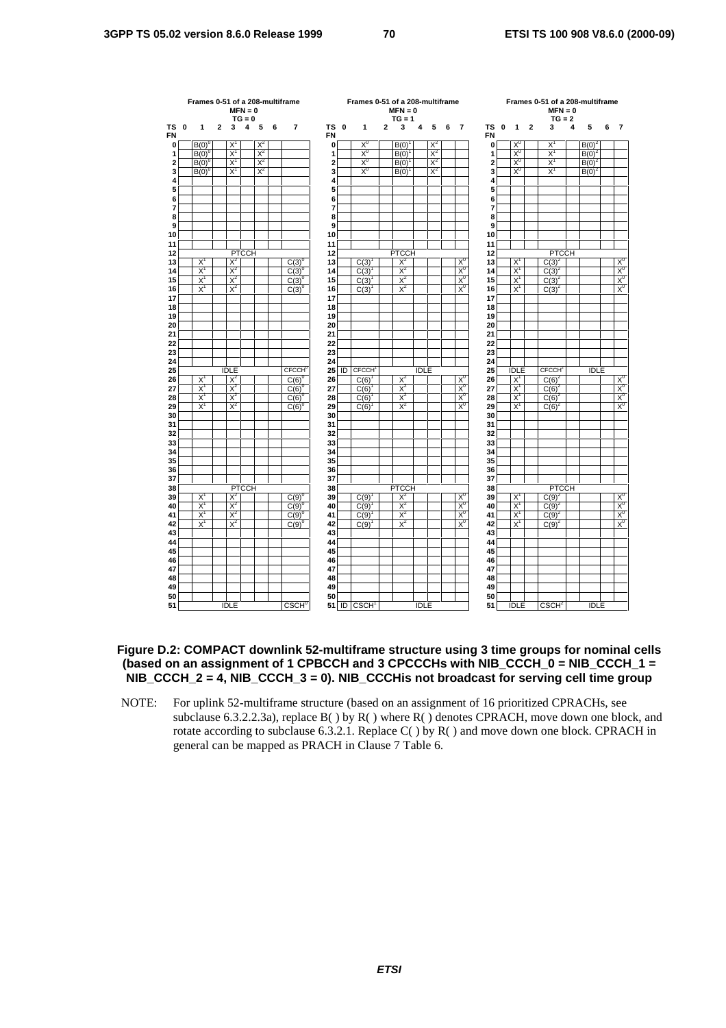**Frames 0-51 of a 208-multiframe**
**MFN = 0**
**TG = 0**

| TS FN | 0 | 1 | 2 | 3 | 4 | 5 | 6 | 7 |
|---|---|---|---|---|---|---|---|---|
| 0 | | $B(0)^0$ | | $X^1$ | | $X^2$ | | |
| 1 | | $B(0)^0$ | | $X^1$ | | $X^2$ | | |
| 2 | | $B(0)^0$ | | $X^1$ | | $X^2$ | | |
| 3 | | $B(0)^0$ | | $X^1$ | | $X^2$ | | |
| 4 | | | | | | | | |
| 5 | | | | | | | | |
| 6 | | | | | | | | |
| 7 | | | | | | | | |
| 8 | | | | | | | | |
| 9 | | | | | | | | |
| 10 | | | | | | | | |
| 11 | | | | | | | | |
| 12 | PTCCH | | | | | | | |
| 13 | | $X^1$ | | $X^2$ | | | | $C(3)^0$ |
| 14 | | $X^1$ | | $X^2$ | | | | $C(3)^0$ |
| 15 | | $X^1$ | | $X^2$ | | | | $C(3)^0$ |
| 16 | | $X^1$ | | $X^2$ | | | | $C(3)^0$ |
| 17 | | | | | | | | |
| 18 | | | | | | | | |
| 19 | | | | | | | | |
| 20 | | | | | | | | |
| 21 | | | | | | | | |
| 22 | | | | | | | | |
| 23 | | | | | | | | |
| 24 | | | | | | | | |
| 25 | IDLE | | | | | | | $CFCCH^0$ |
| 26 | | $X^1$ | | $X^2$ | | | | $C(6)^0$ |
| 27 | | $X^1$ | | $X^2$ | | | | $C(6)^0$ |
| 28 | | $X^1$ | | $X^2$ | | | | $C(6)^0$ |
| 29 | | $X^1$ | | $X^2$ | | | | $C(6)^0$ |
| 30 | | | | | | | | |
| 31 | | | | | | | | |
| 32 | | | | | | | | |
| 33 | | | | | | | | |
| 34 | | | | | | | | |
| 35 | | | | | | | | |
| 36 | | | | | | | | |
| 37 | | | | | | | | |
| 38 | PTCCH | | | | | | | |
| 39 | | $X^1$ | | $X^2$ | | | | $C(9)^0$ |
| 40 | | $X^1$ | | $X^2$ | | | | $C(9)^0$ |
| 41 | | $X^1$ | | $X^2$ | | | | $C(9)^0$ |
| 42 | | $X^1$ | | $X^2$ | | | | $C(9)^0$ |
| 43 | | | | | | | | |
| 44 | | | | | | | | |
| 45 | | | | | | | | |
| 46 | | | | | | | | |
| 47 | | | | | | | | |
| 48 | | | | | | | | |
| 49 | | | | | | | | |
| 50 | | | | | | | | |
| 51 | IDLE | | | | | | | $CSCH^0$ |

**Frames 0-51 of a 208-multiframe**
**MFN = 0**
**TG = 1**

| TS FN | 0 | 1 | 2 | 3 | 4 | 5 | 6 | 7 |
|---|---|---|---|---|---|---|---|---|
| 0 | | $X^0$ | | $B(0)^1$ | | $X^2$ | | |
| 1 | | $X^0$ | | $B(0)^1$ | | $X^2$ | | |
| 2 | | $X^0$ | | $B(0)^1$ | | $X^2$ | | |
| 3 | | $X^0$ | | $B(0)^1$ | | $X^2$ | | |
| 4 | | | | | | | | |
| 5 | | | | | | | | |
| 6 | | | | | | | | |
| 7 | | | | | | | | |
| 8 | | | | | | | | |
| 9 | | | | | | | | |
| 10 | | | | | | | | |
| 11 | | | | | | | | |
| 12 | PTCCH | | | | | | | |
| 13 | | $C(3)^1$ | | $X^2$ | | | | $X^0$ |
| 14 | | $C(3)^1$ | | $X^2$ | | | | $X^0$ |
| 15 | | $C(3)^1$ | | $X^2$ | | | | $X^0$ |
| 16 | | $C(3)^1$ | | $X^2$ | | | | $X^0$ |
| 17 | | | | | | | | |
| 18 | | | | | | | | |
| 19 | | | | | | | | |
| 20 | | | | | | | | |
| 21 | | | | | | | | |
| 22 | | | | | | | | |
| 23 | | | | | | | | |
| 24 | | | | | | | | |
| 25 | ID | $CFCCH^1$ | IDLE | | | | | |
| 26 | | $C(6)^1$ | | $X^2$ | | | | $X^0$ |
| 27 | | $C(6)^1$ | | $X^2$ | | | | $X^0$ |
| 28 | | $C(6)^1$ | | $X^2$ | | | | $X^0$ |
| 29 | | $C(6)^1$ | | $X^2$ | | | | $X^0$ |
| 30 | | | | | | | | |
| 31 | | | | | | | | |
| 32 | | | | | | | | |
| 33 | | | | | | | | |
| 34 | | | | | | | | |
| 35 | | | | | | | | |
| 36 | | | | | | | | |
| 37 | | | | | | | | |
| 38 | PTCCH | | | | | | | |
| 39 | | $C(9)^1$ | | $X^2$ | | | | $X^0$ |
| 40 | | $C(9)^1$ | | $X^2$ | | | | $X^0$ |
| 41 | | $C(9)^1$ | | $X^2$ | | | | $X^0$ |
| 42 | | $C(9)^1$ | | $X^2$ | | | | $X^0$ |
| 43 | | | | | | | | |
| 44 | | | | | | | | |
| 45 | | | | | | | | |
| 46 | | | | | | | | |
| 47 | | | | | | | | |
| 48 | | | | | | | | |
| 49 | | | | | | | | |
| 50 | | | | | | | | |
| 51 | ID | $CSCH^1$ | IDLE | | | | | |

**Frames 0-51 of a 208-multiframe**
**MFN = 0**
**TG = 2**

| TS FN | 0 | 1 | 2 | 3 | 4 | 5 | 6 | 7 |
|---|---|---|---|---|---|---|---|---|
| 0 | | $X^0$ | | $X^1$ | | $B(0)^2$ | | |
| 1 | | $X^0$ | | $X^1$ | | $B(0)^2$ | | |
| 2 | | $X^0$ | | $X^1$ | | $B(0)^2$ | | |
| 3 | | $X^0$ | | $X^1$ | | $B(0)^2$ | | |
| 4 | | | | | | | | |
| 5 | | | | | | | | |
| 6 | | | | | | | | |
| 7 | | | | | | | | |
| 8 | | | | | | | | |
| 9 | | | | | | | | |
| 10 | | | | | | | | |
| 11 | | | | | | | | |
| 12 | PTCCH | | | | | | | |
| 13 | | $X^1$ | | $C(3)^2$ | | | | $X^0$ |
| 14 | | $X^1$ | | $C(3)^2$ | | | | $X^0$ |
| 15 | | $X^1$ | | $C(3)^2$ | | | | $X^0$ |
| 16 | | $X^1$ | | $C(3)^2$ | | | | $X^0$ |
| 17 | | | | | | | | |
| 18 | | | | | | | | |
| 19 | | | | | | | | |
| 20 | | | | | | | | |
| 21 | | | | | | | | |
| 22 | | | | | | | | |
| 23 | | | | | | | | |
| 24 | | | | | | | | |
| 25 | IDLE | | | $CFCCH^2$ | IDLE | | | |
| 26 | | $X^1$ | | $C(6)^2$ | | | | $X^0$ |
| 27 | | $X^1$ | | $C(6)^2$ | | | | $X^0$ |
| 28 | | $X^1$ | | $C(6)^2$ | | | | $X^0$ |
| 29 | | $X^1$ | | $C(6)^2$ | | | | $X^0$ |
| 30 | | | | | | | | |
| 31 | | | | | | | | |
| 32 | | | | | | | | |
| 33 | | | | | | | | |
| 34 | | | | | | | | |
| 35 | | | | | | | | |
| 36 | | | | | | | | |
| 37 | | | | | | | | |
| 38 | PTCCH | | | | | | | |
| 39 | | $X^1$ | | $C(9)^2$ | | | | $X^0$ |
| 40 | | $X^1$ | | $C(9)^2$ | | | | $X^0$ |
| 41 | | $X^1$ | | $C(9)^2$ | | | | $X^0$ |
| 42 | | $X^1$ | | $C(9)^2$ | | | | $X^0$ |
| 43 | | | | | | | | |
| 44 | | | | | | | | |
| 45 | | | | | | | | |
| 46 | | | | | | | | |
| 47 | | | | | | | | |
| 48 | | | | | | | | |
| 49 | | | | | | | | |
| 50 | | | | | | | | |
| 51 | IDLE | | | $CSCH^2$ | IDLE | | | |

**Figure D.2: COMPACT downlink 52-multiframe structure using 3 time groups for nominal cells (based on an assignment of 1 CPBCCH and 3 CPCCCHs with NIB_CCCH_0 = NIB_CCCH_1 = NIB_CCCH_2 = 4, NIB_CCCH_3 = 0). NIB_CCCHis not broadcast for serving cell time group**

NOTE: For uplink 52-multiframe structure (based on an assignment of 16 prioritized CPRACHs, see subclause 6.3.2.2.3a), replace B( ) by R( ) where R( ) denotes CPRACH, move down one block, and rotate according to subclause 6.3.2.1. Replace C( ) by R( ) and move down one block. CPRACH in general can be mapped as PRACH in Clause 7 Table 6.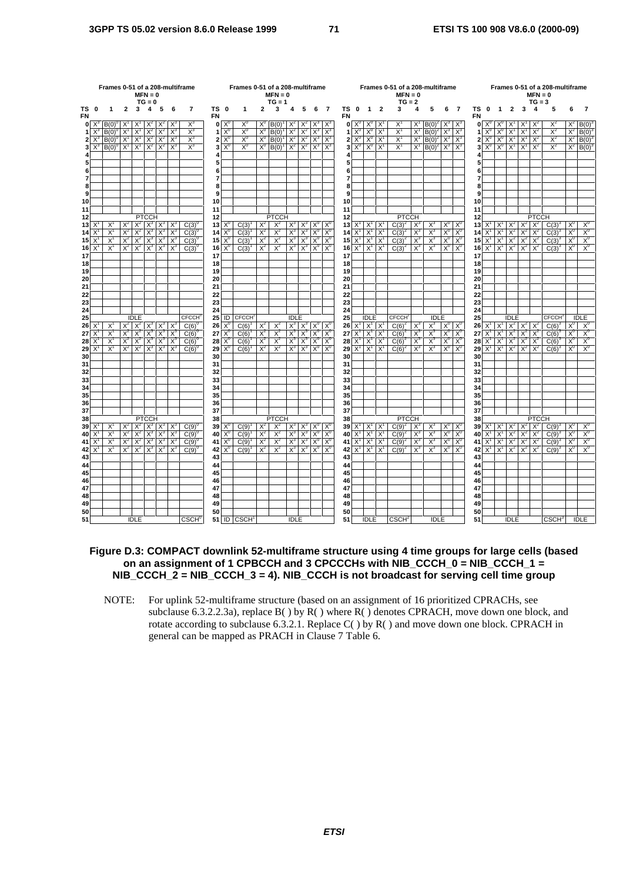Frames 0-51 of a 208-multiframe
MFN = 0
TG = 0

| TS / FN | 0 | 1 | 2 | 3 | 4 | 5 | 6 | 7 |
|---|---|---|---|---|---|---|---|---|
| 0 | $X^1$ | $B(0)^0$ | $X^1$ | $X^1$ | $X^2$ | $X^2$ | $X^3$ | $X^3$ |
| 1 | $X^1$ | $B(0)^0$ | $X^1$ | $X^1$ | $X^2$ | $X^2$ | $X^3$ | $X^3$ |
| 2 | $X^1$ | $B(0)^0$ | $X^1$ | $X^1$ | $X^2$ | $X^2$ | $X^3$ | $X^3$ |
| 3 | $X^1$ | $B(0)^0$ | $X^1$ | $X^1$ | $X^2$ | $X^2$ | $X^3$ | $X^3$ |
| 4 | | | | | | | | |
| 5 | | | | | | | | |
| 6 | | | | | | | | |
| 7 | | | | | | | | |
| 8 | | | | | | | | |
| 9 | | | | | | | | |
| 10 | | | | | | | | |
| 11 | | | | | | | | |
| 12 | PTCCH | | | | | | | |
| 13 | $X^1$ | $X^1$ | $X^2$ | $X^2$ | $X^3$ | $X^3$ | $X^3$ | $C(3)^0$ |
| 14 | $X^1$ | $X^1$ | $X^2$ | $X^2$ | $X^3$ | $X^3$ | $X^3$ | $C(3)^0$ |
| 15 | $X^1$ | $X^1$ | $X^2$ | $X^2$ | $X^3$ | $X^3$ | $X^3$ | $C(3)^0$ |
| 16 | $X^1$ | $X^1$ | $X^2$ | $X^2$ | $X^3$ | $X^3$ | $X^3$ | $C(3)^0$ |
| 17 | | | | | | | | |
| 18 | | | | | | | | |
| 19 | | | | | | | | |
| 20 | | | | | | | | |
| 21 | | | | | | | | |
| 22 | | | | | | | | |
| 23 | | | | | | | | |
| 24 | | | | | | | | |
| 25 | IDLE | | | | | | | $CFCCH^0$ |
| 26 | $X^1$ | $X^1$ | $X^2$ | $X^2$ | $X^3$ | $X^3$ | $X^3$ | $C(6)^0$ |
| 27 | $X^1$ | $X^1$ | $X^2$ | $X^2$ | $X^3$ | $X^3$ | $X^3$ | $C(6)^0$ |
| 28 | $X^1$ | $X^1$ | $X^2$ | $X^2$ | $X^3$ | $X^3$ | $X^3$ | $C(6)^0$ |
| 29 | $X^1$ | $X^1$ | $X^2$ | $X^2$ | $X^3$ | $X^3$ | $X^3$ | $C(6)^0$ |
| 30 | | | | | | | | |
| 31 | | | | | | | | |
| 32 | | | | | | | | |
| 33 | | | | | | | | |
| 34 | | | | | | | | |
| 35 | | | | | | | | |
| 36 | | | | | | | | |
| 37 | | | | | | | | |
| 38 | PTCCH | | | | | | | |
| 39 | $X^1$ | $X^1$ | $X^2$ | $X^2$ | $X^3$ | $X^3$ | $X^3$ | $C(9)^0$ |
| 40 | $X^1$ | $X^1$ | $X^2$ | $X^2$ | $X^3$ | $X^3$ | $X^3$ | $C(9)^0$ |
| 41 | $X^1$ | $X^1$ | $X^2$ | $X^2$ | $X^3$ | $X^3$ | $X^3$ | $C(9)^0$ |
| 42 | $X^1$ | $X^1$ | $X^2$ | $X^2$ | $X^3$ | $X^3$ | $X^3$ | $C(9)^0$ |
| 43 | | | | | | | | |
| 44 | | | | | | | | |
| 45 | | | | | | | | |
| 46 | | | | | | | | |
| 47 | | | | | | | | |
| 48 | | | | | | | | |
| 49 | | | | | | | | |
| 50 | | | | | | | | |
| 51 | IDLE | | | | | | | $CSCH^0$ |

Frames 0-51 of a 208-multiframe
MFN = 0
TG = 1

| TS / FN | 0 | 1 | 2 | 3 | 4 | 5 | 6 | 7 |
|---|---|---|---|---|---|---|---|---|
| 0 | $X^0$ | $X^0$ | $X^0$ | $B(0)^1$ | $X^2$ | $X^2$ | $X^3$ | $X^3$ |
| 1 | $X^0$ | $X^0$ | $X^0$ | $B(0)^1$ | $X^2$ | $X^2$ | $X^3$ | $X^3$ |
| 2 | $X^0$ | $X^0$ | $X^0$ | $B(0)^1$ | $X^2$ | $X^2$ | $X^3$ | $X^3$ |
| 3 | $X^0$ | $X^0$ | $X^0$ | $B(0)^1$ | $X^2$ | $X^2$ | $X^3$ | $X^3$ |
| 4 | | | | | | | | |
| 5 | | | | | | | | |
| 6 | | | | | | | | |
| 7 | | | | | | | | |
| 8 | | | | | | | | |
| 9 | | | | | | | | |
| 10 | | | | | | | | |
| 11 | | | | | | | | |
| 12 | PTCCH | | | | | | | |
| 13 | $X^0$ | $C(3)^1$ | $X^2$ | $X^2$ | $X^3$ | $X^3$ | $X^0$ | $X^0$ |
| 14 | $X^0$ | $C(3)^1$ | $X^2$ | $X^2$ | $X^3$ | $X^3$ | $X^0$ | $X^0$ |
| 15 | $X^0$ | $C(3)^1$ | $X^2$ | $X^2$ | $X^3$ | $X^3$ | $X^0$ | $X^0$ |
| 16 | $X^0$ | $C(3)^1$ | $X^2$ | $X^2$ | $X^3$ | $X^3$ | $X^0$ | $X^0$ |
| 17 | | | | | | | | |
| 18 | | | | | | | | |
| 19 | | | | | | | | |
| 20 | | | | | | | | |
| 21 | | | | | | | | |
| 22 | | | | | | | | |
| 23 | | | | | | | | |
| 24 | | | | | | | | |
| 25 | ID | $CFCCH^1$ | IDLE | | | | | |
| 26 | $X^0$ | $C(6)^1$ | $X^2$ | $X^2$ | $X^3$ | $X^3$ | $X^0$ | $X^0$ |
| 27 | $X^0$ | $C(6)^1$ | $X^2$ | $X^2$ | $X^3$ | $X^3$ | $X^0$ | $X^0$ |
| 28 | $X^0$ | $C(6)^1$ | $X^2$ | $X^2$ | $X^3$ | $X^3$ | $X^0$ | $X^0$ |
| 29 | $X^0$ | $C(6)^1$ | $X^2$ | $X^2$ | $X^3$ | $X^3$ | $X^0$ | $X^0$ |
| 30 | | | | | | | | |
| 31 | | | | | | | | |
| 32 | | | | | | | | |
| 33 | | | | | | | | |
| 34 | | | | | | | | |
| 35 | | | | | | | | |
| 36 | | | | | | | | |
| 37 | | | | | | | | |
| 38 | PTCCH | | | | | | | |
| 39 | $X^0$ | $C(9)^1$ | $X^2$ | $X^2$ | $X^3$ | $X^3$ | $X^0$ | $X^0$ |
| 40 | $X^0$ | $C(9)^1$ | $X^2$ | $X^2$ | $X^3$ | $X^3$ | $X^0$ | $X^0$ |
| 41 | $X^0$ | $C(9)^1$ | $X^2$ | $X^2$ | $X^3$ | $X^3$ | $X^0$ | $X^0$ |
| 42 | $X^0$ | $C(9)^1$ | $X^2$ | $X^2$ | $X^3$ | $X^3$ | $X^0$ | $X^0$ |
| 43 | | | | | | | | |
| 44 | | | | | | | | |
| 45 | | | | | | | | |
| 46 | | | | | | | | |
| 47 | | | | | | | | |
| 48 | | | | | | | | |
| 49 | | | | | | | | |
| 50 | | | | | | | | |
| 51 | ID | $CSCH^1$ | IDLE | | | | | |

Frames 0-51 of a 208-multiframe
MFN = 0
TG = 2

| TS / FN | 0 | 1 | 2 | 3 | 4 | 5 | 6 | 7 |
|---|---|---|---|---|---|---|---|---|
| 0 | $X^0$ | $X^0$ | $X^1$ | $X^1$ | $X^1$ | $B(0)^2$ | $X^3$ | $X^3$ |
| 1 | $X^0$ | $X^0$ | $X^1$ | $X^1$ | $X^1$ | $B(0)^2$ | $X^3$ | $X^3$ |
| 2 | $X^0$ | $X^0$ | $X^1$ | $X^1$ | $X^1$ | $B(0)^2$ | $X^3$ | $X^3$ |
| 3 | $X^0$ | $X^0$ | $X^1$ | $X^1$ | $X^1$ | $B(0)^2$ | $X^3$ | $X^3$ |
| 4 | | | | | | | | |
| 5 | | | | | | | | |
| 6 | | | | | | | | |
| 7 | | | | | | | | |
| 8 | | | | | | | | |
| 9 | | | | | | | | |
| 10 | | | | | | | | |
| 11 | | | | | | | | |
| 12 | PTCCH | | | | | | | |
| 13 | $X^1$ | $X^1$ | $X^1$ | $C(3)^2$ | $X^3$ | $X^3$ | $X^0$ | $X^0$ |
| 14 | $X^1$ | $X^1$ | $X^1$ | $C(3)^2$ | $X^3$ | $X^3$ | $X^0$ | $X^0$ |
| 15 | $X^1$ | $X^1$ | $X^1$ | $C(3)^2$ | $X^3$ | $X^3$ | $X^0$ | $X^0$ |
| 16 | $X^1$ | $X^1$ | $X^1$ | $C(3)^2$ | $X^3$ | $X^3$ | $X^0$ | $X^0$ |
| 17 | | | | | | | | |
| 18 | | | | | | | | |
| 19 | | | | | | | | |
| 20 | | | | | | | | |
| 21 | | | | | | | | |
| 22 | | | | | | | | |
| 23 | | | | | | | | |
| 24 | | | | | | | | |
| 25 | IDLE | | | $CFCCH^2$ | IDLE | | | |
| 26 | $X^1$ | $X^1$ | $X^1$ | $C(6)^2$ | $X^3$ | $X^3$ | $X^0$ | $X^0$ |
| 27 | $X^1$ | $X^1$ | $X^1$ | $C(6)^2$ | $X^3$ | $X^3$ | $X^0$ | $X^0$ |
| 28 | $X^1$ | $X^1$ | $X^1$ | $C(6)^2$ | $X^3$ | $X^3$ | $X^0$ | $X^0$ |
| 29 | $X^1$ | $X^1$ | $X^1$ | $C(6)^2$ | $X^3$ | $X^3$ | $X^0$ | $X^0$ |
| 30 | | | | | | | | |
| 31 | | | | | | | | |
| 32 | | | | | | | | |
| 33 | | | | | | | | |
| 34 | | | | | | | | |
| 35 | | | | | | | | |
| 36 | | | | | | | | |
| 37 | | | | | | | | |
| 38 | PTCCH | | | | | | | |
| 39 | $X^1$ | $X^1$ | $X^1$ | $C(9)^2$ | $X^3$ | $X^3$ | $X^0$ | $X^0$ |
| 40 | $X^1$ | $X^1$ | $X^1$ | $C(9)^2$ | $X^3$ | $X^3$ | $X^0$ | $X^0$ |
| 41 | $X^1$ | $X^1$ | $X^1$ | $C(9)^2$ | $X^3$ | $X^3$ | $X^0$ | $X^0$ |
| 42 | $X^1$ | $X^1$ | $X^1$ | $C(9)^2$ | $X^3$ | $X^3$ | $X^0$ | $X^0$ |
| 43 | | | | | | | | |
| 44 | | | | | | | | |
| 45 | | | | | | | | |
| 46 | | | | | | | | |
| 47 | | | | | | | | |
| 48 | | | | | | | | |
| 49 | | | | | | | | |
| 50 | | | | | | | | |
| 51 | IDLE | | | $CSCH^2$ | IDLE | | | |

Frames 0-51 of a 208-multiframe
MFN = 0
TG = 3

| TS / FN | 0 | 1 | 2 | 3 | 4 | 5 | 6 | 7 |
|---|---|---|---|---|---|---|---|---|
| 0 | $X^0$ | $X^0$ | $X^1$ | $X^1$ | $X^2$ | $X^2$ | $X^2$ | $B(0)^3$ |
| 1 | $X^0$ | $X^0$ | $X^1$ | $X^1$ | $X^2$ | $X^2$ | $X^2$ | $B(0)^3$ |
| 2 | $X^0$ | $X^0$ | $X^1$ | $X^1$ | $X^2$ | $X^2$ | $X^2$ | $B(0)^3$ |
| 3 | $X^0$ | $X^0$ | $X^1$ | $X^1$ | $X^2$ | $X^2$ | $X^2$ | $B(0)^3$ |
| 4 | | | | | | | | |
| 5 | | | | | | | | |
| 6 | | | | | | | | |
| 7 | | | | | | | | |
| 8 | | | | | | | | |
| 9 | | | | | | | | |
| 10 | | | | | | | | |
| 11 | | | | | | | | |
| 12 | PTCCH | | | | | | | |
| 13 | $X^1$ | $X^1$ | $X^2$ | $X^2$ | $X^2$ | $C(3)^3$ | $X^0$ | $X^0$ |
| 14 | $X^1$ | $X^1$ | $X^2$ | $X^2$ | $X^2$ | $C(3)^3$ | $X^0$ | $X^0$ |
| 15 | $X^1$ | $X^1$ | $X^2$ | $X^2$ | $X^2$ | $C(3)^3$ | $X^0$ | $X^0$ |
| 16 | $X^1$ | $X^1$ | $X^2$ | $X^2$ | $X^2$ | $C(3)^3$ | $X^0$ | $X^0$ |
| 17 | | | | | | | | |
| 18 | | | | | | | | |
| 19 | | | | | | | | |
| 20 | | | | | | | | |
| 21 | | | | | | | | |
| 22 | | | | | | | | |
| 23 | | | | | | | | |
| 24 | | | | | | | | |
| 25 | IDLE | | | | | $CFCCH^3$ | IDLE | |
| 26 | $X^1$ | $X^1$ | $X^2$ | $X^2$ | $X^2$ | $C(6)^3$ | $X^0$ | $X^0$ |
| 27 | $X^1$ | $X^1$ | $X^2$ | $X^2$ | $X^2$ | $C(6)^3$ | $X^0$ | $X^0$ |
| 28 | $X^1$ | $X^1$ | $X^2$ | $X^2$ | $X^2$ | $C(6)^3$ | $X^0$ | $X^0$ |
| 29 | $X^1$ | $X^1$ | $X^2$ | $X^2$ | $X^2$ | $C(6)^3$ | $X^0$ | $X^0$ |
| 30 | | | | | | | | |
| 31 | | | | | | | | |
| 32 | | | | | | | | |
| 33 | | | | | | | | |
| 34 | | | | | | | | |
| 35 | | | | | | | | |
| 36 | | | | | | | | |
| 37 | | | | | | | | |
| 38 | PTCCH | | | | | | | |
| 39 | $X^1$ | $X^1$ | $X^2$ | $X^2$ | $X^2$ | $C(9)^3$ | $X^0$ | $X^0$ |
| 40 | $X^1$ | $X^1$ | $X^2$ | $X^2$ | $X^2$ | $C(9)^3$ | $X^0$ | $X^0$ |
| 41 | $X^1$ | $X^1$ | $X^2$ | $X^2$ | $X^2$ | $C(9)^3$ | $X^0$ | $X^0$ |
| 42 | $X^1$ | $X^1$ | $X^2$ | $X^2$ | $X^2$ | $C(9)^3$ | $X^0$ | $X^0$ |
| 43 | | | | | | | | |
| 44 | | | | | | | | |
| 45 | | | | | | | | |
| 46 | | | | | | | | |
| 47 | | | | | | | | |
| 48 | | | | | | | | |
| 49 | | | | | | | | |
| 50 | | | | | | | | |
| 51 | IDLE | | | | | $CSCH^3$ | IDLE | |

**Figure D.3: COMPACT downlink 52-multiframe structure using 4 time groups for large cells (based on an assignment of 1 CPBCCH and 3 CPCCCHs with NIB_CCCH_0 = NIB_CCCH_1 = NIB_CCCH_2 = NIB_CCCH_3 = 4). NIB_CCCH is not broadcast for serving cell time group**

NOTE: For uplink 52-multiframe structure (based on an assignment of 16 prioritized CPRACHs, see subclause 6.3.2.2.3a), replace B( ) by R( ) where R( ) denotes CPRACH, move down one block, and rotate according to subclause 6.3.2.1. Replace C( ) by R( ) and move down one block. CPRACH in general can be mapped as PRACH in Clause 7 Table 6.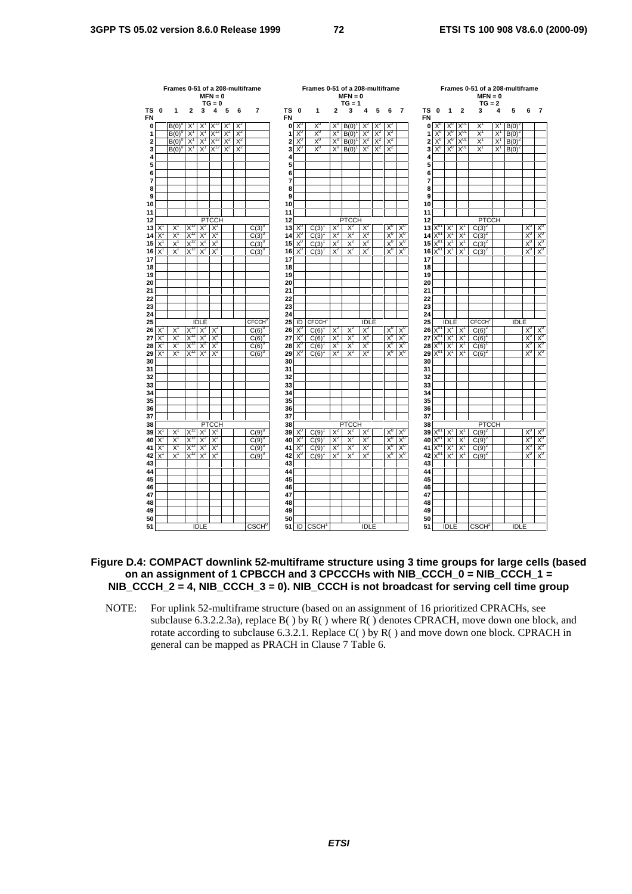Frames 0-51 of a 208-multiframe, MFN = 0, TG = 0

| TS FN | 0 | 1 | 2 | 3 | 4 | 5 | 6 | 7 |
|---|---|---|---|---|---|---|---|---|
| 0 | | $B(0)^0$ | $X^1$ | $X^1$ | $X^{12}$ | $X^2$ | $X^2$ | |
| 1 | | $B(0)^0$ | $X^1$ | $X^1$ | $X^{12}$ | $X^2$ | $X^2$ | |
| 2 | | $B(0)^0$ | $X^1$ | $X^1$ | $X^{12}$ | $X^2$ | $X^2$ | |
| 3 | | $B(0)^0$ | $X^1$ | $X^1$ | $X^{12}$ | $X^2$ | $X^2$ | |
| 4 | | | | | | | | |
| 5 | | | | | | | | |
| 6 | | | | | | | | |
| 7 | | | | | | | | |
| 8 | | | | | | | | |
| 9 | | | | | | | | |
| 10 | | | | | | | | |
| 11 | | | | | | | | |
| 12 | PTCCH | | | | | | | |
| 13 | $X^1$ | $X^1$ | $X^{12}$ | $X^2$ | $X^2$ | | | $C(3)^0$ |
| 14 | $X^1$ | $X^1$ | $X^{12}$ | $X^2$ | $X^2$ | | | $C(3)^0$ |
| 15 | $X^1$ | $X^1$ | $X^{12}$ | $X^2$ | $X^2$ | | | $C(3)^0$ |
| 16 | $X^1$ | $X^1$ | $X^{12}$ | $X^2$ | $X^2$ | | | $C(3)^0$ |
| 17 | | | | | | | | |
| 18 | | | | | | | | |
| 19 | | | | | | | | |
| 20 | | | | | | | | |
| 21 | | | | | | | | |
| 22 | | | | | | | | |
| 23 | | | | | | | | |
| 24 | | | | | | | | |
| 25 | IDLE | | | | | | | $CFCCH^0$ |
| 26 | $X^1$ | $X^1$ | $X^{12}$ | $X^2$ | $X^2$ | | | $C(6)^0$ |
| 27 | $X^1$ | $X^1$ | $X^{12}$ | $X^2$ | $X^2$ | | | $C(6)^0$ |
| 28 | $X^1$ | $X^1$ | $X^{12}$ | $X^2$ | $X^2$ | | | $C(6)^0$ |
| 29 | $X^1$ | $X^1$ | $X^{12}$ | $X^2$ | $X^2$ | | | $C(6)^0$ |
| 30 | | | | | | | | |
| 31 | | | | | | | | |
| 32 | | | | | | | | |
| 33 | | | | | | | | |
| 34 | | | | | | | | |
| 35 | | | | | | | | |
| 36 | | | | | | | | |
| 37 | | | | | | | | |
| 38 | PTCCH | | | | | | | |
| 39 | $X^1$ | $X^1$ | $X^{12}$ | $X^2$ | $X^2$ | | | $C(9)^0$ |
| 40 | $X^1$ | $X^1$ | $X^{12}$ | $X^2$ | $X^2$ | | | $C(9)^0$ |
| 41 | $X^1$ | $X^1$ | $X^{12}$ | $X^2$ | $X^2$ | | | $C(9)^0$ |
| 42 | $X^1$ | $X^1$ | $X^{12}$ | $X^2$ | $X^2$ | | | $C(9)^0$ |
| 43 | | | | | | | | |
| 44 | | | | | | | | |
| 45 | | | | | | | | |
| 46 | | | | | | | | |
| 47 | | | | | | | | |
| 48 | | | | | | | | |
| 49 | | | | | | | | |
| 50 | | | | | | | | |
| 51 | IDLE | | | | | | | $CSCH^0$ |

Frames 0-51 of a 208-multiframe, MFN = 0, TG = 1

| TS FN | 0 | 1 | 2 | 3 | 4 | 5 | 6 | 7 |
|---|---|---|---|---|---|---|---|---|
| 0 | $X^0$ | $X^0$ | $X^0$ | $B(0)^1$ | $X^2$ | $X^2$ | $X^2$ | |
| 1 | $X^0$ | $X^0$ | $X^0$ | $B(0)^1$ | $X^2$ | $X^2$ | $X^2$ | |
| 2 | $X^0$ | $X^0$ | $X^0$ | $B(0)^1$ | $X^2$ | $X^2$ | $X^2$ | |
| 3 | $X^0$ | $X^0$ | $X^0$ | $B(0)^1$ | $X^2$ | $X^2$ | $X^2$ | |
| 4 | | | | | | | | |
| 5 | | | | | | | | |
| 6 | | | | | | | | |
| 7 | | | | | | | | |
| 8 | | | | | | | | |
| 9 | | | | | | | | |
| 10 | | | | | | | | |
| 11 | | | | | | | | |
| 12 | PTCCH | | | | | | | |
| 13 | $X^0$ | $C(3)^1$ | $X^2$ | $X^2$ | $X^2$ | | $X^0$ | $X^0$ |
| 14 | $X^0$ | $C(3)^1$ | $X^2$ | $X^2$ | $X^2$ | | $X^0$ | $X^0$ |
| 15 | $X^0$ | $C(3)^1$ | $X^2$ | $X^2$ | $X^2$ | | $X^0$ | $X^0$ |
| 16 | $X^0$ | $C(3)^1$ | $X^2$ | $X^2$ | $X^2$ | | $X^0$ | $X^0$ |
| 17 | | | | | | | | |
| 18 | | | | | | | | |
| 19 | | | | | | | | |
| 20 | | | | | | | | |
| 21 | | | | | | | | |
| 22 | | | | | | | | |
| 23 | | | | | | | | |
| 24 | | | | | | | | |
| 25 | ID | $CFCCH^1$ | IDLE | | | | | |
| 26 | $X^0$ | $C(6)^1$ | $X^2$ | $X^2$ | $X^2$ | | $X^0$ | $X^0$ |
| 27 | $X^0$ | $C(6)^1$ | $X^2$ | $X^2$ | $X^2$ | | $X^0$ | $X^0$ |
| 28 | $X^0$ | $C(6)^1$ | $X^2$ | $X^2$ | $X^2$ | | $X^0$ | $X^0$ |
| 29 | $X^0$ | $C(6)^1$ | $X^2$ | $X^2$ | $X^2$ | | $X^0$ | $X^0$ |
| 30 | | | | | | | | |
| 31 | | | | | | | | |
| 32 | | | | | | | | |
| 33 | | | | | | | | |
| 34 | | | | | | | | |
| 35 | | | | | | | | |
| 36 | | | | | | | | |
| 37 | | | | | | | | |
| 38 | PTCCH | | | | | | | |
| 39 | $X^0$ | $C(9)^1$ | $X^2$ | $X^2$ | $X^2$ | | $X^0$ | $X^0$ |
| 40 | $X^0$ | $C(9)^1$ | $X^2$ | $X^2$ | $X^2$ | | $X^0$ | $X^0$ |
| 41 | $X^0$ | $C(9)^1$ | $X^2$ | $X^2$ | $X^2$ | | $X^0$ | $X^0$ |
| 42 | $X^0$ | $C(9)^1$ | $X^2$ | $X^2$ | $X^2$ | | $X^0$ | $X^0$ |
| 43 | | | | | | | | |
| 44 | | | | | | | | |
| 45 | | | | | | | | |
| 46 | | | | | | | | |
| 47 | | | | | | | | |
| 48 | | | | | | | | |
| 49 | | | | | | | | |
| 50 | | | | | | | | |
| 51 | ID | $CSCH^1$ | IDLE | | | | | |

Frames 0-51 of a 208-multiframe, MFN = 0, TG = 2

| TS FN | 0 | 1 | 2 | 3 | 4 | 5 | 6 | 7 |
|---|---|---|---|---|---|---|---|---|
| 0 | $X^0$ | $X^0$ | $X^{01}$ | $X^1$ | $X^1$ | $B(0)^2$ | | |
| 1 | $X^0$ | $X^0$ | $X^{01}$ | $X^1$ | $X^1$ | $B(0)^2$ | | |
| 2 | $X^0$ | $X^0$ | $X^{01}$ | $X^1$ | $X^1$ | $B(0)^2$ | | |
| 3 | $X^0$ | $X^0$ | $X^{01}$ | $X^1$ | $X^1$ | $B(0)^2$ | | |
| 4 | | | | | | | | |
| 5 | | | | | | | | |
| 6 | | | | | | | | |
| 7 | | | | | | | | |
| 8 | | | | | | | | |
| 9 | | | | | | | | |
| 10 | | | | | | | | |
| 11 | | | | | | | | |
| 12 | PTCCH | | | | | | | |
| 13 | $X^{01}$ | $X^1$ | $X^1$ | $C(3)^2$ | | | $X^0$ | $X^0$ |
| 14 | $X^{01}$ | $X^1$ | $X^1$ | $C(3)^2$ | | | $X^0$ | $X^0$ |
| 15 | $X^{01}$ | $X^1$ | $X^1$ | $C(3)^2$ | | | $X^0$ | $X^0$ |
| 16 | $X^{01}$ | $X^1$ | $X^1$ | $C(3)^2$ | | | $X^0$ | $X^0$ |
| 17 | | | | | | | | |
| 18 | | | | | | | | |
| 19 | | | | | | | | |
| 20 | | | | | | | | |
| 21 | | | | | | | | |
| 22 | | | | | | | | |
| 23 | | | | | | | | |
| 24 | | | | | | | | |
| 25 | IDLE | | | $CFCCH^2$ | IDLE | | | |
| 26 | $X^{01}$ | $X^1$ | $X^1$ | $C(6)^2$ | | | $X^0$ | $X^0$ |
| 27 | $X^{01}$ | $X^1$ | $X^1$ | $C(6)^2$ | | | $X^0$ | $X^0$ |
| 28 | $X^{01}$ | $X^1$ | $X^1$ | $C(6)^2$ | | | $X^0$ | $X^0$ |
| 29 | $X^{01}$ | $X^1$ | $X^1$ | $C(6)^2$ | | | $X^0$ | $X^0$ |
| 30 | | | | | | | | |
| 31 | | | | | | | | |
| 32 | | | | | | | | |
| 33 | | | | | | | | |
| 34 | | | | | | | | |
| 35 | | | | | | | | |
| 36 | | | | | | | | |
| 37 | | | | | | | | |
| 38 | PTCCH | | | | | | | |
| 39 | $X^{01}$ | $X^1$ | $X^1$ | $C(9)^2$ | | | $X^0$ | $X^0$ |
| 40 | $X^{01}$ | $X^1$ | $X^1$ | $C(9)^2$ | | | $X^0$ | $X^0$ |
| 41 | $X^{01}$ | $X^1$ | $X^1$ | $C(9)^2$ | | | $X^0$ | $X^0$ |
| 42 | $X^{01}$ | $X^1$ | $X^1$ | $C(9)^2$ | | | $X^0$ | $X^0$ |
| 43 | | | | | | | | |
| 44 | | | | | | | | |
| 45 | | | | | | | | |
| 46 | | | | | | | | |
| 47 | | | | | | | | |
| 48 | | | | | | | | |
| 49 | | | | | | | | |
| 50 | | | | | | | | |
| 51 | IDLE | | | $CSCH^2$ | IDLE | | | |

**Figure D.4: COMPACT downlink 52-multiframe structure using 3 time groups for large cells (based on an assignment of 1 CPBCCH and 3 CPCCCHs with NIB_CCCH_0 = NIB_CCCH_1 = NIB_CCCH_2 = 4, NIB_CCCH_3 = 0). NIB_CCCH is not broadcast for serving cell time group**

NOTE: For uplink 52-multiframe structure (based on an assignment of 16 prioritized CPRACHs, see subclause 6.3.2.2.3a), replace B( ) by R( ) where R( ) denotes CPRACH, move down one block, and rotate according to subclause 6.3.2.1. Replace C( ) by R( ) and move down one block. CPRACH in general can be mapped as PRACH in Clause 7 Table 6.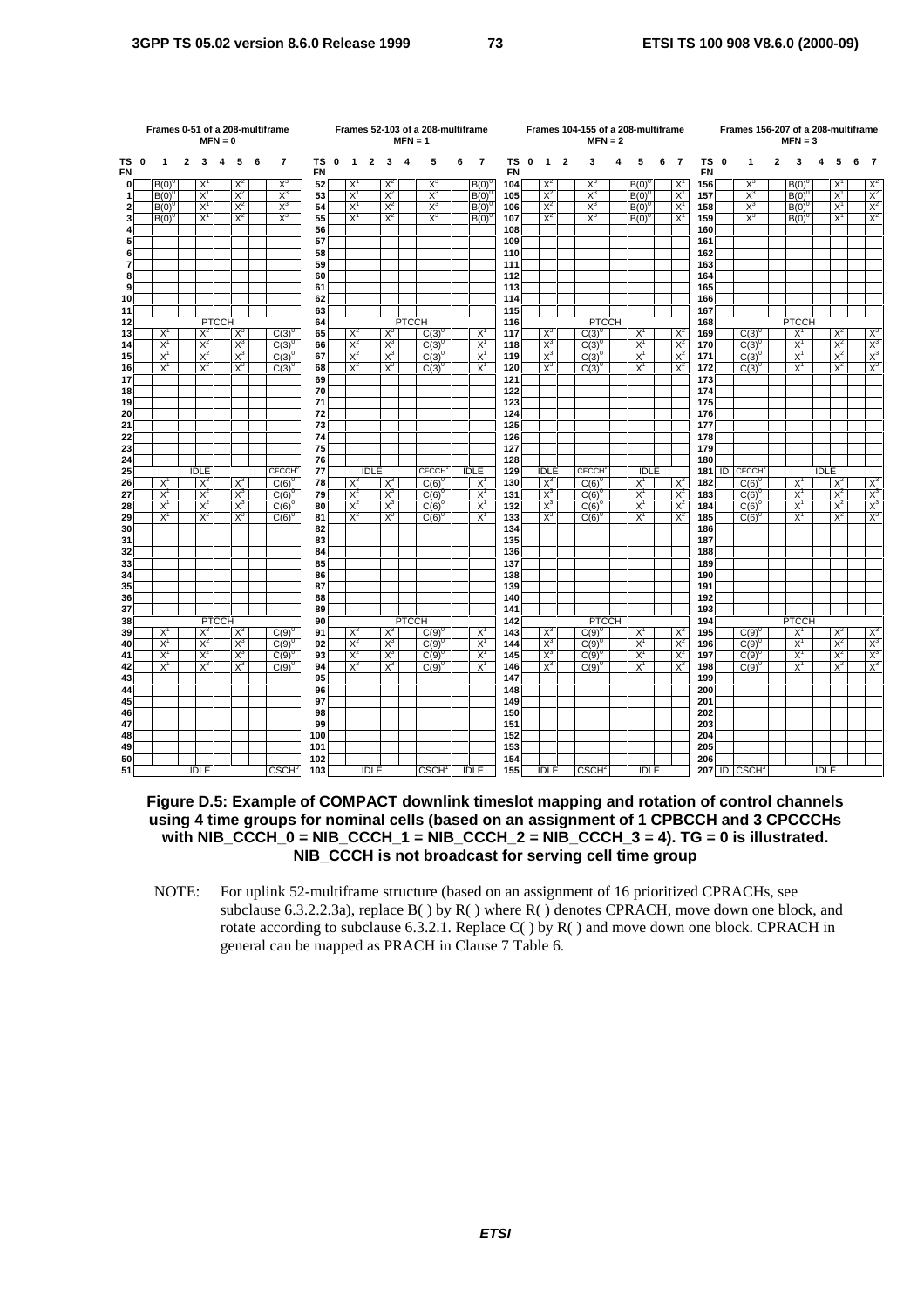**Frames 0-51 of a 208-multiframe MFN = 0**

| TS FN | 0 | 1 | 2 | 3 | 4 | 5 | 6 | 7 |
|---|---|---|---|---|---|---|---|---|
| 0 | | $B(0)^0$ | | $X^1$ | | $X^2$ | | $X^3$ |
| 1 | | $B(0)^0$ | | $X^1$ | | $X^2$ | | $X^3$ |
| 2 | | $B(0)^0$ | | $X^1$ | | $X^2$ | | $X^3$ |
| 3 | | $B(0)^0$ | | $X^1$ | | $X^2$ | | $X^3$ |
| 4 | | | | | | | | |
| 5 | | | | | | | | |
| 6 | | | | | | | | |
| 7 | | | | | | | | |
| 8 | | | | | | | | |
| 9 | | | | | | | | |
| 10 | | | | | | | | |
| 11 | | | | | | | | |
| 12 | | | | PTCCH | | | | |
| 13 | | $X^1$ | | $X^2$ | | $X^3$ | | $C(3)^0$ |
| 14 | | $X^1$ | | $X^2$ | | $X^3$ | | $C(3)^0$ |
| 15 | | $X^1$ | | $X^2$ | | $X^3$ | | $C(3)^0$ |
| 16 | | $X^1$ | | $X^2$ | | $X^3$ | | $C(3)^0$ |
| 17 | | | | | | | | |
| 18 | | | | | | | | |
| 19 | | | | | | | | |
| 20 | | | | | | | | |
| 21 | | | | | | | | |
| 22 | | | | | | | | |
| 23 | | | | | | | | |
| 24 | | | | | | | | |
| 25 | | | | IDLE | | | | $CFCCH^0$ |
| 26 | | $X^1$ | | $X^2$ | | $X^3$ | | $C(6)^0$ |
| 27 | | $X^1$ | | $X^2$ | | $X^3$ | | $C(6)^0$ |
| 28 | | $X^1$ | | $X^2$ | | $X^3$ | | $C(6)^0$ |
| 29 | | $X^1$ | | $X^2$ | | $X^3$ | | $C(6)^0$ |
| 30 | | | | | | | | |
| 31 | | | | | | | | |
| 32 | | | | | | | | |
| 33 | | | | | | | | |
| 34 | | | | | | | | |
| 35 | | | | | | | | |
| 36 | | | | | | | | |
| 37 | | | | | | | | |
| 38 | | | | PTCCH | | | | |
| 39 | | $X^1$ | | $X^2$ | | $X^3$ | | $C(9)^0$ |
| 40 | | $X^1$ | | $X^2$ | | $X^3$ | | $C(9)^0$ |
| 41 | | $X^1$ | | $X^2$ | | $X^3$ | | $C(9)^0$ |
| 42 | | $X^1$ | | $X^2$ | | $X^3$ | | $C(9)^0$ |
| 43 | | | | | | | | |
| 44 | | | | | | | | |
| 45 | | | | | | | | |
| 46 | | | | | | | | |
| 47 | | | | | | | | |
| 48 | | | | | | | | |
| 49 | | | | | | | | |
| 50 | | | | | | | | |
| 51 | | | | IDLE | | | | $CSCH^0$ |

**Frames 52-103 of a 208-multiframe MFN = 1**

| TS FN | 0 | 1 | 2 | 3 | 4 | 5 | 6 | 7 |
|---|---|---|---|---|---|---|---|---|
| 52 | | $X^1$ | | $X^2$ | | $X^3$ | | $B(0)^0$ |
| 53 | | $X^1$ | | $X^2$ | | $X^3$ | | $B(0)^0$ |
| 54 | | $X^1$ | | $X^2$ | | $X^3$ | | $B(0)^0$ |
| 55 | | $X^1$ | | $X^2$ | | $X^3$ | | $B(0)^0$ |
| 56 | | | | | | | | |
| 57 | | | | | | | | |
| 58 | | | | | | | | |
| 59 | | | | | | | | |
| 60 | | | | | | | | |
| 61 | | | | | | | | |
| 62 | | | | | | | | |
| 63 | | | | | | | | |
| 64 | | | | | | PTCCH | | |
| 65 | | $X^2$ | | $X^3$ | | $C(3)^0$ | | $X^1$ |
| 66 | | $X^2$ | | $X^3$ | | $C(3)^0$ | | $X^1$ |
| 67 | | $X^2$ | | $X^3$ | | $C(3)^0$ | | $X^1$ |
| 68 | | $X^2$ | | $X^3$ | | $C(3)^0$ | | $X^1$ |
| 69 | | | | | | | | |
| 70 | | | | | | | | |
| 71 | | | | | | | | |
| 72 | | | | | | | | |
| 73 | | | | | | | | |
| 74 | | | | | | | | |
| 75 | | | | | | | | |
| 76 | | | | | | | | |
| 77 | | | IDLE | | | $CFCCH^1$ | | IDLE |
| 78 | | $X^2$ | | $X^3$ | | $C(6)^0$ | | $X^1$ |
| 79 | | $X^2$ | | $X^3$ | | $C(6)^0$ | | $X^1$ |
| 80 | | $X^2$ | | $X^3$ | | $C(6)^0$ | | $X^1$ |
| 81 | | $X^2$ | | $X^3$ | | $C(6)^0$ | | $X^1$ |
| 82 | | | | | | | | |
| 83 | | | | | | | | |
| 84 | | | | | | | | |
| 85 | | | | | | | | |
| 86 | | | | | | | | |
| 87 | | | | | | | | |
| 88 | | | | | | | | |
| 89 | | | | | | | | |
| 90 | | | | | | PTCCH | | |
| 91 | | $X^2$ | | $X^3$ | | $C(9)^0$ | | $X^1$ |
| 92 | | $X^2$ | | $X^3$ | | $C(9)^0$ | | $X^1$ |
| 93 | | $X^2$ | | $X^3$ | | $C(9)^0$ | | $X^1$ |
| 94 | | $X^2$ | | $X^3$ | | $C(9)^0$ | | $X^1$ |
| 95 | | | | | | | | |
| 96 | | | | | | | | |
| 97 | | | | | | | | |
| 98 | | | | | | | | |
| 99 | | | | | | | | |
| 100 | | | | | | | | |
| 101 | | | | | | | | |
| 102 | | | | | | | | |
| 103 | | | IDLE | | | $CSCH^1$ | | IDLE |

**Frames 104-155 of a 208-multiframe MFN = 2**

| TS FN | 0 | 1 | 2 | 3 | 4 | 5 | 6 | 7 |
|---|---|---|---|---|---|---|---|---|
| 104 | | $X^2$ | | $X^3$ | | $B(0)^0$ | | $X^1$ |
| 105 | | $X^2$ | | $X^3$ | | $B(0)^0$ | | $X^1$ |
| 106 | | $X^2$ | | $X^3$ | | $B(0)^0$ | | $X^1$ |
| 107 | | $X^2$ | | $X^3$ | | $B(0)^0$ | | $X^1$ |
| 108 | | | | | | | | |
| 109 | | | | | | | | |
| 110 | | | | | | | | |
| 111 | | | | | | | | |
| 112 | | | | | | | | |
| 113 | | | | | | | | |
| 114 | | | | | | | | |
| 115 | | | | | | | | |
| 116 | | | | PTCCH | | | | |
| 117 | | $X^3$ | | $C(3)^0$ | | $X^1$ | | $X^2$ |
| 118 | | $X^3$ | | $C(3)^0$ | | $X^1$ | | $X^2$ |
| 119 | | $X^3$ | | $C(3)^0$ | | $X^1$ | | $X^2$ |
| 120 | | $X^3$ | | $C(3)^0$ | | $X^1$ | | $X^2$ |
| 121 | | | | | | | | |
| 122 | | | | | | | | |
| 123 | | | | | | | | |
| 124 | | | | | | | | |
| 125 | | | | | | | | |
| 126 | | | | | | | | |
| 127 | | | | | | | | |
| 128 | | | | | | | | |
| 129 | | IDLE | | $CFCCH^2$ | | IDLE | | |
| 130 | | $X^3$ | | $C(6)^0$ | | $X^1$ | | $X^2$ |
| 131 | | $X^3$ | | $C(6)^0$ | | $X^1$ | | $X^2$ |
| 132 | | $X^3$ | | $C(6)^0$ | | $X^1$ | | $X^2$ |
| 133 | | $X^3$ | | $C(6)^0$ | | $X^1$ | | $X^2$ |
| 134 | | | | | | | | |
| 135 | | | | | | | | |
| 136 | | | | | | | | |
| 137 | | | | | | | | |
| 138 | | | | | | | | |
| 139 | | | | | | | | |
| 140 | | | | | | | | |
| 141 | | | | | | | | |
| 142 | | | | PTCCH | | | | |
| 143 | | $X^3$ | | $C(9)^0$ | | $X^1$ | | $X^2$ |
| 144 | | $X^3$ | | $C(9)^0$ | | $X^1$ | | $X^2$ |
| 145 | | $X^3$ | | $C(9)^0$ | | $X^1$ | | $X^2$ |
| 146 | | $X^3$ | | $C(9)^0$ | | $X^1$ | | $X^2$ |
| 147 | | | | | | | | |
| 148 | | | | | | | | |
| 149 | | | | | | | | |
| 150 | | | | | | | | |
| 151 | | | | | | | | |
| 152 | | | | | | | | |
| 153 | | | | | | | | |
| 154 | | | | | | | | |
| 155 | | IDLE | | $CSCH^2$ | | IDLE | | |

**Frames 156-207 of a 208-multiframe MFN = 3**

| TS FN | 0 | 1 | 2 | 3 | 4 | 5 | 6 | 7 |
|---|---|---|---|---|---|---|---|---|
| 156 | | $X^3$ | | $B(0)^0$ | | $X^1$ | | $X^2$ |
| 157 | | $X^3$ | | $B(0)^0$ | | $X^1$ | | $X^2$ |
| 158 | | $X^3$ | | $B(0)^0$ | | $X^1$ | | $X^2$ |
| 159 | | $X^3$ | | $B(0)^0$ | | $X^1$ | | $X^2$ |
| 160 | | | | | | | | |
| 161 | | | | | | | | |
| 162 | | | | | | | | |
| 163 | | | | | | | | |
| 164 | | | | | | | | |
| 165 | | | | | | | | |
| 166 | | | | | | | | |
| 167 | | | | | | | | |
| 168 | | | | PTCCH | | | | |
| 169 | | $C(3)^0$ | | $X^1$ | | $X^2$ | | $X^3$ |
| 170 | | $C(3)^0$ | | $X^1$ | | $X^2$ | | $X^3$ |
| 171 | | $C(3)^0$ | | $X^1$ | | $X^2$ | | $X^3$ |
| 172 | | $C(3)^0$ | | $X^1$ | | $X^2$ | | $X^3$ |
| 173 | | | | | | | | |
| 174 | | | | | | | | |
| 175 | | | | | | | | |
| 176 | | | | | | | | |
| 177 | | | | | | | | |
| 178 | | | | | | | | |
| 179 | | | | | | | | |
| 180 | | | | | | | | |
| 181 | ID | $CFCCH^3$ | | | | IDLE | | |
| 182 | | $C(6)^0$ | | $X^1$ | | $X^2$ | | $X^3$ |
| 183 | | $C(6)^0$ | | $X^1$ | | $X^2$ | | $X^3$ |
| 184 | | $C(6)^0$ | | $X^1$ | | $X^2$ | | $X^3$ |
| 185 | | $C(6)^0$ | | $X^1$ | | $X^2$ | | $X^3$ |
| 186 | | | | | | | | |
| 187 | | | | | | | | |
| 188 | | | | | | | | |
| 189 | | | | | | | | |
| 190 | | | | | | | | |
| 191 | | | | | | | | |
| 192 | | | | | | | | |
| 193 | | | | | | | | |
| 194 | | | | PTCCH | | | | |
| 195 | | $C(9)^0$ | | $X^1$ | | $X^2$ | | $X^3$ |
| 196 | | $C(9)^0$ | | $X^1$ | | $X^2$ | | $X^3$ |
| 197 | | $C(9)^0$ | | $X^1$ | | $X^2$ | | $X^3$ |
| 198 | | $C(9)^0$ | | $X^1$ | | $X^2$ | | $X^3$ |
| 199 | | | | | | | | |
| 200 | | | | | | | | |
| 201 | | | | | | | | |
| 202 | | | | | | | | |
| 203 | | | | | | | | |
| 204 | | | | | | | | |
| 205 | | | | | | | | |
| 206 | | | | | | | | |
| 207 | ID | $CSCH^3$ | | | | IDLE | | |

**Figure D.5: Example of COMPACT downlink timeslot mapping and rotation of control channels using 4 time groups for nominal cells (based on an assignment of 1 CPBCCH and 3 CPCCCHs with NIB_CCCH_0 = NIB_CCCH_1 = NIB_CCCH_2 = NIB_CCCH_3 = 4). TG = 0 is illustrated. NIB_CCCH is not broadcast for serving cell time group**

NOTE: For uplink 52-multiframe structure (based on an assignment of 16 prioritized CPRACHs, see subclause 6.3.2.2.3a), replace B( ) by R( ) where R( ) denotes CPRACH, move down one block, and rotate according to subclause 6.3.2.1. Replace C( ) by R( ) and move down one block. CPRACH in general can be mapped as PRACH in Clause 7 Table 6.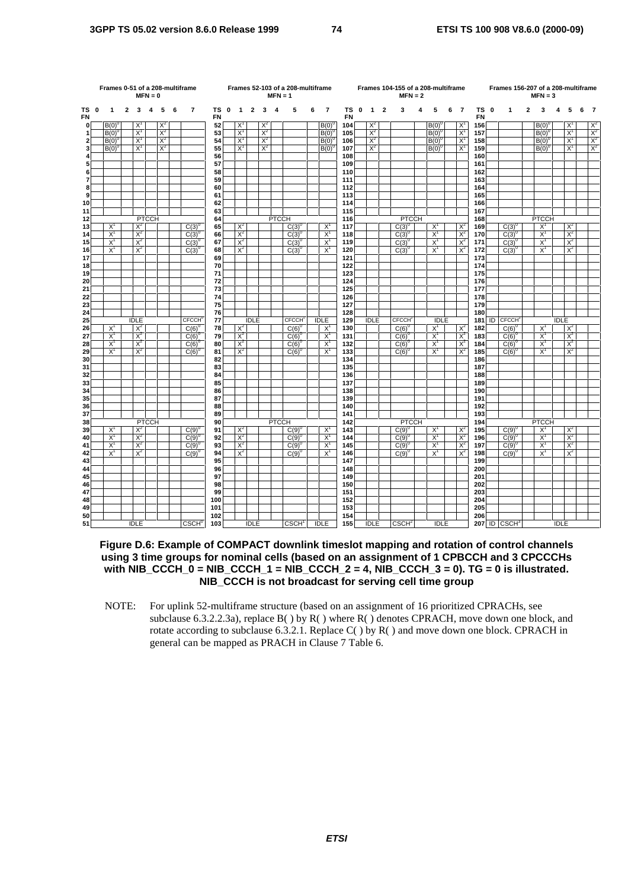**Frames 0-51 of a 208-multiframe, MFN = 0**

| TS FN | 0 | 1 | 2 | 3 | 4 | 5 | 6 | 7 |
|---|---|---|---|---|---|---|---|---|
| 0 | | $B(0)^0$ | | $X^1$ | | $X^2$ | | |
| 1 | | $B(0)^0$ | | $X^1$ | | $X^2$ | | |
| 2 | | $B(0)^0$ | | $X^1$ | | $X^2$ | | |
| 3 | | $B(0)^0$ | | $X^1$ | | $X^2$ | | |
| 4 | | | | | | | | |
| 5 | | | | | | | | |
| 6 | | | | | | | | |
| 7 | | | | | | | | |
| 8 | | | | | | | | |
| 9 | | | | | | | | |
| 10 | | | | | | | | |
| 11 | | | | | | | | |
| 12 | PTCCH | | | | | | | |
| 13 | | $X^1$ | | $X^2$ | | | | $C(3)^0$ |
| 14 | | $X^1$ | | $X^2$ | | | | $C(3)^0$ |
| 15 | | $X^1$ | | $X^2$ | | | | $C(3)^0$ |
| 16 | | $X^1$ | | $X^2$ | | | | $C(3)^0$ |
| 17 | | | | | | | | |
| 18 | | | | | | | | |
| 19 | | | | | | | | |
| 20 | | | | | | | | |
| 21 | | | | | | | | |
| 22 | | | | | | | | |
| 23 | | | | | | | | |
| 24 | | | | | | | | |
| 25 | IDLE | | | | | | | $CFCCH^0$ |
| 26 | | $X^1$ | | $X^2$ | | | | $C(6)^0$ |
| 27 | | $X^1$ | | $X^2$ | | | | $C(6)^0$ |
| 28 | | $X^1$ | | $X^2$ | | | | $C(6)^0$ |
| 29 | | $X^1$ | | $X^2$ | | | | $C(6)^0$ |
| 30 | | | | | | | | |
| 31 | | | | | | | | |
| 32 | | | | | | | | |
| 33 | | | | | | | | |
| 34 | | | | | | | | |
| 35 | | | | | | | | |
| 36 | | | | | | | | |
| 37 | | | | | | | | |
| 38 | PTCCH | | | | | | | |
| 39 | | $X^1$ | | $X^2$ | | | | $C(9)^0$ |
| 40 | | $X^1$ | | $X^2$ | | | | $C(9)^0$ |
| 41 | | $X^1$ | | $X^2$ | | | | $C(9)^0$ |
| 42 | | $X^1$ | | $X^2$ | | | | $C(9)^0$ |
| 43 | | | | | | | | |
| 44 | | | | | | | | |
| 45 | | | | | | | | |
| 46 | | | | | | | | |
| 47 | | | | | | | | |
| 48 | | | | | | | | |
| 49 | | | | | | | | |
| 50 | | | | | | | | |
| 51 | IDLE | | | | | | | $CSCH^0$ |

**Frames 52-103 of a 208-multiframe, MFN = 1**

| TS FN | 0 | 1 | 2 | 3 | 4 | 5 | 6 | 7 |
|---|---|---|---|---|---|---|---|---|
| 52 | | $X^1$ | | $X^2$ | | | | $B(0)^0$ |
| 53 | | $X^1$ | | $X^2$ | | | | $B(0)^0$ |
| 54 | | $X^1$ | | $X^2$ | | | | $B(0)^0$ |
| 55 | | $X^1$ | | $X^2$ | | | | $B(0)^0$ |
| 56 | | | | | | | | |
| 57 | | | | | | | | |
| 58 | | | | | | | | |
| 59 | | | | | | | | |
| 60 | | | | | | | | |
| 61 | | | | | | | | |
| 62 | | | | | | | | |
| 63 | | | | | | | | |
| 64 | PTCCH | | | | | | | |
| 65 | | $X^2$ | | | | $C(3)^0$ | | $X^1$ |
| 66 | | $X^2$ | | | | $C(3)^0$ | | $X^1$ |
| 67 | | $X^2$ | | | | $C(3)^0$ | | $X^1$ |
| 68 | | $X^2$ | | | | $C(3)^0$ | | $X^1$ |
| 69 | | | | | | | | |
| 70 | | | | | | | | |
| 71 | | | | | | | | |
| 72 | | | | | | | | |
| 73 | | | | | | | | |
| 74 | | | | | | | | |
| 75 | | | | | | | | |
| 76 | | | | | | | | |
| 77 | IDLE | | | | | $CFCCH^1$ | IDLE | |
| 78 | | $X^2$ | | | | $C(6)^0$ | | $X^1$ |
| 79 | | $X^2$ | | | | $C(6)^0$ | | $X^1$ |
| 80 | | $X^2$ | | | | $C(6)^0$ | | $X^1$ |
| 81 | | $X^2$ | | | | $C(6)^0$ | | $X^1$ |
| 82 | | | | | | | | |
| 83 | | | | | | | | |
| 84 | | | | | | | | |
| 85 | | | | | | | | |
| 86 | | | | | | | | |
| 87 | | | | | | | | |
| 88 | | | | | | | | |
| 89 | | | | | | | | |
| 90 | PTCCH | | | | | | | |
| 91 | | $X^2$ | | | | $C(9)^0$ | | $X^1$ |
| 92 | | $X^2$ | | | | $C(9)^0$ | | $X^1$ |
| 93 | | $X^2$ | | | | $C(9)^0$ | | $X^1$ |
| 94 | | $X^2$ | | | | $C(9)^0$ | | $X^1$ |
| 95 | | | | | | | | |
| 96 | | | | | | | | |
| 97 | | | | | | | | |
| 98 | | | | | | | | |
| 99 | | | | | | | | |
| 100 | | | | | | | | |
| 101 | | | | | | | | |
| 102 | | | | | | | | |
| 103 | IDLE | | | | | $CSCH^1$ | IDLE | |

**Frames 104-155 of a 208-multiframe, MFN = 2**

| TS FN | 0 | 1 | 2 | 3 | 4 | 5 | 6 | 7 |
|---|---|---|---|---|---|---|---|---|
| 104 | | $X^2$ | | | | $B(0)^0$ | | $X^1$ |
| 105 | | $X^2$ | | | | $B(0)^0$ | | $X^1$ |
| 106 | | $X^2$ | | | | $B(0)^0$ | | $X^1$ |
| 107 | | $X^2$ | | | | $B(0)^0$ | | $X^1$ |
| 108 | | | | | | | | |
| 109 | | | | | | | | |
| 110 | | | | | | | | |
| 111 | | | | | | | | |
| 112 | | | | | | | | |
| 113 | | | | | | | | |
| 114 | | | | | | | | |
| 115 | | | | | | | | |
| 116 | PTCCH | | | | | | | |
| 117 | | | | $C(3)^0$ | | $X^1$ | | $X^2$ |
| 118 | | | | $C(3)^0$ | | $X^1$ | | $X^2$ |
| 119 | | | | $C(3)^0$ | | $X^1$ | | $X^2$ |
| 120 | | | | $C(3)^0$ | | $X^1$ | | $X^2$ |
| 121 | | | | | | | | |
| 122 | | | | | | | | |
| 123 | | | | | | | | |
| 124 | | | | | | | | |
| 125 | | | | | | | | |
| 126 | | | | | | | | |
| 127 | | | | | | | | |
| 128 | | | | | | | | |
| 129 | IDLE | | | $CFCCH^2$ | | IDLE | | |
| 130 | | | | $C(6)^0$ | | $X^1$ | | $X^2$ |
| 131 | | | | $C(6)^0$ | | $X^1$ | | $X^2$ |
| 132 | | | | $C(6)^0$ | | $X^1$ | | $X^2$ |
| 133 | | | | $C(6)^0$ | | $X^1$ | | $X^2$ |
| 134 | | | | | | | | |
| 135 | | | | | | | | |
| 136 | | | | | | | | |
| 137 | | | | | | | | |
| 138 | | | | | | | | |
| 139 | | | | | | | | |
| 140 | | | | | | | | |
| 141 | | | | | | | | |
| 142 | PTCCH | | | | | | | |
| 143 | | | | $C(9)^0$ | | $X^1$ | | $X^2$ |
| 144 | | | | $C(9)^0$ | | $X^1$ | | $X^2$ |
| 145 | | | | $C(9)^0$ | | $X^1$ | | $X^2$ |
| 146 | | | | $C(9)^0$ | | $X^1$ | | $X^2$ |
| 147 | | | | | | | | |
| 148 | | | | | | | | |
| 149 | | | | | | | | |
| 150 | | | | | | | | |
| 151 | | | | | | | | |
| 152 | | | | | | | | |
| 153 | | | | | | | | |
| 154 | | | | | | | | |
| 155 | IDLE | | | $CSCH^2$ | | IDLE | | |

**Frames 156-207 of a 208-multiframe, MFN = 3**

| TS FN | 0 | 1 | 2 | 3 | 4 | 5 | 6 | 7 |
|---|---|---|---|---|---|---|---|---|
| 156 | | | | $B(0)^0$ | | $X^1$ | | $X^2$ |
| 157 | | | | $B(0)^0$ | | $X^1$ | | $X^2$ |
| 158 | | | | $B(0)^0$ | | $X^1$ | | $X^2$ |
| 159 | | | | $B(0)^0$ | | $X^1$ | | $X^2$ |
| 160 | | | | | | | | |
| 161 | | | | | | | | |
| 162 | | | | | | | | |
| 163 | | | | | | | | |
| 164 | | | | | | | | |
| 165 | | | | | | | | |
| 166 | | | | | | | | |
| 167 | | | | | | | | |
| 168 | PTCCH | | | | | | | |
| 169 | | $C(3)^0$ | | $X^1$ | | $X^2$ | | |
| 170 | | $C(3)^0$ | | $X^1$ | | $X^2$ | | |
| 171 | | $C(3)^0$ | | $X^1$ | | $X^2$ | | |
| 172 | | $C(3)^0$ | | $X^1$ | | $X^2$ | | |
| 173 | | | | | | | | |
| 174 | | | | | | | | |
| 175 | | | | | | | | |
| 176 | | | | | | | | |
| 177 | | | | | | | | |
| 178 | | | | | | | | |
| 179 | | | | | | | | |
| 180 | | | | | | | | |
| 181 | ID | $CFCCH^3$ | | IDLE | | | | |
| 182 | | $C(6)^0$ | | $X^1$ | | $X^2$ | | |
| 183 | | $C(6)^0$ | | $X^1$ | | $X^2$ | | |
| 184 | | $C(6)^0$ | | $X^1$ | | $X^2$ | | |
| 185 | | $C(6)^0$ | | $X^1$ | | $X^2$ | | |
| 186 | | | | | | | | |
| 187 | | | | | | | | |
| 188 | | | | | | | | |
| 189 | | | | | | | | |
| 190 | | | | | | | | |
| 191 | | | | | | | | |
| 192 | | | | | | | | |
| 193 | | | | | | | | |
| 194 | PTCCH | | | | | | | |
| 195 | | $C(9)^0$ | | $X^1$ | | $X^2$ | | |
| 196 | | $C(9)^0$ | | $X^1$ | | $X^2$ | | |
| 197 | | $C(9)^0$ | | $X^1$ | | $X^2$ | | |
| 198 | | $C(9)^0$ | | $X^1$ | | $X^2$ | | |
| 199 | | | | | | | | |
| 200 | | | | | | | | |
| 201 | | | | | | | | |
| 202 | | | | | | | | |
| 203 | | | | | | | | |
| 204 | | | | | | | | |
| 205 | | | | | | | | |
| 206 | | | | | | | | |
| 207 | ID | $CSCH^3$ | | IDLE | | | | |

**Figure D.6: Example of COMPACT downlink timeslot mapping and rotation of control channels using 3 time groups for nominal cells (based on an assignment of 1 CPBCCH and 3 CPCCCHs with NIB_CCCH_0 = NIB_CCCH_1 = NIB_CCCH_2 = 4, NIB_CCCH_3 = 0). TG = 0 is illustrated. NIB_CCCH is not broadcast for serving cell time group**

NOTE: For uplink 52-multiframe structure (based on an assignment of 16 prioritized CPRACHs, see subclause 6.3.2.2.3a), replace B( ) by R( ) where R( ) denotes CPRACH, move down one block, and rotate according to subclause 6.3.2.1. Replace C( ) by R( ) and move down one block. CPRACH in general can be mapped as PRACH in Clause 7 Table 6.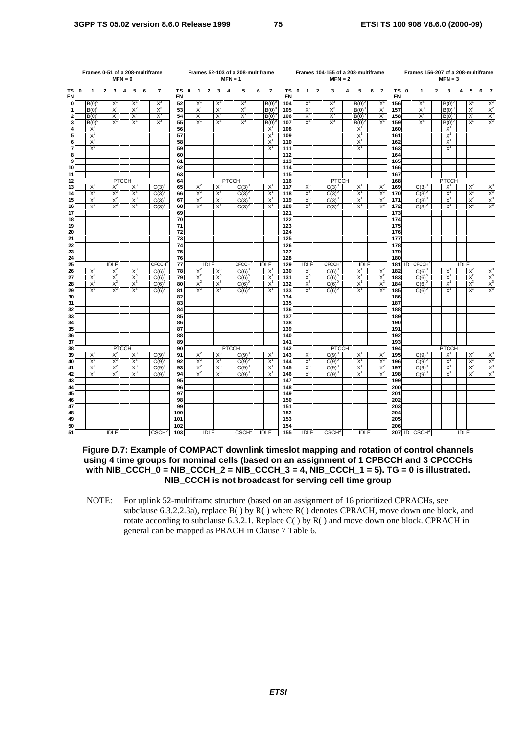**Frames 0-51 of a 208-multiframe MFN = 0**

| TS FN | 0 | 1 | 2 | 3 | 4 | 5 | 6 | 7 |
|---|---|---|---|---|---|---|---|---|
| 0 | | $B(0)^0$ | | $X^1$ | | $X^2$ | | $X^3$ |
| 1 | | $B(0)^0$ | | $X^1$ | | $X^2$ | | $X^3$ |
| 2 | | $B(0)^0$ | | $X^1$ | | $X^2$ | | $X^3$ |
| 3 | | $B(0)^0$ | | $X^1$ | | $X^2$ | | $X^3$ |
| 4 | | $X^1$ | | | | | | |
| 5 | | $X^1$ | | | | | | |
| 6 | | $X^1$ | | | | | | |
| 7 | | $X^1$ | | | | | | |
| 8 | | | | | | | | |
| 9 | | | | | | | | |
| 10 | | | | | | | | |
| 11 | | | | | | | | |
| 12 | PTCCH | | | | | | | |
| 13 | | $X^1$ | | $X^2$ | | $X^3$ | | $C(3)^0$ |
| 14 | | $X^1$ | | $X^2$ | | $X^3$ | | $C(3)^0$ |
| 15 | | $X^1$ | | $X^2$ | | $X^3$ | | $C(3)^0$ |
| 16 | | $X^1$ | | $X^2$ | | $X^3$ | | $C(3)^0$ |
| 17 | | | | | | | | |
| 18 | | | | | | | | |
| 19 | | | | | | | | |
| 20 | | | | | | | | |
| 21 | | | | | | | | |
| 22 | | | | | | | | |
| 23 | | | | | | | | |
| 24 | | | | | | | | |
| 25 | IDLE | | | | | | | $CFCCH^0$ |
| 26 | | $X^1$ | | $X^2$ | | $X^3$ | | $C(6)^0$ |
| 27 | | $X^1$ | | $X^2$ | | $X^3$ | | $C(6)^0$ |
| 28 | | $X^1$ | | $X^2$ | | $X^3$ | | $C(6)^0$ |
| 29 | | $X^1$ | | $X^2$ | | $X^3$ | | $C(6)^0$ |
| 30 | | | | | | | | |
| 31 | | | | | | | | |
| 32 | | | | | | | | |
| 33 | | | | | | | | |
| 34 | | | | | | | | |
| 35 | | | | | | | | |
| 36 | | | | | | | | |
| 37 | | | | | | | | |
| 38 | PTCCH | | | | | | | |
| 39 | | $X^1$ | | $X^2$ | | $X^3$ | | $C(9)^0$ |
| 40 | | $X^1$ | | $X^2$ | | $X^3$ | | $C(9)^0$ |
| 41 | | $X^1$ | | $X^2$ | | $X^3$ | | $C(9)^0$ |
| 42 | | $X^1$ | | $X^2$ | | $X^3$ | | $C(9)^0$ |
| 43 | | | | | | | | |
| 44 | | | | | | | | |
| 45 | | | | | | | | |
| 46 | | | | | | | | |
| 47 | | | | | | | | |
| 48 | | | | | | | | |
| 49 | | | | | | | | |
| 50 | | | | | | | | |
| 51 | IDLE | | | | | | | $CSCH^0$ |

**Frames 52-103 of a 208-multiframe MFN = 1**

| TS FN | 0 | 1 | 2 | 3 | 4 | 5 | 6 | 7 |
|---|---|---|---|---|---|---|---|---|
| 52 | | $X^1$ | | $X^2$ | | $X^3$ | | $B(0)^0$ |
| 53 | | $X^1$ | | $X^2$ | | $X^3$ | | $B(0)^0$ |
| 54 | | $X^1$ | | $X^2$ | | $X^3$ | | $B(0)^0$ |
| 55 | | $X^1$ | | $X^2$ | | $X^3$ | | $B(0)^0$ |
| 56 | | | | | | | | $X^1$ |
| 57 | | | | | | | | $X^1$ |
| 58 | | | | | | | | $X^1$ |
| 59 | | | | | | | | $X^1$ |
| 60 | | | | | | | | |
| 61 | | | | | | | | |
| 62 | | | | | | | | |
| 63 | | | | | | | | |
| 64 | PTCCH | | | | | | | |
| 65 | | $X^2$ | | $X^3$ | | $C(3)^0$ | | $X^1$ |
| 66 | | $X^2$ | | $X^3$ | | $C(3)^0$ | | $X^1$ |
| 67 | | $X^2$ | | $X^3$ | | $C(3)^0$ | | $X^1$ |
| 68 | | $X^2$ | | $X^3$ | | $C(3)^0$ | | $X^1$ |
| 69 | | | | | | | | |
| 70 | | | | | | | | |
| 71 | | | | | | | | |
| 72 | | | | | | | | |
| 73 | | | | | | | | |
| 74 | | | | | | | | |
| 75 | | | | | | | | |
| 76 | | | | | | | | |
| 77 | IDLE | | | | | $CFCCH^1$ | | IDLE |
| 78 | | $X^2$ | | $X^3$ | | $C(6)^0$ | | $X^1$ |
| 79 | | $X^2$ | | $X^3$ | | $C(6)^0$ | | $X^1$ |
| 80 | | $X^2$ | | $X^3$ | | $C(6)^0$ | | $X^1$ |
| 81 | | $X^2$ | | $X^3$ | | $C(6)^0$ | | $X^1$ |
| 82 | | | | | | | | |
| 83 | | | | | | | | |
| 84 | | | | | | | | |
| 85 | | | | | | | | |
| 86 | | | | | | | | |
| 87 | | | | | | | | |
| 88 | | | | | | | | |
| 89 | | | | | | | | |
| 90 | PTCCH | | | | | | | |
| 91 | | $X^2$ | | $X^3$ | | $C(9)^0$ | | $X^1$ |
| 92 | | $X^2$ | | $X^3$ | | $C(9)^0$ | | $X^1$ |
| 93 | | $X^2$ | | $X^3$ | | $C(9)^0$ | | $X^1$ |
| 94 | | $X^2$ | | $X^3$ | | $C(9)^0$ | | $X^1$ |
| 95 | | | | | | | | |
| 96 | | | | | | | | |
| 97 | | | | | | | | |
| 98 | | | | | | | | |
| 99 | | | | | | | | |
| 100 | | | | | | | | |
| 101 | | | | | | | | |
| 102 | | | | | | | | |
| 103 | IDLE | | | | | $CSCH^1$ | | IDLE |

**Frames 104-155 of a 208-multiframe MFN = 2**

| TS FN | 0 | 1 | 2 | 3 | 4 | 5 | 6 | 7 |
|---|---|---|---|---|---|---|---|---|
| 104 | | $X^2$ | | $X^3$ | | $B(0)^0$ | | $X^1$ |
| 105 | | $X^2$ | | $X^3$ | | $B(0)^0$ | | $X^1$ |
| 106 | | $X^2$ | | $X^3$ | | $B(0)^0$ | | $X^1$ |
| 107 | | $X^2$ | | $X^3$ | | $B(0)^0$ | | $X^1$ |
| 108 | | | | | | $X^1$ | | |
| 109 | | | | | | $X^1$ | | |
| 110 | | | | | | $X^1$ | | |
| 111 | | | | | | $X^1$ | | |
| 112 | | | | | | | | |
| 113 | | | | | | | | |
| 114 | | | | | | | | |
| 115 | | | | | | | | |
| 116 | PTCCH | | | | | | | |
| 117 | | $X^3$ | | $C(3)^0$ | | $X^1$ | | $X^2$ |
| 118 | | $X^3$ | | $C(3)^0$ | | $X^1$ | | $X^2$ |
| 119 | | $X^3$ | | $C(3)^0$ | | $X^1$ | | $X^2$ |
| 120 | | $X^3$ | | $C(3)^0$ | | $X^1$ | | $X^2$ |
| 121 | | | | | | | | |
| 122 | | | | | | | | |
| 123 | | | | | | | | |
| 124 | | | | | | | | |
| 125 | | | | | | | | |
| 126 | | | | | | | | |
| 127 | | | | | | | | |
| 128 | | | | | | | | |
| 129 | IDLE | | | $CFCCH^2$ | | IDLE | | |
| 130 | | $X^3$ | | $C(6)^0$ | | $X^1$ | | $X^2$ |
| 131 | | $X^3$ | | $C(6)^0$ | | $X^1$ | | $X^2$ |
| 132 | | $X^3$ | | $C(6)^0$ | | $X^1$ | | $X^2$ |
| 133 | | $X^3$ | | $C(6)^0$ | | $X^1$ | | $X^2$ |
| 134 | | | | | | | | |
| 135 | | | | | | | | |
| 136 | | | | | | | | |
| 137 | | | | | | | | |
| 138 | | | | | | | | |
| 139 | | | | | | | | |
| 140 | | | | | | | | |
| 141 | | | | | | | | |
| 142 | PTCCH | | | | | | | |
| 143 | | $X^3$ | | $C(9)^0$ | | $X^1$ | | $X^2$ |
| 144 | | $X^3$ | | $C(9)^0$ | | $X^1$ | | $X^2$ |
| 145 | | $X^3$ | | $C(9)^0$ | | $X^1$ | | $X^2$ |
| 146 | | $X^3$ | | $C(9)^0$ | | $X^1$ | | $X^2$ |
| 147 | | | | | | | | |
| 148 | | | | | | | | |
| 149 | | | | | | | | |
| 150 | | | | | | | | |
| 151 | | | | | | | | |
| 152 | | | | | | | | |
| 153 | | | | | | | | |
| 154 | | | | | | | | |
| 155 | IDLE | | | $CSCH^2$ | | IDLE | | |

**Frames 156-207 of a 208-multiframe MFN = 3**

| TS FN | 0 | 1 | 2 | 3 | 4 | 5 | 6 | 7 |
|---|---|---|---|---|---|---|---|---|
| 156 | | $X^3$ | | $B(0)^0$ | | $X^1$ | | $X^2$ |
| 157 | | $X^3$ | | $B(0)^0$ | | $X^1$ | | $X^2$ |
| 158 | | $X^3$ | | $B(0)^0$ | | $X^1$ | | $X^2$ |
| 159 | | $X^3$ | | $B(0)^0$ | | $X^1$ | | $X^2$ |
| 160 | | | | $X^1$ | | | | |
| 161 | | | | $X^1$ | | | | |
| 162 | | | | $X^1$ | | | | |
| 163 | | | | $X^1$ | | | | |
| 164 | | | | | | | | |
| 165 | | | | | | | | |
| 166 | | | | | | | | |
| 167 | | | | | | | | |
| 168 | PTCCH | | | | | | | |
| 169 | | $C(3)^0$ | | $X^1$ | | $X^2$ | | $X^3$ |
| 170 | | $C(3)^0$ | | $X^1$ | | $X^2$ | | $X^3$ |
| 171 | | $C(3)^0$ | | $X^1$ | | $X^2$ | | $X^3$ |
| 172 | | $C(3)^0$ | | $X^1$ | | $X^2$ | | $X^3$ |
| 173 | | | | | | | | |
| 174 | | | | | | | | |
| 175 | | | | | | | | |
| 176 | | | | | | | | |
| 177 | | | | | | | | |
| 178 | | | | | | | | |
| 179 | | | | | | | | |
| 180 | | | | | | | | |
| 181 | ID | $CFCCH^3$ | | | | IDLE | | |
| 182 | | $C(6)^0$ | | $X^1$ | | $X^2$ | | $X^3$ |
| 183 | | $C(6)^0$ | | $X^1$ | | $X^2$ | | $X^3$ |
| 184 | | $C(6)^0$ | | $X^1$ | | $X^2$ | | $X^3$ |
| 185 | | $C(6)^0$ | | $X^1$ | | $X^2$ | | $X^3$ |
| 186 | | | | | | | | |
| 187 | | | | | | | | |
| 188 | | | | | | | | |
| 189 | | | | | | | | |
| 190 | | | | | | | | |
| 191 | | | | | | | | |
| 192 | | | | | | | | |
| 193 | | | | | | | | |
| 194 | PTCCH | | | | | | | |
| 195 | | $C(9)^0$ | | $X^1$ | | $X^2$ | | $X^3$ |
| 196 | | $C(9)^0$ | | $X^1$ | | $X^2$ | | $X^3$ |
| 197 | | $C(9)^0$ | | $X^1$ | | $X^2$ | | $X^3$ |
| 198 | | $C(9)^0$ | | $X^1$ | | $X^2$ | | $X^3$ |
| 199 | | | | | | | | |
| 200 | | | | | | | | |
| 201 | | | | | | | | |
| 202 | | | | | | | | |
| 203 | | | | | | | | |
| 204 | | | | | | | | |
| 205 | | | | | | | | |
| 206 | | | | | | | | |
| 207 | ID | $CSCH^3$ | | | | IDLE | | |

**Figure D.7: Example of COMPACT downlink timeslot mapping and rotation of control channels using 4 time groups for nominal cells (based on an assignment of 1 CPBCCH and 3 CPCCCHs with NIB_CCCH_0 = NIB_CCCH_2 = NIB_CCCH_3 = 4, NIB_CCCH_1 = 5). TG = 0 is illustrated. NIB_CCCH is not broadcast for serving cell time group**

NOTE: For uplink 52-multiframe structure (based on an assignment of 16 prioritized CPRACHs, see subclause 6.3.2.2.3a), replace B( ) by R( ) where R( ) denotes CPRACH, move down one block, and rotate according to subclause 6.3.2.1. Replace C( ) by R( ) and move down one block. CPRACH in general can be mapped as PRACH in Clause 7 Table 6.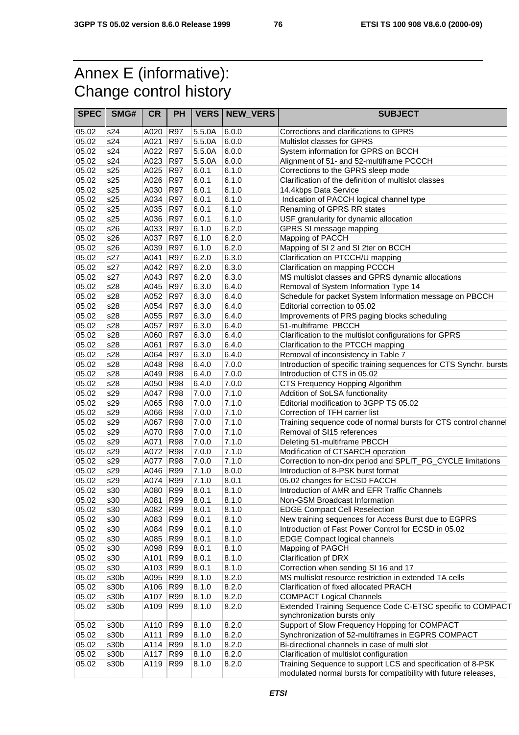# Annex E (informative): Change control history

| SPEC | SMG# | CR | PH | VERS | NEW_VERS | SUBJECT |
|---|---|---|---|---|---|---|
| 05.02 | s24 | A020 | R97 | 5.5.0A | 6.0.0 | Corrections and clarifications to GPRS |
| 05.02 | s24 | A021 | R97 | 5.5.0A | 6.0.0 | Multislot classes for GPRS |
| 05.02 | s24 | A022 | R97 | 5.5.0A | 6.0.0 | System information for GPRS on BCCH |
| 05.02 | s24 | A023 | R97 | 5.5.0A | 6.0.0 | Alignment of 51- and 52-multiframe PCCCH |
| 05.02 | s25 | A025 | R97 | 6.0.1 | 6.1.0 | Corrections to the GPRS sleep mode |
| 05.02 | s25 | A026 | R97 | 6.0.1 | 6.1.0 | Clarification of the definition of multislot classes |
| 05.02 | s25 | A030 | R97 | 6.0.1 | 6.1.0 | 14.4kbps Data Service |
| 05.02 | s25 | A034 | R97 | 6.0.1 | 6.1.0 | Indication of PACCH logical channel type |
| 05.02 | s25 | A035 | R97 | 6.0.1 | 6.1.0 | Renaming of GPRS RR states |
| 05.02 | s25 | A036 | R97 | 6.0.1 | 6.1.0 | USF granularity for dynamic allocation |
| 05.02 | s26 | A033 | R97 | 6.1.0 | 6.2.0 | GPRS SI message mapping |
| 05.02 | s26 | A037 | R97 | 6.1.0 | 6.2.0 | Mapping of PACCH |
| 05.02 | s26 | A039 | R97 | 6.1.0 | 6.2.0 | Mapping of SI 2 and SI 2ter on BCCH |
| 05.02 | s27 | A041 | R97 | 6.2.0 | 6.3.0 | Clarification on PTCCH/U mapping |
| 05.02 | s27 | A042 | R97 | 6.2.0 | 6.3.0 | Clarification on mapping PCCCH |
| 05.02 | s27 | A043 | R97 | 6.2.0 | 6.3.0 | MS multislot classes and GPRS dynamic allocations |
| 05.02 | s28 | A045 | R97 | 6.3.0 | 6.4.0 | Removal of System Information Type 14 |
| 05.02 | s28 | A052 | R97 | 6.3.0 | 6.4.0 | Schedule for packet System Information message on PBCCH |
| 05.02 | s28 | A054 | R97 | 6.3.0 | 6.4.0 | Editorial correction to 05.02 |
| 05.02 | s28 | A055 | R97 | 6.3.0 | 6.4.0 | Improvements of PRS paging blocks scheduling |
| 05.02 | s28 | A057 | R97 | 6.3.0 | 6.4.0 | 51-multiframe PBCCH |
| 05.02 | s28 | A060 | R97 | 6.3.0 | 6.4.0 | Clarification to the multislot configurations for GPRS |
| 05.02 | s28 | A061 | R97 | 6.3.0 | 6.4.0 | Clarification to the PTCCH mapping |
| 05.02 | s28 | A064 | R97 | 6.3.0 | 6.4.0 | Removal of inconsistency in Table 7 |
| 05.02 | s28 | A048 | R98 | 6.4.0 | 7.0.0 | Introduction of specific training sequences for CTS Synchr. bursts |
| 05.02 | s28 | A049 | R98 | 6.4.0 | 7.0.0 | Introduction of CTS in 05.02 |
| 05.02 | s28 | A050 | R98 | 6.4.0 | 7.0.0 | CTS Frequency Hopping Algorithm |
| 05.02 | s29 | A047 | R98 | 7.0.0 | 7.1.0 | Addition of SoLSA functionality |
| 05.02 | s29 | A065 | R98 | 7.0.0 | 7.1.0 | Editorial modification to 3GPP TS 05.02 |
| 05.02 | s29 | A066 | R98 | 7.0.0 | 7.1.0 | Correction of TFH carrier list |
| 05.02 | s29 | A067 | R98 | 7.0.0 | 7.1.0 | Training sequence code of normal bursts for CTS control channel |
| 05.02 | s29 | A070 | R98 | 7.0.0 | 7.1.0 | Removal of SI15 references |
| 05.02 | s29 | A071 | R98 | 7.0.0 | 7.1.0 | Deleting 51-multiframe PBCCH |
| 05.02 | s29 | A072 | R98 | 7.0.0 | 7.1.0 | Modification of CTSARCH operation |
| 05.02 | s29 | A077 | R98 | 7.0.0 | 7.1.0 | Correction to non-drx period and SPLIT_PG_CYCLE limitations |
| 05.02 | s29 | A046 | R99 | 7.1.0 | 8.0.0 | Introduction of 8-PSK burst format |
| 05.02 | s29 | A074 | R99 | 7.1.0 | 8.0.1 | 05.02 changes for ECSD FACCH |
| 05.02 | s30 | A080 | R99 | 8.0.1 | 8.1.0 | Introduction of AMR and EFR Traffic Channels |
| 05.02 | s30 | A081 | R99 | 8.0.1 | 8.1.0 | Non-GSM Broadcast Information |
| 05.02 | s30 | A082 | R99 | 8.0.1 | 8.1.0 | EDGE Compact Cell Reselection |
| 05.02 | s30 | A083 | R99 | 8.0.1 | 8.1.0 | New training sequences for Access Burst due to EGPRS |
| 05.02 | s30 | A084 | R99 | 8.0.1 | 8.1.0 | Introduction of Fast Power Control for ECSD in 05.02 |
| 05.02 | s30 | A085 | R99 | 8.0.1 | 8.1.0 | EDGE Compact logical channels |
| 05.02 | s30 | A098 | R99 | 8.0.1 | 8.1.0 | Mapping of PAGCH |
| 05.02 | s30 | A101 | R99 | 8.0.1 | 8.1.0 | Clarification pf DRX |
| 05.02 | s30 | A103 | R99 | 8.0.1 | 8.1.0 | Correction when sending SI 16 and 17 |
| 05.02 | s30b | A095 | R99 | 8.1.0 | 8.2.0 | MS multislot resource restriction in extended TA cells |
| 05.02 | s30b | A106 | R99 | 8.1.0 | 8.2.0 | Clarification of fixed allocated PRACH |
| 05.02 | s30b | A107 | R99 | 8.1.0 | 8.2.0 | COMPACT Logical Channels |
| 05.02 | s30b | A109 | R99 | 8.1.0 | 8.2.0 | Extended Training Sequence Code C-ETSC specific to COMPACT synchronization bursts only |
| 05.02 | s30b | A110 | R99 | 8.1.0 | 8.2.0 | Support of Slow Frequency Hopping for COMPACT |
| 05.02 | s30b | A111 | R99 | 8.1.0 | 8.2.0 | Synchronization of 52-multiframes in EGPRS COMPACT |
| 05.02 | s30b | A114 | R99 | 8.1.0 | 8.2.0 | Bi-directional channels in case of multi slot |
| 05.02 | s30b | A117 | R99 | 8.1.0 | 8.2.0 | Clarification of multislot configuration |
| 05.02 | s30b | A119 | R99 | 8.1.0 | 8.2.0 | Training Sequence to support LCS and specification of 8-PSK modulated normal bursts for compatibility with future releases, |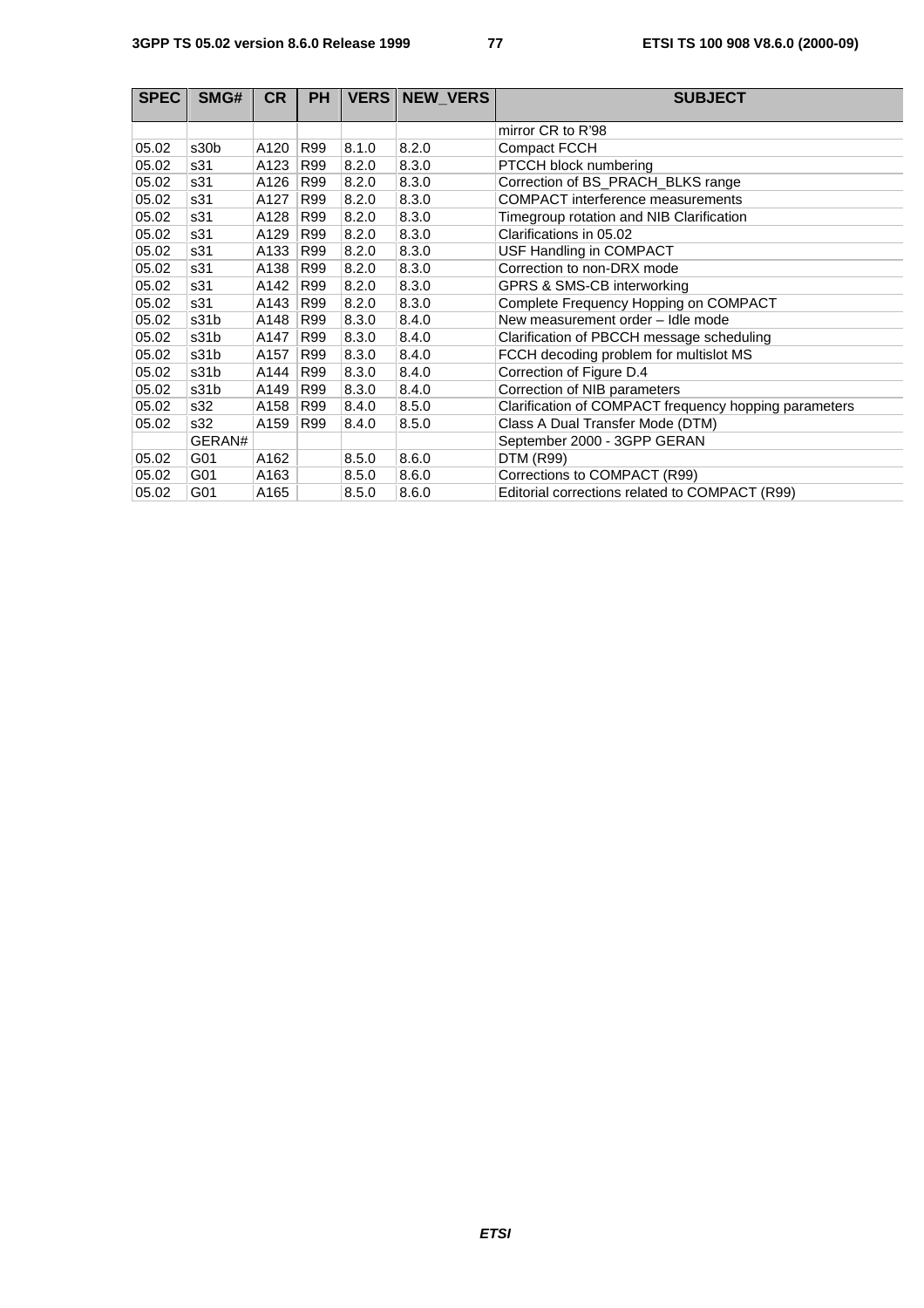| SPEC | SMG# | CR | PH | VERS | NEW_VERS | SUBJECT |
|---|---|---|---|---|---|---|
| | | | | | | mirror CR to R'98 |
| 05.02 | s30b | A120 | R99 | 8.1.0 | 8.2.0 | Compact FCCH |
| 05.02 | s31 | A123 | R99 | 8.2.0 | 8.3.0 | PTCCH block numbering |
| 05.02 | s31 | A126 | R99 | 8.2.0 | 8.3.0 | Correction of BS_PRACH_BLKS range |
| 05.02 | s31 | A127 | R99 | 8.2.0 | 8.3.0 | COMPACT interference measurements |
| 05.02 | s31 | A128 | R99 | 8.2.0 | 8.3.0 | Timegroup rotation and NIB Clarification |
| 05.02 | s31 | A129 | R99 | 8.2.0 | 8.3.0 | Clarifications in 05.02 |
| 05.02 | s31 | A133 | R99 | 8.2.0 | 8.3.0 | USF Handling in COMPACT |
| 05.02 | s31 | A138 | R99 | 8.2.0 | 8.3.0 | Correction to non-DRX mode |
| 05.02 | s31 | A142 | R99 | 8.2.0 | 8.3.0 | GPRS & SMS-CB interworking |
| 05.02 | s31 | A143 | R99 | 8.2.0 | 8.3.0 | Complete Frequency Hopping on COMPACT |
| 05.02 | s31b | A148 | R99 | 8.3.0 | 8.4.0 | New measurement order – Idle mode |
| 05.02 | s31b | A147 | R99 | 8.3.0 | 8.4.0 | Clarification of PBCCH message scheduling |
| 05.02 | s31b | A157 | R99 | 8.3.0 | 8.4.0 | FCCH decoding problem for multislot MS |
| 05.02 | s31b | A144 | R99 | 8.3.0 | 8.4.0 | Correction of Figure D.4 |
| 05.02 | s31b | A149 | R99 | 8.3.0 | 8.4.0 | Correction of NIB parameters |
| 05.02 | s32 | A158 | R99 | 8.4.0 | 8.5.0 | Clarification of COMPACT frequency hopping parameters |
| 05.02 | s32 | A159 | R99 | 8.4.0 | 8.5.0 | Class A Dual Transfer Mode (DTM) |
| | GERAN# | | | | | September 2000 - 3GPP GERAN |
| 05.02 | G01 | A162 | | 8.5.0 | 8.6.0 | DTM (R99) |
| 05.02 | G01 | A163 | | 8.5.0 | 8.6.0 | Corrections to COMPACT (R99) |
| 05.02 | G01 | A165 | | 8.5.0 | 8.6.0 | Editorial corrections related to COMPACT (R99) |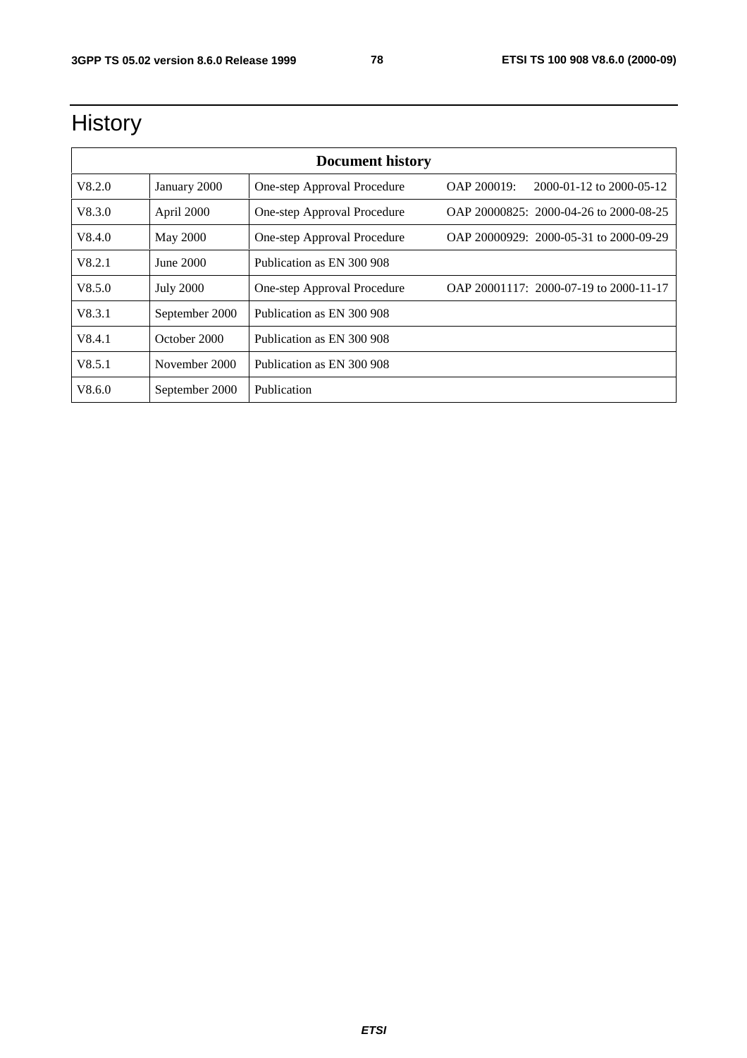# History

| Document history | | | |
|---|---|---|---|
| V8.2.0 | January 2000 | One-step Approval Procedure | OAP 200019: 2000-01-12 to 2000-05-12 |
| V8.3.0 | April 2000 | One-step Approval Procedure | OAP 20000825: 2000-04-26 to 2000-08-25 |
| V8.4.0 | May 2000 | One-step Approval Procedure | OAP 20000929: 2000-05-31 to 2000-09-29 |
| V8.2.1 | June 2000 | Publication as EN 300 908 | |
| V8.5.0 | July 2000 | One-step Approval Procedure | OAP 20001117: 2000-07-19 to 2000-11-17 |
| V8.3.1 | September 2000 | Publication as EN 300 908 | |
| V8.4.1 | October 2000 | Publication as EN 300 908 | |
| V8.5.1 | November 2000 | Publication as EN 300 908 | |
| V8.6.0 | September 2000 | Publication | |